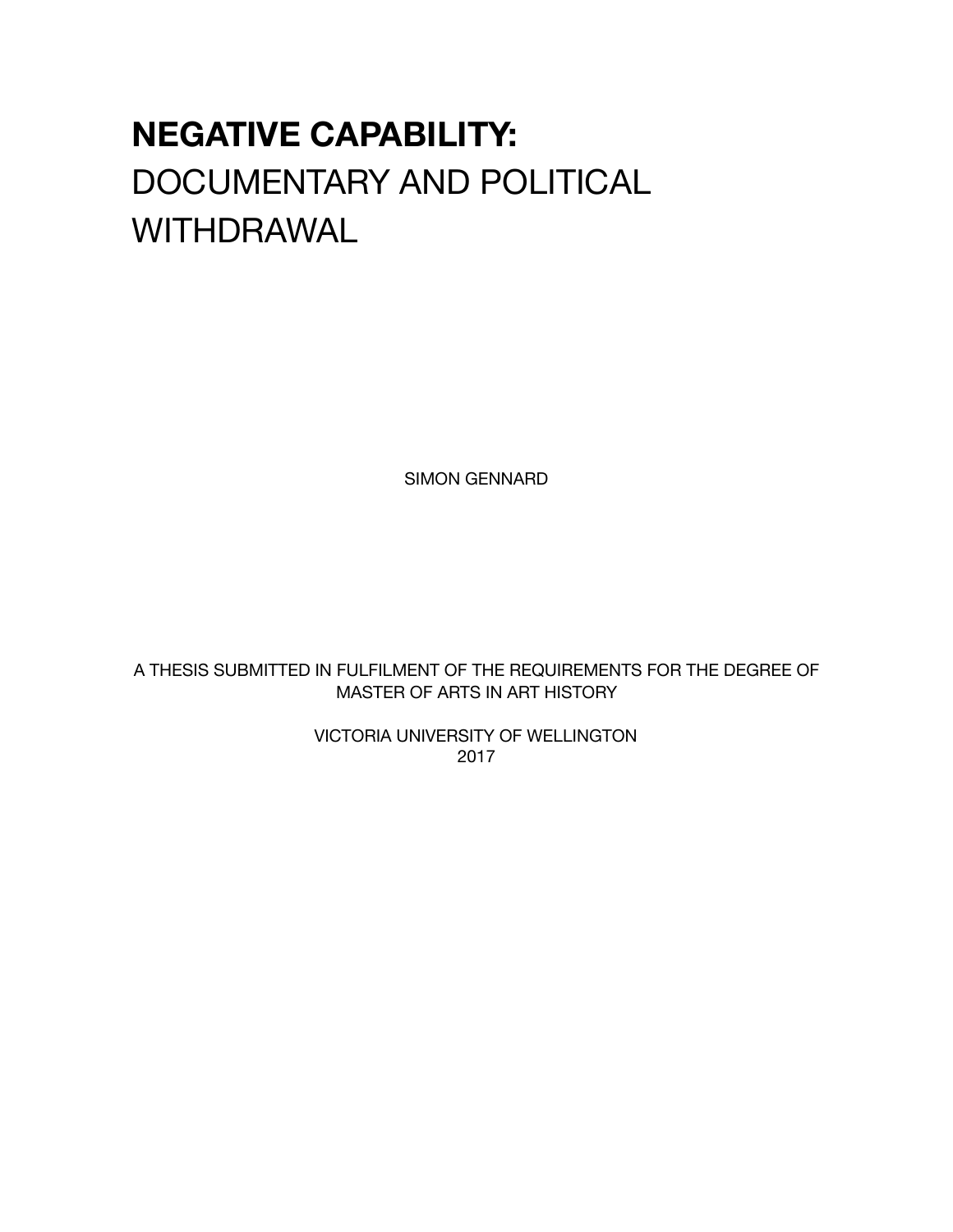# **NEGATIVE CAPABILITY:** DOCUMENTARY AND POLITICAL WITHDRAWAL

SIMON GENNARD

A THESIS SUBMITTED IN FULFILMENT OF THE REQUIREMENTS FOR THE DEGREE OF MASTER OF ARTS IN ART HISTORY

VICTORIA UNIVERSITY OF WELLINGTON
2017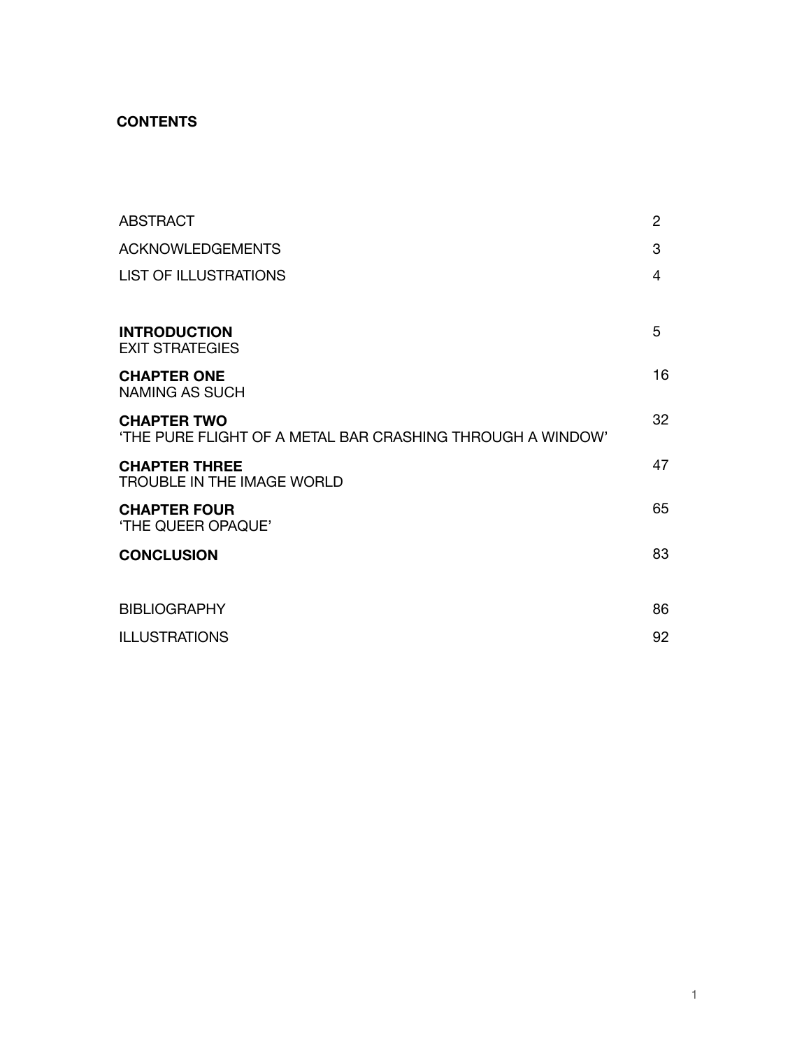# CONTENTS

| | |
|---|---|
| ABSTRACT | 2 |
| ACKNOWLEDGEMENTS | 3 |
| LIST OF ILLUSTRATIONS | 4 |
| **INTRODUCTION**<br>EXIT STRATEGIES | 5 |
| **CHAPTER ONE**<br>NAMING AS SUCH | 16 |
| **CHAPTER TWO**<br>'THE PURE FLIGHT OF A METAL BAR CRASHING THROUGH A WINDOW' | 32 |
| **CHAPTER THREE**<br>TROUBLE IN THE IMAGE WORLD | 47 |
| **CHAPTER FOUR**<br>'THE QUEER OPAQUE' | 65 |
| **CONCLUSION** | 83 |
| BIBLIOGRAPHY | 86 |
| ILLUSTRATIONS | 92 |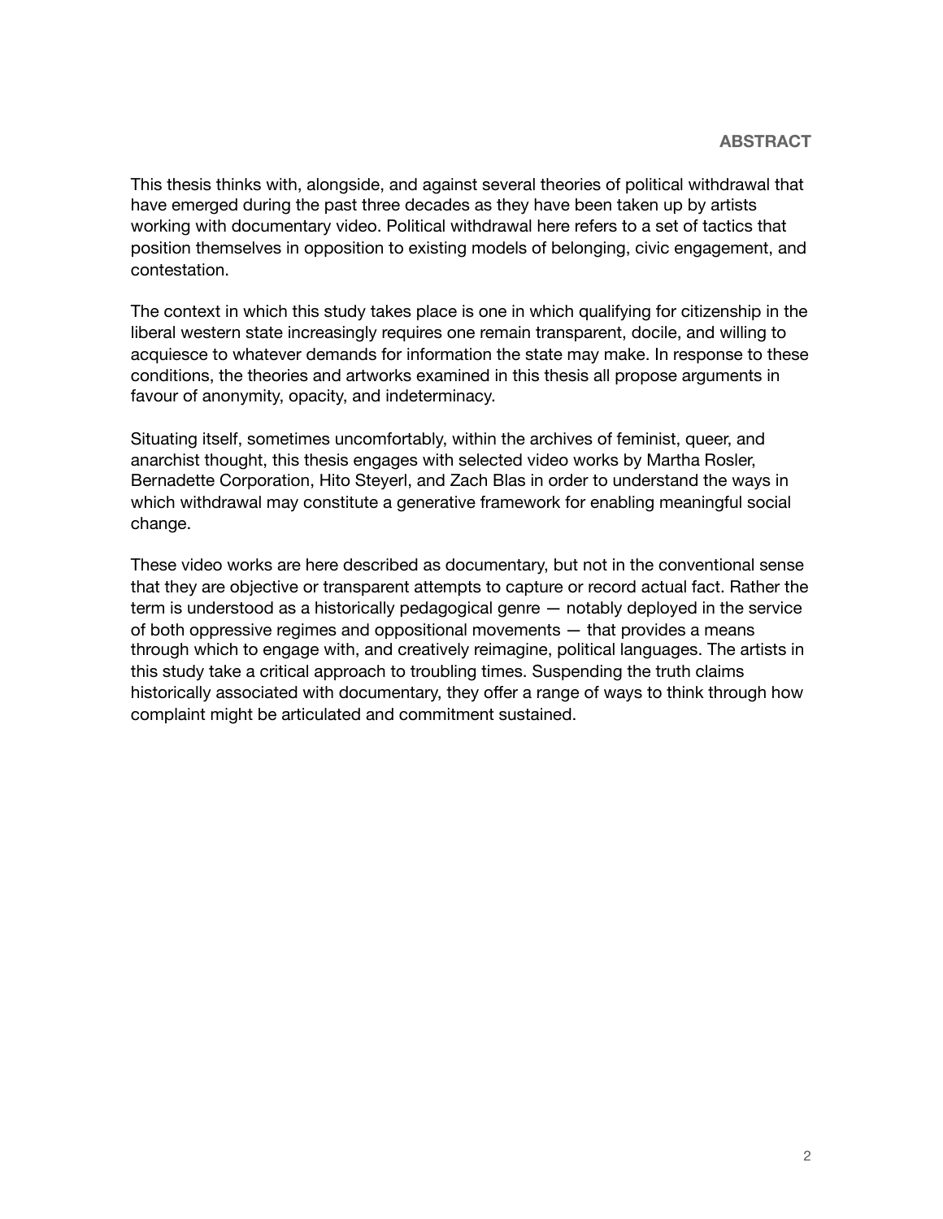## ABSTRACT

This thesis thinks with, alongside, and against several theories of political withdrawal that have emerged during the past three decades as they have been taken up by artists working with documentary video. Political withdrawal here refers to a set of tactics that position themselves in opposition to existing models of belonging, civic engagement, and contestation.

The context in which this study takes place is one in which qualifying for citizenship in the liberal western state increasingly requires one remain transparent, docile, and willing to acquiesce to whatever demands for information the state may make. In response to these conditions, the theories and artworks examined in this thesis all propose arguments in favour of anonymity, opacity, and indeterminacy.

Situating itself, sometimes uncomfortably, within the archives of feminist, queer, and anarchist thought, this thesis engages with selected video works by Martha Rosler, Bernadette Corporation, Hito Steyerl, and Zach Blas in order to understand the ways in which withdrawal may constitute a generative framework for enabling meaningful social change.

These video works are here described as documentary, but not in the conventional sense that they are objective or transparent attempts to capture or record actual fact. Rather the term is understood as a historically pedagogical genre — notably deployed in the service of both oppressive regimes and oppositional movements — that provides a means through which to engage with, and creatively reimagine, political languages. The artists in this study take a critical approach to troubling times. Suspending the truth claims historically associated with documentary, they offer a range of ways to think through how complaint might be articulated and commitment sustained.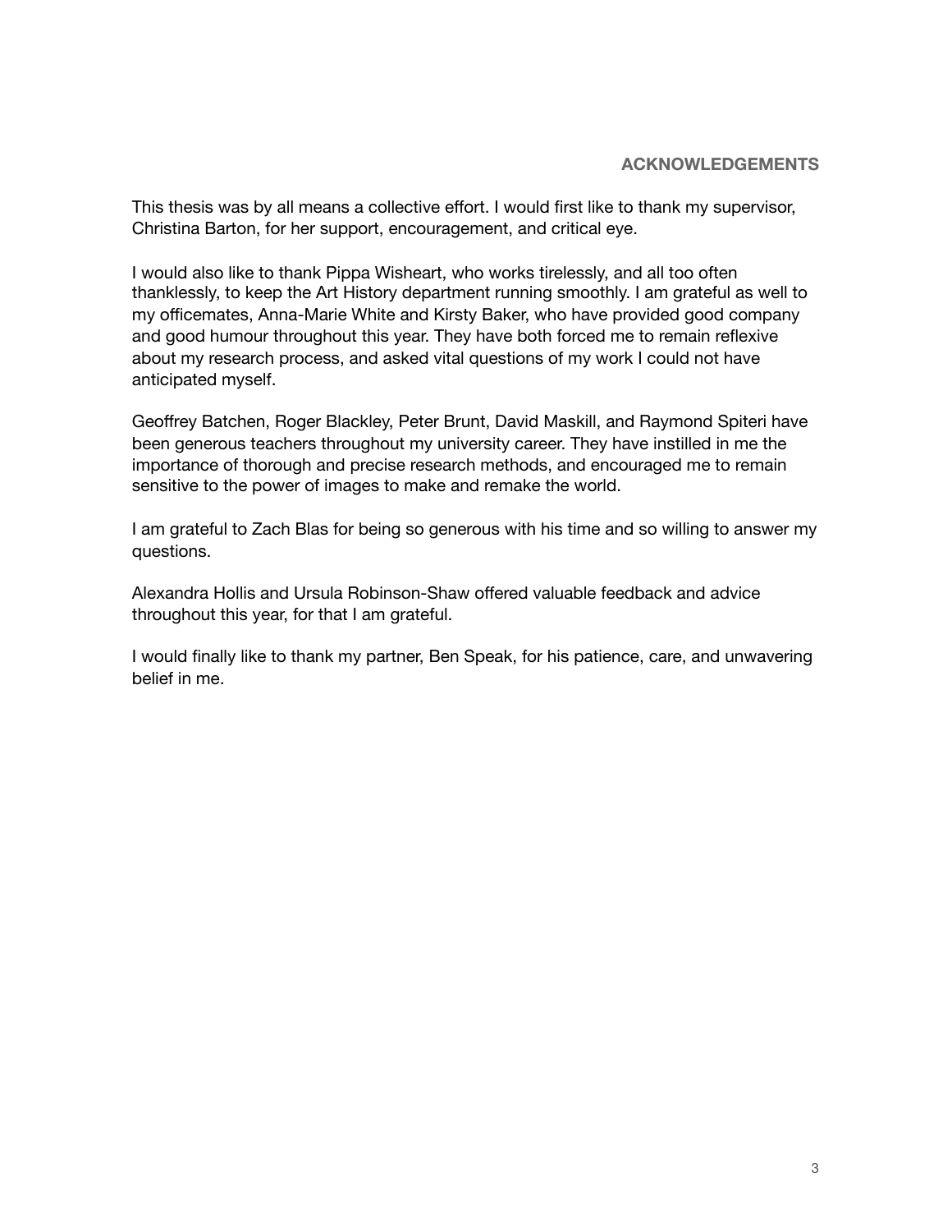## ACKNOWLEDGEMENTS

This thesis was by all means a collective effort. I would first like to thank my supervisor, Christina Barton, for her support, encouragement, and critical eye.

I would also like to thank Pippa Wisheart, who works tirelessly, and all too often thanklessly, to keep the Art History department running smoothly. I am grateful as well to my officemates, Anna-Marie White and Kirsty Baker, who have provided good company and good humour throughout this year. They have both forced me to remain reflexive about my research process, and asked vital questions of my work I could not have anticipated myself.

Geoffrey Batchen, Roger Blackley, Peter Brunt, David Maskill, and Raymond Spiteri have been generous teachers throughout my university career. They have instilled in me the importance of thorough and precise research methods, and encouraged me to remain sensitive to the power of images to make and remake the world.

I am grateful to Zach Blas for being so generous with his time and so willing to answer my questions.

Alexandra Hollis and Ursula Robinson-Shaw offered valuable feedback and advice throughout this year, for that I am grateful.

I would finally like to thank my partner, Ben Speak, for his patience, care, and unwavering belief in me.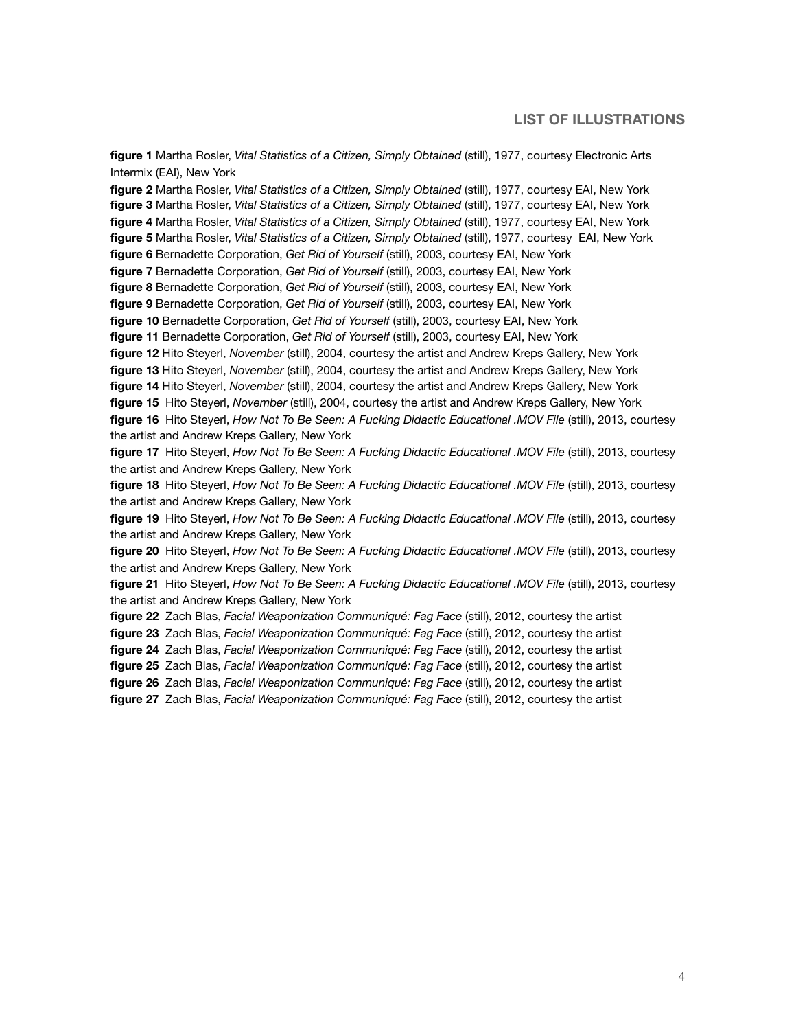## LIST OF ILLUSTRATIONS

**figure 1** Martha Rosler, *Vital Statistics of a Citizen, Simply Obtained* (still), 1977, courtesy Electronic Arts Intermix (EAI), New York

**figure 2** Martha Rosler, *Vital Statistics of a Citizen, Simply Obtained* (still), 1977, courtesy EAI, New York

**figure 3** Martha Rosler, *Vital Statistics of a Citizen, Simply Obtained* (still), 1977, courtesy EAI, New York

**figure 4** Martha Rosler, *Vital Statistics of a Citizen, Simply Obtained* (still), 1977, courtesy EAI, New York

**figure 5** Martha Rosler, *Vital Statistics of a Citizen, Simply Obtained* (still), 1977, courtesy EAI, New York

**figure 6** Bernadette Corporation, *Get Rid of Yourself* (still), 2003, courtesy EAI, New York

**figure 7** Bernadette Corporation, *Get Rid of Yourself* (still), 2003, courtesy EAI, New York

**figure 8** Bernadette Corporation, *Get Rid of Yourself* (still), 2003, courtesy EAI, New York

**figure 9** Bernadette Corporation, *Get Rid of Yourself* (still), 2003, courtesy EAI, New York

**figure 10** Bernadette Corporation, *Get Rid of Yourself* (still), 2003, courtesy EAI, New York

**figure 11** Bernadette Corporation, *Get Rid of Yourself* (still), 2003, courtesy EAI, New York

**figure 12** Hito Steyerl, *November* (still), 2004, courtesy the artist and Andrew Kreps Gallery, New York

**figure 13** Hito Steyerl, *November* (still), 2004, courtesy the artist and Andrew Kreps Gallery, New York

**figure 14** Hito Steyerl, *November* (still), 2004, courtesy the artist and Andrew Kreps Gallery, New York

**figure 15** Hito Steyerl, *November* (still), 2004, courtesy the artist and Andrew Kreps Gallery, New York

**figure 16** Hito Steyerl, *How Not To Be Seen: A Fucking Didactic Educational .MOV File* (still), 2013, courtesy the artist and Andrew Kreps Gallery, New York

**figure 17** Hito Steyerl, *How Not To Be Seen: A Fucking Didactic Educational .MOV File* (still), 2013, courtesy the artist and Andrew Kreps Gallery, New York

**figure 18** Hito Steyerl, *How Not To Be Seen: A Fucking Didactic Educational .MOV File* (still), 2013, courtesy the artist and Andrew Kreps Gallery, New York

**figure 19** Hito Steyerl, *How Not To Be Seen: A Fucking Didactic Educational .MOV File* (still), 2013, courtesy the artist and Andrew Kreps Gallery, New York

**figure 20** Hito Steyerl, *How Not To Be Seen: A Fucking Didactic Educational .MOV File* (still), 2013, courtesy the artist and Andrew Kreps Gallery, New York

**figure 21** Hito Steyerl, *How Not To Be Seen: A Fucking Didactic Educational .MOV File* (still), 2013, courtesy the artist and Andrew Kreps Gallery, New York

**figure 22** Zach Blas, *Facial Weaponization Communiqué: Fag Face* (still), 2012, courtesy the artist

**figure 23** Zach Blas, *Facial Weaponization Communiqué: Fag Face* (still), 2012, courtesy the artist

**figure 24** Zach Blas, *Facial Weaponization Communiqué: Fag Face* (still), 2012, courtesy the artist

**figure 25** Zach Blas, *Facial Weaponization Communiqué: Fag Face* (still), 2012, courtesy the artist

**figure 26** Zach Blas, *Facial Weaponization Communiqué: Fag Face* (still), 2012, courtesy the artist

**figure 27** Zach Blas, *Facial Weaponization Communiqué: Fag Face* (still), 2012, courtesy the artist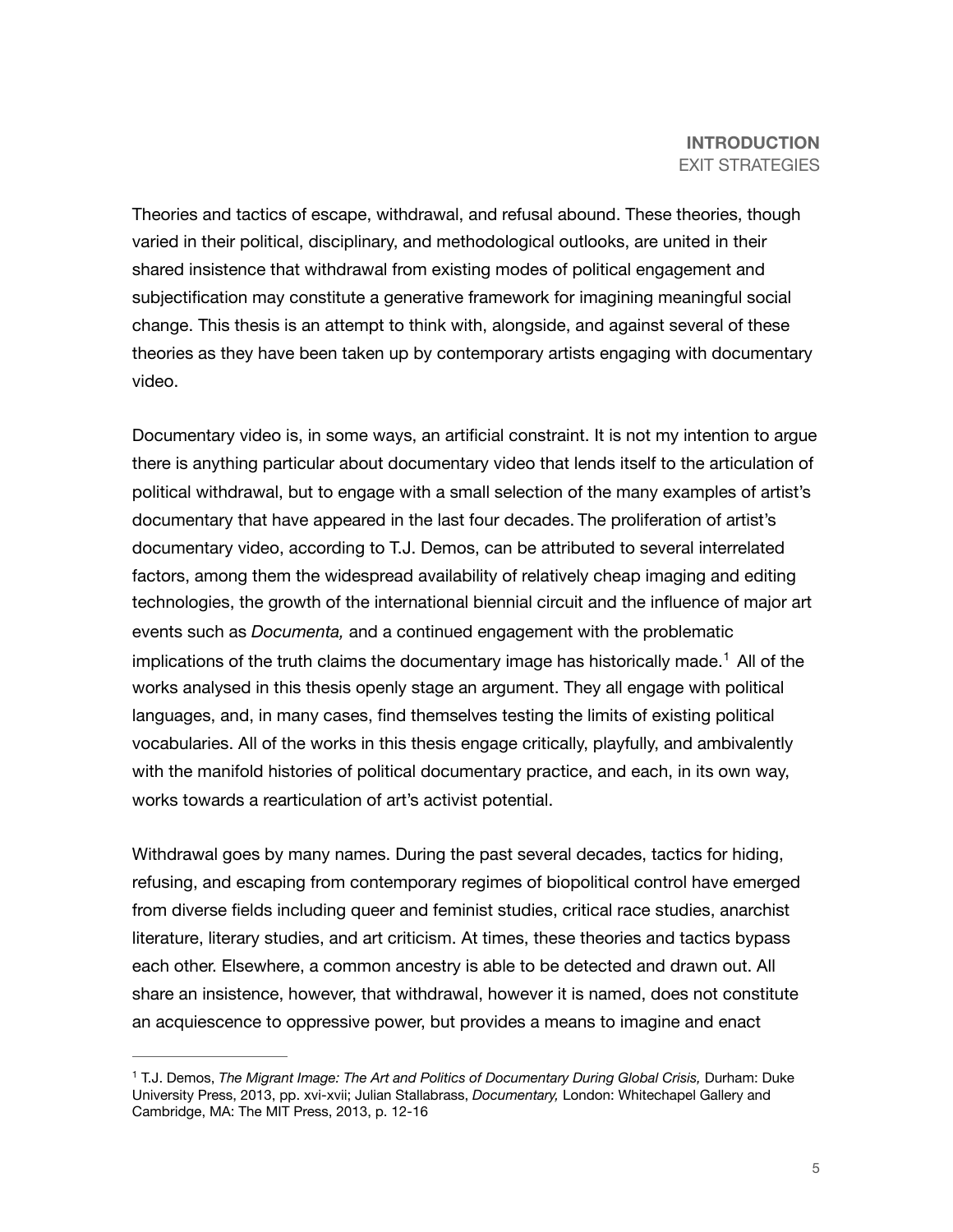## INTRODUCTION
EXIT STRATEGIES

Theories and tactics of escape, withdrawal, and refusal abound. These theories, though varied in their political, disciplinary, and methodological outlooks, are united in their shared insistence that withdrawal from existing modes of political engagement and subjectification may constitute a generative framework for imagining meaningful social change. This thesis is an attempt to think with, alongside, and against several of these theories as they have been taken up by contemporary artists engaging with documentary video.

Documentary video is, in some ways, an artificial constraint. It is not my intention to argue there is anything particular about documentary video that lends itself to the articulation of political withdrawal, but to engage with a small selection of the many examples of artist's documentary that have appeared in the last four decades. The proliferation of artist's documentary video, according to T.J. Demos, can be attributed to several interrelated factors, among them the widespread availability of relatively cheap imaging and editing technologies, the growth of the international biennial circuit and the influence of major art events such as *Documenta,* and a continued engagement with the problematic implications of the truth claims the documentary image has historically made.[1] All of the works analysed in this thesis openly stage an argument. They all engage with political languages, and, in many cases, find themselves testing the limits of existing political vocabularies. All of the works in this thesis engage critically, playfully, and ambivalently with the manifold histories of political documentary practice, and each, in its own way, works towards a rearticulation of art's activist potential.

Withdrawal goes by many names. During the past several decades, tactics for hiding, refusing, and escaping from contemporary regimes of biopolitical control have emerged from diverse fields including queer and feminist studies, critical race studies, anarchist literature, literary studies, and art criticism. At times, these theories and tactics bypass each other. Elsewhere, a common ancestry is able to be detected and drawn out. All share an insistence, however, that withdrawal, however it is named, does not constitute an acquiescence to oppressive power, but provides a means to imagine and enact

---

[1] T.J. Demos, *The Migrant Image: The Art and Politics of Documentary During Global Crisis,* Durham: Duke University Press, 2013, pp. xvi-xvii; Julian Stallabrass, *Documentary,* London: Whitechapel Gallery and Cambridge, MA: The MIT Press, 2013, p. 12-16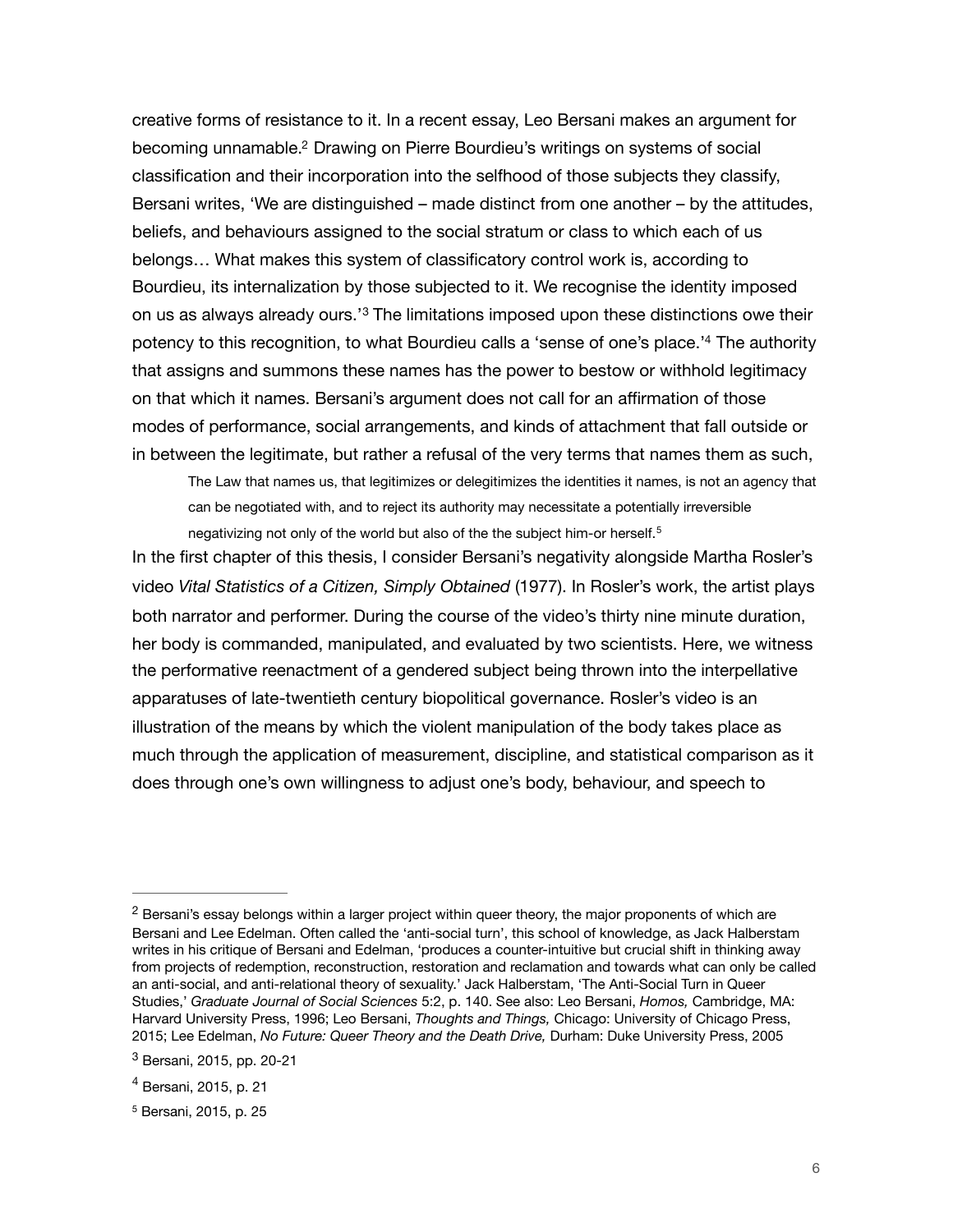creative forms of resistance to it. In a recent essay, Leo Bersani makes an argument for becoming unnamable.[2] Drawing on Pierre Bourdieu's writings on systems of social classification and their incorporation into the selfhood of those subjects they classify, Bersani writes, 'We are distinguished – made distinct from one another – by the attitudes, beliefs, and behaviours assigned to the social stratum or class to which each of us belongs… What makes this system of classificatory control work is, according to Bourdieu, its internalization by those subjected to it. We recognise the identity imposed on us as always already ours.'[3] The limitations imposed upon these distinctions owe their potency to this recognition, to what Bourdieu calls a 'sense of one's place.'[4] The authority that assigns and summons these names has the power to bestow or withhold legitimacy on that which it names. Bersani's argument does not call for an affirmation of those modes of performance, social arrangements, and kinds of attachment that fall outside or in between the legitimate, but rather a refusal of the very terms that names them as such,

> The Law that names us, that legitimizes or delegitimizes the identities it names, is not an agency that can be negotiated with, and to reject its authority may necessitate a potentially irreversible negativizing not only of the world but also of the the subject him-or herself.[5]

In the first chapter of this thesis, I consider Bersani's negativity alongside Martha Rosler's video *Vital Statistics of a Citizen, Simply Obtained* (1977). In Rosler's work, the artist plays both narrator and performer. During the course of the video's thirty nine minute duration, her body is commanded, manipulated, and evaluated by two scientists. Here, we witness the performative reenactment of a gendered subject being thrown into the interpellative apparatuses of late-twentieth century biopolitical governance. Rosler's video is an illustration of the means by which the violent manipulation of the body takes place as much through the application of measurement, discipline, and statistical comparison as it does through one's own willingness to adjust one's body, behaviour, and speech to

---

[2] Bersani's essay belongs within a larger project within queer theory, the major proponents of which are Bersani and Lee Edelman. Often called the 'anti-social turn', this school of knowledge, as Jack Halberstam writes in his critique of Bersani and Edelman, 'produces a counter-intuitive but crucial shift in thinking away from projects of redemption, reconstruction, restoration and reclamation and towards what can only be called an anti-social, and anti-relational theory of sexuality.' Jack Halberstam, 'The Anti-Social Turn in Queer Studies,' *Graduate Journal of Social Sciences* 5:2, p. 140. See also: Leo Bersani, *Homos,* Cambridge, MA: Harvard University Press, 1996; Leo Bersani, *Thoughts and Things,* Chicago: University of Chicago Press, 2015; Lee Edelman, *No Future: Queer Theory and the Death Drive,* Durham: Duke University Press, 2005

[3] Bersani, 2015, pp. 20-21

[4] Bersani, 2015, p. 21

[5] Bersani, 2015, p. 25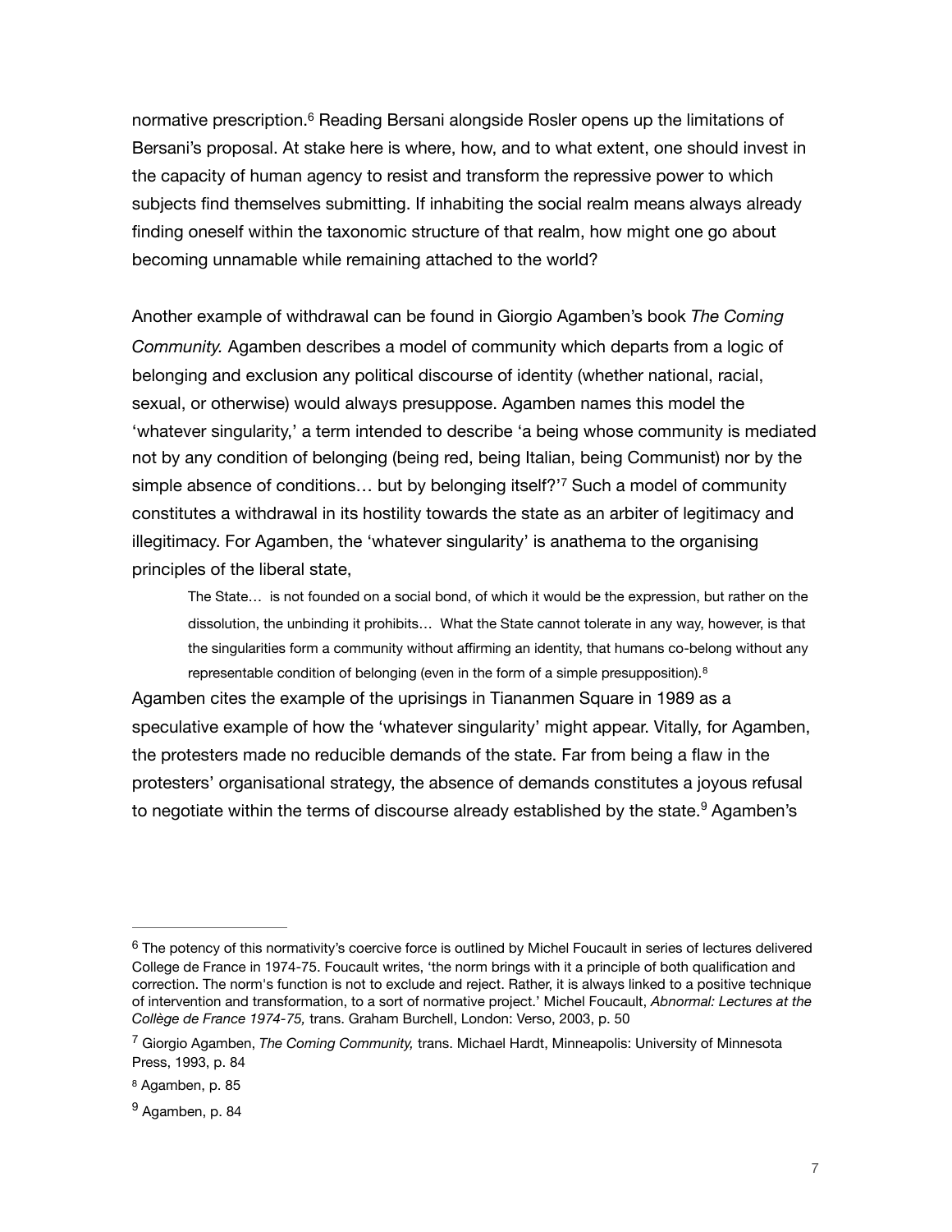normative prescription.[6] Reading Bersani alongside Rosler opens up the limitations of Bersani's proposal. At stake here is where, how, and to what extent, one should invest in the capacity of human agency to resist and transform the repressive power to which subjects find themselves submitting. If inhabiting the social realm means always already finding oneself within the taxonomic structure of that realm, how might one go about becoming unnamable while remaining attached to the world?

Another example of withdrawal can be found in Giorgio Agamben's book *The Coming Community.* Agamben describes a model of community which departs from a logic of belonging and exclusion any political discourse of identity (whether national, racial, sexual, or otherwise) would always presuppose. Agamben names this model the 'whatever singularity,' a term intended to describe 'a being whose community is mediated not by any condition of belonging (being red, being Italian, being Communist) nor by the simple absence of conditions… but by belonging itself?'[7] Such a model of community constitutes a withdrawal in its hostility towards the state as an arbiter of legitimacy and illegitimacy. For Agamben, the 'whatever singularity' is anathema to the organising principles of the liberal state,

> The State… is not founded on a social bond, of which it would be the expression, but rather on the dissolution, the unbinding it prohibits… What the State cannot tolerate in any way, however, is that the singularities form a community without affirming an identity, that humans co-belong without any representable condition of belonging (even in the form of a simple presupposition).[8]

Agamben cites the example of the uprisings in Tiananmen Square in 1989 as a speculative example of how the 'whatever singularity' might appear. Vitally, for Agamben, the protesters made no reducible demands of the state. Far from being a flaw in the protesters' organisational strategy, the absence of demands constitutes a joyous refusal to negotiate within the terms of discourse already established by the state.[9] Agamben's

---

[6] The potency of this normativity's coercive force is outlined by Michel Foucault in series of lectures delivered College de France in 1974-75. Foucault writes, 'the norm brings with it a principle of both qualification and correction. The norm's function is not to exclude and reject. Rather, it is always linked to a positive technique of intervention and transformation, to a sort of normative project.' Michel Foucault, *Abnormal: Lectures at the Collège de France 1974-75,* trans. Graham Burchell, London: Verso, 2003, p. 50

[7] Giorgio Agamben, *The Coming Community,* trans. Michael Hardt, Minneapolis: University of Minnesota Press, 1993, p. 84

[8] Agamben, p. 85

[9] Agamben, p. 84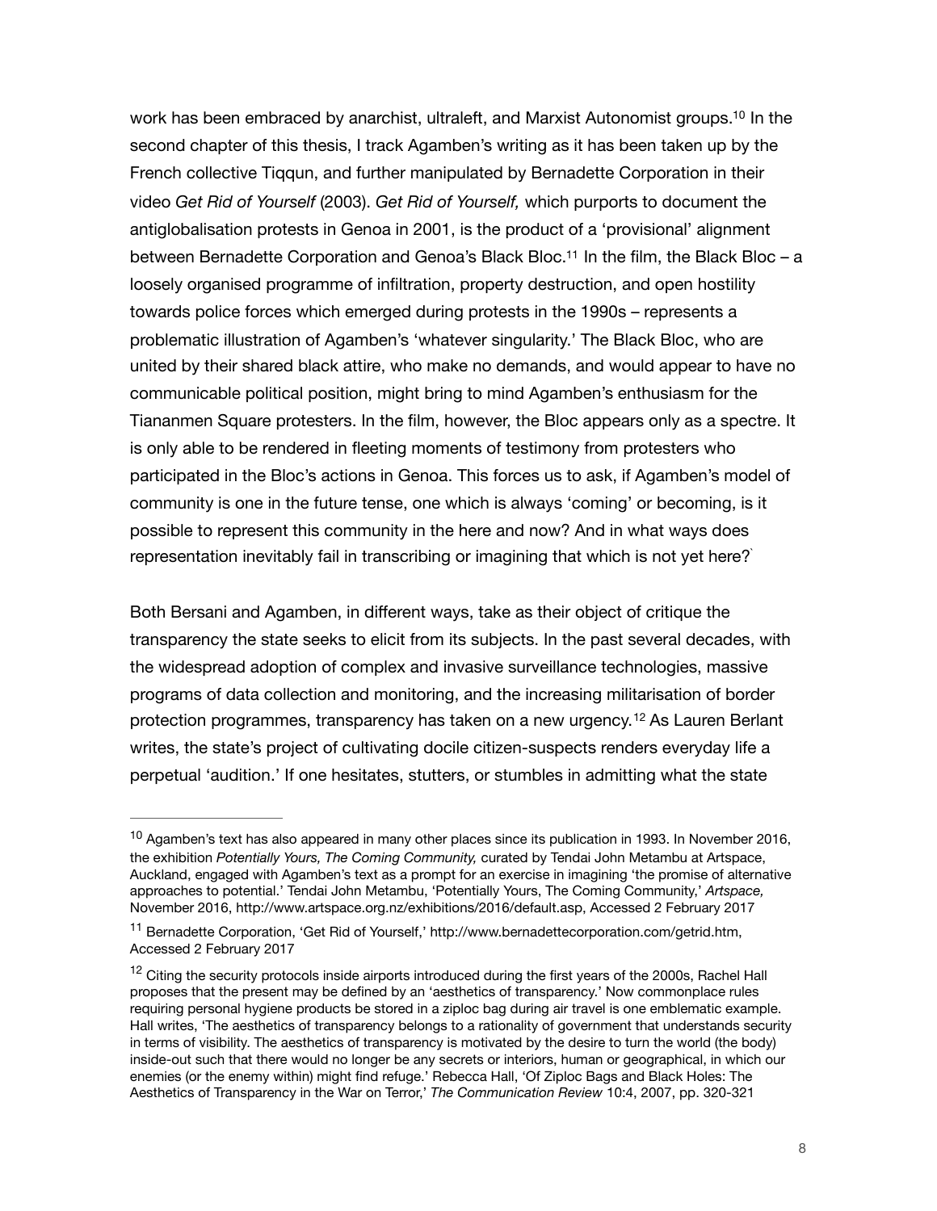work has been embraced by anarchist, ultraleft, and Marxist Autonomist groups.[10] In the second chapter of this thesis, I track Agamben's writing as it has been taken up by the French collective Tiqqun, and further manipulated by Bernadette Corporation in their video *Get Rid of Yourself* (2003). *Get Rid of Yourself,* which purports to document the antiglobalisation protests in Genoa in 2001, is the product of a 'provisional' alignment between Bernadette Corporation and Genoa's Black Bloc.[11] In the film, the Black Bloc – a loosely organised programme of infiltration, property destruction, and open hostility towards police forces which emerged during protests in the 1990s – represents a problematic illustration of Agamben's 'whatever singularity.' The Black Bloc, who are united by their shared black attire, who make no demands, and would appear to have no communicable political position, might bring to mind Agamben's enthusiasm for the Tiananmen Square protesters. In the film, however, the Bloc appears only as a spectre. It is only able to be rendered in fleeting moments of testimony from protesters who participated in the Bloc's actions in Genoa. This forces us to ask, if Agamben's model of community is one in the future tense, one which is always 'coming' or becoming, is it possible to represent this community in the here and now? And in what ways does representation inevitably fail in transcribing or imagining that which is not yet here?`

Both Bersani and Agamben, in different ways, take as their object of critique the transparency the state seeks to elicit from its subjects. In the past several decades, with the widespread adoption of complex and invasive surveillance technologies, massive programs of data collection and monitoring, and the increasing militarisation of border protection programmes, transparency has taken on a new urgency.[12] As Lauren Berlant writes, the state's project of cultivating docile citizen-suspects renders everyday life a perpetual 'audition.' If one hesitates, stutters, or stumbles in admitting what the state

---

[10] Agamben's text has also appeared in many other places since its publication in 1993. In November 2016, the exhibition *Potentially Yours, The Coming Community,* curated by Tendai John Metambu at Artspace, Auckland, engaged with Agamben's text as a prompt for an exercise in imagining 'the promise of alternative approaches to potential.' Tendai John Metambu, 'Potentially Yours, The Coming Community,' *Artspace,* November 2016, http://www.artspace.org.nz/exhibitions/2016/default.asp, Accessed 2 February 2017

[11] Bernadette Corporation, 'Get Rid of Yourself,' http://www.bernadettecorporation.com/getrid.htm, Accessed 2 February 2017

[12] Citing the security protocols inside airports introduced during the first years of the 2000s, Rachel Hall proposes that the present may be defined by an 'aesthetics of transparency.' Now commonplace rules requiring personal hygiene products be stored in a ziploc bag during air travel is one emblematic example. Hall writes, 'The aesthetics of transparency belongs to a rationality of government that understands security in terms of visibility. The aesthetics of transparency is motivated by the desire to turn the world (the body) inside-out such that there would no longer be any secrets or interiors, human or geographical, in which our enemies (or the enemy within) might find refuge.' Rebecca Hall, 'Of Ziploc Bags and Black Holes: The Aesthetics of Transparency in the War on Terror,' *The Communication Review* 10:4, 2007, pp. 320-321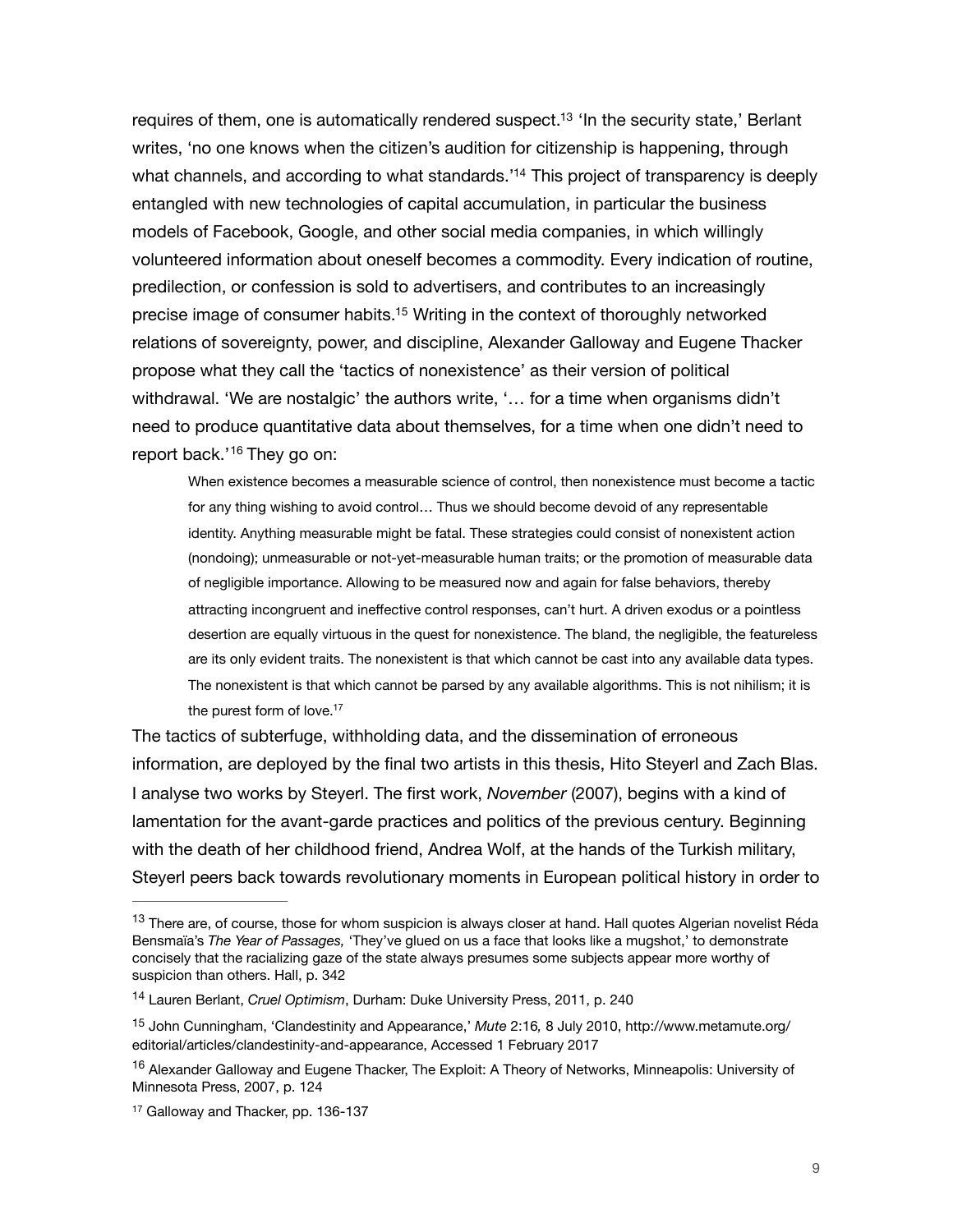requires of them, one is automatically rendered suspect.[13] 'In the security state,' Berlant writes, 'no one knows when the citizen's audition for citizenship is happening, through what channels, and according to what standards.'[14] This project of transparency is deeply entangled with new technologies of capital accumulation, in particular the business models of Facebook, Google, and other social media companies, in which willingly volunteered information about oneself becomes a commodity. Every indication of routine, predilection, or confession is sold to advertisers, and contributes to an increasingly precise image of consumer habits.[15] Writing in the context of thoroughly networked relations of sovereignty, power, and discipline, Alexander Galloway and Eugene Thacker propose what they call the 'tactics of nonexistence' as their version of political withdrawal. 'We are nostalgic' the authors write, '… for a time when organisms didn't need to produce quantitative data about themselves, for a time when one didn't need to report back.'[16] They go on:

> When existence becomes a measurable science of control, then nonexistence must become a tactic for any thing wishing to avoid control… Thus we should become devoid of any representable identity. Anything measurable might be fatal. These strategies could consist of nonexistent action (nondoing); unmeasurable or not-yet-measurable human traits; or the promotion of measurable data of negligible importance. Allowing to be measured now and again for false behaviors, thereby attracting incongruent and ineffective control responses, can't hurt. A driven exodus or a pointless desertion are equally virtuous in the quest for nonexistence. The bland, the negligible, the featureless are its only evident traits. The nonexistent is that which cannot be cast into any available data types. The nonexistent is that which cannot be parsed by any available algorithms. This is not nihilism; it is the purest form of love.[17]

The tactics of subterfuge, withholding data, and the dissemination of erroneous information, are deployed by the final two artists in this thesis, Hito Steyerl and Zach Blas. I analyse two works by Steyerl. The first work, *November* (2007), begins with a kind of lamentation for the avant-garde practices and politics of the previous century. Beginning with the death of her childhood friend, Andrea Wolf, at the hands of the Turkish military, Steyerl peers back towards revolutionary moments in European political history in order to

---

[13] There are, of course, those for whom suspicion is always closer at hand. Hall quotes Algerian novelist Réda Bensmaïa's *The Year of Passages,* 'They've glued on us a face that looks like a mugshot,' to demonstrate concisely that the racializing gaze of the state always presumes some subjects appear more worthy of suspicion than others. Hall, p. 342

[14] Lauren Berlant, *Cruel Optimism*, Durham: Duke University Press, 2011, p. 240

[15] John Cunningham, 'Clandestinity and Appearance,' *Mute* 2:16*,* 8 July 2010, http://www.metamute.org/editorial/articles/clandestinity-and-appearance, Accessed 1 February 2017

[16] Alexander Galloway and Eugene Thacker, The Exploit: A Theory of Networks, Minneapolis: University of Minnesota Press, 2007, p. 124

[17] Galloway and Thacker, pp. 136-137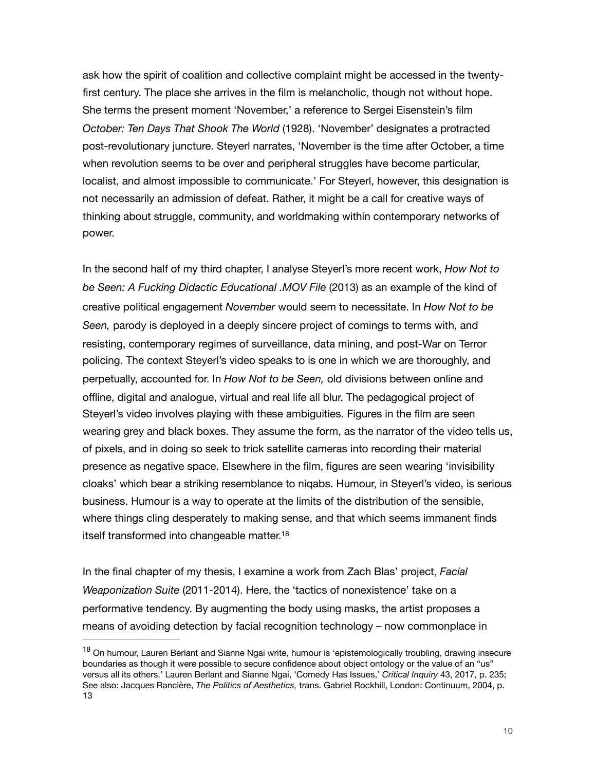ask how the spirit of coalition and collective complaint might be accessed in the twenty-first century. The place she arrives in the film is melancholic, though not without hope. She terms the present moment 'November,' a reference to Sergei Eisenstein's film *October: Ten Days That Shook The World* (1928). 'November' designates a protracted post-revolutionary juncture. Steyerl narrates, 'November is the time after October, a time when revolution seems to be over and peripheral struggles have become particular, localist, and almost impossible to communicate.' For Steyerl, however, this designation is not necessarily an admission of defeat. Rather, it might be a call for creative ways of thinking about struggle, community, and worldmaking within contemporary networks of power.

In the second half of my third chapter, I analyse Steyerl's more recent work, *How Not to be Seen: A Fucking Didactic Educational .MOV File* (2013) as an example of the kind of creative political engagement *November* would seem to necessitate. In *How Not to be Seen,* parody is deployed in a deeply sincere project of comings to terms with, and resisting, contemporary regimes of surveillance, data mining, and post-War on Terror policing. The context Steyerl's video speaks to is one in which we are thoroughly, and perpetually, accounted for. In *How Not to be Seen,* old divisions between online and offline, digital and analogue, virtual and real life all blur. The pedagogical project of Steyerl's video involves playing with these ambiguities. Figures in the film are seen wearing grey and black boxes. They assume the form, as the narrator of the video tells us, of pixels, and in doing so seek to trick satellite cameras into recording their material presence as negative space. Elsewhere in the film, figures are seen wearing 'invisibility cloaks' which bear a striking resemblance to niqabs. Humour, in Steyerl's video, is serious business. Humour is a way to operate at the limits of the distribution of the sensible, where things cling desperately to making sense, and that which seems immanent finds itself transformed into changeable matter.[18]

In the final chapter of my thesis, I examine a work from Zach Blas' project, *Facial Weaponization Suite* (2011-2014). Here, the 'tactics of nonexistence' take on a performative tendency. By augmenting the body using masks, the artist proposes a means of avoiding detection by facial recognition technology – now commonplace in

---

[18] On humour, Lauren Berlant and Sianne Ngai write, humour is 'epistemologically troubling, drawing insecure boundaries as though it were possible to secure confidence about object ontology or the value of an "us" versus all its others.' Lauren Berlant and Sianne Ngai, 'Comedy Has Issues,' *Critical Inquiry* 43, 2017, p. 235; See also: Jacques Rancière, *The Politics of Aesthetics,* trans. Gabriel Rockhill, London: Continuum, 2004, p. 13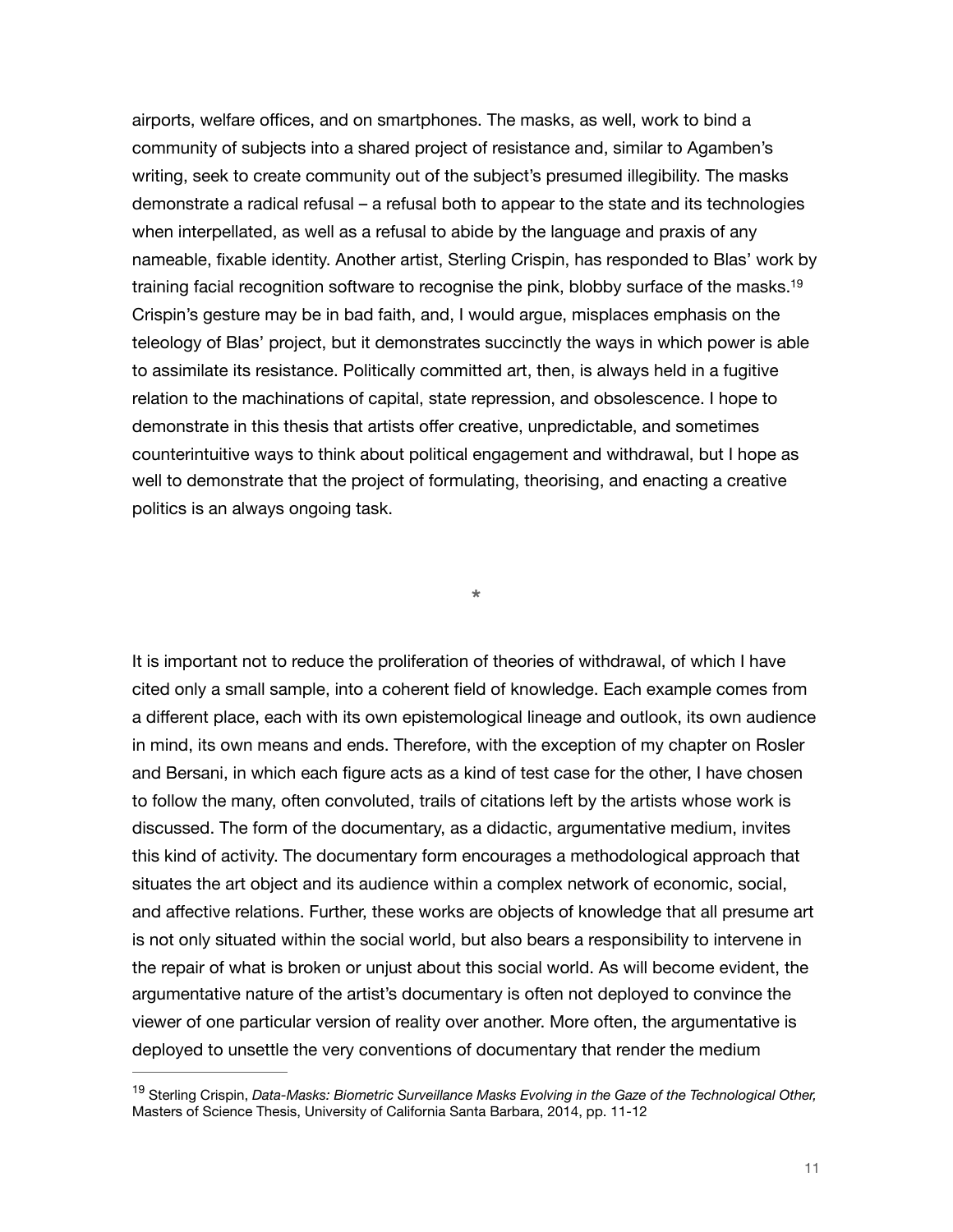airports, welfare offices, and on smartphones. The masks, as well, work to bind a community of subjects into a shared project of resistance and, similar to Agamben's writing, seek to create community out of the subject's presumed illegibility. The masks demonstrate a radical refusal – a refusal both to appear to the state and its technologies when interpellated, as well as a refusal to abide by the language and praxis of any nameable, fixable identity. Another artist, Sterling Crispin, has responded to Blas' work by training facial recognition software to recognise the pink, blobby surface of the masks.[19] Crispin's gesture may be in bad faith, and, I would argue, misplaces emphasis on the teleology of Blas' project, but it demonstrates succinctly the ways in which power is able to assimilate its resistance. Politically committed art, then, is always held in a fugitive relation to the machinations of capital, state repression, and obsolescence. I hope to demonstrate in this thesis that artists offer creative, unpredictable, and sometimes counterintuitive ways to think about political engagement and withdrawal, but I hope as well to demonstrate that the project of formulating, theorising, and enacting a creative politics is an always ongoing task.

*

It is important not to reduce the proliferation of theories of withdrawal, of which I have cited only a small sample, into a coherent field of knowledge. Each example comes from a different place, each with its own epistemological lineage and outlook, its own audience in mind, its own means and ends. Therefore, with the exception of my chapter on Rosler and Bersani, in which each figure acts as a kind of test case for the other, I have chosen to follow the many, often convoluted, trails of citations left by the artists whose work is discussed. The form of the documentary, as a didactic, argumentative medium, invites this kind of activity. The documentary form encourages a methodological approach that situates the art object and its audience within a complex network of economic, social, and affective relations. Further, these works are objects of knowledge that all presume art is not only situated within the social world, but also bears a responsibility to intervene in the repair of what is broken or unjust about this social world. As will become evident, the argumentative nature of the artist's documentary is often not deployed to convince the viewer of one particular version of reality over another. More often, the argumentative is deployed to unsettle the very conventions of documentary that render the medium

---

[19] Sterling Crispin, *Data-Masks: Biometric Surveillance Masks Evolving in the Gaze of the Technological Other,* Masters of Science Thesis, University of California Santa Barbara, 2014, pp. 11-12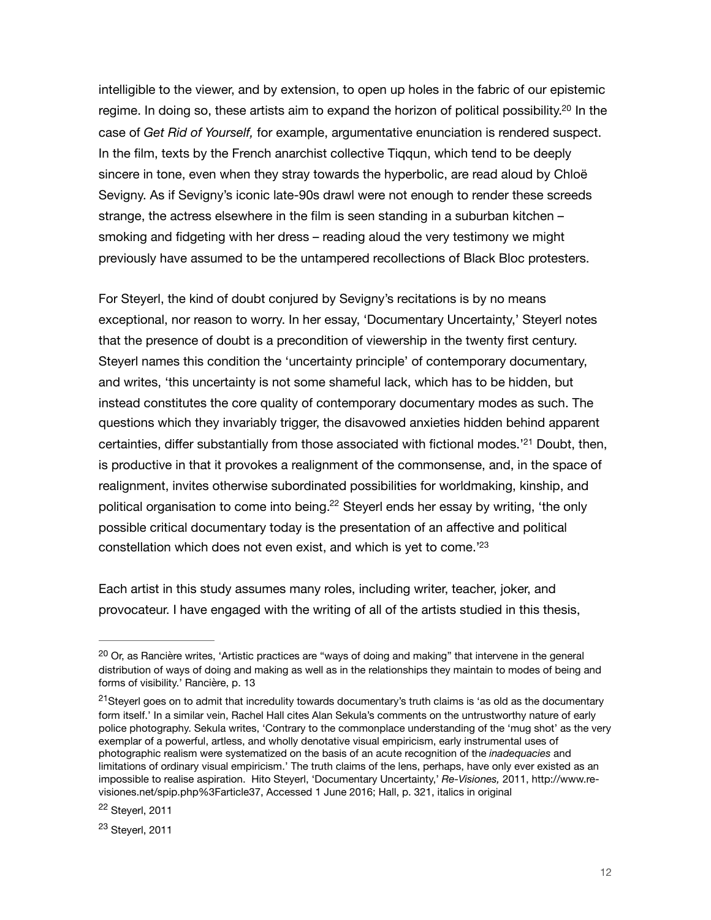intelligible to the viewer, and by extension, to open up holes in the fabric of our epistemic regime. In doing so, these artists aim to expand the horizon of political possibility.[20] In the case of *Get Rid of Yourself,* for example, argumentative enunciation is rendered suspect. In the film, texts by the French anarchist collective Tiqqun, which tend to be deeply sincere in tone, even when they stray towards the hyperbolic, are read aloud by Chloë Sevigny. As if Sevigny's iconic late-90s drawl were not enough to render these screeds strange, the actress elsewhere in the film is seen standing in a suburban kitchen – smoking and fidgeting with her dress – reading aloud the very testimony we might previously have assumed to be the untampered recollections of Black Bloc protesters.

For Steyerl, the kind of doubt conjured by Sevigny's recitations is by no means exceptional, nor reason to worry. In her essay, 'Documentary Uncertainty,' Steyerl notes that the presence of doubt is a precondition of viewership in the twenty first century. Steyerl names this condition the 'uncertainty principle' of contemporary documentary, and writes, 'this uncertainty is not some shameful lack, which has to be hidden, but instead constitutes the core quality of contemporary documentary modes as such. The questions which they invariably trigger, the disavowed anxieties hidden behind apparent certainties, differ substantially from those associated with fictional modes.'[21] Doubt, then, is productive in that it provokes a realignment of the commonsense, and, in the space of realignment, invites otherwise subordinated possibilities for worldmaking, kinship, and political organisation to come into being.[22] Steyerl ends her essay by writing, 'the only possible critical documentary today is the presentation of an affective and political constellation which does not even exist, and which is yet to come.'[23]

Each artist in this study assumes many roles, including writer, teacher, joker, and provocateur. I have engaged with the writing of all of the artists studied in this thesis,

---

[20] Or, as Rancière writes, 'Artistic practices are "ways of doing and making" that intervene in the general distribution of ways of doing and making as well as in the relationships they maintain to modes of being and forms of visibility.' Rancière, p. 13

[21] Steyerl goes on to admit that incredulity towards documentary's truth claims is 'as old as the documentary form itself.' In a similar vein, Rachel Hall cites Alan Sekula's comments on the untrustworthy nature of early police photography. Sekula writes, 'Contrary to the commonplace understanding of the 'mug shot' as the very exemplar of a powerful, artless, and wholly denotative visual empiricism, early instrumental uses of photographic realism were systematized on the basis of an acute recognition of the *inadequacies* and limitations of ordinary visual empiricism.' The truth claims of the lens, perhaps, have only ever existed as an impossible to realise aspiration. Hito Steyerl, 'Documentary Uncertainty,' *Re-Visiones,* 2011, http://www.re-visiones.net/spip.php%3Farticle37, Accessed 1 June 2016; Hall, p. 321, italics in original

[22] Steyerl, 2011

[23] Steyerl, 2011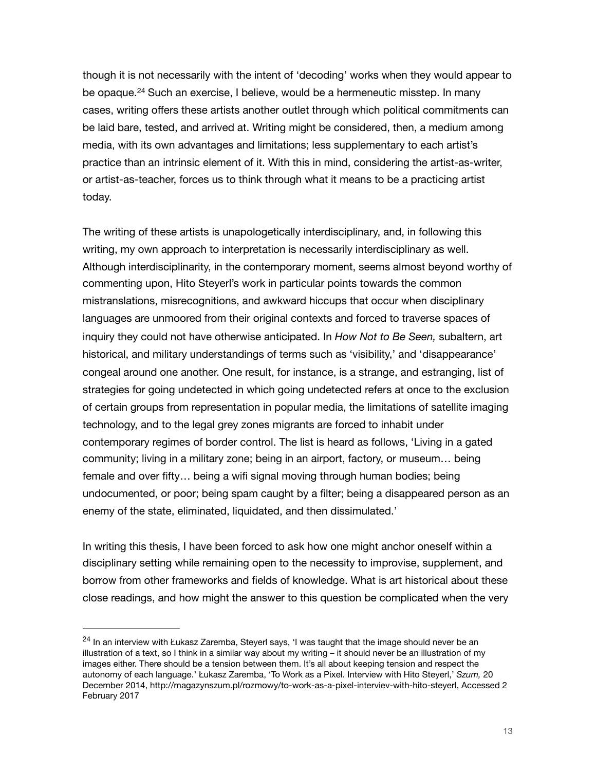though it is not necessarily with the intent of 'decoding' works when they would appear to be opaque.[24] Such an exercise, I believe, would be a hermeneutic misstep. In many cases, writing offers these artists another outlet through which political commitments can be laid bare, tested, and arrived at. Writing might be considered, then, a medium among media, with its own advantages and limitations; less supplementary to each artist's practice than an intrinsic element of it. With this in mind, considering the artist-as-writer, or artist-as-teacher, forces us to think through what it means to be a practicing artist today.

The writing of these artists is unapologetically interdisciplinary, and, in following this writing, my own approach to interpretation is necessarily interdisciplinary as well. Although interdisciplinarity, in the contemporary moment, seems almost beyond worthy of commenting upon, Hito Steyerl's work in particular points towards the common mistranslations, misrecognitions, and awkward hiccups that occur when disciplinary languages are unmoored from their original contexts and forced to traverse spaces of inquiry they could not have otherwise anticipated. In *How Not to Be Seen,* subaltern, art historical, and military understandings of terms such as 'visibility,' and 'disappearance' congeal around one another. One result, for instance, is a strange, and estranging, list of strategies for going undetected in which going undetected refers at once to the exclusion of certain groups from representation in popular media, the limitations of satellite imaging technology, and to the legal grey zones migrants are forced to inhabit under contemporary regimes of border control. The list is heard as follows, 'Living in a gated community; living in a military zone; being in an airport, factory, or museum… being female and over fifty… being a wifi signal moving through human bodies; being undocumented, or poor; being spam caught by a filter; being a disappeared person as an enemy of the state, eliminated, liquidated, and then dissimulated.'

In writing this thesis, I have been forced to ask how one might anchor oneself within a disciplinary setting while remaining open to the necessity to improvise, supplement, and borrow from other frameworks and fields of knowledge. What is art historical about these close readings, and how might the answer to this question be complicated when the very

---

[24] In an interview with Łukasz Zaremba, Steyerl says, 'I was taught that the image should never be an illustration of a text, so I think in a similar way about my writing – it should never be an illustration of my images either. There should be a tension between them. It's all about keeping tension and respect the autonomy of each language.' Łukasz Zaremba, 'To Work as a Pixel. Interview with Hito Steyerl,' *Szum,* 20 December 2014, http://magazynszum.pl/rozmowy/to-work-as-a-pixel-interviev-with-hito-steyerl, Accessed 2 February 2017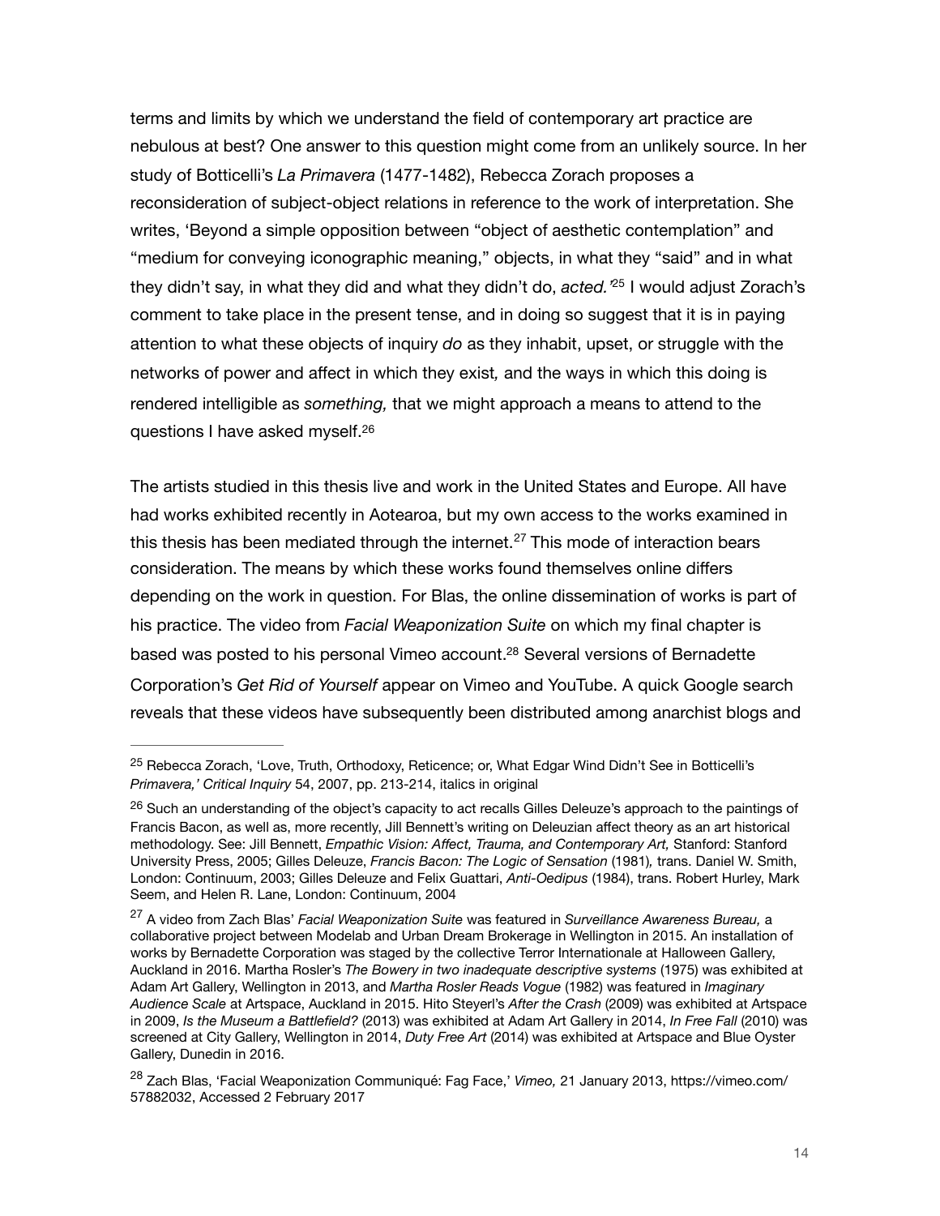terms and limits by which we understand the field of contemporary art practice are nebulous at best? One answer to this question might come from an unlikely source. In her study of Botticelli's *La Primavera* (1477-1482), Rebecca Zorach proposes a reconsideration of subject-object relations in reference to the work of interpretation. She writes, 'Beyond a simple opposition between "object of aesthetic contemplation" and "medium for conveying iconographic meaning," objects, in what they "said" and in what they didn't say, in what they did and what they didn't do, *acted.*'[25] I would adjust Zorach's comment to take place in the present tense, and in doing so suggest that it is in paying attention to what these objects of inquiry *do* as they inhabit, upset, or struggle with the networks of power and affect in which they exist, and the ways in which this doing is rendered intelligible as *something,* that we might approach a means to attend to the questions I have asked myself.[26]

The artists studied in this thesis live and work in the United States and Europe. All have had works exhibited recently in Aotearoa, but my own access to the works examined in this thesis has been mediated through the internet.[27] This mode of interaction bears consideration. The means by which these works found themselves online differs depending on the work in question. For Blas, the online dissemination of works is part of his practice. The video from *Facial Weaponization Suite* on which my final chapter is based was posted to his personal Vimeo account.[28] Several versions of Bernadette Corporation's *Get Rid of Yourself* appear on Vimeo and YouTube. A quick Google search reveals that these videos have subsequently been distributed among anarchist blogs and

---

[25] Rebecca Zorach, 'Love, Truth, Orthodoxy, Reticence; or, What Edgar Wind Didn't See in Botticelli's *Primavera,' Critical Inquiry* 54, 2007, pp. 213-214, italics in original

[26] Such an understanding of the object's capacity to act recalls Gilles Deleuze's approach to the paintings of Francis Bacon, as well as, more recently, Jill Bennett's writing on Deleuzian affect theory as an art historical methodology. See: Jill Bennett, *Empathic Vision: Affect, Trauma, and Contemporary Art,* Stanford: Stanford University Press, 2005; Gilles Deleuze, *Francis Bacon: The Logic of Sensation* (1981)*,* trans. Daniel W. Smith, London: Continuum, 2003; Gilles Deleuze and Felix Guattari, *Anti-Oedipus* (1984), trans. Robert Hurley, Mark Seem, and Helen R. Lane, London: Continuum, 2004

[27] A video from Zach Blas' *Facial Weaponization Suite* was featured in *Surveillance Awareness Bureau,* a collaborative project between Modelab and Urban Dream Brokerage in Wellington in 2015. An installation of works by Bernadette Corporation was staged by the collective Terror Internationale at Halloween Gallery, Auckland in 2016. Martha Rosler's *The Bowery in two inadequate descriptive systems* (1975) was exhibited at Adam Art Gallery, Wellington in 2013, and *Martha Rosler Reads Vogue* (1982) was featured in *Imaginary Audience Scale* at Artspace, Auckland in 2015. Hito Steyerl's *After the Crash* (2009) was exhibited at Artspace in 2009, *Is the Museum a Battlefield?* (2013) was exhibited at Adam Art Gallery in 2014, *In Free Fall* (2010) was screened at City Gallery, Wellington in 2014, *Duty Free Art* (2014) was exhibited at Artspace and Blue Oyster Gallery, Dunedin in 2016.

[28] Zach Blas, 'Facial Weaponization Communiqué: Fag Face,' *Vimeo,* 21 January 2013, https://vimeo.com/57882032, Accessed 2 February 2017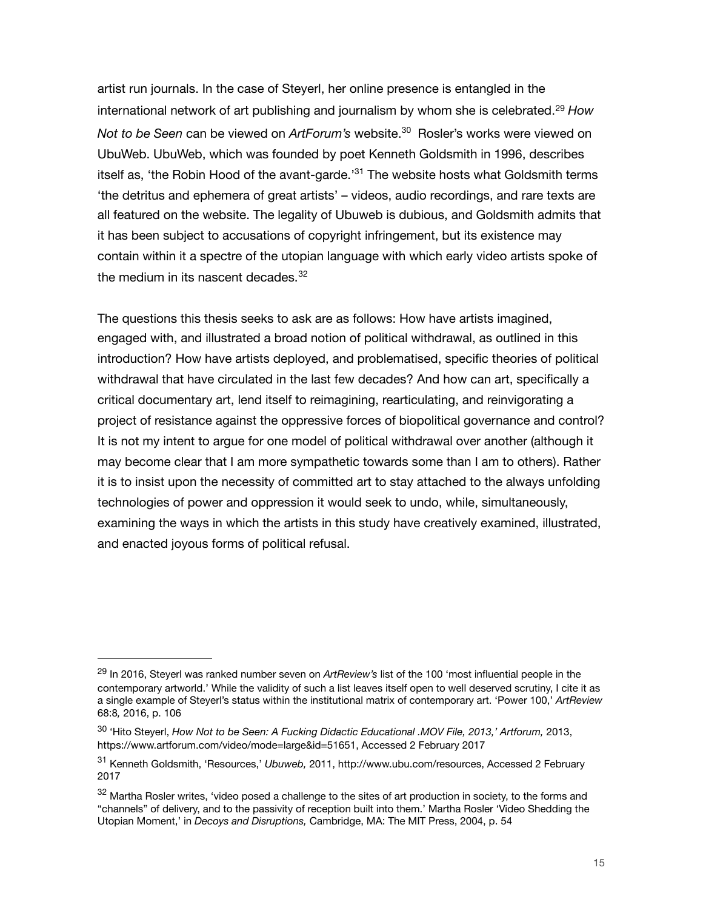artist run journals. In the case of Steyerl, her online presence is entangled in the international network of art publishing and journalism by whom she is celebrated.[29] *How Not to be Seen* can be viewed on *ArtForum's* website.[30] Rosler's works were viewed on UbuWeb. UbuWeb, which was founded by poet Kenneth Goldsmith in 1996, describes itself as, 'the Robin Hood of the avant-garde.'[31] The website hosts what Goldsmith terms 'the detritus and ephemera of great artists' – videos, audio recordings, and rare texts are all featured on the website. The legality of Ubuweb is dubious, and Goldsmith admits that it has been subject to accusations of copyright infringement, but its existence may contain within it a spectre of the utopian language with which early video artists spoke of the medium in its nascent decades.[32]

The questions this thesis seeks to ask are as follows: How have artists imagined, engaged with, and illustrated a broad notion of political withdrawal, as outlined in this introduction? How have artists deployed, and problematised, specific theories of political withdrawal that have circulated in the last few decades? And how can art, specifically a critical documentary art, lend itself to reimagining, rearticulating, and reinvigorating a project of resistance against the oppressive forces of biopolitical governance and control? It is not my intent to argue for one model of political withdrawal over another (although it may become clear that I am more sympathetic towards some than I am to others). Rather it is to insist upon the necessity of committed art to stay attached to the always unfolding technologies of power and oppression it would seek to undo, while, simultaneously, examining the ways in which the artists in this study have creatively examined, illustrated, and enacted joyous forms of political refusal.

---

[29] In 2016, Steyerl was ranked number seven on *ArtReview's* list of the 100 'most influential people in the contemporary artworld.' While the validity of such a list leaves itself open to well deserved scrutiny, I cite it as a single example of Steyerl's status within the institutional matrix of contemporary art. 'Power 100,' *ArtReview* 68:8*,* 2016, p. 106

[30] 'Hito Steyerl, *How Not to be Seen: A Fucking Didactic Educational .MOV File, 2013,' Artforum,* 2013, https://www.artforum.com/video/mode=large&id=51651, Accessed 2 February 2017

[31] Kenneth Goldsmith, 'Resources,' *Ubuweb,* 2011, http://www.ubu.com/resources, Accessed 2 February 2017

[32] Martha Rosler writes, 'video posed a challenge to the sites of art production in society, to the forms and "channels" of delivery, and to the passivity of reception built into them.' Martha Rosler 'Video Shedding the Utopian Moment,' in *Decoys and Disruptions,* Cambridge, MA: The MIT Press, 2004, p. 54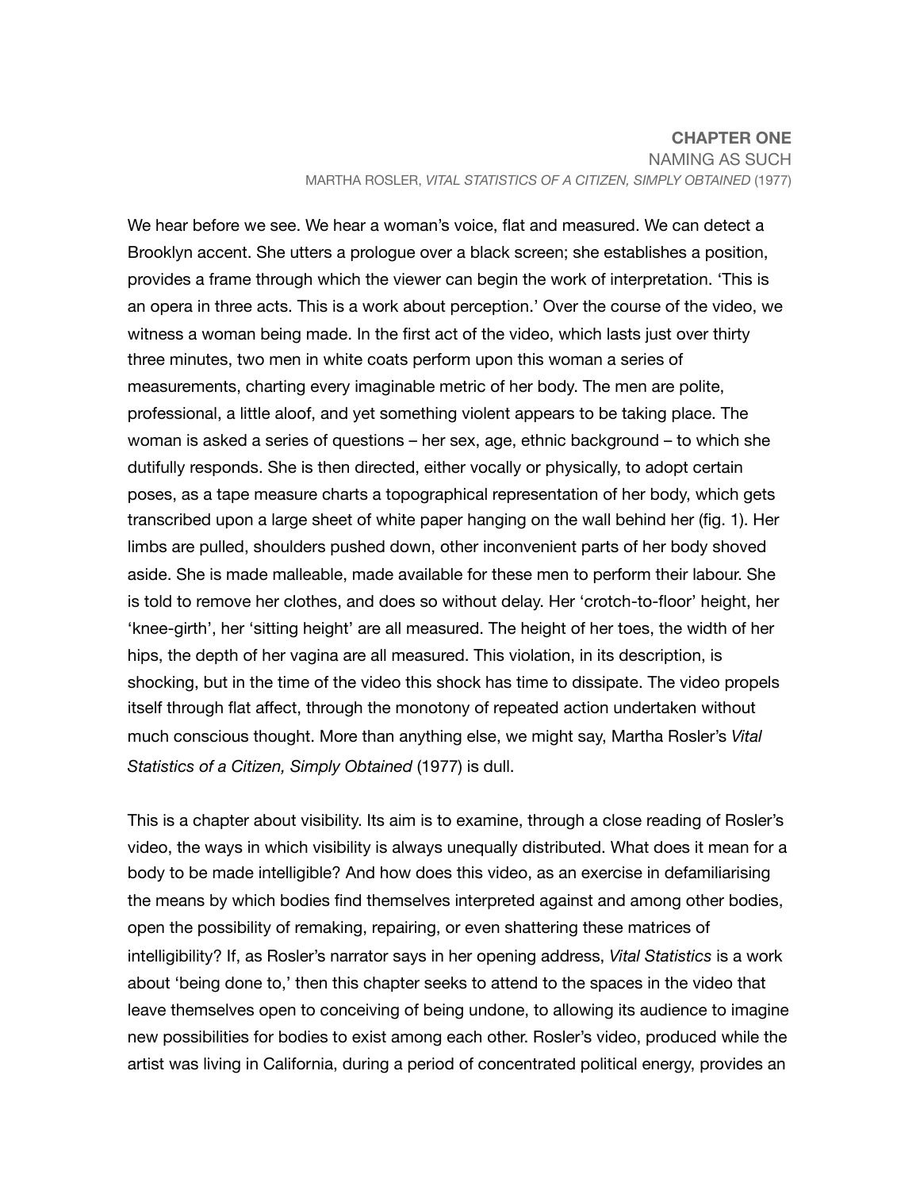**CHAPTER ONE**
NAMING AS SUCH
MARTHA ROSLER, *VITAL STATISTICS OF A CITIZEN, SIMPLY OBTAINED* (1977)

We hear before we see. We hear a woman's voice, flat and measured. We can detect a Brooklyn accent. She utters a prologue over a black screen; she establishes a position, provides a frame through which the viewer can begin the work of interpretation. 'This is an opera in three acts. This is a work about perception.' Over the course of the video, we witness a woman being made. In the first act of the video, which lasts just over thirty three minutes, two men in white coats perform upon this woman a series of measurements, charting every imaginable metric of her body. The men are polite, professional, a little aloof, and yet something violent appears to be taking place. The woman is asked a series of questions – her sex, age, ethnic background – to which she dutifully responds. She is then directed, either vocally or physically, to adopt certain poses, as a tape measure charts a topographical representation of her body, which gets transcribed upon a large sheet of white paper hanging on the wall behind her (fig. 1). Her limbs are pulled, shoulders pushed down, other inconvenient parts of her body shoved aside. She is made malleable, made available for these men to perform their labour. She is told to remove her clothes, and does so without delay. Her 'crotch-to-floor' height, her 'knee-girth', her 'sitting height' are all measured. The height of her toes, the width of her hips, the depth of her vagina are all measured. This violation, in its description, is shocking, but in the time of the video this shock has time to dissipate. The video propels itself through flat affect, through the monotony of repeated action undertaken without much conscious thought. More than anything else, we might say, Martha Rosler's *Vital Statistics of a Citizen, Simply Obtained* (1977) is dull.

This is a chapter about visibility. Its aim is to examine, through a close reading of Rosler's video, the ways in which visibility is always unequally distributed. What does it mean for a body to be made intelligible? And how does this video, as an exercise in defamiliarising the means by which bodies find themselves interpreted against and among other bodies, open the possibility of remaking, repairing, or even shattering these matrices of intelligibility? If, as Rosler's narrator says in her opening address, *Vital Statistics* is a work about 'being done to,' then this chapter seeks to attend to the spaces in the video that leave themselves open to conceiving of being undone, to allowing its audience to imagine new possibilities for bodies to exist among each other. Rosler's video, produced while the artist was living in California, during a period of concentrated political energy, provides an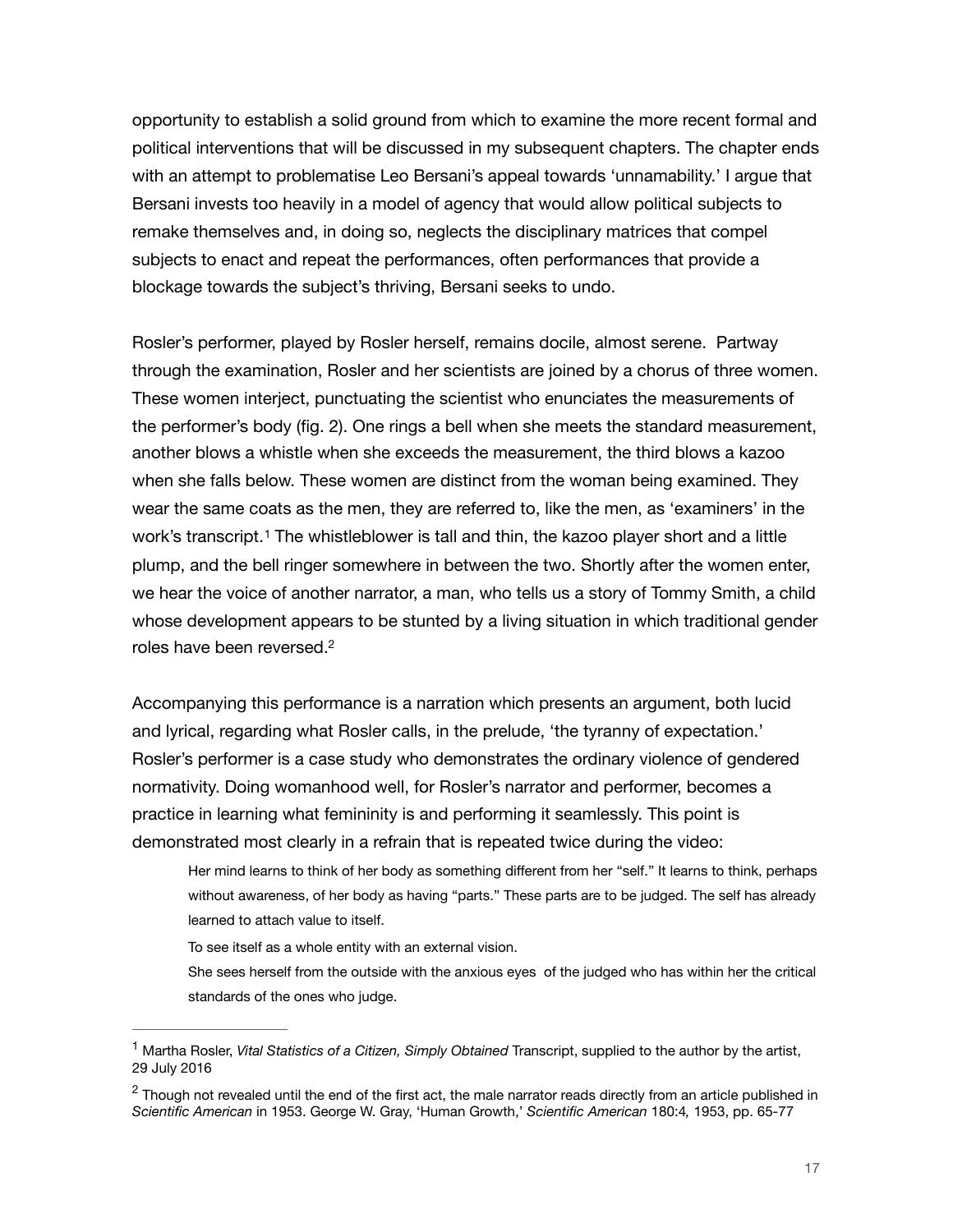opportunity to establish a solid ground from which to examine the more recent formal and political interventions that will be discussed in my subsequent chapters. The chapter ends with an attempt to problematise Leo Bersani's appeal towards 'unnamability.' I argue that Bersani invests too heavily in a model of agency that would allow political subjects to remake themselves and, in doing so, neglects the disciplinary matrices that compel subjects to enact and repeat the performances, often performances that provide a blockage towards the subject's thriving, Bersani seeks to undo.

Rosler's performer, played by Rosler herself, remains docile, almost serene. Partway through the examination, Rosler and her scientists are joined by a chorus of three women. These women interject, punctuating the scientist who enunciates the measurements of the performer's body (fig. 2). One rings a bell when she meets the standard measurement, another blows a whistle when she exceeds the measurement, the third blows a kazoo when she falls below. These women are distinct from the woman being examined. They wear the same coats as the men, they are referred to, like the men, as 'examiners' in the work's transcript.[1] The whistleblower is tall and thin, the kazoo player short and a little plump, and the bell ringer somewhere in between the two. Shortly after the women enter, we hear the voice of another narrator, a man, who tells us a story of Tommy Smith, a child whose development appears to be stunted by a living situation in which traditional gender roles have been reversed.[2]

Accompanying this performance is a narration which presents an argument, both lucid and lyrical, regarding what Rosler calls, in the prelude, 'the tyranny of expectation.' Rosler's performer is a case study who demonstrates the ordinary violence of gendered normativity. Doing womanhood well, for Rosler's narrator and performer, becomes a practice in learning what femininity is and performing it seamlessly. This point is demonstrated most clearly in a refrain that is repeated twice during the video:

> Her mind learns to think of her body as something different from her "self." It learns to think, perhaps without awareness, of her body as having "parts." These parts are to be judged. The self has already learned to attach value to itself.
>
> To see itself as a whole entity with an external vision.
>
> She sees herself from the outside with the anxious eyes of the judged who has within her the critical standards of the ones who judge.

---

[1] Martha Rosler, *Vital Statistics of a Citizen, Simply Obtained* Transcript, supplied to the author by the artist, 29 July 2016

[2] Though not revealed until the end of the first act, the male narrator reads directly from an article published in *Scientific American* in 1953. George W. Gray, 'Human Growth,' *Scientific American* 180:4, 1953, pp. 65-77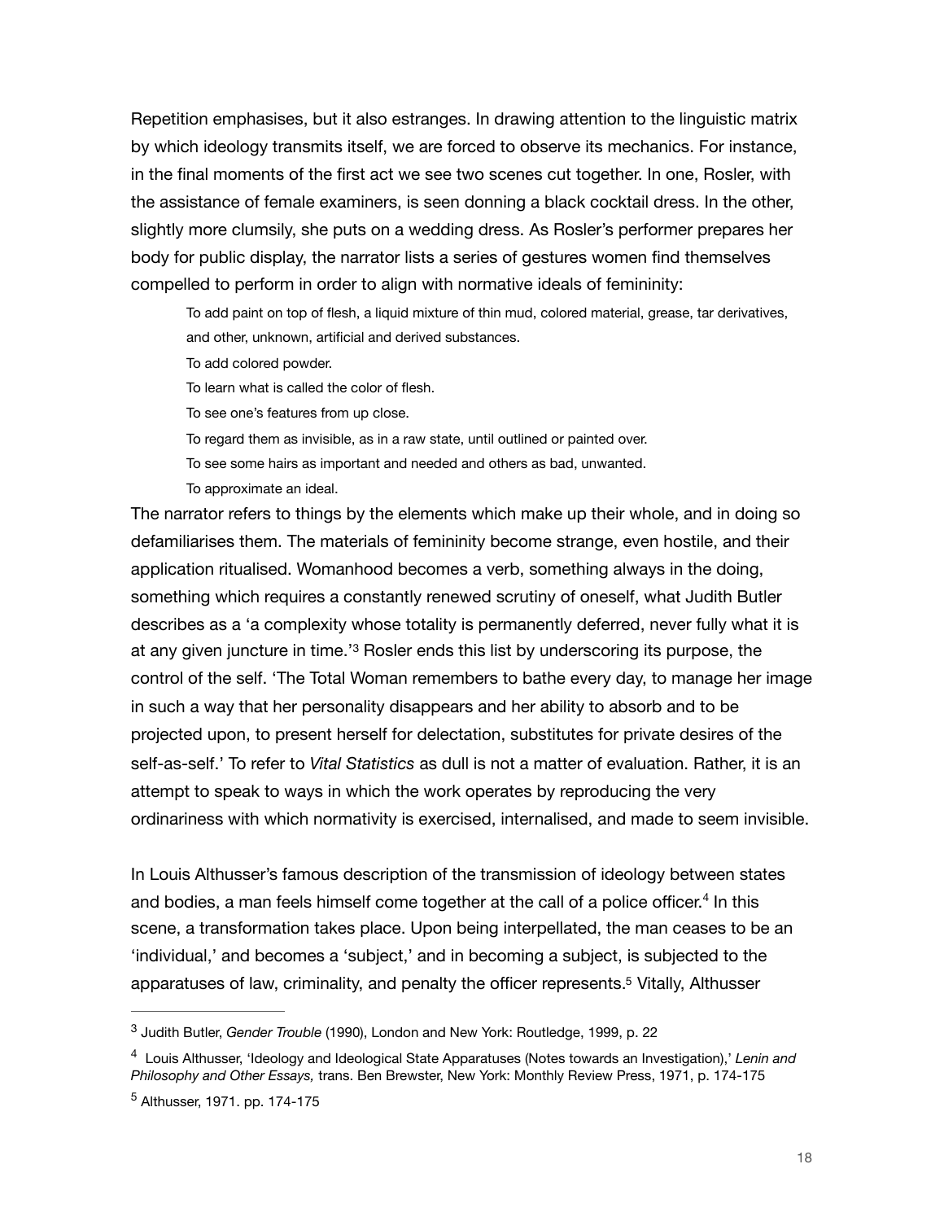Repetition emphasises, but it also estranges. In drawing attention to the linguistic matrix by which ideology transmits itself, we are forced to observe its mechanics. For instance, in the final moments of the first act we see two scenes cut together. In one, Rosler, with the assistance of female examiners, is seen donning a black cocktail dress. In the other, slightly more clumsily, she puts on a wedding dress. As Rosler's performer prepares her body for public display, the narrator lists a series of gestures women find themselves compelled to perform in order to align with normative ideals of femininity:

> To add paint on top of flesh, a liquid mixture of thin mud, colored material, grease, tar derivatives, and other, unknown, artificial and derived substances.
>
> To add colored powder.
>
> To learn what is called the color of flesh.
>
> To see one's features from up close.
>
> To regard them as invisible, as in a raw state, until outlined or painted over.
>
> To see some hairs as important and needed and others as bad, unwanted.
>
> To approximate an ideal.

The narrator refers to things by the elements which make up their whole, and in doing so defamiliarises them. The materials of femininity become strange, even hostile, and their application ritualised. Womanhood becomes a verb, something always in the doing, something which requires a constantly renewed scrutiny of oneself, what Judith Butler describes as a 'a complexity whose totality is permanently deferred, never fully what it is at any given juncture in time.'[3] Rosler ends this list by underscoring its purpose, the control of the self. 'The Total Woman remembers to bathe every day, to manage her image in such a way that her personality disappears and her ability to absorb and to be projected upon, to present herself for delectation, substitutes for private desires of the self-as-self.' To refer to *Vital Statistics* as dull is not a matter of evaluation. Rather, it is an attempt to speak to ways in which the work operates by reproducing the very ordinariness with which normativity is exercised, internalised, and made to seem invisible.

In Louis Althusser's famous description of the transmission of ideology between states and bodies, a man feels himself come together at the call of a police officer.[4] In this scene, a transformation takes place. Upon being interpellated, the man ceases to be an 'individual,' and becomes a 'subject,' and in becoming a subject, is subjected to the apparatuses of law, criminality, and penalty the officer represents.[5] Vitally, Althusser

---

[3] Judith Butler, *Gender Trouble* (1990), London and New York: Routledge, 1999, p. 22

[4] Louis Althusser, 'Ideology and Ideological State Apparatuses (Notes towards an Investigation),' *Lenin and Philosophy and Other Essays,* trans. Ben Brewster, New York: Monthly Review Press, 1971, p. 174-175

[5] Althusser, 1971. pp. 174-175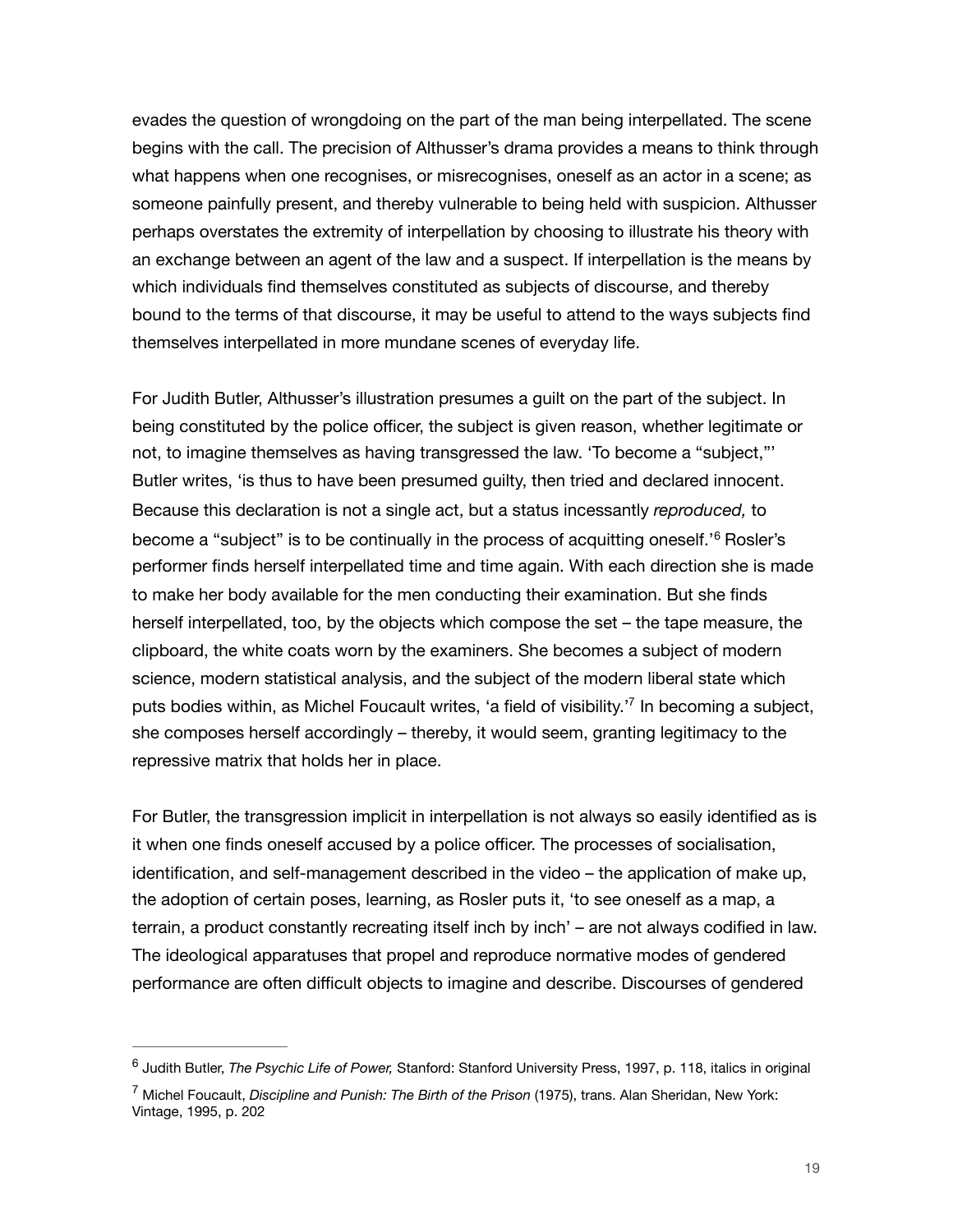evades the question of wrongdoing on the part of the man being interpellated. The scene begins with the call. The precision of Althusser's drama provides a means to think through what happens when one recognises, or misrecognises, oneself as an actor in a scene; as someone painfully present, and thereby vulnerable to being held with suspicion. Althusser perhaps overstates the extremity of interpellation by choosing to illustrate his theory with an exchange between an agent of the law and a suspect. If interpellation is the means by which individuals find themselves constituted as subjects of discourse, and thereby bound to the terms of that discourse, it may be useful to attend to the ways subjects find themselves interpellated in more mundane scenes of everyday life.

For Judith Butler, Althusser's illustration presumes a guilt on the part of the subject. In being constituted by the police officer, the subject is given reason, whether legitimate or not, to imagine themselves as having transgressed the law. 'To become a "subject,"' Butler writes, 'is thus to have been presumed guilty, then tried and declared innocent. Because this declaration is not a single act, but a status incessantly *reproduced,* to become a "subject" is to be continually in the process of acquitting oneself.'[6] Rosler's performer finds herself interpellated time and time again. With each direction she is made to make her body available for the men conducting their examination. But she finds herself interpellated, too, by the objects which compose the set – the tape measure, the clipboard, the white coats worn by the examiners. She becomes a subject of modern science, modern statistical analysis, and the subject of the modern liberal state which puts bodies within, as Michel Foucault writes, 'a field of visibility.'[7] In becoming a subject, she composes herself accordingly – thereby, it would seem, granting legitimacy to the repressive matrix that holds her in place.

For Butler, the transgression implicit in interpellation is not always so easily identified as is it when one finds oneself accused by a police officer. The processes of socialisation, identification, and self-management described in the video – the application of make up, the adoption of certain poses, learning, as Rosler puts it, 'to see oneself as a map, a terrain, a product constantly recreating itself inch by inch' – are not always codified in law. The ideological apparatuses that propel and reproduce normative modes of gendered performance are often difficult objects to imagine and describe. Discourses of gendered

---

[6] Judith Butler, *The Psychic Life of Power,* Stanford: Stanford University Press, 1997, p. 118, italics in original

[7] Michel Foucault, *Discipline and Punish: The Birth of the Prison* (1975), trans. Alan Sheridan, New York: Vintage, 1995, p. 202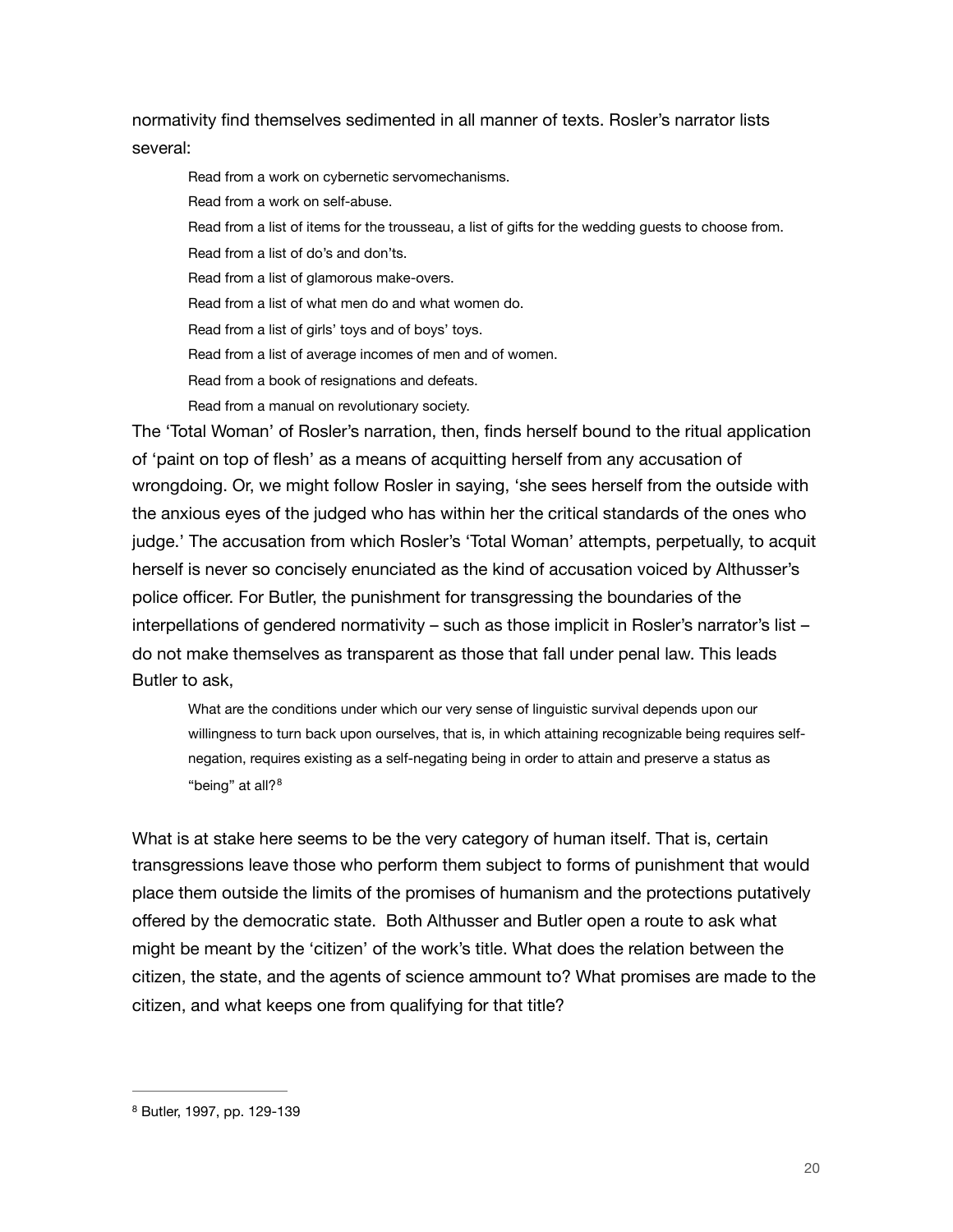normativity find themselves sedimented in all manner of texts. Rosler's narrator lists several:

> Read from a work on cybernetic servomechanisms.
>
> Read from a work on self-abuse.
>
> Read from a list of items for the trousseau, a list of gifts for the wedding guests to choose from.
>
> Read from a list of do's and don'ts.
>
> Read from a list of glamorous make-overs.
>
> Read from a list of what men do and what women do.
>
> Read from a list of girls' toys and of boys' toys.
>
> Read from a list of average incomes of men and of women.
>
> Read from a book of resignations and defeats.
>
> Read from a manual on revolutionary society.

The 'Total Woman' of Rosler's narration, then, finds herself bound to the ritual application of 'paint on top of flesh' as a means of acquitting herself from any accusation of wrongdoing. Or, we might follow Rosler in saying, 'she sees herself from the outside with the anxious eyes of the judged who has within her the critical standards of the ones who judge.' The accusation from which Rosler's 'Total Woman' attempts, perpetually, to acquit herself is never so concisely enunciated as the kind of accusation voiced by Althusser's police officer. For Butler, the punishment for transgressing the boundaries of the interpellations of gendered normativity – such as those implicit in Rosler's narrator's list – do not make themselves as transparent as those that fall under penal law. This leads Butler to ask,

> What are the conditions under which our very sense of linguistic survival depends upon our willingness to turn back upon ourselves, that is, in which attaining recognizable being requires self-negation, requires existing as a self-negating being in order to attain and preserve a status as "being" at all?[8]

What is at stake here seems to be the very category of human itself. That is, certain transgressions leave those who perform them subject to forms of punishment that would place them outside the limits of the promises of humanism and the protections putatively offered by the democratic state. Both Althusser and Butler open a route to ask what might be meant by the 'citizen' of the work's title. What does the relation between the citizen, the state, and the agents of science ammount to? What promises are made to the citizen, and what keeps one from qualifying for that title?

---

[8] Butler, 1997, pp. 129-139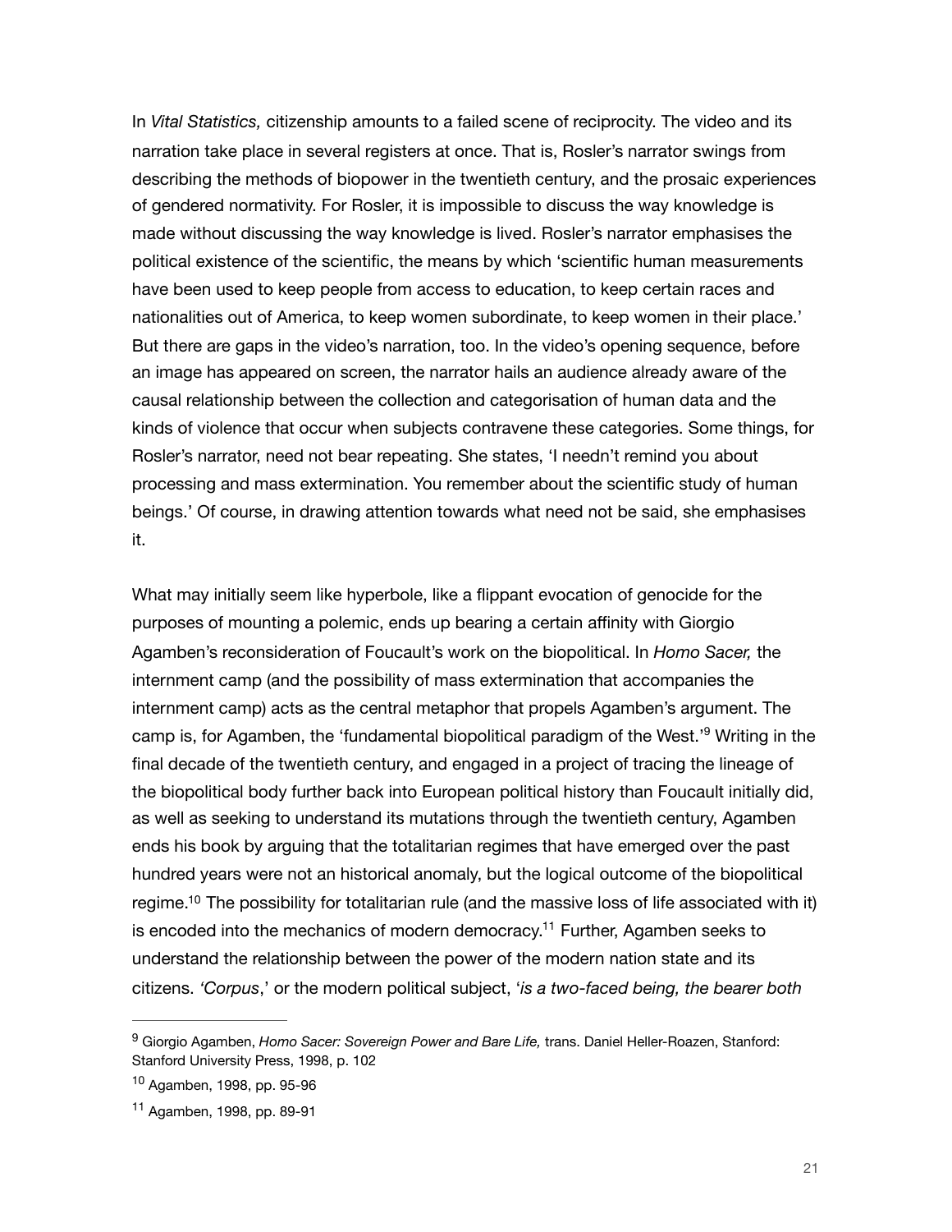In *Vital Statistics,* citizenship amounts to a failed scene of reciprocity. The video and its narration take place in several registers at once. That is, Rosler's narrator swings from describing the methods of biopower in the twentieth century, and the prosaic experiences of gendered normativity. For Rosler, it is impossible to discuss the way knowledge is made without discussing the way knowledge is lived. Rosler's narrator emphasises the political existence of the scientific, the means by which 'scientific human measurements have been used to keep people from access to education, to keep certain races and nationalities out of America, to keep women subordinate, to keep women in their place.' But there are gaps in the video's narration, too. In the video's opening sequence, before an image has appeared on screen, the narrator hails an audience already aware of the causal relationship between the collection and categorisation of human data and the kinds of violence that occur when subjects contravene these categories. Some things, for Rosler's narrator, need not bear repeating. She states, 'I needn't remind you about processing and mass extermination. You remember about the scientific study of human beings.' Of course, in drawing attention towards what need not be said, she emphasises it.

What may initially seem like hyperbole, like a flippant evocation of genocide for the purposes of mounting a polemic, ends up bearing a certain affinity with Giorgio Agamben's reconsideration of Foucault's work on the biopolitical. In *Homo Sacer,* the internment camp (and the possibility of mass extermination that accompanies the internment camp) acts as the central metaphor that propels Agamben's argument. The camp is, for Agamben, the 'fundamental biopolitical paradigm of the West.'[9] Writing in the final decade of the twentieth century, and engaged in a project of tracing the lineage of the biopolitical body further back into European political history than Foucault initially did, as well as seeking to understand its mutations through the twentieth century, Agamben ends his book by arguing that the totalitarian regimes that have emerged over the past hundred years were not an historical anomaly, but the logical outcome of the biopolitical regime.[10] The possibility for totalitarian rule (and the massive loss of life associated with it) is encoded into the mechanics of modern democracy.[11] Further, Agamben seeks to understand the relationship between the power of the modern nation state and its citizens. *'Corpus*,' or the modern political subject, '*is a two-faced being, the bearer both*

---

[9] Giorgio Agamben, *Homo Sacer: Sovereign Power and Bare Life,* trans. Daniel Heller-Roazen, Stanford: Stanford University Press, 1998, p. 102

[10] Agamben, 1998, pp. 95-96

[11] Agamben, 1998, pp. 89-91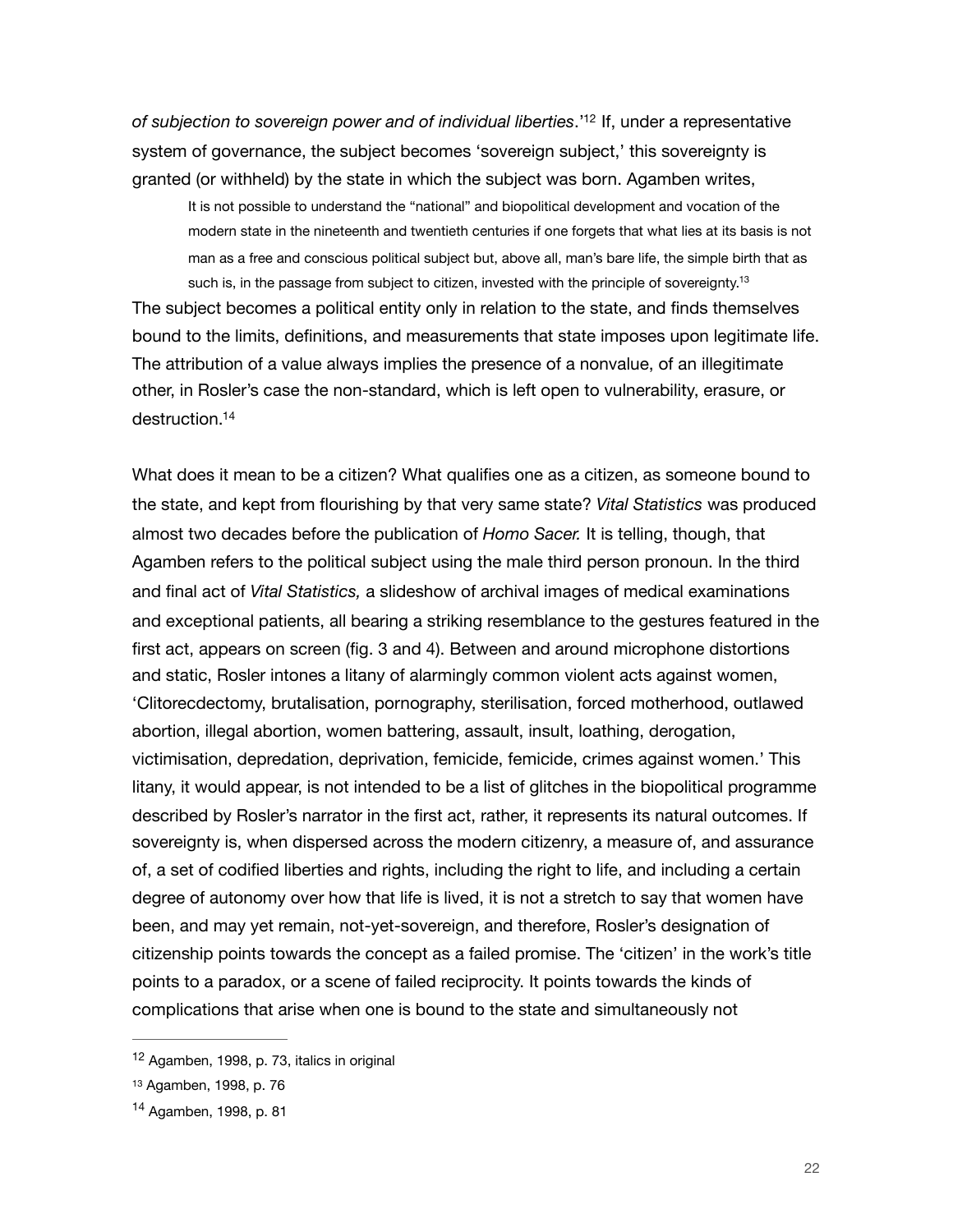*of subjection to sovereign power and of individual liberties*.'[12] If, under a representative system of governance, the subject becomes 'sovereign subject,' this sovereignty is granted (or withheld) by the state in which the subject was born. Agamben writes,

> It is not possible to understand the "national" and biopolitical development and vocation of the modern state in the nineteenth and twentieth centuries if one forgets that what lies at its basis is not man as a free and conscious political subject but, above all, man's bare life, the simple birth that as such is, in the passage from subject to citizen, invested with the principle of sovereignty.[13]

The subject becomes a political entity only in relation to the state, and finds themselves bound to the limits, definitions, and measurements that state imposes upon legitimate life. The attribution of a value always implies the presence of a nonvalue, of an illegitimate other, in Rosler's case the non-standard, which is left open to vulnerability, erasure, or destruction.[14]

What does it mean to be a citizen? What qualifies one as a citizen, as someone bound to the state, and kept from flourishing by that very same state? *Vital Statistics* was produced almost two decades before the publication of *Homo Sacer.* It is telling, though, that Agamben refers to the political subject using the male third person pronoun. In the third and final act of *Vital Statistics,* a slideshow of archival images of medical examinations and exceptional patients, all bearing a striking resemblance to the gestures featured in the first act, appears on screen (fig. 3 and 4). Between and around microphone distortions and static, Rosler intones a litany of alarmingly common violent acts against women, 'Clitorecdectomy, brutalisation, pornography, sterilisation, forced motherhood, outlawed abortion, illegal abortion, women battering, assault, insult, loathing, derogation, victimisation, depredation, deprivation, femicide, femicide, crimes against women.' This litany, it would appear, is not intended to be a list of glitches in the biopolitical programme described by Rosler's narrator in the first act, rather, it represents its natural outcomes. If sovereignty is, when dispersed across the modern citizenry, a measure of, and assurance of, a set of codified liberties and rights, including the right to life, and including a certain degree of autonomy over how that life is lived, it is not a stretch to say that women have been, and may yet remain, not-yet-sovereign, and therefore, Rosler's designation of citizenship points towards the concept as a failed promise. The 'citizen' in the work's title points to a paradox, or a scene of failed reciprocity. It points towards the kinds of complications that arise when one is bound to the state and simultaneously not

---

[12] Agamben, 1998, p. 73, italics in original

[13] Agamben, 1998, p. 76

[14] Agamben, 1998, p. 81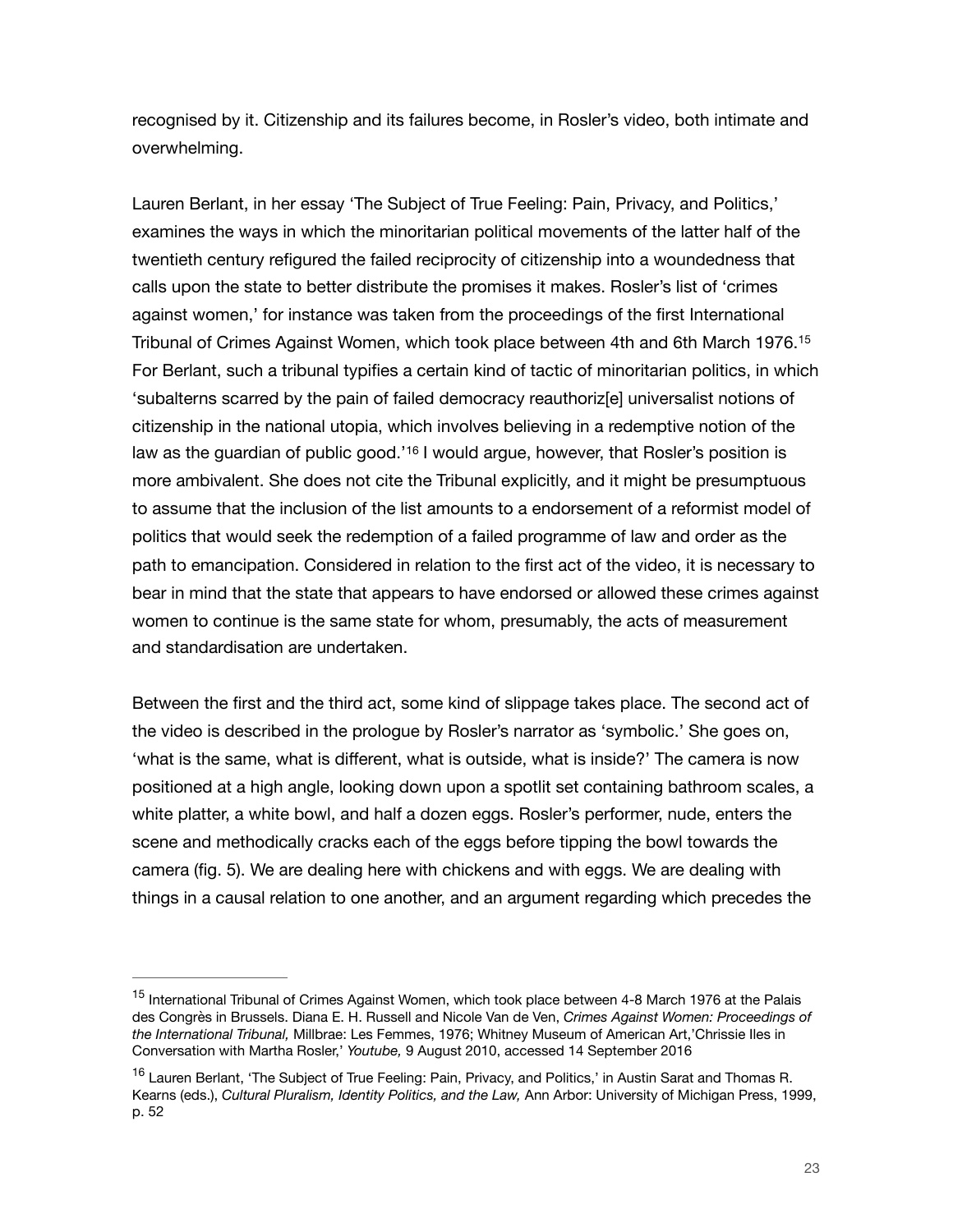recognised by it. Citizenship and its failures become, in Rosler's video, both intimate and overwhelming.

Lauren Berlant, in her essay 'The Subject of True Feeling: Pain, Privacy, and Politics,' examines the ways in which the minoritarian political movements of the latter half of the twentieth century refigured the failed reciprocity of citizenship into a woundedness that calls upon the state to better distribute the promises it makes. Rosler's list of 'crimes against women,' for instance was taken from the proceedings of the first International Tribunal of Crimes Against Women, which took place between 4th and 6th March 1976.[15] For Berlant, such a tribunal typifies a certain kind of tactic of minoritarian politics, in which 'subalterns scarred by the pain of failed democracy reauthoriz[e] universalist notions of citizenship in the national utopia, which involves believing in a redemptive notion of the law as the guardian of public good.'[16] I would argue, however, that Rosler's position is more ambivalent. She does not cite the Tribunal explicitly, and it might be presumptuous to assume that the inclusion of the list amounts to a endorsement of a reformist model of politics that would seek the redemption of a failed programme of law and order as the path to emancipation. Considered in relation to the first act of the video, it is necessary to bear in mind that the state that appears to have endorsed or allowed these crimes against women to continue is the same state for whom, presumably, the acts of measurement and standardisation are undertaken.

Between the first and the third act, some kind of slippage takes place. The second act of the video is described in the prologue by Rosler's narrator as 'symbolic.' She goes on, 'what is the same, what is different, what is outside, what is inside?' The camera is now positioned at a high angle, looking down upon a spotlit set containing bathroom scales, a white platter, a white bowl, and half a dozen eggs. Rosler's performer, nude, enters the scene and methodically cracks each of the eggs before tipping the bowl towards the camera (fig. 5). We are dealing here with chickens and with eggs. We are dealing with things in a causal relation to one another, and an argument regarding which precedes the

---

[15] International Tribunal of Crimes Against Women, which took place between 4-8 March 1976 at the Palais des Congrès in Brussels. Diana E. H. Russell and Nicole Van de Ven, *Crimes Against Women: Proceedings of the International Tribunal,* Millbrae: Les Femmes, 1976; Whitney Museum of American Art,'Chrissie Iles in Conversation with Martha Rosler,' *Youtube,* 9 August 2010, accessed 14 September 2016

[16] Lauren Berlant, 'The Subject of True Feeling: Pain, Privacy, and Politics,' in Austin Sarat and Thomas R. Kearns (eds.), *Cultural Pluralism, Identity Politics, and the Law,* Ann Arbor: University of Michigan Press, 1999, p. 52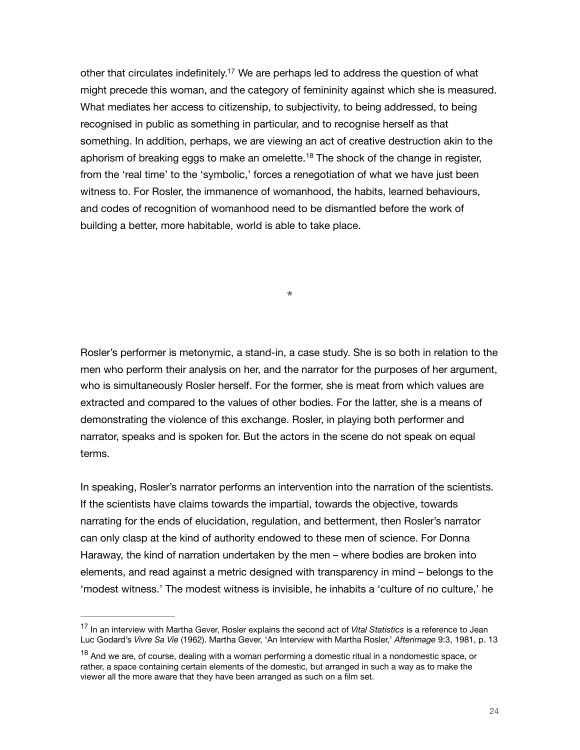other that circulates indefinitely.[17] We are perhaps led to address the question of what might precede this woman, and the category of femininity against which she is measured. What mediates her access to citizenship, to subjectivity, to being addressed, to being recognised in public as something in particular, and to recognise herself as that something. In addition, perhaps, we are viewing an act of creative destruction akin to the aphorism of breaking eggs to make an omelette.[18] The shock of the change in register, from the 'real time' to the 'symbolic,' forces a renegotiation of what we have just been witness to. For Rosler, the immanence of womanhood, the habits, learned behaviours, and codes of recognition of womanhood need to be dismantled before the work of building a better, more habitable, world is able to take place.

*

Rosler's performer is metonymic, a stand-in, a case study. She is so both in relation to the men who perform their analysis on her, and the narrator for the purposes of her argument, who is simultaneously Rosler herself. For the former, she is meat from which values are extracted and compared to the values of other bodies. For the latter, she is a means of demonstrating the violence of this exchange. Rosler, in playing both performer and narrator, speaks and is spoken for. But the actors in the scene do not speak on equal terms.

In speaking, Rosler's narrator performs an intervention into the narration of the scientists. If the scientists have claims towards the impartial, towards the objective, towards narrating for the ends of elucidation, regulation, and betterment, then Rosler's narrator can only clasp at the kind of authority endowed to these men of science. For Donna Haraway, the kind of narration undertaken by the men – where bodies are broken into elements, and read against a metric designed with transparency in mind – belongs to the 'modest witness.' The modest witness is invisible, he inhabits a 'culture of no culture,' he

---

[17] In an interview with Martha Gever, Rosler explains the second act of *Vital Statistics* is a reference to Jean Luc Godard's *Vivre Sa Vie* (1962). Martha Gever, 'An Interview with Martha Rosler,' *Afterimage* 9:3, 1981, p. 13

[18] And we are, of course, dealing with a woman performing a domestic ritual in a nondomestic space, or rather, a space containing certain elements of the domestic, but arranged in such a way as to make the viewer all the more aware that they have been arranged as such on a film set.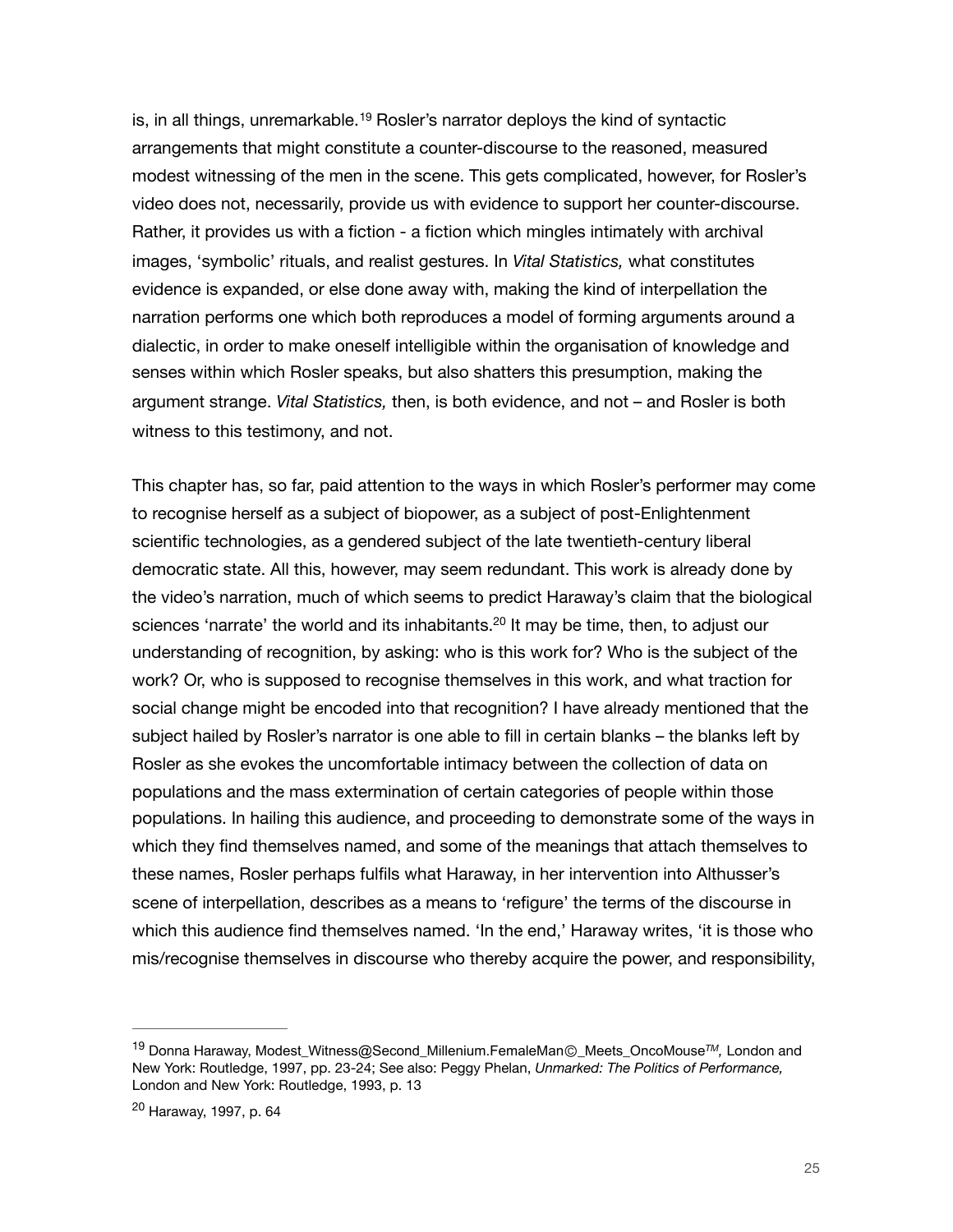is, in all things, unremarkable.[19] Rosler's narrator deploys the kind of syntactic arrangements that might constitute a counter-discourse to the reasoned, measured modest witnessing of the men in the scene. This gets complicated, however, for Rosler's video does not, necessarily, provide us with evidence to support her counter-discourse. Rather, it provides us with a fiction - a fiction which mingles intimately with archival images, 'symbolic' rituals, and realist gestures. In *Vital Statistics,* what constitutes evidence is expanded, or else done away with, making the kind of interpellation the narration performs one which both reproduces a model of forming arguments around a dialectic, in order to make oneself intelligible within the organisation of knowledge and senses within which Rosler speaks, but also shatters this presumption, making the argument strange. *Vital Statistics,* then, is both evidence, and not – and Rosler is both witness to this testimony, and not.

This chapter has, so far, paid attention to the ways in which Rosler's performer may come to recognise herself as a subject of biopower, as a subject of post-Enlightenment scientific technologies, as a gendered subject of the late twentieth-century liberal democratic state. All this, however, may seem redundant. This work is already done by the video's narration, much of which seems to predict Haraway's claim that the biological sciences 'narrate' the world and its inhabitants.[20] It may be time, then, to adjust our understanding of recognition, by asking: who is this work for? Who is the subject of the work? Or, who is supposed to recognise themselves in this work, and what traction for social change might be encoded into that recognition? I have already mentioned that the subject hailed by Rosler's narrator is one able to fill in certain blanks – the blanks left by Rosler as she evokes the uncomfortable intimacy between the collection of data on populations and the mass extermination of certain categories of people within those populations. In hailing this audience, and proceeding to demonstrate some of the ways in which they find themselves named, and some of the meanings that attach themselves to these names, Rosler perhaps fulfils what Haraway, in her intervention into Althusser's scene of interpellation, describes as a means to 'refigure' the terms of the discourse in which this audience find themselves named. 'In the end,' Haraway writes, 'it is those who mis/recognise themselves in discourse who thereby acquire the power, and responsibility,

---

[19] Donna Haraway, Modest_Witness@Second_Millenium.FemaleMan©_Meets_OncoMouse*TM*, London and New York: Routledge, 1997, pp. 23-24; See also: Peggy Phelan, *Unmarked: The Politics of Performance,* London and New York: Routledge, 1993, p. 13

[20] Haraway, 1997, p. 64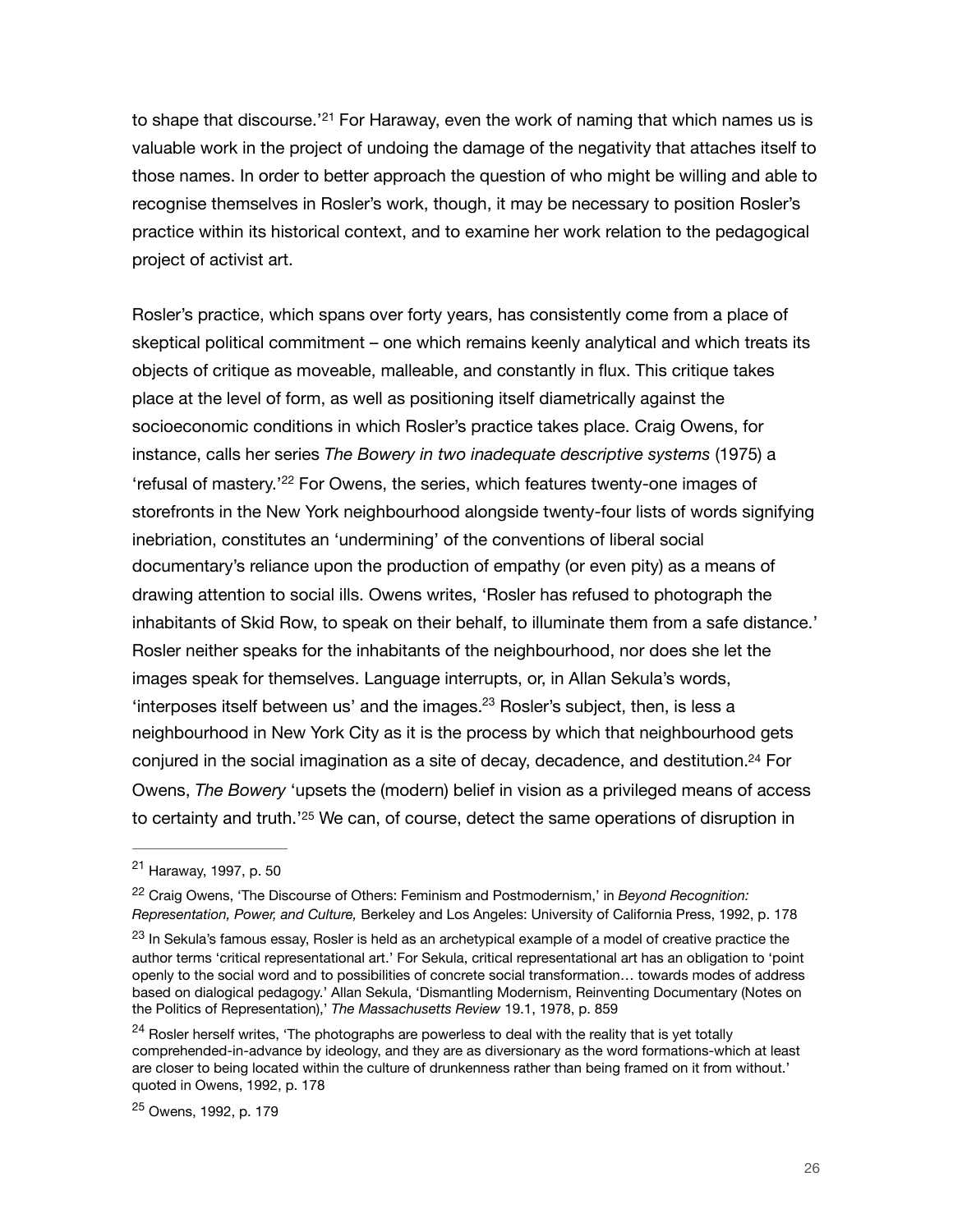to shape that discourse.'[21] For Haraway, even the work of naming that which names us is valuable work in the project of undoing the damage of the negativity that attaches itself to those names. In order to better approach the question of who might be willing and able to recognise themselves in Rosler's work, though, it may be necessary to position Rosler's practice within its historical context, and to examine her work relation to the pedagogical project of activist art.

Rosler's practice, which spans over forty years, has consistently come from a place of skeptical political commitment – one which remains keenly analytical and which treats its objects of critique as moveable, malleable, and constantly in flux. This critique takes place at the level of form, as well as positioning itself diametrically against the socioeconomic conditions in which Rosler's practice takes place. Craig Owens, for instance, calls her series *The Bowery in two inadequate descriptive systems* (1975) a 'refusal of mastery.'[22] For Owens, the series, which features twenty-one images of storefronts in the New York neighbourhood alongside twenty-four lists of words signifying inebriation, constitutes an 'undermining' of the conventions of liberal social documentary's reliance upon the production of empathy (or even pity) as a means of drawing attention to social ills. Owens writes, 'Rosler has refused to photograph the inhabitants of Skid Row, to speak on their behalf, to illuminate them from a safe distance.' Rosler neither speaks for the inhabitants of the neighbourhood, nor does she let the images speak for themselves. Language interrupts, or, in Allan Sekula's words, 'interposes itself between us' and the images.[23] Rosler's subject, then, is less a neighbourhood in New York City as it is the process by which that neighbourhood gets conjured in the social imagination as a site of decay, decadence, and destitution.[24] For Owens, *The Bowery* 'upsets the (modern) belief in vision as a privileged means of access to certainty and truth.'[25] We can, of course, detect the same operations of disruption in

---

[21] Haraway, 1997, p. 50

[22] Craig Owens, 'The Discourse of Others: Feminism and Postmodernism,' in *Beyond Recognition: Representation, Power, and Culture,* Berkeley and Los Angeles: University of California Press, 1992, p. 178

[23] In Sekula's famous essay, Rosler is held as an archetypical example of a model of creative practice the author terms 'critical representational art.' For Sekula, critical representational art has an obligation to 'point openly to the social word and to possibilities of concrete social transformation… towards modes of address based on dialogical pedagogy.' Allan Sekula, 'Dismantling Modernism, Reinventing Documentary (Notes on the Politics of Representation),' *The Massachusetts Review* 19.1, 1978, p. 859

[24] Rosler herself writes, 'The photographs are powerless to deal with the reality that is yet totally comprehended-in-advance by ideology, and they are as diversionary as the word formations-which at least are closer to being located within the culture of drunkenness rather than being framed on it from without.' quoted in Owens, 1992, p. 178

[25] Owens, 1992, p. 179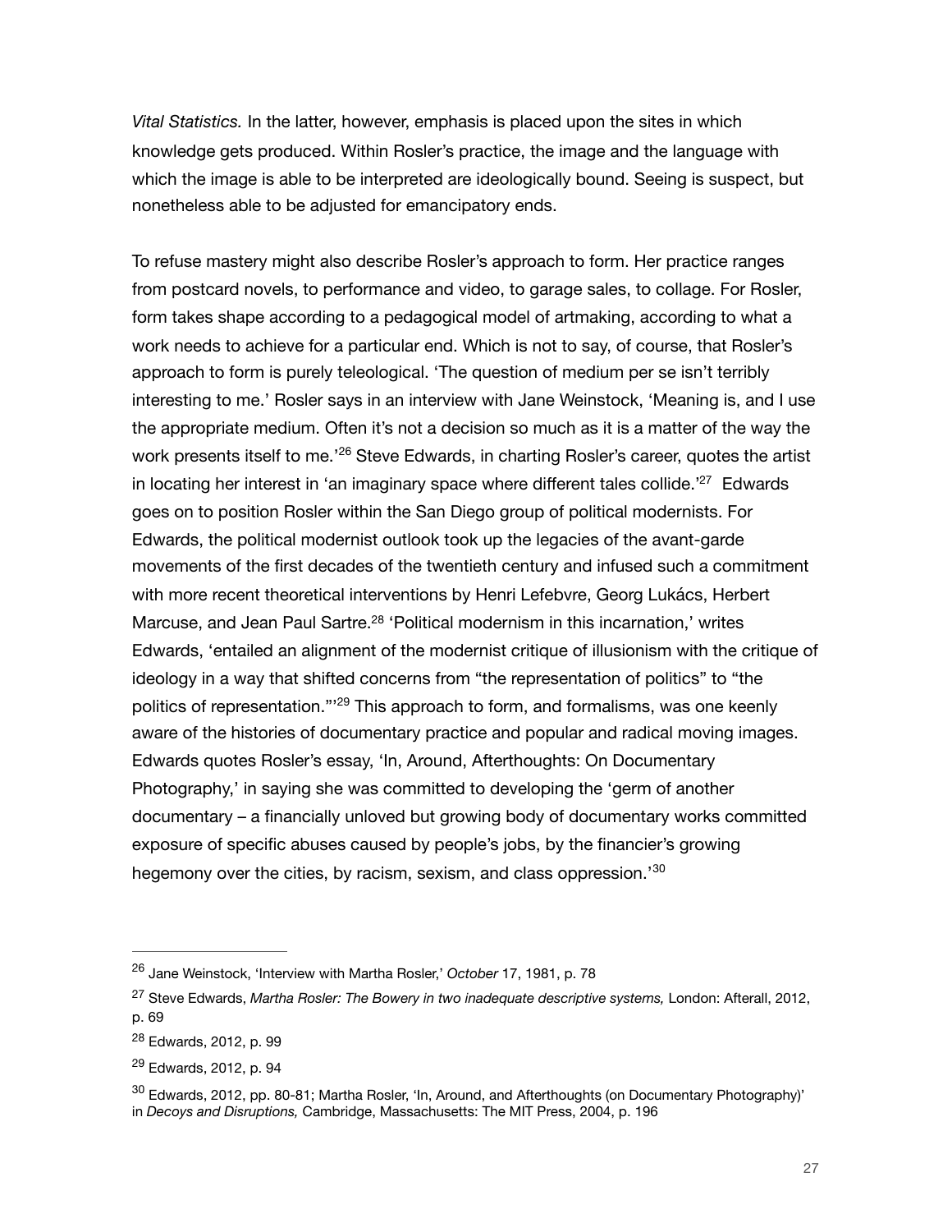*Vital Statistics.* In the latter, however, emphasis is placed upon the sites in which knowledge gets produced. Within Rosler's practice, the image and the language with which the image is able to be interpreted are ideologically bound. Seeing is suspect, but nonetheless able to be adjusted for emancipatory ends.

To refuse mastery might also describe Rosler's approach to form. Her practice ranges from postcard novels, to performance and video, to garage sales, to collage. For Rosler, form takes shape according to a pedagogical model of artmaking, according to what a work needs to achieve for a particular end. Which is not to say, of course, that Rosler's approach to form is purely teleological. 'The question of medium per se isn't terribly interesting to me.' Rosler says in an interview with Jane Weinstock, 'Meaning is, and I use the appropriate medium. Often it's not a decision so much as it is a matter of the way the work presents itself to me.'[26] Steve Edwards, in charting Rosler's career, quotes the artist in locating her interest in 'an imaginary space where different tales collide.'[27] Edwards goes on to position Rosler within the San Diego group of political modernists. For Edwards, the political modernist outlook took up the legacies of the avant-garde movements of the first decades of the twentieth century and infused such a commitment with more recent theoretical interventions by Henri Lefebvre, Georg Lukács, Herbert Marcuse, and Jean Paul Sartre.[28] 'Political modernism in this incarnation,' writes Edwards, 'entailed an alignment of the modernist critique of illusionism with the critique of ideology in a way that shifted concerns from "the representation of politics" to "the politics of representation."'[29] This approach to form, and formalisms, was one keenly aware of the histories of documentary practice and popular and radical moving images. Edwards quotes Rosler's essay, 'In, Around, Afterthoughts: On Documentary Photography,' in saying she was committed to developing the 'germ of another documentary – a financially unloved but growing body of documentary works committed exposure of specific abuses caused by people's jobs, by the financier's growing hegemony over the cities, by racism, sexism, and class oppression.'[30]

---

[26] Jane Weinstock, 'Interview with Martha Rosler,' *October* 17, 1981, p. 78

[27] Steve Edwards, *Martha Rosler: The Bowery in two inadequate descriptive systems,* London: Afterall, 2012, p. 69

[28] Edwards, 2012, p. 99

[29] Edwards, 2012, p. 94

[30] Edwards, 2012, pp. 80-81; Martha Rosler, 'In, Around, and Afterthoughts (on Documentary Photography)' in *Decoys and Disruptions,* Cambridge, Massachusetts: The MIT Press, 2004, p. 196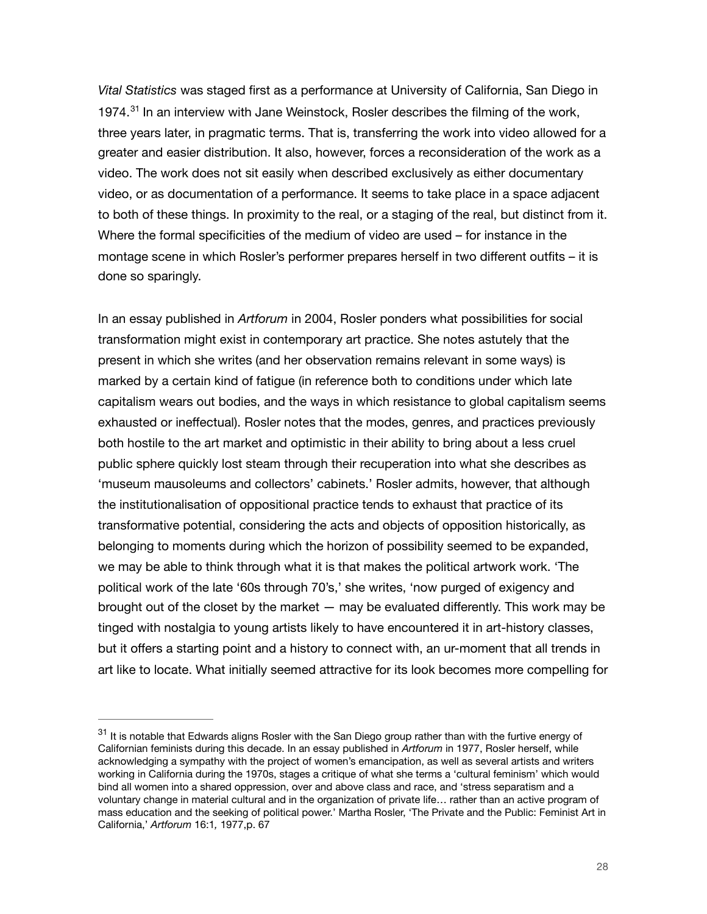*Vital Statistics* was staged first as a performance at University of California, San Diego in 1974.[31] In an interview with Jane Weinstock, Rosler describes the filming of the work, three years later, in pragmatic terms. That is, transferring the work into video allowed for a greater and easier distribution. It also, however, forces a reconsideration of the work as a video. The work does not sit easily when described exclusively as either documentary video, or as documentation of a performance. It seems to take place in a space adjacent to both of these things. In proximity to the real, or a staging of the real, but distinct from it. Where the formal specificities of the medium of video are used – for instance in the montage scene in which Rosler's performer prepares herself in two different outfits – it is done so sparingly.

In an essay published in *Artforum* in 2004, Rosler ponders what possibilities for social transformation might exist in contemporary art practice. She notes astutely that the present in which she writes (and her observation remains relevant in some ways) is marked by a certain kind of fatigue (in reference both to conditions under which late capitalism wears out bodies, and the ways in which resistance to global capitalism seems exhausted or ineffectual). Rosler notes that the modes, genres, and practices previously both hostile to the art market and optimistic in their ability to bring about a less cruel public sphere quickly lost steam through their recuperation into what she describes as 'museum mausoleums and collectors' cabinets.' Rosler admits, however, that although the institutionalisation of oppositional practice tends to exhaust that practice of its transformative potential, considering the acts and objects of opposition historically, as belonging to moments during which the horizon of possibility seemed to be expanded, we may be able to think through what it is that makes the political artwork work. 'The political work of the late '60s through 70's,' she writes, 'now purged of exigency and brought out of the closet by the market — may be evaluated differently. This work may be tinged with nostalgia to young artists likely to have encountered it in art-history classes, but it offers a starting point and a history to connect with, an ur-moment that all trends in art like to locate. What initially seemed attractive for its look becomes more compelling for

---

[31] It is notable that Edwards aligns Rosler with the San Diego group rather than with the furtive energy of Californian feminists during this decade. In an essay published in *Artforum* in 1977, Rosler herself, while acknowledging a sympathy with the project of women's emancipation, as well as several artists and writers working in California during the 1970s, stages a critique of what she terms a 'cultural feminism' which would bind all women into a shared oppression, over and above class and race, and 'stress separatism and a voluntary change in material cultural and in the organization of private life… rather than an active program of mass education and the seeking of political power.' Martha Rosler, 'The Private and the Public: Feminist Art in California,' *Artforum* 16:1, 1977,p. 67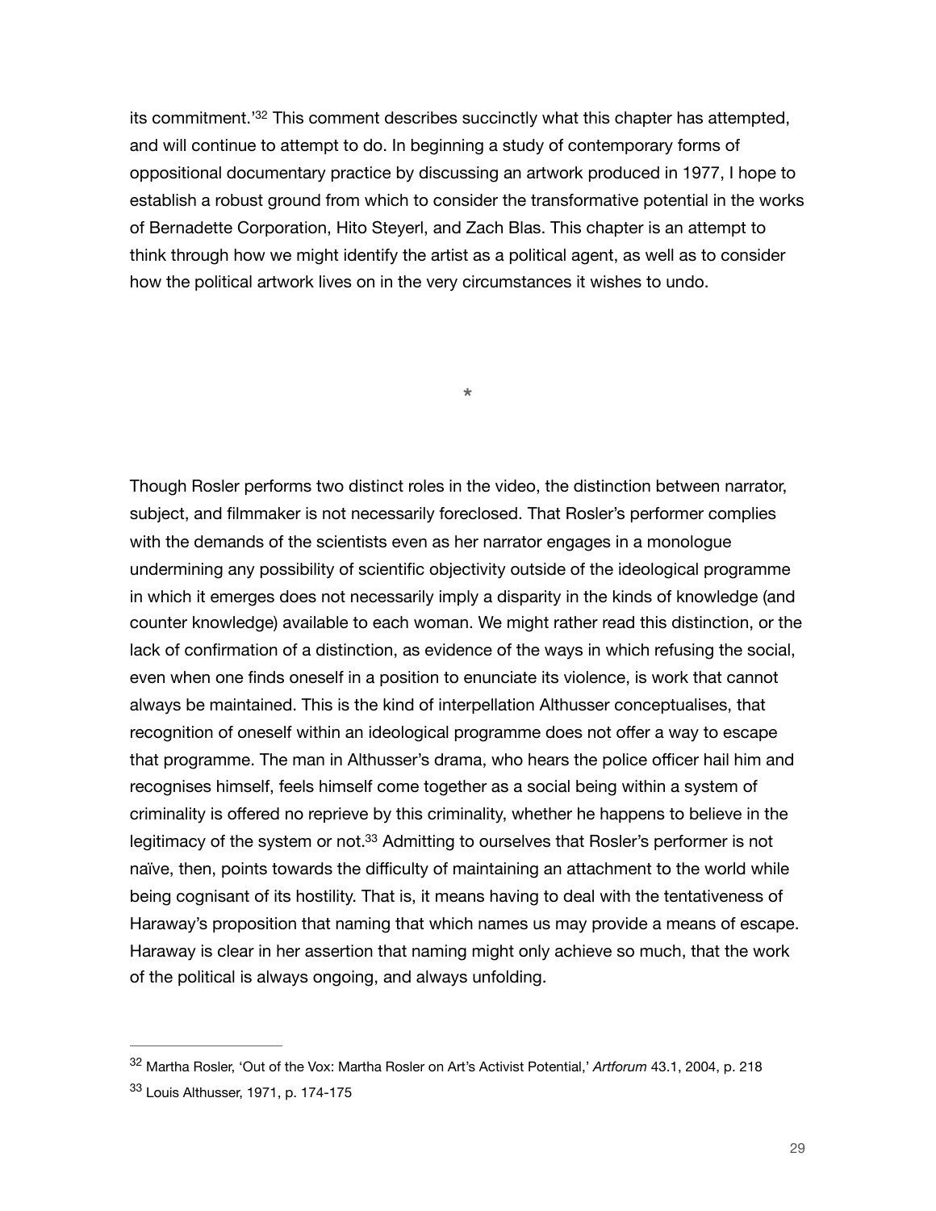its commitment.'[32] This comment describes succinctly what this chapter has attempted, and will continue to attempt to do. In beginning a study of contemporary forms of oppositional documentary practice by discussing an artwork produced in 1977, I hope to establish a robust ground from which to consider the transformative potential in the works of Bernadette Corporation, Hito Steyerl, and Zach Blas. This chapter is an attempt to think through how we might identify the artist as a political agent, as well as to consider how the political artwork lives on in the very circumstances it wishes to undo.

*

Though Rosler performs two distinct roles in the video, the distinction between narrator, subject, and filmmaker is not necessarily foreclosed. That Rosler's performer complies with the demands of the scientists even as her narrator engages in a monologue undermining any possibility of scientific objectivity outside of the ideological programme in which it emerges does not necessarily imply a disparity in the kinds of knowledge (and counter knowledge) available to each woman. We might rather read this distinction, or the lack of confirmation of a distinction, as evidence of the ways in which refusing the social, even when one finds oneself in a position to enunciate its violence, is work that cannot always be maintained. This is the kind of interpellation Althusser conceptualises, that recognition of oneself within an ideological programme does not offer a way to escape that programme. The man in Althusser's drama, who hears the police officer hail him and recognises himself, feels himself come together as a social being within a system of criminality is offered no reprieve by this criminality, whether he happens to believe in the legitimacy of the system or not.[33] Admitting to ourselves that Rosler's performer is not naïve, then, points towards the difficulty of maintaining an attachment to the world while being cognisant of its hostility. That is, it means having to deal with the tentativeness of Haraway's proposition that naming that which names us may provide a means of escape. Haraway is clear in her assertion that naming might only achieve so much, that the work of the political is always ongoing, and always unfolding.

---

[32] Martha Rosler, 'Out of the Vox: Martha Rosler on Art's Activist Potential,' *Artforum* 43.1, 2004, p. 218

[33] Louis Althusser, 1971, p. 174-175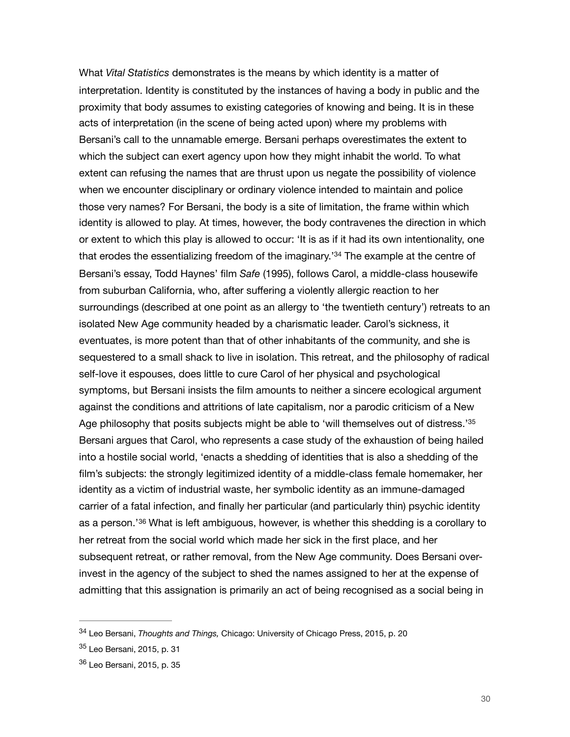What *Vital Statistics* demonstrates is the means by which identity is a matter of interpretation. Identity is constituted by the instances of having a body in public and the proximity that body assumes to existing categories of knowing and being. It is in these acts of interpretation (in the scene of being acted upon) where my problems with Bersani's call to the unnamable emerge. Bersani perhaps overestimates the extent to which the subject can exert agency upon how they might inhabit the world. To what extent can refusing the names that are thrust upon us negate the possibility of violence when we encounter disciplinary or ordinary violence intended to maintain and police those very names? For Bersani, the body is a site of limitation, the frame within which identity is allowed to play. At times, however, the body contravenes the direction in which or extent to which this play is allowed to occur: 'It is as if it had its own intentionality, one that erodes the essentializing freedom of the imaginary.'[34] The example at the centre of Bersani's essay, Todd Haynes' film *Safe* (1995), follows Carol, a middle-class housewife from suburban California, who, after suffering a violently allergic reaction to her surroundings (described at one point as an allergy to 'the twentieth century') retreats to an isolated New Age community headed by a charismatic leader. Carol's sickness, it eventuates, is more potent than that of other inhabitants of the community, and she is sequestered to a small shack to live in isolation. This retreat, and the philosophy of radical self-love it espouses, does little to cure Carol of her physical and psychological symptoms, but Bersani insists the film amounts to neither a sincere ecological argument against the conditions and attritions of late capitalism, nor a parodic criticism of a New Age philosophy that posits subjects might be able to 'will themselves out of distress.'[35] Bersani argues that Carol, who represents a case study of the exhaustion of being hailed into a hostile social world, 'enacts a shedding of identities that is also a shedding of the film's subjects: the strongly legitimized identity of a middle-class female homemaker, her identity as a victim of industrial waste, her symbolic identity as an immune-damaged carrier of a fatal infection, and finally her particular (and particularly thin) psychic identity as a person.'[36] What is left ambiguous, however, is whether this shedding is a corollary to her retreat from the social world which made her sick in the first place, and her subsequent retreat, or rather removal, from the New Age community. Does Bersani over-invest in the agency of the subject to shed the names assigned to her at the expense of admitting that this assignation is primarily an act of being recognised as a social being in

---

[34] Leo Bersani, *Thoughts and Things,* Chicago: University of Chicago Press, 2015, p. 20

[35] Leo Bersani, 2015, p. 31

[36] Leo Bersani, 2015, p. 35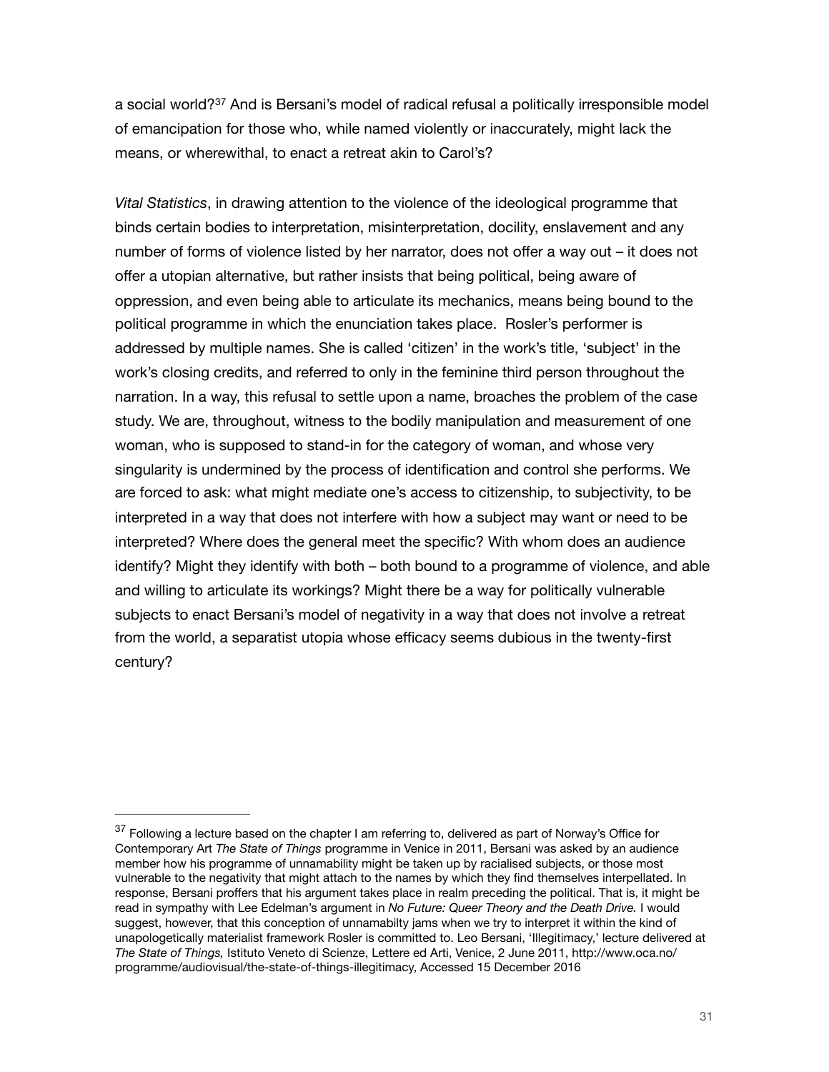a social world?[37] And is Bersani's model of radical refusal a politically irresponsible model of emancipation for those who, while named violently or inaccurately, might lack the means, or wherewithal, to enact a retreat akin to Carol's?

*Vital Statistics*, in drawing attention to the violence of the ideological programme that binds certain bodies to interpretation, misinterpretation, docility, enslavement and any number of forms of violence listed by her narrator, does not offer a way out – it does not offer a utopian alternative, but rather insists that being political, being aware of oppression, and even being able to articulate its mechanics, means being bound to the political programme in which the enunciation takes place. Rosler's performer is addressed by multiple names. She is called 'citizen' in the work's title, 'subject' in the work's closing credits, and referred to only in the feminine third person throughout the narration. In a way, this refusal to settle upon a name, broaches the problem of the case study. We are, throughout, witness to the bodily manipulation and measurement of one woman, who is supposed to stand-in for the category of woman, and whose very singularity is undermined by the process of identification and control she performs. We are forced to ask: what might mediate one's access to citizenship, to subjectivity, to be interpreted in a way that does not interfere with how a subject may want or need to be interpreted? Where does the general meet the specific? With whom does an audience identify? Might they identify with both – both bound to a programme of violence, and able and willing to articulate its workings? Might there be a way for politically vulnerable subjects to enact Bersani's model of negativity in a way that does not involve a retreat from the world, a separatist utopia whose efficacy seems dubious in the twenty-first century?

---

[37] Following a lecture based on the chapter I am referring to, delivered as part of Norway's Office for Contemporary Art *The State of Things* programme in Venice in 2011, Bersani was asked by an audience member how his programme of unnamability might be taken up by racialised subjects, or those most vulnerable to the negativity that might attach to the names by which they find themselves interpellated. In response, Bersani proffers that his argument takes place in realm preceding the political. That is, it might be read in sympathy with Lee Edelman's argument in *No Future: Queer Theory and the Death Drive.* I would suggest, however, that this conception of unnamabilty jams when we try to interpret it within the kind of unapologetically materialist framework Rosler is committed to. Leo Bersani, 'Illegitimacy,' lecture delivered at *The State of Things,* Istituto Veneto di Scienze, Lettere ed Arti, Venice, 2 June 2011, http://www.oca.no/programme/audiovisual/the-state-of-things-illegitimacy, Accessed 15 December 2016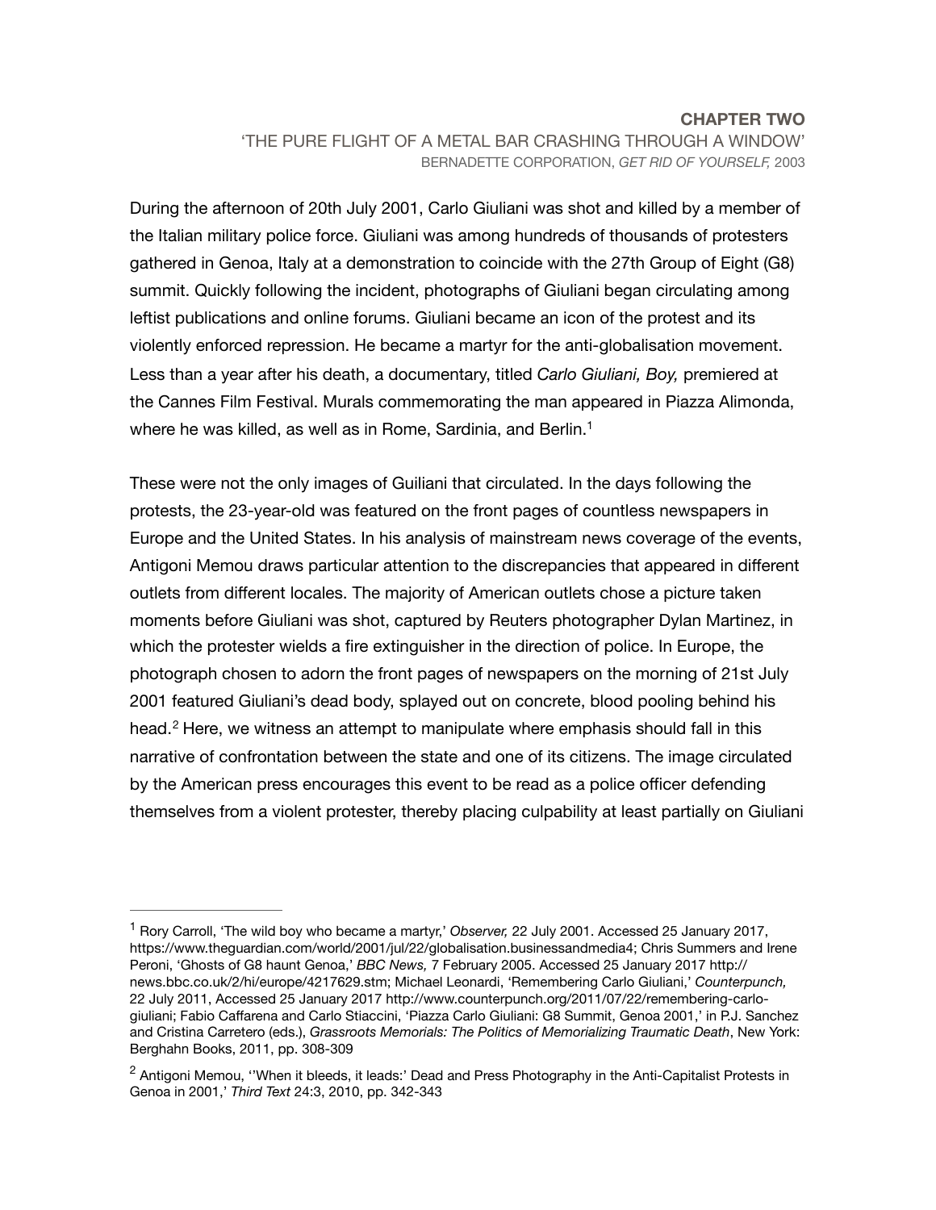## CHAPTER TWO

'THE PURE FLIGHT OF A METAL BAR CRASHING THROUGH A WINDOW'

BERNADETTE CORPORATION, *GET RID OF YOURSELF,* 2003

During the afternoon of 20th July 2001, Carlo Giuliani was shot and killed by a member of the Italian military police force. Giuliani was among hundreds of thousands of protesters gathered in Genoa, Italy at a demonstration to coincide with the 27th Group of Eight (G8) summit. Quickly following the incident, photographs of Giuliani began circulating among leftist publications and online forums. Giuliani became an icon of the protest and its violently enforced repression. He became a martyr for the anti-globalisation movement. Less than a year after his death, a documentary, titled *Carlo Giuliani, Boy,* premiered at the Cannes Film Festival. Murals commemorating the man appeared in Piazza Alimonda, where he was killed, as well as in Rome, Sardinia, and Berlin.[1]

These were not the only images of Guiliani that circulated. In the days following the protests, the 23-year-old was featured on the front pages of countless newspapers in Europe and the United States. In his analysis of mainstream news coverage of the events, Antigoni Memou draws particular attention to the discrepancies that appeared in different outlets from different locales. The majority of American outlets chose a picture taken moments before Giuliani was shot, captured by Reuters photographer Dylan Martinez, in which the protester wields a fire extinguisher in the direction of police. In Europe, the photograph chosen to adorn the front pages of newspapers on the morning of 21st July 2001 featured Giuliani's dead body, splayed out on concrete, blood pooling behind his head.[2] Here, we witness an attempt to manipulate where emphasis should fall in this narrative of confrontation between the state and one of its citizens. The image circulated by the American press encourages this event to be read as a police officer defending themselves from a violent protester, thereby placing culpability at least partially on Giuliani

---

[1] Rory Carroll, 'The wild boy who became a martyr,' *Observer,* 22 July 2001. Accessed 25 January 2017, https://www.theguardian.com/world/2001/jul/22/globalisation.businessandmedia4; Chris Summers and Irene Peroni, 'Ghosts of G8 haunt Genoa,' *BBC News,* 7 February 2005. Accessed 25 January 2017 http://news.bbc.co.uk/2/hi/europe/4217629.stm; Michael Leonardi, 'Remembering Carlo Giuliani,' *Counterpunch,* 22 July 2011, Accessed 25 January 2017 http://www.counterpunch.org/2011/07/22/remembering-carlo-giuliani; Fabio Caffarena and Carlo Stiaccini, 'Piazza Carlo Giuliani: G8 Summit, Genoa 2001,' in P.J. Sanchez and Cristina Carretero (eds.), *Grassroots Memorials: The Politics of Memorializing Traumatic Death*, New York: Berghahn Books, 2011, pp. 308-309

[2] Antigoni Memou, ''When it bleeds, it leads:' Dead and Press Photography in the Anti-Capitalist Protests in Genoa in 2001,' *Third Text* 24:3, 2010, pp. 342-343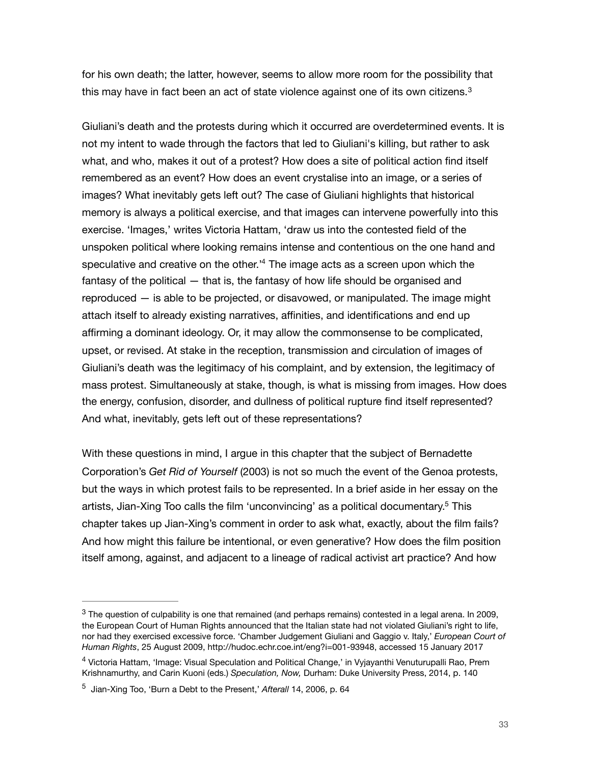for his own death; the latter, however, seems to allow more room for the possibility that this may have in fact been an act of state violence against one of its own citizens.[3]

Giuliani's death and the protests during which it occurred are overdetermined events. It is not my intent to wade through the factors that led to Giuliani's killing, but rather to ask what, and who, makes it out of a protest? How does a site of political action find itself remembered as an event? How does an event crystalise into an image, or a series of images? What inevitably gets left out? The case of Giuliani highlights that historical memory is always a political exercise, and that images can intervene powerfully into this exercise. 'Images,' writes Victoria Hattam, 'draw us into the contested field of the unspoken political where looking remains intense and contentious on the one hand and speculative and creative on the other.'[4] The image acts as a screen upon which the fantasy of the political — that is, the fantasy of how life should be organised and reproduced — is able to be projected, or disavowed, or manipulated. The image might attach itself to already existing narratives, affinities, and identifications and end up affirming a dominant ideology. Or, it may allow the commonsense to be complicated, upset, or revised. At stake in the reception, transmission and circulation of images of Giuliani's death was the legitimacy of his complaint, and by extension, the legitimacy of mass protest. Simultaneously at stake, though, is what is missing from images. How does the energy, confusion, disorder, and dullness of political rupture find itself represented? And what, inevitably, gets left out of these representations?

With these questions in mind, I argue in this chapter that the subject of Bernadette Corporation's *Get Rid of Yourself* (2003) is not so much the event of the Genoa protests, but the ways in which protest fails to be represented. In a brief aside in her essay on the artists, Jian-Xing Too calls the film 'unconvincing' as a political documentary.[5] This chapter takes up Jian-Xing's comment in order to ask what, exactly, about the film fails? And how might this failure be intentional, or even generative? How does the film position itself among, against, and adjacent to a lineage of radical activist art practice? And how

---

[3] The question of culpability is one that remained (and perhaps remains) contested in a legal arena. In 2009, the European Court of Human Rights announced that the Italian state had not violated Giuliani's right to life, nor had they exercised excessive force. 'Chamber Judgement Giuliani and Gaggio v. Italy,' *European Court of Human Rights*, 25 August 2009, http://hudoc.echr.coe.int/eng?i=001-93948, accessed 15 January 2017

[4] Victoria Hattam, 'Image: Visual Speculation and Political Change,' in Vyjayanthi Venuturupalli Rao, Prem Krishnamurthy, and Carin Kuoni (eds.) *Speculation, Now,* Durham: Duke University Press, 2014, p. 140

[5] Jian-Xing Too, 'Burn a Debt to the Present,' *Afterall* 14, 2006, p. 64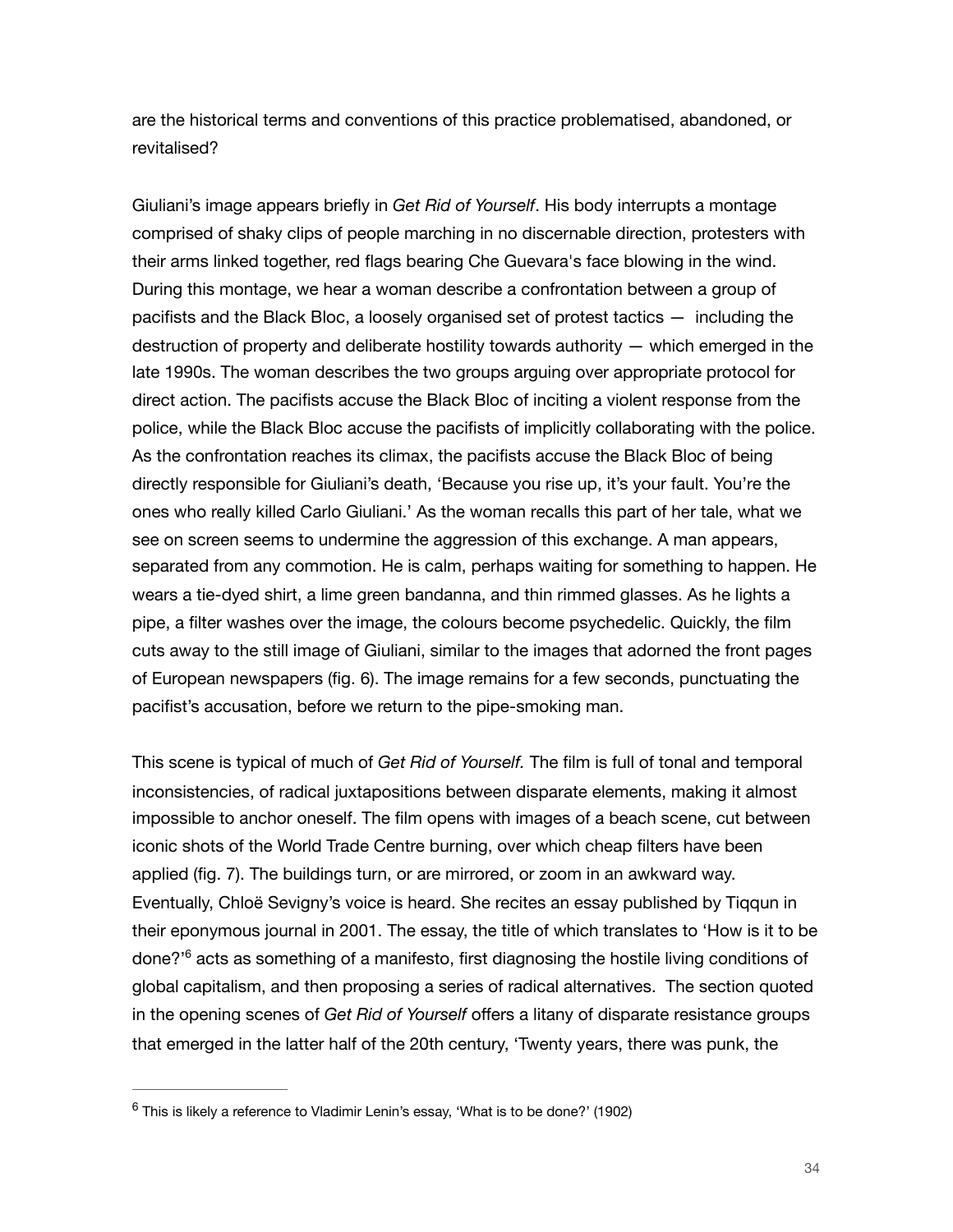are the historical terms and conventions of this practice problematised, abandoned, or revitalised?

Giuliani's image appears briefly in *Get Rid of Yourself*. His body interrupts a montage comprised of shaky clips of people marching in no discernable direction, protesters with their arms linked together, red flags bearing Che Guevara's face blowing in the wind. During this montage, we hear a woman describe a confrontation between a group of pacifists and the Black Bloc, a loosely organised set of protest tactics — including the destruction of property and deliberate hostility towards authority — which emerged in the late 1990s. The woman describes the two groups arguing over appropriate protocol for direct action. The pacifists accuse the Black Bloc of inciting a violent response from the police, while the Black Bloc accuse the pacifists of implicitly collaborating with the police. As the confrontation reaches its climax, the pacifists accuse the Black Bloc of being directly responsible for Giuliani's death, 'Because you rise up, it's your fault. You're the ones who really killed Carlo Giuliani.' As the woman recalls this part of her tale, what we see on screen seems to undermine the aggression of this exchange. A man appears, separated from any commotion. He is calm, perhaps waiting for something to happen. He wears a tie-dyed shirt, a lime green bandanna, and thin rimmed glasses. As he lights a pipe, a filter washes over the image, the colours become psychedelic. Quickly, the film cuts away to the still image of Giuliani, similar to the images that adorned the front pages of European newspapers (fig. 6). The image remains for a few seconds, punctuating the pacifist's accusation, before we return to the pipe-smoking man.

This scene is typical of much of *Get Rid of Yourself.* The film is full of tonal and temporal inconsistencies, of radical juxtapositions between disparate elements, making it almost impossible to anchor oneself. The film opens with images of a beach scene, cut between iconic shots of the World Trade Centre burning, over which cheap filters have been applied (fig. 7). The buildings turn, or are mirrored, or zoom in an awkward way. Eventually, Chloë Sevigny's voice is heard. She recites an essay published by Tiqqun in their eponymous journal in 2001. The essay, the title of which translates to 'How is it to be done?'[6] acts as something of a manifesto, first diagnosing the hostile living conditions of global capitalism, and then proposing a series of radical alternatives. The section quoted in the opening scenes of *Get Rid of Yourself* offers a litany of disparate resistance groups that emerged in the latter half of the 20th century, 'Twenty years, there was punk, the

[6] This is likely a reference to Vladimir Lenin's essay, 'What is to be done?' (1902)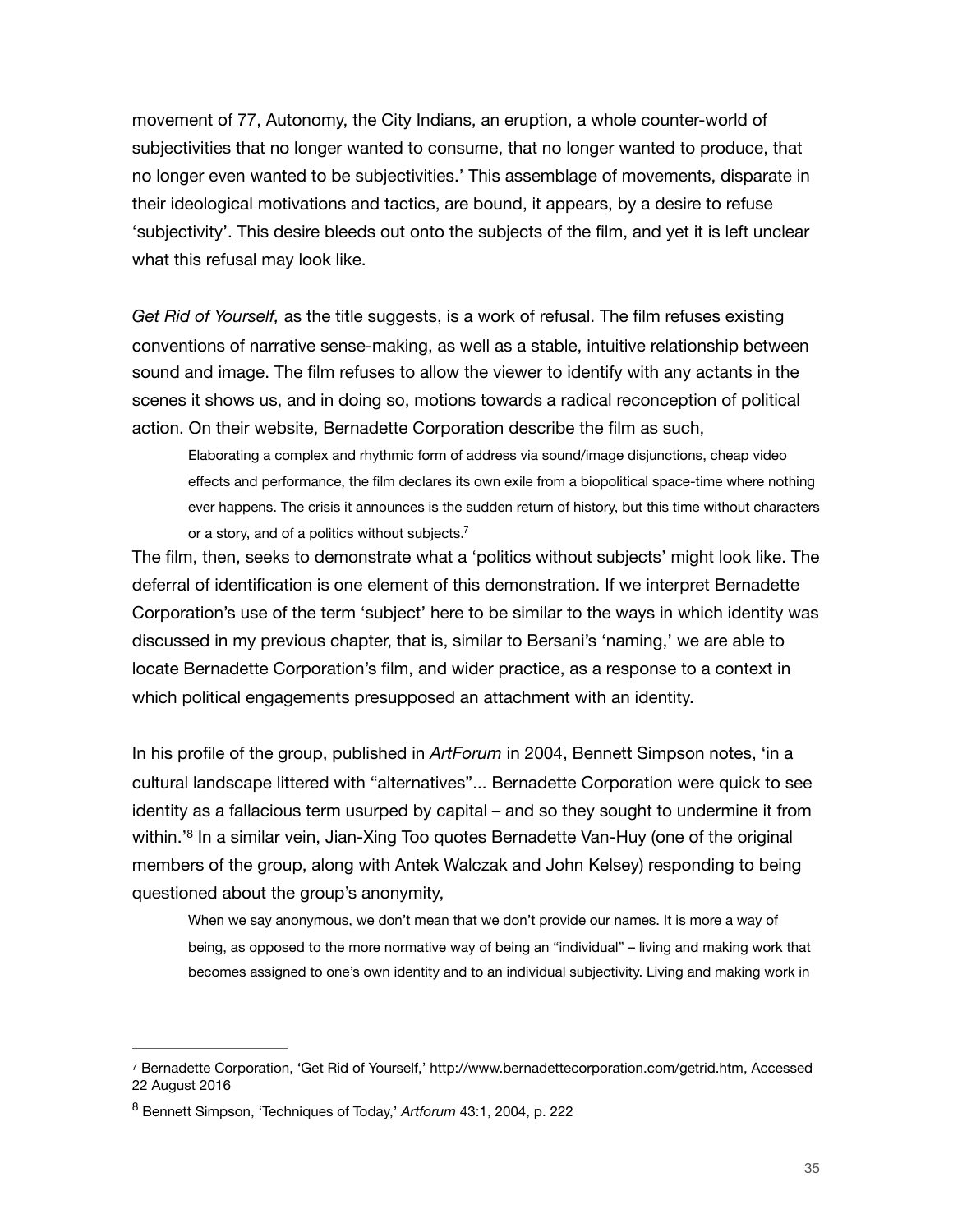movement of 77, Autonomy, the City Indians, an eruption, a whole counter-world of subjectivities that no longer wanted to consume, that no longer wanted to produce, that no longer even wanted to be subjectivities.' This assemblage of movements, disparate in their ideological motivations and tactics, are bound, it appears, by a desire to refuse 'subjectivity'. This desire bleeds out onto the subjects of the film, and yet it is left unclear what this refusal may look like.

*Get Rid of Yourself,* as the title suggests, is a work of refusal. The film refuses existing conventions of narrative sense-making, as well as a stable, intuitive relationship between sound and image. The film refuses to allow the viewer to identify with any actants in the scenes it shows us, and in doing so, motions towards a radical reconception of political action. On their website, Bernadette Corporation describe the film as such,

> Elaborating a complex and rhythmic form of address via sound/image disjunctions, cheap video effects and performance, the film declares its own exile from a biopolitical space-time where nothing ever happens. The crisis it announces is the sudden return of history, but this time without characters or a story, and of a politics without subjects.[7]

The film, then, seeks to demonstrate what a 'politics without subjects' might look like. The deferral of identification is one element of this demonstration. If we interpret Bernadette Corporation's use of the term 'subject' here to be similar to the ways in which identity was discussed in my previous chapter, that is, similar to Bersani's 'naming,' we are able to locate Bernadette Corporation's film, and wider practice, as a response to a context in which political engagements presupposed an attachment with an identity.

In his profile of the group, published in *ArtForum* in 2004, Bennett Simpson notes, 'in a cultural landscape littered with "alternatives"... Bernadette Corporation were quick to see identity as a fallacious term usurped by capital – and so they sought to undermine it from within.'[8] In a similar vein, Jian-Xing Too quotes Bernadette Van-Huy (one of the original members of the group, along with Antek Walczak and John Kelsey) responding to being questioned about the group's anonymity,

> When we say anonymous, we don't mean that we don't provide our names. It is more a way of being, as opposed to the more normative way of being an "individual" – living and making work that becomes assigned to one's own identity and to an individual subjectivity. Living and making work in

---

[7] Bernadette Corporation, 'Get Rid of Yourself,' http://www.bernadettecorporation.com/getrid.htm, Accessed 22 August 2016

[8] Bennett Simpson, 'Techniques of Today,' *Artforum* 43:1, 2004, p. 222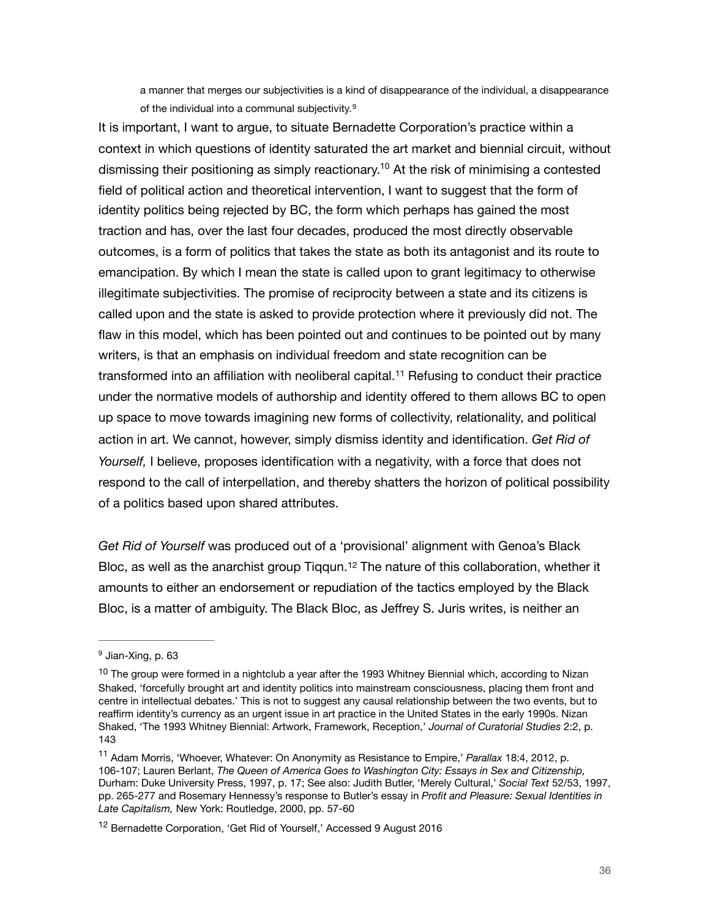> a manner that merges our subjectivities is a kind of disappearance of the individual, a disappearance of the individual into a communal subjectivity.[9]

It is important, I want to argue, to situate Bernadette Corporation's practice within a context in which questions of identity saturated the art market and biennial circuit, without dismissing their positioning as simply reactionary.[10] At the risk of minimising a contested field of political action and theoretical intervention, I want to suggest that the form of identity politics being rejected by BC, the form which perhaps has gained the most traction and has, over the last four decades, produced the most directly observable outcomes, is a form of politics that takes the state as both its antagonist and its route to emancipation. By which I mean the state is called upon to grant legitimacy to otherwise illegitimate subjectivities. The promise of reciprocity between a state and its citizens is called upon and the state is asked to provide protection where it previously did not. The flaw in this model, which has been pointed out and continues to be pointed out by many writers, is that an emphasis on individual freedom and state recognition can be transformed into an affiliation with neoliberal capital.[11] Refusing to conduct their practice under the normative models of authorship and identity offered to them allows BC to open up space to move towards imagining new forms of collectivity, relationality, and political action in art. We cannot, however, simply dismiss identity and identification. *Get Rid of Yourself,* I believe, proposes identification with a negativity, with a force that does not respond to the call of interpellation, and thereby shatters the horizon of political possibility of a politics based upon shared attributes.

*Get Rid of Yourself* was produced out of a 'provisional' alignment with Genoa's Black Bloc, as well as the anarchist group Tiqqun.[12] The nature of this collaboration, whether it amounts to either an endorsement or repudiation of the tactics employed by the Black Bloc, is a matter of ambiguity. The Black Bloc, as Jeffrey S. Juris writes, is neither an

---

[9] Jian-Xing, p. 63

[10] The group were formed in a nightclub a year after the 1993 Whitney Biennial which, according to Nizan Shaked, 'forcefully brought art and identity politics into mainstream consciousness, placing them front and centre in intellectual debates.' This is not to suggest any causal relationship between the two events, but to reaffirm identity's currency as an urgent issue in art practice in the United States in the early 1990s. Nizan Shaked, 'The 1993 Whitney Biennial: Artwork, Framework, Reception,' *Journal of Curatorial Studies* 2:2, p. 143

[11] Adam Morris, 'Whoever, Whatever: On Anonymity as Resistance to Empire,' *Parallax* 18:4, 2012, p. 106-107; Lauren Berlant, *The Queen of America Goes to Washington City: Essays in Sex and Citizenship,* Durham: Duke University Press, 1997, p. 17; See also: Judith Butler, 'Merely Cultural,' *Social Text* 52/53, 1997, pp. 265-277 and Rosemary Hennessy's response to Butler's essay in *Profit and Pleasure: Sexual Identities in Late Capitalism,* New York: Routledge, 2000, pp. 57-60

[12] Bernadette Corporation, 'Get Rid of Yourself,' Accessed 9 August 2016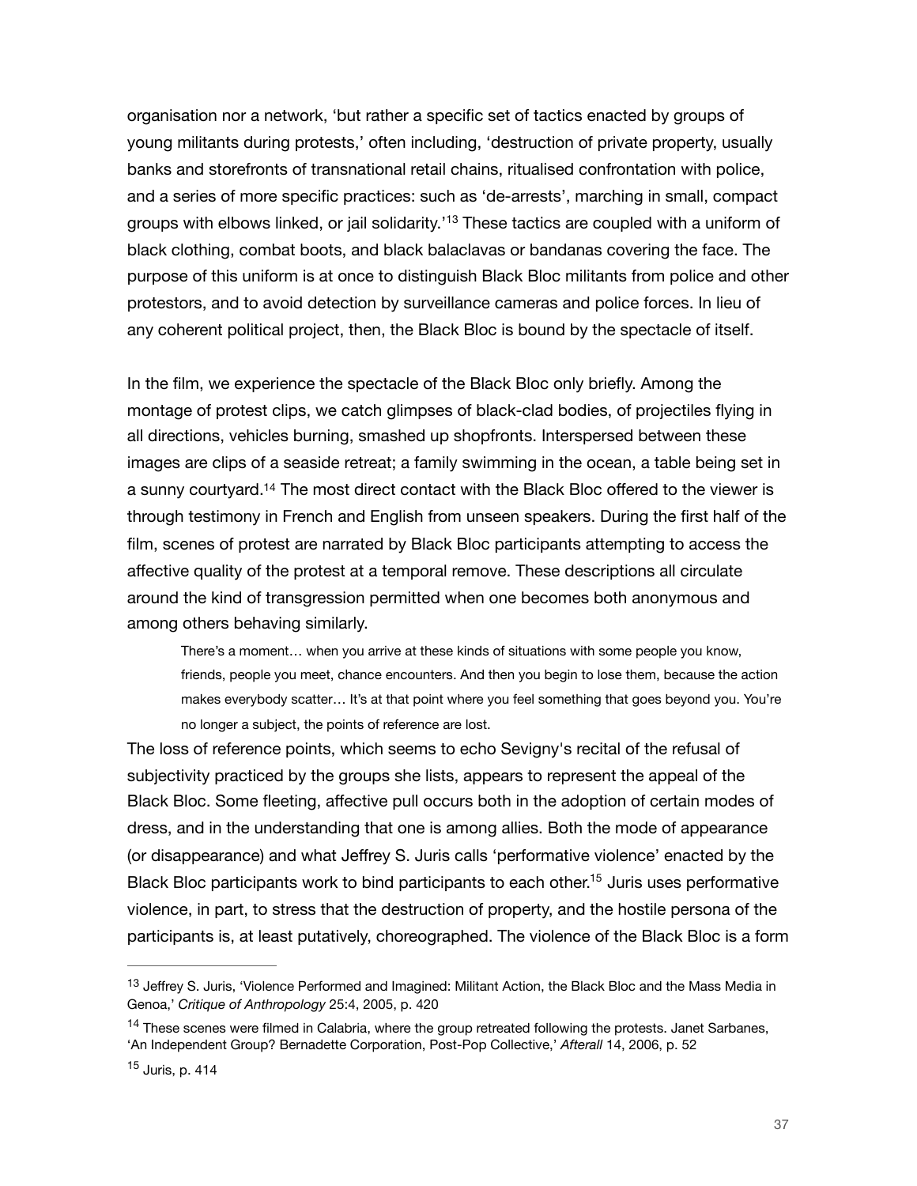organisation nor a network, 'but rather a specific set of tactics enacted by groups of young militants during protests,' often including, 'destruction of private property, usually banks and storefronts of transnational retail chains, ritualised confrontation with police, and a series of more specific practices: such as 'de-arrests', marching in small, compact groups with elbows linked, or jail solidarity.'[13] These tactics are coupled with a uniform of black clothing, combat boots, and black balaclavas or bandanas covering the face. The purpose of this uniform is at once to distinguish Black Bloc militants from police and other protestors, and to avoid detection by surveillance cameras and police forces. In lieu of any coherent political project, then, the Black Bloc is bound by the spectacle of itself.

In the film, we experience the spectacle of the Black Bloc only briefly. Among the montage of protest clips, we catch glimpses of black-clad bodies, of projectiles flying in all directions, vehicles burning, smashed up shopfronts. Interspersed between these images are clips of a seaside retreat; a family swimming in the ocean, a table being set in a sunny courtyard.[14] The most direct contact with the Black Bloc offered to the viewer is through testimony in French and English from unseen speakers. During the first half of the film, scenes of protest are narrated by Black Bloc participants attempting to access the affective quality of the protest at a temporal remove. These descriptions all circulate around the kind of transgression permitted when one becomes both anonymous and among others behaving similarly.

> There's a moment… when you arrive at these kinds of situations with some people you know, friends, people you meet, chance encounters. And then you begin to lose them, because the action makes everybody scatter… It's at that point where you feel something that goes beyond you. You're no longer a subject, the points of reference are lost.

The loss of reference points, which seems to echo Sevigny's recital of the refusal of subjectivity practiced by the groups she lists, appears to represent the appeal of the Black Bloc. Some fleeting, affective pull occurs both in the adoption of certain modes of dress, and in the understanding that one is among allies. Both the mode of appearance (or disappearance) and what Jeffrey S. Juris calls 'performative violence' enacted by the Black Bloc participants work to bind participants to each other.[15] Juris uses performative violence, in part, to stress that the destruction of property, and the hostile persona of the participants is, at least putatively, choreographed. The violence of the Black Bloc is a form

---

[13] Jeffrey S. Juris, 'Violence Performed and Imagined: Militant Action, the Black Bloc and the Mass Media in Genoa,' *Critique of Anthropology* 25:4, 2005, p. 420

[14] These scenes were filmed in Calabria, where the group retreated following the protests. Janet Sarbanes, 'An Independent Group? Bernadette Corporation, Post-Pop Collective,' *Afterall* 14, 2006, p. 52

[15] Juris, p. 414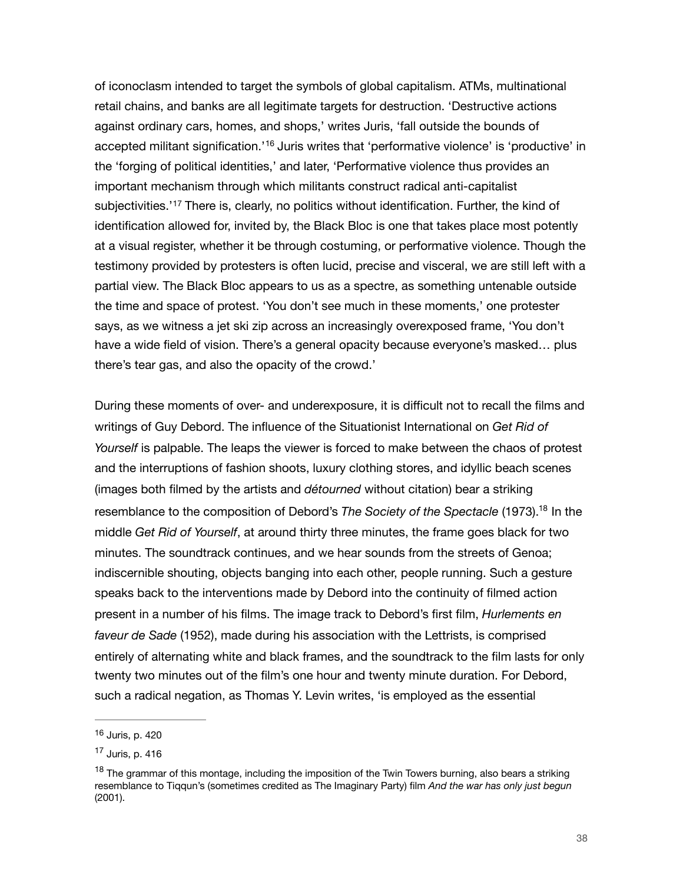of iconoclasm intended to target the symbols of global capitalism. ATMs, multinational retail chains, and banks are all legitimate targets for destruction. 'Destructive actions against ordinary cars, homes, and shops,' writes Juris, 'fall outside the bounds of accepted militant signification.'[16] Juris writes that 'performative violence' is 'productive' in the 'forging of political identities,' and later, 'Performative violence thus provides an important mechanism through which militants construct radical anti-capitalist subjectivities.'[17] There is, clearly, no politics without identification. Further, the kind of identification allowed for, invited by, the Black Bloc is one that takes place most potently at a visual register, whether it be through costuming, or performative violence. Though the testimony provided by protesters is often lucid, precise and visceral, we are still left with a partial view. The Black Bloc appears to us as a spectre, as something untenable outside the time and space of protest. 'You don't see much in these moments,' one protester says, as we witness a jet ski zip across an increasingly overexposed frame, 'You don't have a wide field of vision. There's a general opacity because everyone's masked… plus there's tear gas, and also the opacity of the crowd.'

During these moments of over- and underexposure, it is difficult not to recall the films and writings of Guy Debord. The influence of the Situationist International on *Get Rid of Yourself* is palpable. The leaps the viewer is forced to make between the chaos of protest and the interruptions of fashion shoots, luxury clothing stores, and idyllic beach scenes (images both filmed by the artists and *détourned* without citation) bear a striking resemblance to the composition of Debord's *The Society of the Spectacle* (1973).[18] In the middle *Get Rid of Yourself*, at around thirty three minutes, the frame goes black for two minutes. The soundtrack continues, and we hear sounds from the streets of Genoa; indiscernible shouting, objects banging into each other, people running. Such a gesture speaks back to the interventions made by Debord into the continuity of filmed action present in a number of his films. The image track to Debord's first film, *Hurlements en faveur de Sade* (1952), made during his association with the Lettrists, is comprised entirely of alternating white and black frames, and the soundtrack to the film lasts for only twenty two minutes out of the film's one hour and twenty minute duration. For Debord, such a radical negation, as Thomas Y. Levin writes, 'is employed as the essential

---

[16] Juris, p. 420

[17] Juris, p. 416

[18] The grammar of this montage, including the imposition of the Twin Towers burning, also bears a striking resemblance to Tiqqun's (sometimes credited as The Imaginary Party) film *And the war has only just begun* (2001).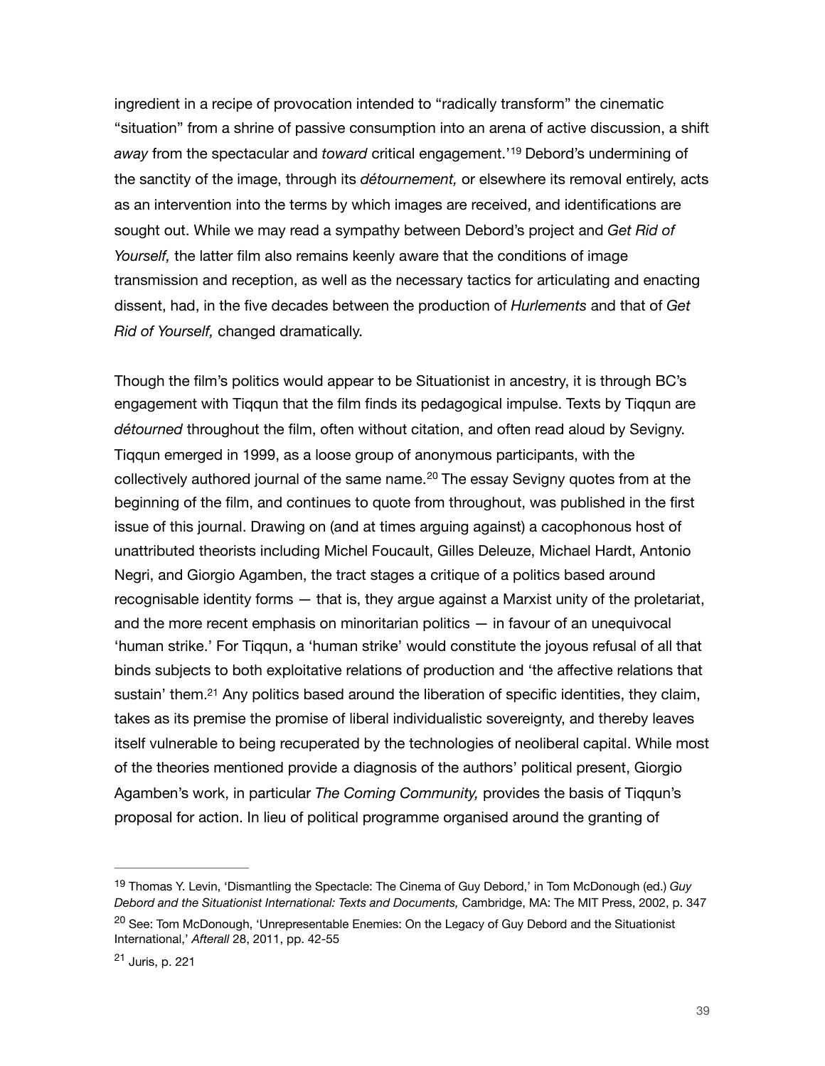ingredient in a recipe of provocation intended to "radically transform" the cinematic "situation" from a shrine of passive consumption into an arena of active discussion, a shift *away* from the spectacular and *toward* critical engagement.'[19] Debord's undermining of the sanctity of the image, through its *détournement,* or elsewhere its removal entirely, acts as an intervention into the terms by which images are received, and identifications are sought out. While we may read a sympathy between Debord's project and *Get Rid of Yourself,* the latter film also remains keenly aware that the conditions of image transmission and reception, as well as the necessary tactics for articulating and enacting dissent, had, in the five decades between the production of *Hurlements* and that of *Get Rid of Yourself,* changed dramatically.

Though the film's politics would appear to be Situationist in ancestry, it is through BC's engagement with Tiqqun that the film finds its pedagogical impulse. Texts by Tiqqun are *détourned* throughout the film, often without citation, and often read aloud by Sevigny. Tiqqun emerged in 1999, as a loose group of anonymous participants, with the collectively authored journal of the same name.[20] The essay Sevigny quotes from at the beginning of the film, and continues to quote from throughout, was published in the first issue of this journal. Drawing on (and at times arguing against) a cacophonous host of unattributed theorists including Michel Foucault, Gilles Deleuze, Michael Hardt, Antonio Negri, and Giorgio Agamben, the tract stages a critique of a politics based around recognisable identity forms — that is, they argue against a Marxist unity of the proletariat, and the more recent emphasis on minoritarian politics — in favour of an unequivocal 'human strike.' For Tiqqun, a 'human strike' would constitute the joyous refusal of all that binds subjects to both exploitative relations of production and 'the affective relations that sustain' them.[21] Any politics based around the liberation of specific identities, they claim, takes as its premise the promise of liberal individualistic sovereignty, and thereby leaves itself vulnerable to being recuperated by the technologies of neoliberal capital. While most of the theories mentioned provide a diagnosis of the authors' political present, Giorgio Agamben's work, in particular *The Coming Community,* provides the basis of Tiqqun's proposal for action. In lieu of political programme organised around the granting of

---

[19] Thomas Y. Levin, 'Dismantling the Spectacle: The Cinema of Guy Debord,' in Tom McDonough (ed.) *Guy Debord and the Situationist International: Texts and Documents,* Cambridge, MA: The MIT Press, 2002, p. 347

[20] See: Tom McDonough, 'Unrepresentable Enemies: On the Legacy of Guy Debord and the Situationist International,' *Afterall* 28, 2011, pp. 42-55

[21] Juris, p. 221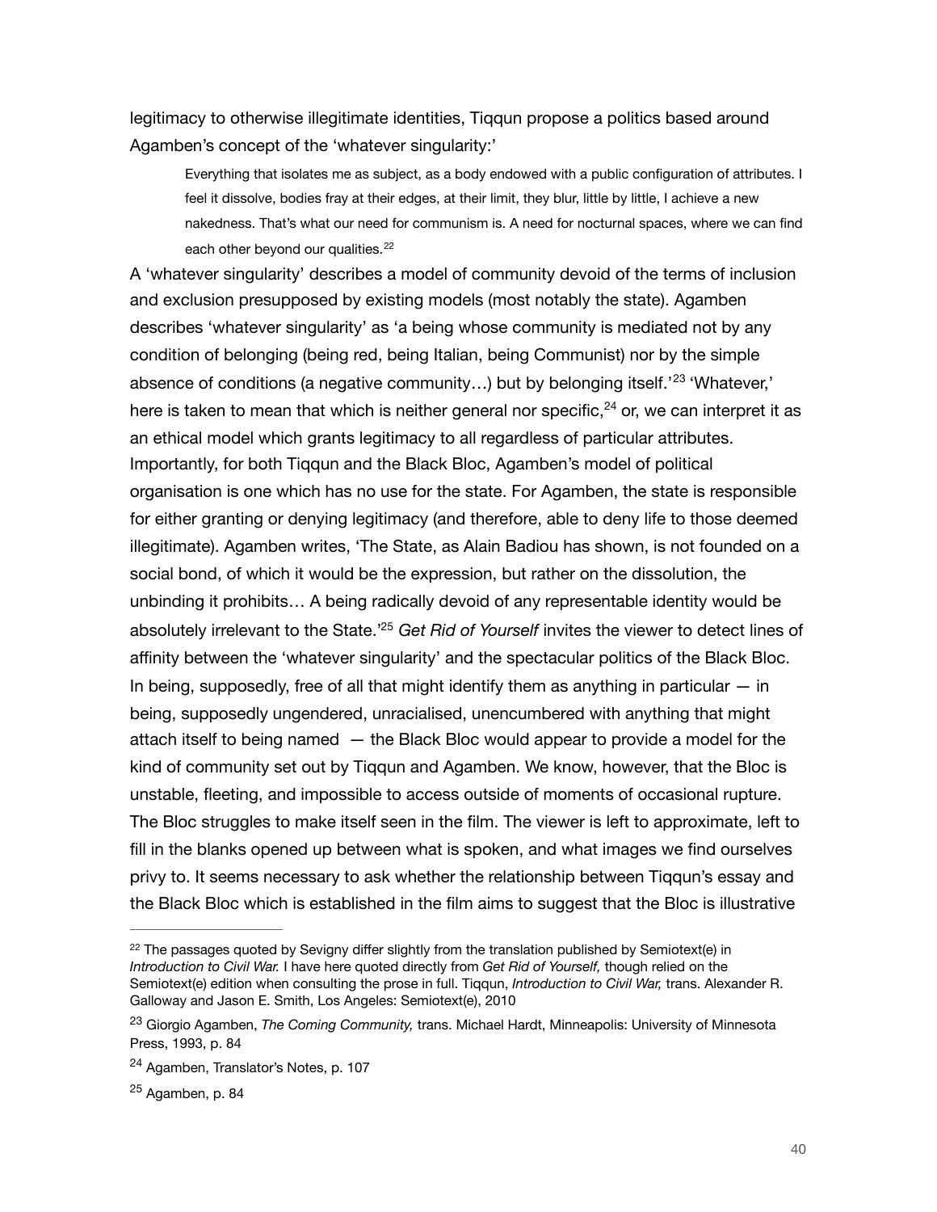legitimacy to otherwise illegitimate identities, Tiqqun propose a politics based around Agamben's concept of the 'whatever singularity:'

> Everything that isolates me as subject, as a body endowed with a public configuration of attributes. I feel it dissolve, bodies fray at their edges, at their limit, they blur, little by little, I achieve a new nakedness. That's what our need for communism is. A need for nocturnal spaces, where we can find each other beyond our qualities.[22]

A 'whatever singularity' describes a model of community devoid of the terms of inclusion and exclusion presupposed by existing models (most notably the state). Agamben describes 'whatever singularity' as 'a being whose community is mediated not by any condition of belonging (being red, being Italian, being Communist) nor by the simple absence of conditions (a negative community…) but by belonging itself.'[23] 'Whatever,' here is taken to mean that which is neither general nor specific,[24] or, we can interpret it as an ethical model which grants legitimacy to all regardless of particular attributes. Importantly, for both Tiqqun and the Black Bloc, Agamben's model of political organisation is one which has no use for the state. For Agamben, the state is responsible for either granting or denying legitimacy (and therefore, able to deny life to those deemed illegitimate). Agamben writes, 'The State, as Alain Badiou has shown, is not founded on a social bond, of which it would be the expression, but rather on the dissolution, the unbinding it prohibits… A being radically devoid of any representable identity would be absolutely irrelevant to the State.'[25] *Get Rid of Yourself* invites the viewer to detect lines of affinity between the 'whatever singularity' and the spectacular politics of the Black Bloc. In being, supposedly, free of all that might identify them as anything in particular — in being, supposedly ungendered, unracialised, unencumbered with anything that might attach itself to being named — the Black Bloc would appear to provide a model for the kind of community set out by Tiqqun and Agamben. We know, however, that the Bloc is unstable, fleeting, and impossible to access outside of moments of occasional rupture. The Bloc struggles to make itself seen in the film. The viewer is left to approximate, left to fill in the blanks opened up between what is spoken, and what images we find ourselves privy to. It seems necessary to ask whether the relationship between Tiqqun's essay and the Black Bloc which is established in the film aims to suggest that the Bloc is illustrative

---

[22] The passages quoted by Sevigny differ slightly from the translation published by Semiotext(e) in *Introduction to Civil War.* I have here quoted directly from *Get Rid of Yourself,* though relied on the Semiotext(e) edition when consulting the prose in full. Tiqqun, *Introduction to Civil War,* trans. Alexander R. Galloway and Jason E. Smith, Los Angeles: Semiotext(e), 2010

[23] Giorgio Agamben, *The Coming Community,* trans. Michael Hardt, Minneapolis: University of Minnesota Press, 1993, p. 84

[24] Agamben, Translator's Notes, p. 107

[25] Agamben, p. 84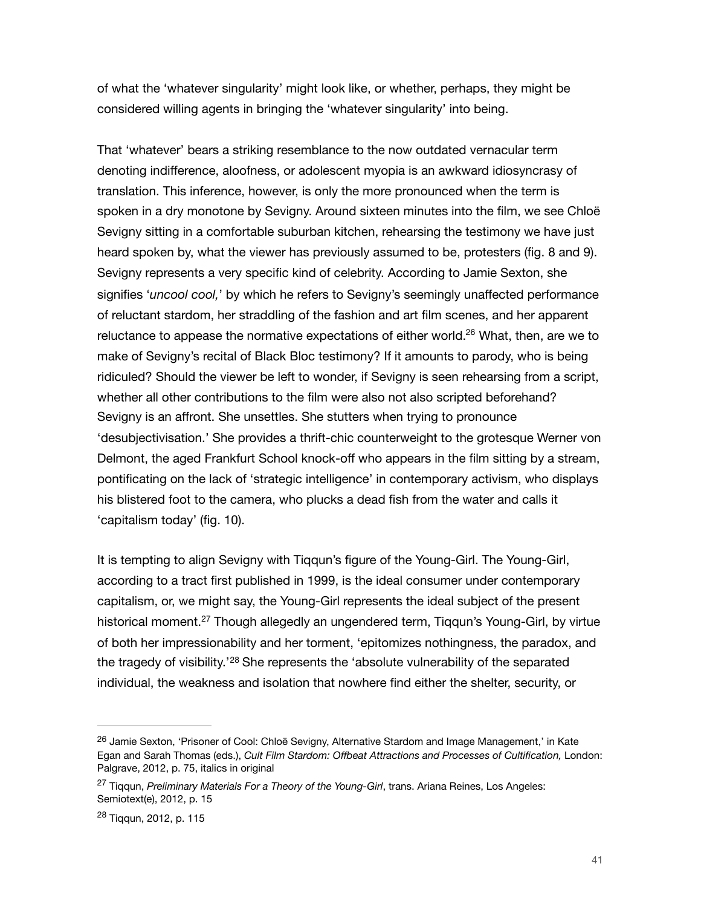of what the 'whatever singularity' might look like, or whether, perhaps, they might be considered willing agents in bringing the 'whatever singularity' into being.

That 'whatever' bears a striking resemblance to the now outdated vernacular term denoting indifference, aloofness, or adolescent myopia is an awkward idiosyncrasy of translation. This inference, however, is only the more pronounced when the term is spoken in a dry monotone by Sevigny. Around sixteen minutes into the film, we see Chloë Sevigny sitting in a comfortable suburban kitchen, rehearsing the testimony we have just heard spoken by, what the viewer has previously assumed to be, protesters (fig. 8 and 9). Sevigny represents a very specific kind of celebrity. According to Jamie Sexton, she signifies '*uncool cool,*' by which he refers to Sevigny's seemingly unaffected performance of reluctant stardom, her straddling of the fashion and art film scenes, and her apparent reluctance to appease the normative expectations of either world.[26] What, then, are we to make of Sevigny's recital of Black Bloc testimony? If it amounts to parody, who is being ridiculed? Should the viewer be left to wonder, if Sevigny is seen rehearsing from a script, whether all other contributions to the film were also not also scripted beforehand? Sevigny is an affront. She unsettles. She stutters when trying to pronounce 'desubjectivisation.' She provides a thrift-chic counterweight to the grotesque Werner von Delmont, the aged Frankfurt School knock-off who appears in the film sitting by a stream, pontificating on the lack of 'strategic intelligence' in contemporary activism, who displays his blistered foot to the camera, who plucks a dead fish from the water and calls it 'capitalism today' (fig. 10).

It is tempting to align Sevigny with Tiqqun's figure of the Young-Girl. The Young-Girl, according to a tract first published in 1999, is the ideal consumer under contemporary capitalism, or, we might say, the Young-Girl represents the ideal subject of the present historical moment.[27] Though allegedly an ungendered term, Tiqqun's Young-Girl, by virtue of both her impressionability and her torment, 'epitomizes nothingness, the paradox, and the tragedy of visibility.'[28] She represents the 'absolute vulnerability of the separated individual, the weakness and isolation that nowhere find either the shelter, security, or

---

[26] Jamie Sexton, 'Prisoner of Cool: Chloë Sevigny, Alternative Stardom and Image Management,' in Kate Egan and Sarah Thomas (eds.), *Cult Film Stardom: Offbeat Attractions and Processes of Cultification,* London: Palgrave, 2012, p. 75, italics in original

[27] Tiqqun, *Preliminary Materials For a Theory of the Young-Girl*, trans. Ariana Reines, Los Angeles: Semiotext(e), 2012, p. 15

[28] Tiqqun, 2012, p. 115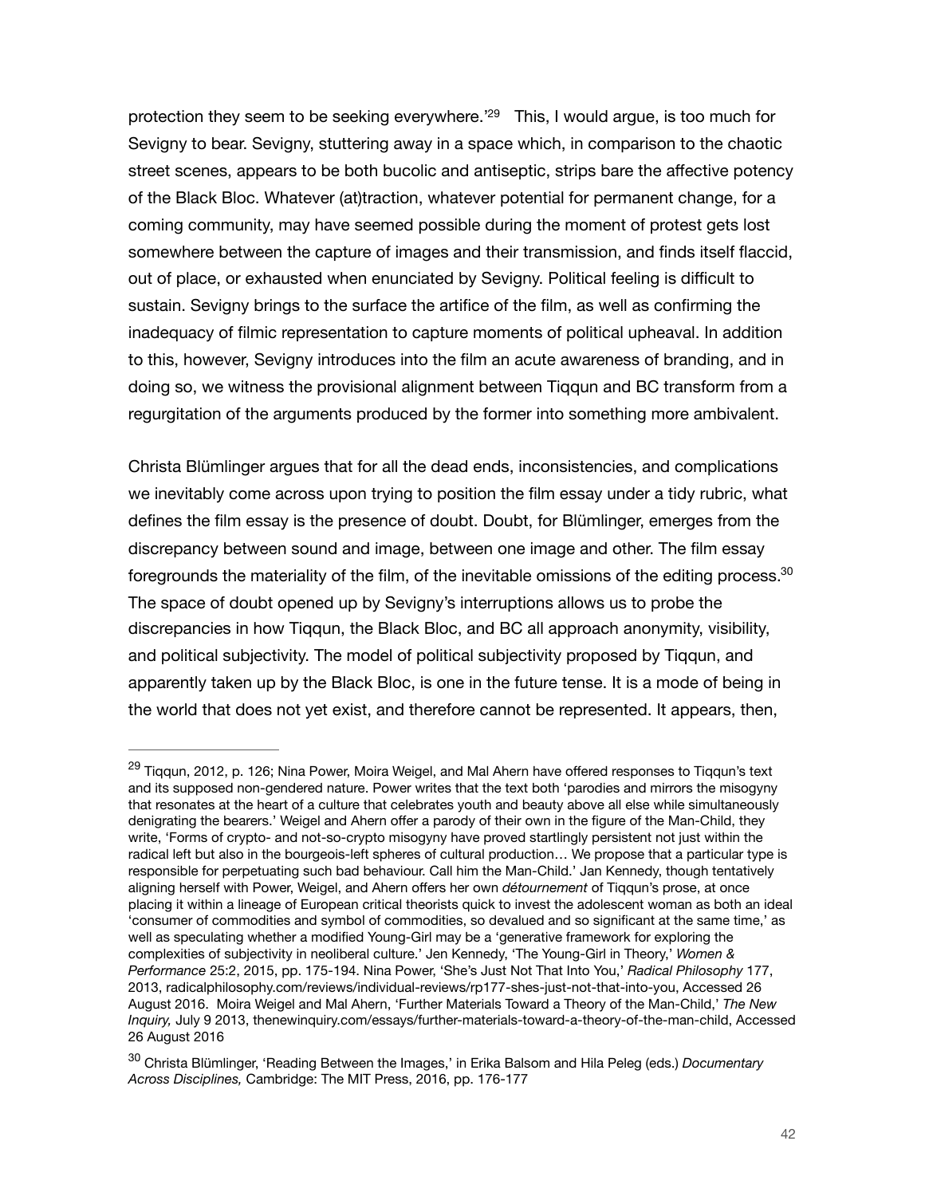protection they seem to be seeking everywhere.'[29] This, I would argue, is too much for Sevigny to bear. Sevigny, stuttering away in a space which, in comparison to the chaotic street scenes, appears to be both bucolic and antiseptic, strips bare the affective potency of the Black Bloc. Whatever (at)traction, whatever potential for permanent change, for a coming community, may have seemed possible during the moment of protest gets lost somewhere between the capture of images and their transmission, and finds itself flaccid, out of place, or exhausted when enunciated by Sevigny. Political feeling is difficult to sustain. Sevigny brings to the surface the artifice of the film, as well as confirming the inadequacy of filmic representation to capture moments of political upheaval. In addition to this, however, Sevigny introduces into the film an acute awareness of branding, and in doing so, we witness the provisional alignment between Tiqqun and BC transform from a regurgitation of the arguments produced by the former into something more ambivalent.

Christa Blümlinger argues that for all the dead ends, inconsistencies, and complications we inevitably come across upon trying to position the film essay under a tidy rubric, what defines the film essay is the presence of doubt. Doubt, for Blümlinger, emerges from the discrepancy between sound and image, between one image and other. The film essay foregrounds the materiality of the film, of the inevitable omissions of the editing process.[30] The space of doubt opened up by Sevigny's interruptions allows us to probe the discrepancies in how Tiqqun, the Black Bloc, and BC all approach anonymity, visibility, and political subjectivity. The model of political subjectivity proposed by Tiqqun, and apparently taken up by the Black Bloc, is one in the future tense. It is a mode of being in the world that does not yet exist, and therefore cannot be represented. It appears, then,

---

[29] Tiqqun, 2012, p. 126; Nina Power, Moira Weigel, and Mal Ahern have offered responses to Tiqqun's text and its supposed non-gendered nature. Power writes that the text both 'parodies and mirrors the misogyny that resonates at the heart of a culture that celebrates youth and beauty above all else while simultaneously denigrating the bearers.' Weigel and Ahern offer a parody of their own in the figure of the Man-Child, they write, 'Forms of crypto- and not-so-crypto misogyny have proved startlingly persistent not just within the radical left but also in the bourgeois-left spheres of cultural production… We propose that a particular type is responsible for perpetuating such bad behaviour. Call him the Man-Child.' Jan Kennedy, though tentatively aligning herself with Power, Weigel, and Ahern offers her own *détournement* of Tiqqun's prose, at once placing it within a lineage of European critical theorists quick to invest the adolescent woman as both an ideal 'consumer of commodities and symbol of commodities, so devalued and so significant at the same time,' as well as speculating whether a modified Young-Girl may be a 'generative framework for exploring the complexities of subjectivity in neoliberal culture.' Jen Kennedy, 'The Young-Girl in Theory,' *Women & Performance* 25:2, 2015, pp. 175-194. Nina Power, 'She's Just Not That Into You,' *Radical Philosophy* 177, 2013, radicalphilosophy.com/reviews/individual-reviews/rp177-shes-just-not-that-into-you, Accessed 26 August 2016. Moira Weigel and Mal Ahern, 'Further Materials Toward a Theory of the Man-Child,' *The New Inquiry,* July 9 2013, thenewinquiry.com/essays/further-materials-toward-a-theory-of-the-man-child, Accessed 26 August 2016

[30] Christa Blümlinger, 'Reading Between the Images,' in Erika Balsom and Hila Peleg (eds.) *Documentary Across Disciplines,* Cambridge: The MIT Press, 2016, pp. 176-177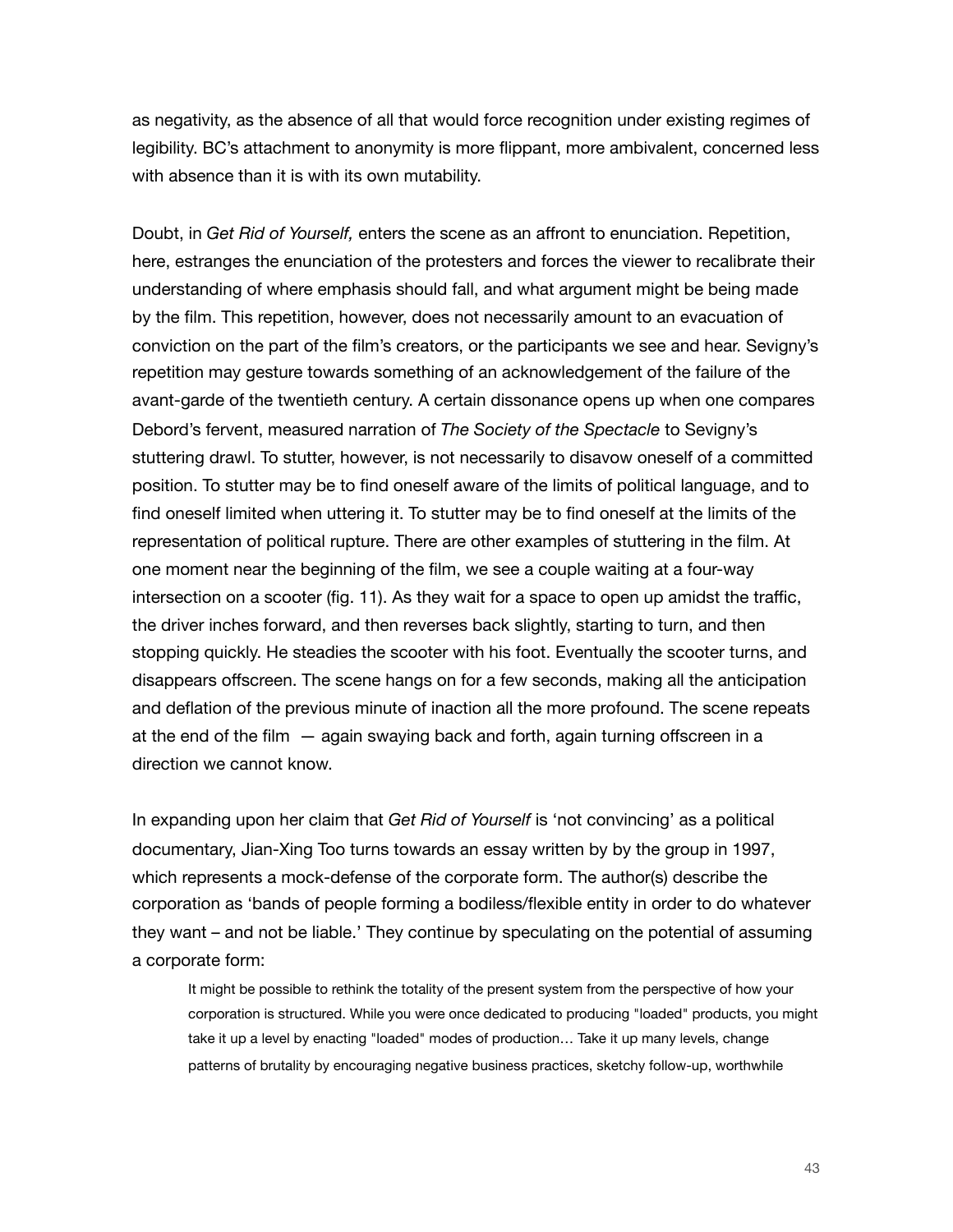as negativity, as the absence of all that would force recognition under existing regimes of legibility. BC's attachment to anonymity is more flippant, more ambivalent, concerned less with absence than it is with its own mutability.

Doubt, in *Get Rid of Yourself,* enters the scene as an affront to enunciation. Repetition, here, estranges the enunciation of the protesters and forces the viewer to recalibrate their understanding of where emphasis should fall, and what argument might be being made by the film. This repetition, however, does not necessarily amount to an evacuation of conviction on the part of the film's creators, or the participants we see and hear. Sevigny's repetition may gesture towards something of an acknowledgement of the failure of the avant-garde of the twentieth century. A certain dissonance opens up when one compares Debord's fervent, measured narration of *The Society of the Spectacle* to Sevigny's stuttering drawl. To stutter, however, is not necessarily to disavow oneself of a committed position. To stutter may be to find oneself aware of the limits of political language, and to find oneself limited when uttering it. To stutter may be to find oneself at the limits of the representation of political rupture. There are other examples of stuttering in the film. At one moment near the beginning of the film, we see a couple waiting at a four-way intersection on a scooter (fig. 11). As they wait for a space to open up amidst the traffic, the driver inches forward, and then reverses back slightly, starting to turn, and then stopping quickly. He steadies the scooter with his foot. Eventually the scooter turns, and disappears offscreen. The scene hangs on for a few seconds, making all the anticipation and deflation of the previous minute of inaction all the more profound. The scene repeats at the end of the film — again swaying back and forth, again turning offscreen in a direction we cannot know.

In expanding upon her claim that *Get Rid of Yourself* is 'not convincing' as a political documentary, Jian-Xing Too turns towards an essay written by by the group in 1997, which represents a mock-defense of the corporate form. The author(s) describe the corporation as 'bands of people forming a bodiless/flexible entity in order to do whatever they want – and not be liable.' They continue by speculating on the potential of assuming a corporate form:

> It might be possible to rethink the totality of the present system from the perspective of how your corporation is structured. While you were once dedicated to producing "loaded" products, you might take it up a level by enacting "loaded" modes of production… Take it up many levels, change patterns of brutality by encouraging negative business practices, sketchy follow-up, worthwhile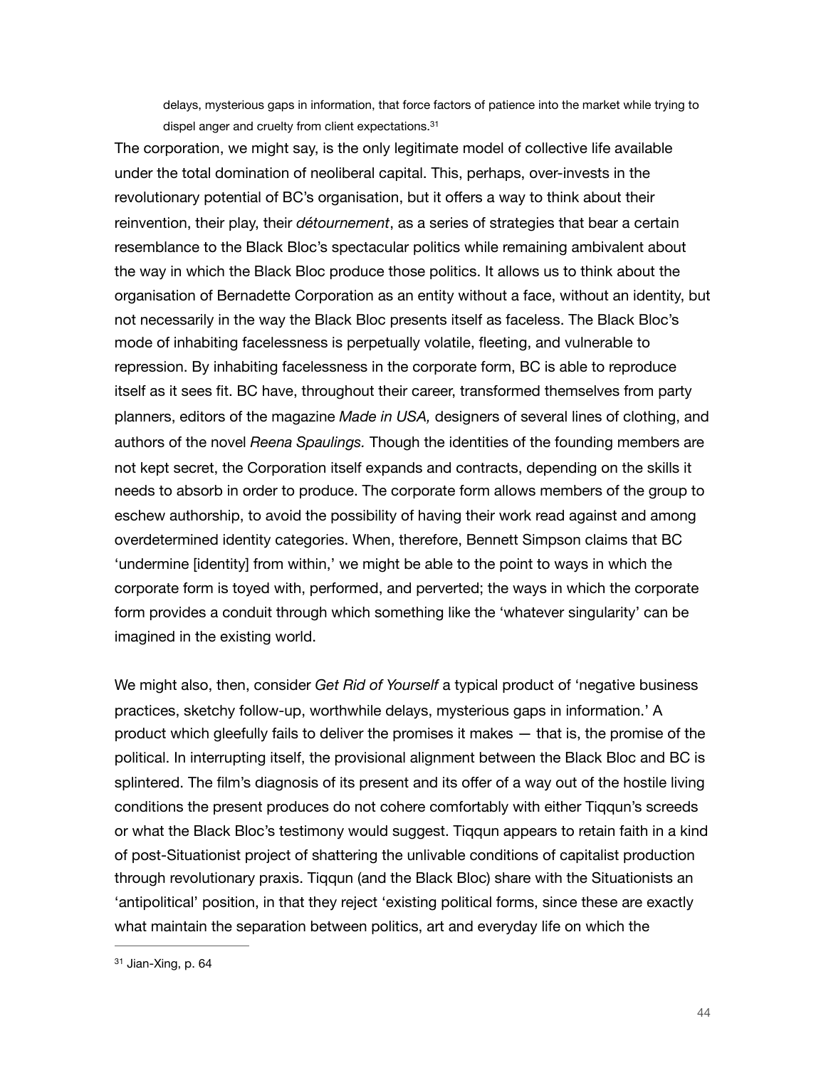> delays, mysterious gaps in information, that force factors of patience into the market while trying to dispel anger and cruelty from client expectations.[31]

The corporation, we might say, is the only legitimate model of collective life available under the total domination of neoliberal capital. This, perhaps, over-invests in the revolutionary potential of BC's organisation, but it offers a way to think about their reinvention, their play, their *détournement*, as a series of strategies that bear a certain resemblance to the Black Bloc's spectacular politics while remaining ambivalent about the way in which the Black Bloc produce those politics. It allows us to think about the organisation of Bernadette Corporation as an entity without a face, without an identity, but not necessarily in the way the Black Bloc presents itself as faceless. The Black Bloc's mode of inhabiting facelessness is perpetually volatile, fleeting, and vulnerable to repression. By inhabiting facelessness in the corporate form, BC is able to reproduce itself as it sees fit. BC have, throughout their career, transformed themselves from party planners, editors of the magazine *Made in USA,* designers of several lines of clothing, and authors of the novel *Reena Spaulings.* Though the identities of the founding members are not kept secret, the Corporation itself expands and contracts, depending on the skills it needs to absorb in order to produce. The corporate form allows members of the group to eschew authorship, to avoid the possibility of having their work read against and among overdetermined identity categories. When, therefore, Bennett Simpson claims that BC 'undermine [identity] from within,' we might be able to the point to ways in which the corporate form is toyed with, performed, and perverted; the ways in which the corporate form provides a conduit through which something like the 'whatever singularity' can be imagined in the existing world.

We might also, then, consider *Get Rid of Yourself* a typical product of 'negative business practices, sketchy follow-up, worthwhile delays, mysterious gaps in information.' A product which gleefully fails to deliver the promises it makes — that is, the promise of the political. In interrupting itself, the provisional alignment between the Black Bloc and BC is splintered. The film's diagnosis of its present and its offer of a way out of the hostile living conditions the present produces do not cohere comfortably with either Tiqqun's screeds or what the Black Bloc's testimony would suggest. Tiqqun appears to retain faith in a kind of post-Situationist project of shattering the unlivable conditions of capitalist production through revolutionary praxis. Tiqqun (and the Black Bloc) share with the Situationists an 'antipolitical' position, in that they reject 'existing political forms, since these are exactly what maintain the separation between politics, art and everyday life on which the

---

[31] Jian-Xing, p. 64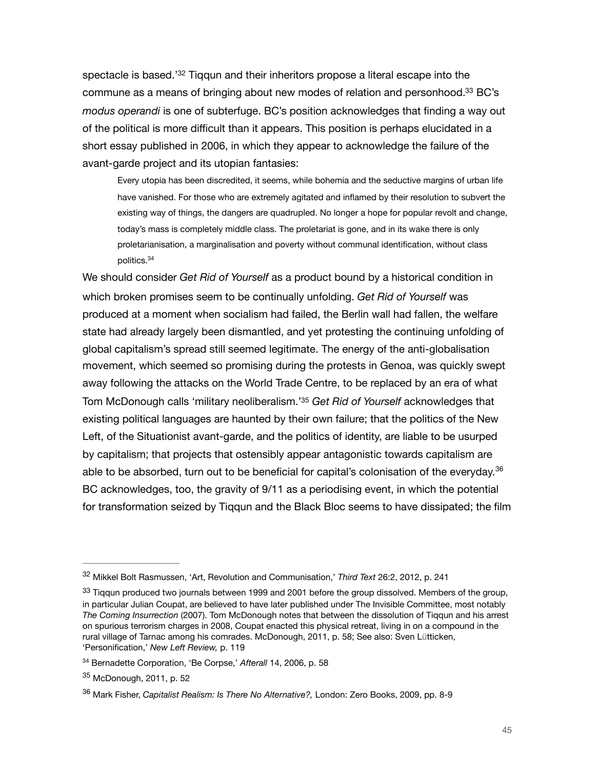spectacle is based.'[32] Tiqqun and their inheritors propose a literal escape into the commune as a means of bringing about new modes of relation and personhood.[33] BC's *modus operandi* is one of subterfuge. BC's position acknowledges that finding a way out of the political is more difficult than it appears. This position is perhaps elucidated in a short essay published in 2006, in which they appear to acknowledge the failure of the avant-garde project and its utopian fantasies:

> Every utopia has been discredited, it seems, while bohemia and the seductive margins of urban life have vanished. For those who are extremely agitated and inflamed by their resolution to subvert the existing way of things, the dangers are quadrupled. No longer a hope for popular revolt and change, today's mass is completely middle class. The proletariat is gone, and in its wake there is only proletarianisation, a marginalisation and poverty without communal identification, without class politics.[34]

We should consider *Get Rid of Yourself* as a product bound by a historical condition in which broken promises seem to be continually unfolding. *Get Rid of Yourself* was produced at a moment when socialism had failed, the Berlin wall had fallen, the welfare state had already largely been dismantled, and yet protesting the continuing unfolding of global capitalism's spread still seemed legitimate. The energy of the anti-globalisation movement, which seemed so promising during the protests in Genoa, was quickly swept away following the attacks on the World Trade Centre, to be replaced by an era of what Tom McDonough calls 'military neoliberalism.'[35] *Get Rid of Yourself* acknowledges that existing political languages are haunted by their own failure; that the politics of the New Left, of the Situationist avant-garde, and the politics of identity, are liable to be usurped by capitalism; that projects that ostensibly appear antagonistic towards capitalism are able to be absorbed, turn out to be beneficial for capital's colonisation of the everyday.[36] BC acknowledges, too, the gravity of 9/11 as a periodising event, in which the potential for transformation seized by Tiqqun and the Black Bloc seems to have dissipated; the film

---

[32] Mikkel Bolt Rasmussen, 'Art, Revolution and Communisation,' *Third Text* 26:2, 2012, p. 241

[33] Tiqqun produced two journals between 1999 and 2001 before the group dissolved. Members of the group, in particular Julian Coupat, are believed to have later published under The Invisible Committee, most notably *The Coming Insurrection* (2007). Tom McDonough notes that between the dissolution of Tiqqun and his arrest on spurious terrorism charges in 2008, Coupat enacted this physical retreat, living in on a compound in the rural village of Tarnac among his comrades. McDonough, 2011, p. 58; See also: Sven Lütticken, 'Personification,' *New Left Review,* p. 119

[34] Bernadette Corporation, 'Be Corpse,' *Afterall* 14, 2006, p. 58

[35] McDonough, 2011, p. 52

[36] Mark Fisher, *Capitalist Realism: Is There No Alternative?,* London: Zero Books, 2009, pp. 8-9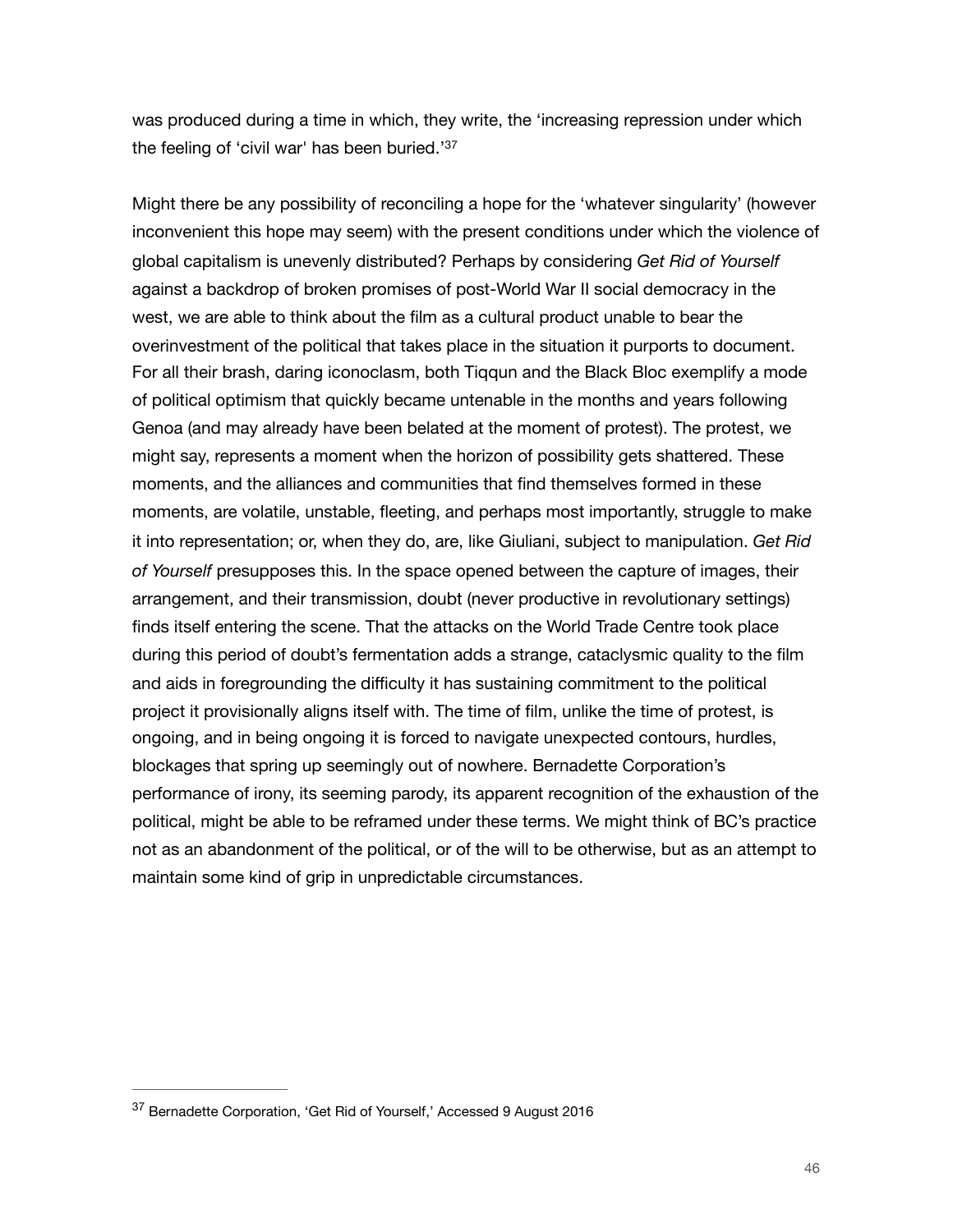was produced during a time in which, they write, the 'increasing repression under which the feeling of 'civil war' has been buried.'[37]

Might there be any possibility of reconciling a hope for the 'whatever singularity' (however inconvenient this hope may seem) with the present conditions under which the violence of global capitalism is unevenly distributed? Perhaps by considering *Get Rid of Yourself* against a backdrop of broken promises of post-World War II social democracy in the west, we are able to think about the film as a cultural product unable to bear the overinvestment of the political that takes place in the situation it purports to document. For all their brash, daring iconoclasm, both Tiqqun and the Black Bloc exemplify a mode of political optimism that quickly became untenable in the months and years following Genoa (and may already have been belated at the moment of protest). The protest, we might say, represents a moment when the horizon of possibility gets shattered. These moments, and the alliances and communities that find themselves formed in these moments, are volatile, unstable, fleeting, and perhaps most importantly, struggle to make it into representation; or, when they do, are, like Giuliani, subject to manipulation. *Get Rid of Yourself* presupposes this. In the space opened between the capture of images, their arrangement, and their transmission, doubt (never productive in revolutionary settings) finds itself entering the scene. That the attacks on the World Trade Centre took place during this period of doubt's fermentation adds a strange, cataclysmic quality to the film and aids in foregrounding the difficulty it has sustaining commitment to the political project it provisionally aligns itself with. The time of film, unlike the time of protest, is ongoing, and in being ongoing it is forced to navigate unexpected contours, hurdles, blockages that spring up seemingly out of nowhere. Bernadette Corporation's performance of irony, its seeming parody, its apparent recognition of the exhaustion of the political, might be able to be reframed under these terms. We might think of BC's practice not as an abandonment of the political, or of the will to be otherwise, but as an attempt to maintain some kind of grip in unpredictable circumstances.

---

[37] Bernadette Corporation, 'Get Rid of Yourself,' Accessed 9 August 2016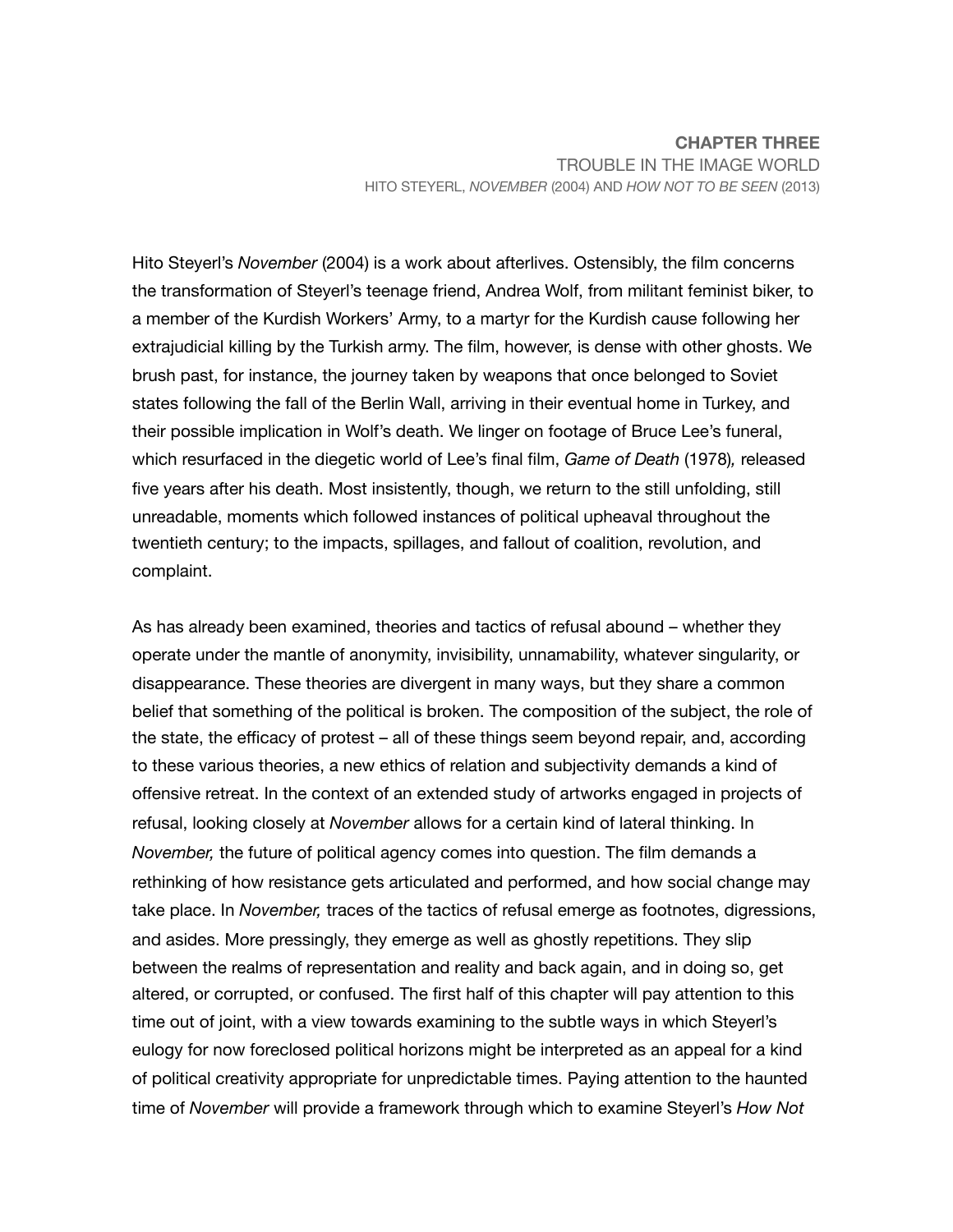## CHAPTER THREE
TROUBLE IN THE IMAGE WORLD
HITO STEYERL, *NOVEMBER* (2004) AND *HOW NOT TO BE SEEN* (2013)

Hito Steyerl's *November* (2004) is a work about afterlives. Ostensibly, the film concerns the transformation of Steyerl's teenage friend, Andrea Wolf, from militant feminist biker, to a member of the Kurdish Workers' Army, to a martyr for the Kurdish cause following her extrajudicial killing by the Turkish army. The film, however, is dense with other ghosts. We brush past, for instance, the journey taken by weapons that once belonged to Soviet states following the fall of the Berlin Wall, arriving in their eventual home in Turkey, and their possible implication in Wolf's death. We linger on footage of Bruce Lee's funeral, which resurfaced in the diegetic world of Lee's final film, *Game of Death* (1978), released five years after his death. Most insistently, though, we return to the still unfolding, still unreadable, moments which followed instances of political upheaval throughout the twentieth century; to the impacts, spillages, and fallout of coalition, revolution, and complaint.

As has already been examined, theories and tactics of refusal abound – whether they operate under the mantle of anonymity, invisibility, unnamability, whatever singularity, or disappearance. These theories are divergent in many ways, but they share a common belief that something of the political is broken. The composition of the subject, the role of the state, the efficacy of protest – all of these things seem beyond repair, and, according to these various theories, a new ethics of relation and subjectivity demands a kind of offensive retreat. In the context of an extended study of artworks engaged in projects of refusal, looking closely at *November* allows for a certain kind of lateral thinking. In *November,* the future of political agency comes into question. The film demands a rethinking of how resistance gets articulated and performed, and how social change may take place. In *November,* traces of the tactics of refusal emerge as footnotes, digressions, and asides. More pressingly, they emerge as well as ghostly repetitions. They slip between the realms of representation and reality and back again, and in doing so, get altered, or corrupted, or confused. The first half of this chapter will pay attention to this time out of joint, with a view towards examining to the subtle ways in which Steyerl's eulogy for now foreclosed political horizons might be interpreted as an appeal for a kind of political creativity appropriate for unpredictable times. Paying attention to the haunted time of *November* will provide a framework through which to examine Steyerl's *How Not*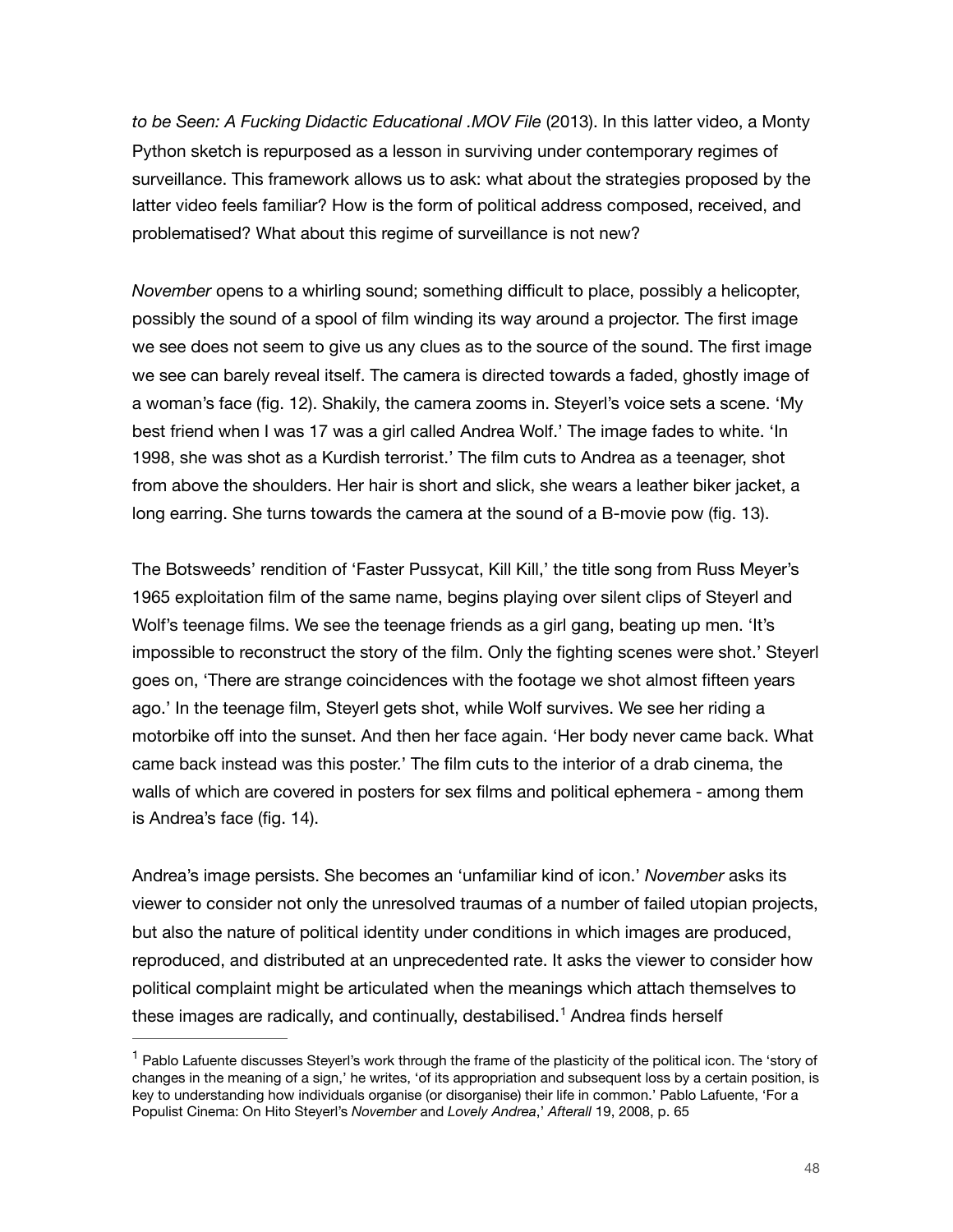*to be Seen: A Fucking Didactic Educational .MOV File* (2013). In this latter video, a Monty Python sketch is repurposed as a lesson in surviving under contemporary regimes of surveillance. This framework allows us to ask: what about the strategies proposed by the latter video feels familiar? How is the form of political address composed, received, and problematised? What about this regime of surveillance is not new?

*November* opens to a whirling sound; something difficult to place, possibly a helicopter, possibly the sound of a spool of film winding its way around a projector. The first image we see does not seem to give us any clues as to the source of the sound. The first image we see can barely reveal itself. The camera is directed towards a faded, ghostly image of a woman's face (fig. 12). Shakily, the camera zooms in. Steyerl's voice sets a scene. 'My best friend when I was 17 was a girl called Andrea Wolf.' The image fades to white. 'In 1998, she was shot as a Kurdish terrorist.' The film cuts to Andrea as a teenager, shot from above the shoulders. Her hair is short and slick, she wears a leather biker jacket, a long earring. She turns towards the camera at the sound of a B-movie pow (fig. 13).

The Botsweeds' rendition of 'Faster Pussycat, Kill Kill,' the title song from Russ Meyer's 1965 exploitation film of the same name, begins playing over silent clips of Steyerl and Wolf's teenage films. We see the teenage friends as a girl gang, beating up men. 'It's impossible to reconstruct the story of the film. Only the fighting scenes were shot.' Steyerl goes on, 'There are strange coincidences with the footage we shot almost fifteen years ago.' In the teenage film, Steyerl gets shot, while Wolf survives. We see her riding a motorbike off into the sunset. And then her face again. 'Her body never came back. What came back instead was this poster.' The film cuts to the interior of a drab cinema, the walls of which are covered in posters for sex films and political ephemera - among them is Andrea's face (fig. 14).

Andrea's image persists. She becomes an 'unfamiliar kind of icon.' *November* asks its viewer to consider not only the unresolved traumas of a number of failed utopian projects, but also the nature of political identity under conditions in which images are produced, reproduced, and distributed at an unprecedented rate. It asks the viewer to consider how political complaint might be articulated when the meanings which attach themselves to these images are radically, and continually, destabilised.[1] Andrea finds herself

---

[1] Pablo Lafuente discusses Steyerl's work through the frame of the plasticity of the political icon. The 'story of changes in the meaning of a sign,' he writes, 'of its appropriation and subsequent loss by a certain position, is key to understanding how individuals organise (or disorganise) their life in common.' Pablo Lafuente, 'For a Populist Cinema: On Hito Steyerl's *November* and *Lovely Andrea*,' *Afterall* 19, 2008, p. 65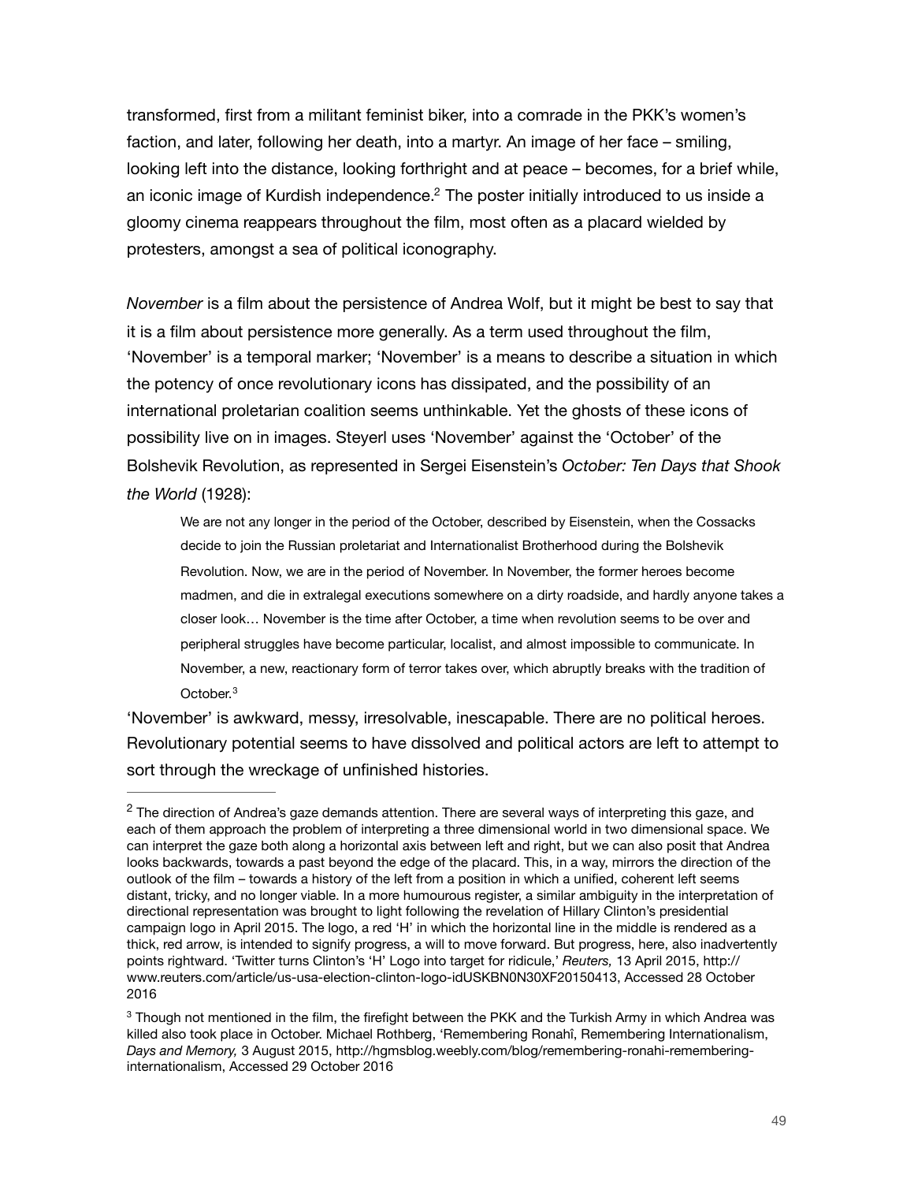transformed, first from a militant feminist biker, into a comrade in the PKK's women's faction, and later, following her death, into a martyr. An image of her face – smiling, looking left into the distance, looking forthright and at peace – becomes, for a brief while, an iconic image of Kurdish independence.[2] The poster initially introduced to us inside a gloomy cinema reappears throughout the film, most often as a placard wielded by protesters, amongst a sea of political iconography.

*November* is a film about the persistence of Andrea Wolf, but it might be best to say that it is a film about persistence more generally. As a term used throughout the film, 'November' is a temporal marker; 'November' is a means to describe a situation in which the potency of once revolutionary icons has dissipated, and the possibility of an international proletarian coalition seems unthinkable. Yet the ghosts of these icons of possibility live on in images. Steyerl uses 'November' against the 'October' of the Bolshevik Revolution, as represented in Sergei Eisenstein's *October: Ten Days that Shook the World* (1928):

> We are not any longer in the period of the October, described by Eisenstein, when the Cossacks decide to join the Russian proletariat and Internationalist Brotherhood during the Bolshevik Revolution. Now, we are in the period of November. In November, the former heroes become madmen, and die in extralegal executions somewhere on a dirty roadside, and hardly anyone takes a closer look… November is the time after October, a time when revolution seems to be over and peripheral struggles have become particular, localist, and almost impossible to communicate. In November, a new, reactionary form of terror takes over, which abruptly breaks with the tradition of October.[3]

'November' is awkward, messy, irresolvable, inescapable. There are no political heroes. Revolutionary potential seems to have dissolved and political actors are left to attempt to sort through the wreckage of unfinished histories.

---

[2] The direction of Andrea's gaze demands attention. There are several ways of interpreting this gaze, and each of them approach the problem of interpreting a three dimensional world in two dimensional space. We can interpret the gaze both along a horizontal axis between left and right, but we can also posit that Andrea looks backwards, towards a past beyond the edge of the placard. This, in a way, mirrors the direction of the outlook of the film – towards a history of the left from a position in which a unified, coherent left seems distant, tricky, and no longer viable. In a more humourous register, a similar ambiguity in the interpretation of directional representation was brought to light following the revelation of Hillary Clinton's presidential campaign logo in April 2015. The logo, a red 'H' in which the horizontal line in the middle is rendered as a thick, red arrow, is intended to signify progress, a will to move forward. But progress, here, also inadvertently points rightward. 'Twitter turns Clinton's 'H' Logo into target for ridicule,' *Reuters,* 13 April 2015, http://www.reuters.com/article/us-usa-election-clinton-logo-idUSKBN0N30XF20150413, Accessed 28 October 2016

[3] Though not mentioned in the film, the firefight between the PKK and the Turkish Army in which Andrea was killed also took place in October. Michael Rothberg, 'Remembering Ronahî, Remembering Internationalism, *Days and Memory,* 3 August 2015, http://hgmsblog.weebly.com/blog/remembering-ronahi-remembering-internationalism, Accessed 29 October 2016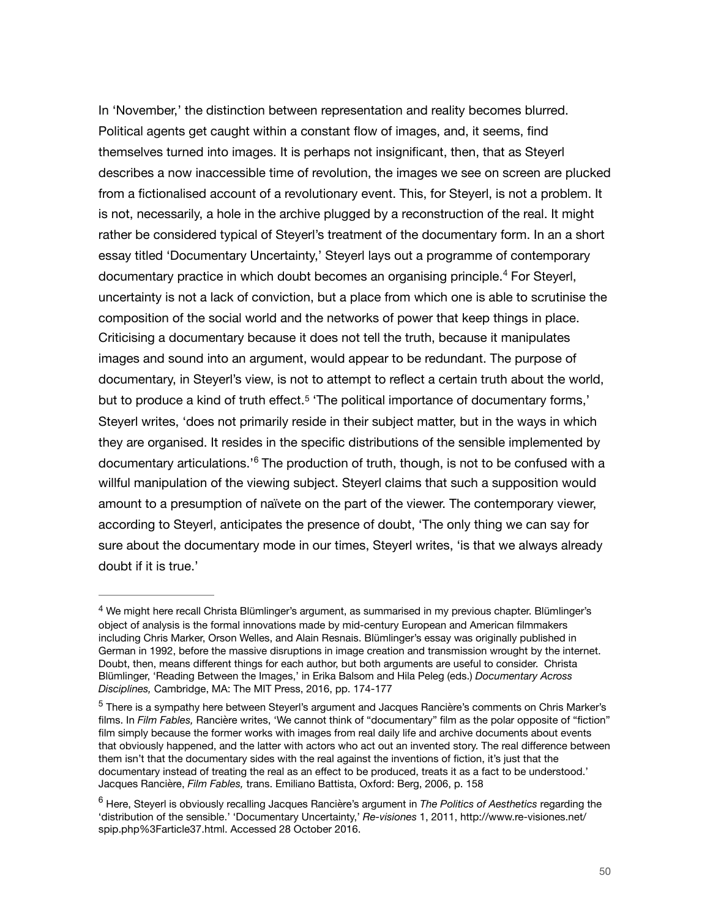In 'November,' the distinction between representation and reality becomes blurred. Political agents get caught within a constant flow of images, and, it seems, find themselves turned into images. It is perhaps not insignificant, then, that as Steyerl describes a now inaccessible time of revolution, the images we see on screen are plucked from a fictionalised account of a revolutionary event. This, for Steyerl, is not a problem. It is not, necessarily, a hole in the archive plugged by a reconstruction of the real. It might rather be considered typical of Steyerl's treatment of the documentary form. In an a short essay titled 'Documentary Uncertainty,' Steyerl lays out a programme of contemporary documentary practice in which doubt becomes an organising principle.[4] For Steyerl, uncertainty is not a lack of conviction, but a place from which one is able to scrutinise the composition of the social world and the networks of power that keep things in place. Criticising a documentary because it does not tell the truth, because it manipulates images and sound into an argument, would appear to be redundant. The purpose of documentary, in Steyerl's view, is not to attempt to reflect a certain truth about the world, but to produce a kind of truth effect.[5] 'The political importance of documentary forms,' Steyerl writes, 'does not primarily reside in their subject matter, but in the ways in which they are organised. It resides in the specific distributions of the sensible implemented by documentary articulations.'[6] The production of truth, though, is not to be confused with a willful manipulation of the viewing subject. Steyerl claims that such a supposition would amount to a presumption of naïvete on the part of the viewer. The contemporary viewer, according to Steyerl, anticipates the presence of doubt, 'The only thing we can say for sure about the documentary mode in our times, Steyerl writes, 'is that we always already doubt if it is true.'

---

[4] We might here recall Christa Blümlinger's argument, as summarised in my previous chapter. Blümlinger's object of analysis is the formal innovations made by mid-century European and American filmmakers including Chris Marker, Orson Welles, and Alain Resnais. Blümlinger's essay was originally published in German in 1992, before the massive disruptions in image creation and transmission wrought by the internet. Doubt, then, means different things for each author, but both arguments are useful to consider. Christa Blümlinger, 'Reading Between the Images,' in Erika Balsom and Hila Peleg (eds.) *Documentary Across Disciplines,* Cambridge, MA: The MIT Press, 2016, pp. 174-177

[5] There is a sympathy here between Steyerl's argument and Jacques Rancière's comments on Chris Marker's films. In *Film Fables,* Rancière writes, 'We cannot think of "documentary" film as the polar opposite of "fiction" film simply because the former works with images from real daily life and archive documents about events that obviously happened, and the latter with actors who act out an invented story. The real difference between them isn't that the documentary sides with the real against the inventions of fiction, it's just that the documentary instead of treating the real as an effect to be produced, treats it as a fact to be understood.' Jacques Rancière, *Film Fables,* trans. Emiliano Battista, Oxford: Berg, 2006, p. 158

[6] Here, Steyerl is obviously recalling Jacques Rancière's argument in *The Politics of Aesthetics* regarding the 'distribution of the sensible.' 'Documentary Uncertainty,' *Re-visiones* 1, 2011, http://www.re-visiones.net/spip.php%3Farticle37.html. Accessed 28 October 2016.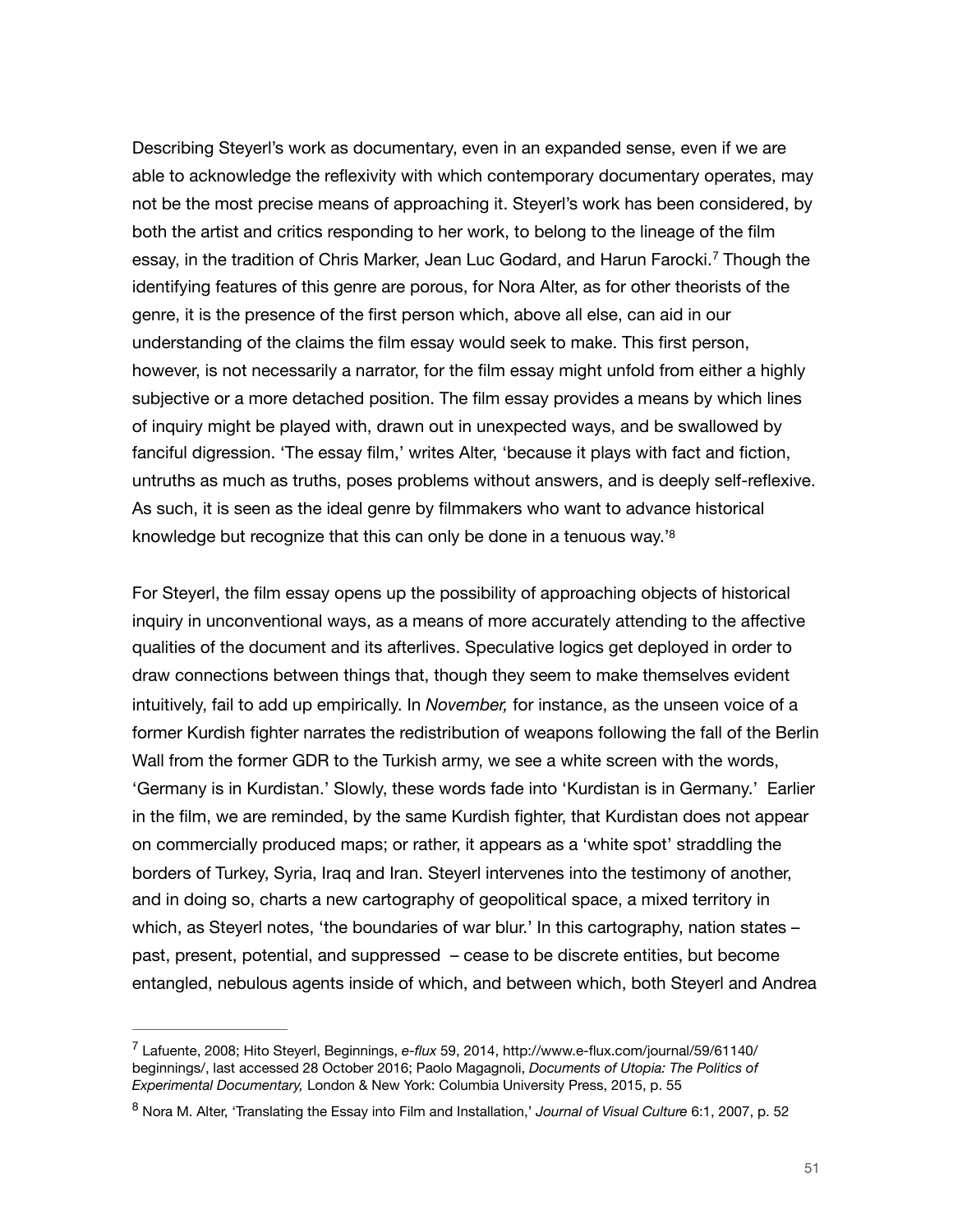Describing Steyerl's work as documentary, even in an expanded sense, even if we are able to acknowledge the reflexivity with which contemporary documentary operates, may not be the most precise means of approaching it. Steyerl's work has been considered, by both the artist and critics responding to her work, to belong to the lineage of the film essay, in the tradition of Chris Marker, Jean Luc Godard, and Harun Farocki.[7] Though the identifying features of this genre are porous, for Nora Alter, as for other theorists of the genre, it is the presence of the first person which, above all else, can aid in our understanding of the claims the film essay would seek to make. This first person, however, is not necessarily a narrator, for the film essay might unfold from either a highly subjective or a more detached position. The film essay provides a means by which lines of inquiry might be played with, drawn out in unexpected ways, and be swallowed by fanciful digression. 'The essay film,' writes Alter, 'because it plays with fact and fiction, untruths as much as truths, poses problems without answers, and is deeply self-reflexive. As such, it is seen as the ideal genre by filmmakers who want to advance historical knowledge but recognize that this can only be done in a tenuous way.'[8]

For Steyerl, the film essay opens up the possibility of approaching objects of historical inquiry in unconventional ways, as a means of more accurately attending to the affective qualities of the document and its afterlives. Speculative logics get deployed in order to draw connections between things that, though they seem to make themselves evident intuitively, fail to add up empirically. In *November,* for instance, as the unseen voice of a former Kurdish fighter narrates the redistribution of weapons following the fall of the Berlin Wall from the former GDR to the Turkish army, we see a white screen with the words, 'Germany is in Kurdistan.' Slowly, these words fade into 'Kurdistan is in Germany.' Earlier in the film, we are reminded, by the same Kurdish fighter, that Kurdistan does not appear on commercially produced maps; or rather, it appears as a 'white spot' straddling the borders of Turkey, Syria, Iraq and Iran. Steyerl intervenes into the testimony of another, and in doing so, charts a new cartography of geopolitical space, a mixed territory in which, as Steyerl notes, 'the boundaries of war blur.' In this cartography, nation states – past, present, potential, and suppressed – cease to be discrete entities, but become entangled, nebulous agents inside of which, and between which, both Steyerl and Andrea

---

[7] Lafuente, 2008; Hito Steyerl, Beginnings, *e-flux* 59, 2014, http://www.e-flux.com/journal/59/61140/beginnings/, last accessed 28 October 2016; Paolo Magagnoli, *Documents of Utopia: The Politics of Experimental Documentary,* London & New York: Columbia University Press, 2015, p. 55

[8] Nora M. Alter, 'Translating the Essay into Film and Installation,' *Journal of Visual Culture* 6:1, 2007, p. 52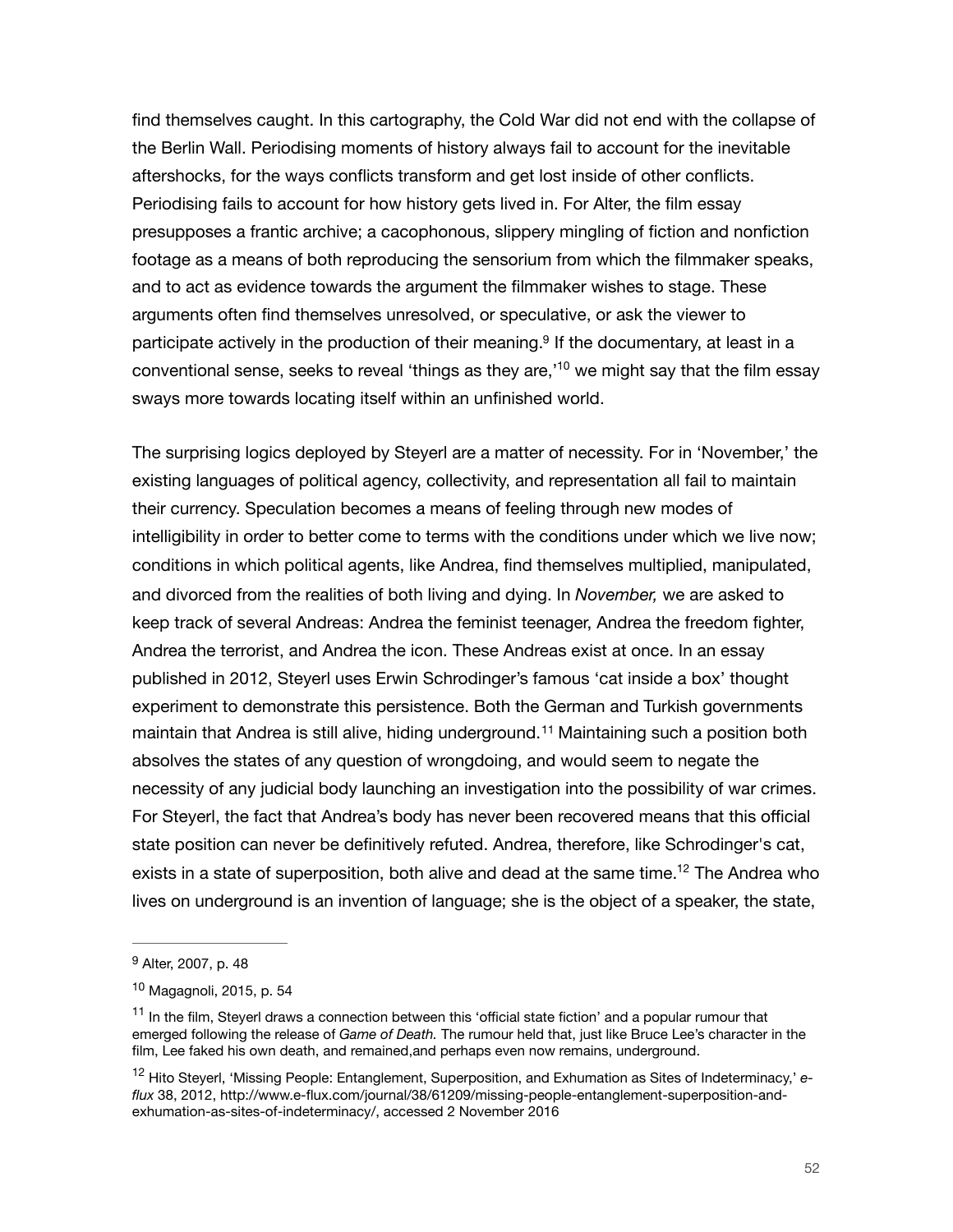find themselves caught. In this cartography, the Cold War did not end with the collapse of the Berlin Wall. Periodising moments of history always fail to account for the inevitable aftershocks, for the ways conflicts transform and get lost inside of other conflicts. Periodising fails to account for how history gets lived in. For Alter, the film essay presupposes a frantic archive; a cacophonous, slippery mingling of fiction and nonfiction footage as a means of both reproducing the sensorium from which the filmmaker speaks, and to act as evidence towards the argument the filmmaker wishes to stage. These arguments often find themselves unresolved, or speculative, or ask the viewer to participate actively in the production of their meaning.[9] If the documentary, at least in a conventional sense, seeks to reveal 'things as they are,'[10] we might say that the film essay sways more towards locating itself within an unfinished world.

The surprising logics deployed by Steyerl are a matter of necessity. For in 'November,' the existing languages of political agency, collectivity, and representation all fail to maintain their currency. Speculation becomes a means of feeling through new modes of intelligibility in order to better come to terms with the conditions under which we live now; conditions in which political agents, like Andrea, find themselves multiplied, manipulated, and divorced from the realities of both living and dying. In *November,* we are asked to keep track of several Andreas: Andrea the feminist teenager, Andrea the freedom fighter, Andrea the terrorist, and Andrea the icon. These Andreas exist at once. In an essay published in 2012, Steyerl uses Erwin Schrodinger's famous 'cat inside a box' thought experiment to demonstrate this persistence. Both the German and Turkish governments maintain that Andrea is still alive, hiding underground.[11] Maintaining such a position both absolves the states of any question of wrongdoing, and would seem to negate the necessity of any judicial body launching an investigation into the possibility of war crimes. For Steyerl, the fact that Andrea's body has never been recovered means that this official state position can never be definitively refuted. Andrea, therefore, like Schrodinger's cat, exists in a state of superposition, both alive and dead at the same time.[12] The Andrea who lives on underground is an invention of language; she is the object of a speaker, the state,

---

[9] Alter, 2007, p. 48

[10] Magagnoli, 2015, p. 54

[11] In the film, Steyerl draws a connection between this 'official state fiction' and a popular rumour that emerged following the release of *Game of Death.* The rumour held that, just like Bruce Lee's character in the film, Lee faked his own death, and remained,and perhaps even now remains, underground.

[12] Hito Steyerl, 'Missing People: Entanglement, Superposition, and Exhumation as Sites of Indeterminacy,' *e-flux* 38, 2012, http://www.e-flux.com/journal/38/61209/missing-people-entanglement-superposition-and-exhumation-as-sites-of-indeterminacy/, accessed 2 November 2016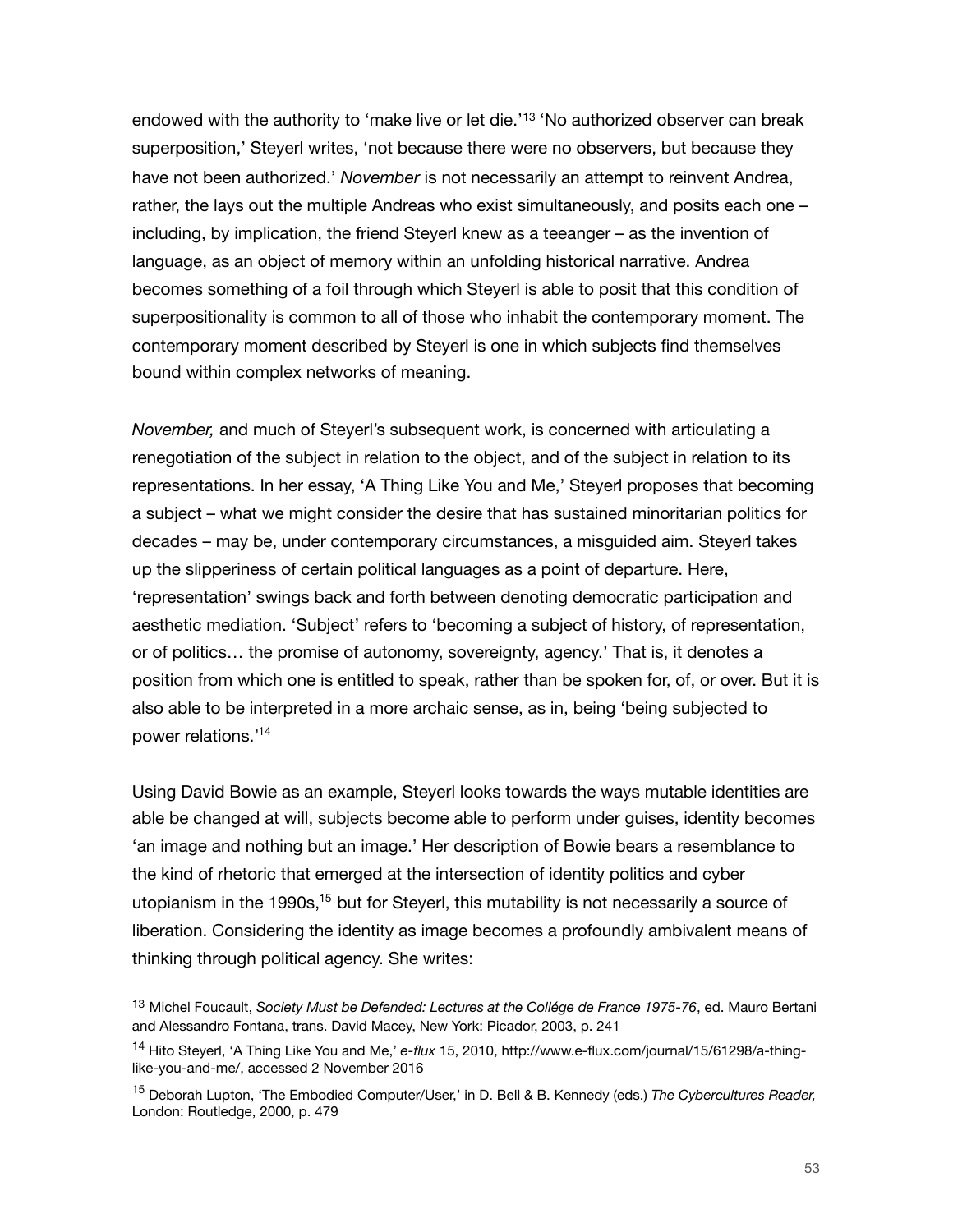endowed with the authority to 'make live or let die.'[13] 'No authorized observer can break superposition,' Steyerl writes, 'not because there were no observers, but because they have not been authorized.' *November* is not necessarily an attempt to reinvent Andrea, rather, the lays out the multiple Andreas who exist simultaneously, and posits each one – including, by implication, the friend Steyerl knew as a teeanger – as the invention of language, as an object of memory within an unfolding historical narrative. Andrea becomes something of a foil through which Steyerl is able to posit that this condition of superpositionality is common to all of those who inhabit the contemporary moment. The contemporary moment described by Steyerl is one in which subjects find themselves bound within complex networks of meaning.

*November,* and much of Steyerl's subsequent work, is concerned with articulating a renegotiation of the subject in relation to the object, and of the subject in relation to its representations. In her essay, 'A Thing Like You and Me,' Steyerl proposes that becoming a subject – what we might consider the desire that has sustained minoritarian politics for decades – may be, under contemporary circumstances, a misguided aim. Steyerl takes up the slipperiness of certain political languages as a point of departure. Here, 'representation' swings back and forth between denoting democratic participation and aesthetic mediation. 'Subject' refers to 'becoming a subject of history, of representation, or of politics… the promise of autonomy, sovereignty, agency.' That is, it denotes a position from which one is entitled to speak, rather than be spoken for, of, or over. But it is also able to be interpreted in a more archaic sense, as in, being 'being subjected to power relations.'[14]

Using David Bowie as an example, Steyerl looks towards the ways mutable identities are able be changed at will, subjects become able to perform under guises, identity becomes 'an image and nothing but an image.' Her description of Bowie bears a resemblance to the kind of rhetoric that emerged at the intersection of identity politics and cyber utopianism in the 1990s,[15] but for Steyerl, this mutability is not necessarily a source of liberation. Considering the identity as image becomes a profoundly ambivalent means of thinking through political agency. She writes:

---

[13] Michel Foucault, *Society Must be Defended: Lectures at the Collége de France 1975-76*, ed. Mauro Bertani and Alessandro Fontana, trans. David Macey, New York: Picador, 2003, p. 241

[14] Hito Steyerl, 'A Thing Like You and Me,' *e-flux* 15, 2010, http://www.e-flux.com/journal/15/61298/a-thing-like-you-and-me/, accessed 2 November 2016

[15] Deborah Lupton, 'The Embodied Computer/User,' in D. Bell & B. Kennedy (eds.) *The Cybercultures Reader,* London: Routledge, 2000, p. 479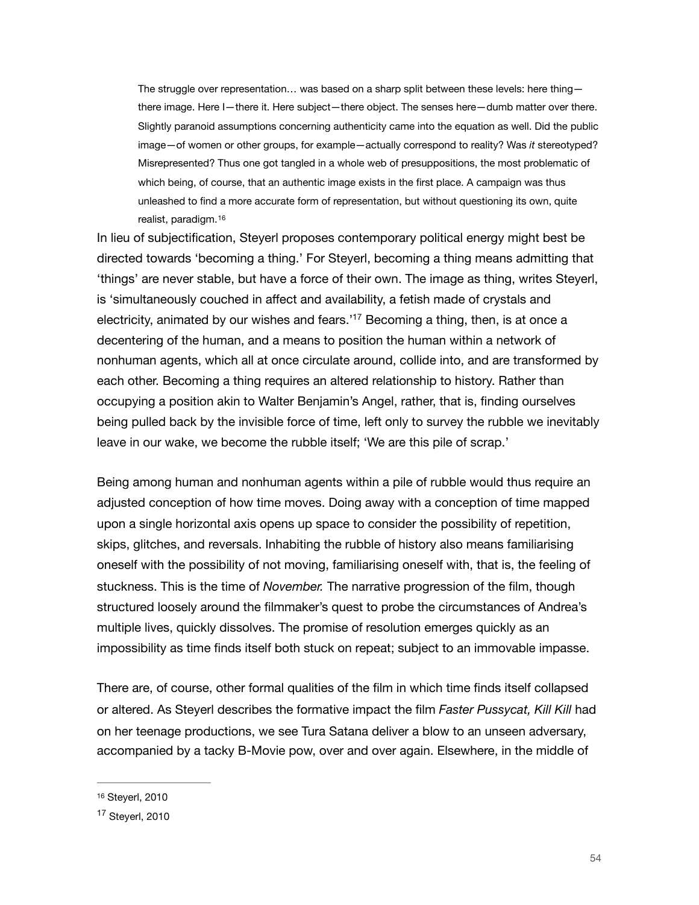> The struggle over representation… was based on a sharp split between these levels: here thing—there image. Here I—there it. Here subject—there object. The senses here—dumb matter over there. Slightly paranoid assumptions concerning authenticity came into the equation as well. Did the public image—of women or other groups, for example—actually correspond to reality? Was *it* stereotyped? Misrepresented? Thus one got tangled in a whole web of presuppositions, the most problematic of which being, of course, that an authentic image exists in the first place. A campaign was thus unleashed to find a more accurate form of representation, but without questioning its own, quite realist, paradigm.[16]

In lieu of subjectification, Steyerl proposes contemporary political energy might best be directed towards 'becoming a thing.' For Steyerl, becoming a thing means admitting that 'things' are never stable, but have a force of their own. The image as thing, writes Steyerl, is 'simultaneously couched in affect and availability, a fetish made of crystals and electricity, animated by our wishes and fears.'[17] Becoming a thing, then, is at once a decentering of the human, and a means to position the human within a network of nonhuman agents, which all at once circulate around, collide into, and are transformed by each other. Becoming a thing requires an altered relationship to history. Rather than occupying a position akin to Walter Benjamin's Angel, rather, that is, finding ourselves being pulled back by the invisible force of time, left only to survey the rubble we inevitably leave in our wake, we become the rubble itself; 'We are this pile of scrap.'

Being among human and nonhuman agents within a pile of rubble would thus require an adjusted conception of how time moves. Doing away with a conception of time mapped upon a single horizontal axis opens up space to consider the possibility of repetition, skips, glitches, and reversals. Inhabiting the rubble of history also means familiarising oneself with the possibility of not moving, familiarising oneself with, that is, the feeling of stuckness. This is the time of *November.* The narrative progression of the film, though structured loosely around the filmmaker's quest to probe the circumstances of Andrea's multiple lives, quickly dissolves. The promise of resolution emerges quickly as an impossibility as time finds itself both stuck on repeat; subject to an immovable impasse.

There are, of course, other formal qualities of the film in which time finds itself collapsed or altered. As Steyerl describes the formative impact the film *Faster Pussycat, Kill Kill* had on her teenage productions, we see Tura Satana deliver a blow to an unseen adversary, accompanied by a tacky B-Movie pow, over and over again. Elsewhere, in the middle of

---

[16] Steyerl, 2010

[17] Steyerl, 2010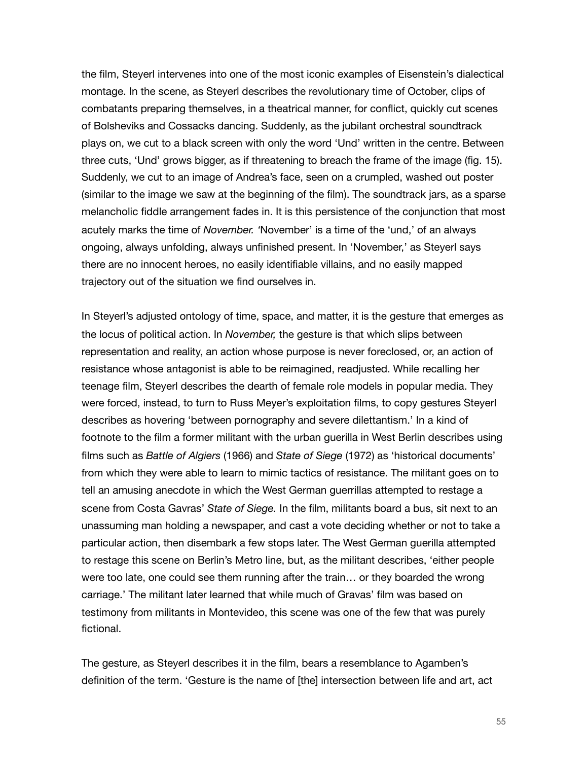the film, Steyerl intervenes into one of the most iconic examples of Eisenstein's dialectical montage. In the scene, as Steyerl describes the revolutionary time of October, clips of combatants preparing themselves, in a theatrical manner, for conflict, quickly cut scenes of Bolsheviks and Cossacks dancing. Suddenly, as the jubilant orchestral soundtrack plays on, we cut to a black screen with only the word 'Und' written in the centre. Between three cuts, 'Und' grows bigger, as if threatening to breach the frame of the image (fig. 15). Suddenly, we cut to an image of Andrea's face, seen on a crumpled, washed out poster (similar to the image we saw at the beginning of the film). The soundtrack jars, as a sparse melancholic fiddle arrangement fades in. It is this persistence of the conjunction that most acutely marks the time of *November. '*November' is a time of the 'und,' of an always ongoing, always unfolding, always unfinished present. In 'November,' as Steyerl says there are no innocent heroes, no easily identifiable villains, and no easily mapped trajectory out of the situation we find ourselves in.

In Steyerl's adjusted ontology of time, space, and matter, it is the gesture that emerges as the locus of political action. In *November,* the gesture is that which slips between representation and reality, an action whose purpose is never foreclosed, or, an action of resistance whose antagonist is able to be reimagined, readjusted. While recalling her teenage film, Steyerl describes the dearth of female role models in popular media. They were forced, instead, to turn to Russ Meyer's exploitation films, to copy gestures Steyerl describes as hovering 'between pornography and severe dilettantism.' In a kind of footnote to the film a former militant with the urban guerilla in West Berlin describes using films such as *Battle of Algiers* (1966) and *State of Siege* (1972) as 'historical documents' from which they were able to learn to mimic tactics of resistance. The militant goes on to tell an amusing anecdote in which the West German guerrillas attempted to restage a scene from Costa Gavras' *State of Siege.* In the film, militants board a bus, sit next to an unassuming man holding a newspaper, and cast a vote deciding whether or not to take a particular action, then disembark a few stops later. The West German guerilla attempted to restage this scene on Berlin's Metro line, but, as the militant describes, 'either people were too late, one could see them running after the train… or they boarded the wrong carriage.' The militant later learned that while much of Gravas' film was based on testimony from militants in Montevideo, this scene was one of the few that was purely fictional.

The gesture, as Steyerl describes it in the film, bears a resemblance to Agamben's definition of the term. 'Gesture is the name of [the] intersection between life and art, act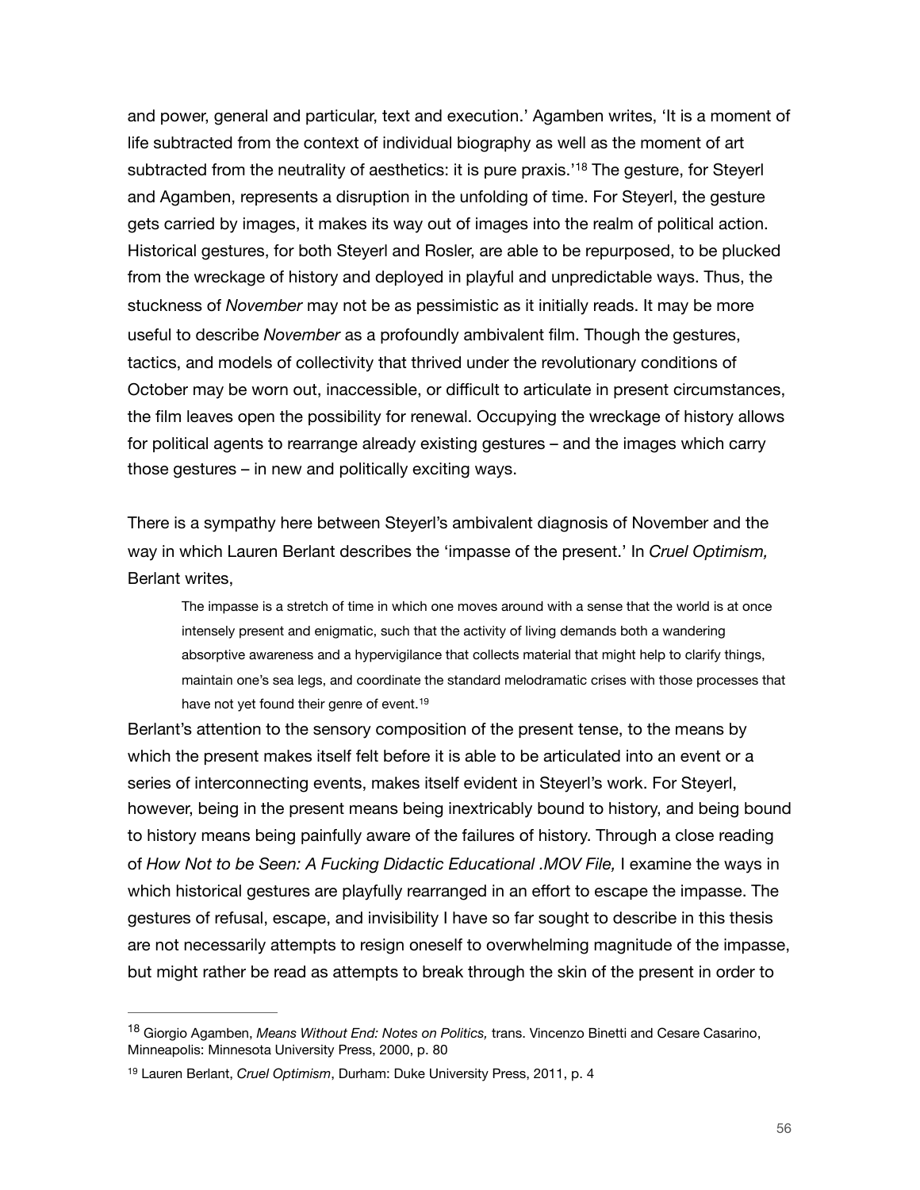and power, general and particular, text and execution.' Agamben writes, 'It is a moment of life subtracted from the context of individual biography as well as the moment of art subtracted from the neutrality of aesthetics: it is pure praxis.'[18] The gesture, for Steyerl and Agamben, represents a disruption in the unfolding of time. For Steyerl, the gesture gets carried by images, it makes its way out of images into the realm of political action. Historical gestures, for both Steyerl and Rosler, are able to be repurposed, to be plucked from the wreckage of history and deployed in playful and unpredictable ways. Thus, the stuckness of *November* may not be as pessimistic as it initially reads. It may be more useful to describe *November* as a profoundly ambivalent film. Though the gestures, tactics, and models of collectivity that thrived under the revolutionary conditions of October may be worn out, inaccessible, or difficult to articulate in present circumstances, the film leaves open the possibility for renewal. Occupying the wreckage of history allows for political agents to rearrange already existing gestures – and the images which carry those gestures – in new and politically exciting ways.

There is a sympathy here between Steyerl's ambivalent diagnosis of November and the way in which Lauren Berlant describes the 'impasse of the present.' In *Cruel Optimism,* Berlant writes,

> The impasse is a stretch of time in which one moves around with a sense that the world is at once intensely present and enigmatic, such that the activity of living demands both a wandering absorptive awareness and a hypervigilance that collects material that might help to clarify things, maintain one's sea legs, and coordinate the standard melodramatic crises with those processes that have not yet found their genre of event.[19]

Berlant's attention to the sensory composition of the present tense, to the means by which the present makes itself felt before it is able to be articulated into an event or a series of interconnecting events, makes itself evident in Steyerl's work. For Steyerl, however, being in the present means being inextricably bound to history, and being bound to history means being painfully aware of the failures of history. Through a close reading of *How Not to be Seen: A Fucking Didactic Educational .MOV File,* I examine the ways in which historical gestures are playfully rearranged in an effort to escape the impasse. The gestures of refusal, escape, and invisibility I have so far sought to describe in this thesis are not necessarily attempts to resign oneself to overwhelming magnitude of the impasse, but might rather be read as attempts to break through the skin of the present in order to

---

[18] Giorgio Agamben, *Means Without End: Notes on Politics,* trans. Vincenzo Binetti and Cesare Casarino, Minneapolis: Minnesota University Press, 2000, p. 80

[19] Lauren Berlant, *Cruel Optimism*, Durham: Duke University Press, 2011, p. 4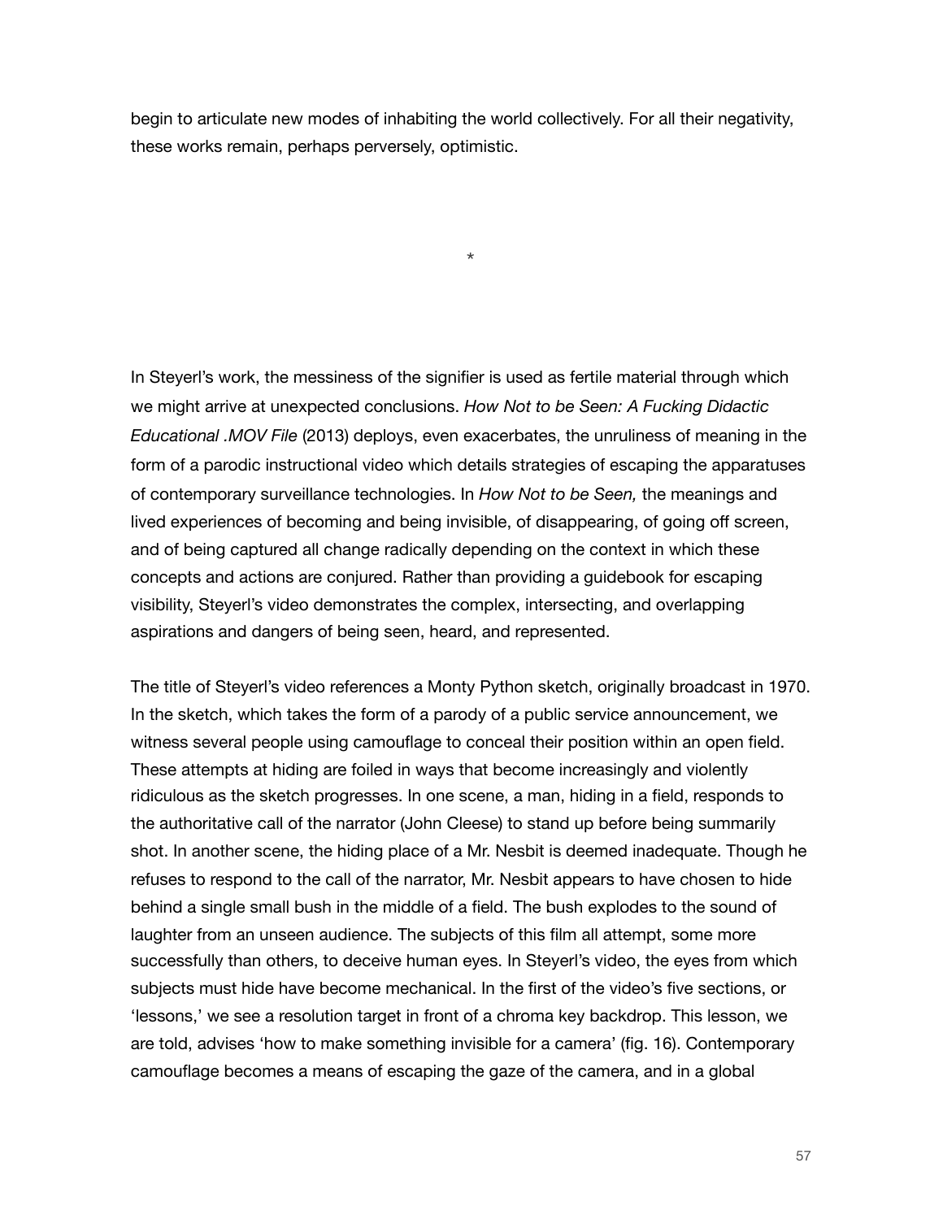begin to articulate new modes of inhabiting the world collectively. For all their negativity, these works remain, perhaps perversely, optimistic.

*

In Steyerl's work, the messiness of the signifier is used as fertile material through which we might arrive at unexpected conclusions. *How Not to be Seen: A Fucking Didactic Educational .MOV File* (2013) deploys, even exacerbates, the unruliness of meaning in the form of a parodic instructional video which details strategies of escaping the apparatuses of contemporary surveillance technologies. In *How Not to be Seen,* the meanings and lived experiences of becoming and being invisible, of disappearing, of going off screen, and of being captured all change radically depending on the context in which these concepts and actions are conjured. Rather than providing a guidebook for escaping visibility, Steyerl's video demonstrates the complex, intersecting, and overlapping aspirations and dangers of being seen, heard, and represented.

The title of Steyerl's video references a Monty Python sketch, originally broadcast in 1970. In the sketch, which takes the form of a parody of a public service announcement, we witness several people using camouflage to conceal their position within an open field. These attempts at hiding are foiled in ways that become increasingly and violently ridiculous as the sketch progresses. In one scene, a man, hiding in a field, responds to the authoritative call of the narrator (John Cleese) to stand up before being summarily shot. In another scene, the hiding place of a Mr. Nesbit is deemed inadequate. Though he refuses to respond to the call of the narrator, Mr. Nesbit appears to have chosen to hide behind a single small bush in the middle of a field. The bush explodes to the sound of laughter from an unseen audience. The subjects of this film all attempt, some more successfully than others, to deceive human eyes. In Steyerl's video, the eyes from which subjects must hide have become mechanical. In the first of the video's five sections, or 'lessons,' we see a resolution target in front of a chroma key backdrop. This lesson, we are told, advises 'how to make something invisible for a camera' (fig. 16). Contemporary camouflage becomes a means of escaping the gaze of the camera, and in a global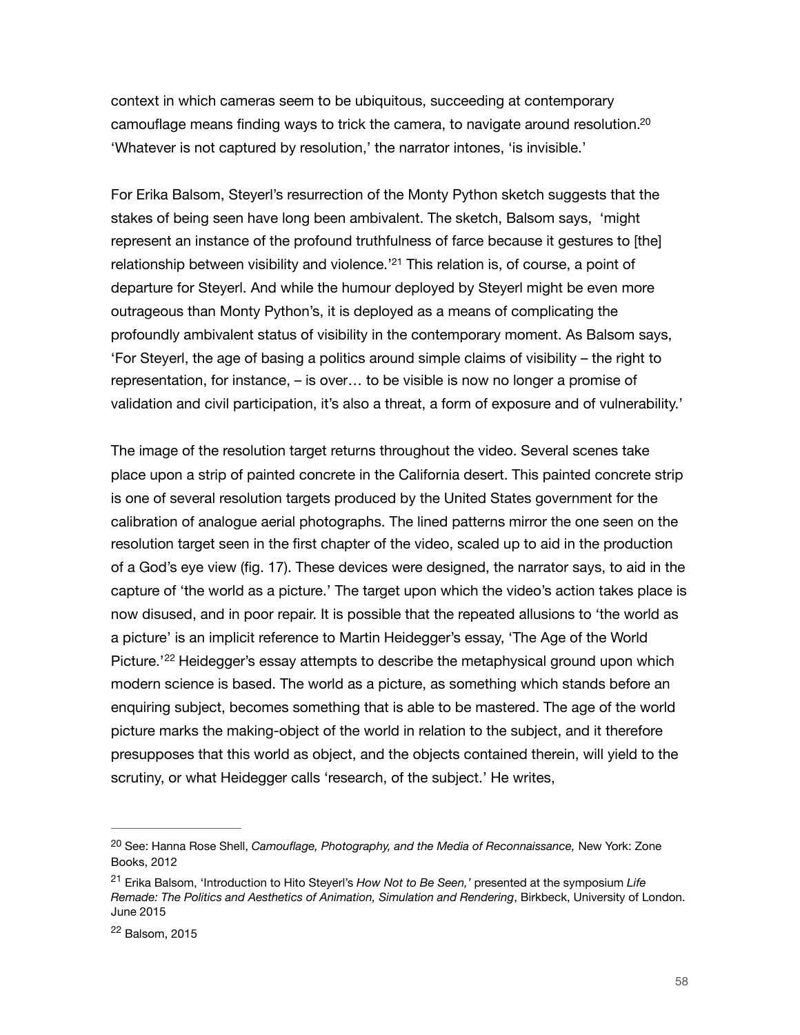context in which cameras seem to be ubiquitous, succeeding at contemporary camouflage means finding ways to trick the camera, to navigate around resolution.[20] 'Whatever is not captured by resolution,' the narrator intones, 'is invisible.'

For Erika Balsom, Steyerl's resurrection of the Monty Python sketch suggests that the stakes of being seen have long been ambivalent. The sketch, Balsom says, 'might represent an instance of the profound truthfulness of farce because it gestures to [the] relationship between visibility and violence.'[21] This relation is, of course, a point of departure for Steyerl. And while the humour deployed by Steyerl might be even more outrageous than Monty Python's, it is deployed as a means of complicating the profoundly ambivalent status of visibility in the contemporary moment. As Balsom says, 'For Steyerl, the age of basing a politics around simple claims of visibility – the right to representation, for instance, – is over… to be visible is now no longer a promise of validation and civil participation, it's also a threat, a form of exposure and of vulnerability.'

The image of the resolution target returns throughout the video. Several scenes take place upon a strip of painted concrete in the California desert. This painted concrete strip is one of several resolution targets produced by the United States government for the calibration of analogue aerial photographs. The lined patterns mirror the one seen on the resolution target seen in the first chapter of the video, scaled up to aid in the production of a God's eye view (fig. 17). These devices were designed, the narrator says, to aid in the capture of 'the world as a picture.' The target upon which the video's action takes place is now disused, and in poor repair. It is possible that the repeated allusions to 'the world as a picture' is an implicit reference to Martin Heidegger's essay, 'The Age of the World Picture.'[22] Heidegger's essay attempts to describe the metaphysical ground upon which modern science is based. The world as a picture, as something which stands before an enquiring subject, becomes something that is able to be mastered. The age of the world picture marks the making-object of the world in relation to the subject, and it therefore presupposes that this world as object, and the objects contained therein, will yield to the scrutiny, or what Heidegger calls 'research, of the subject.' He writes,

---

[20] See: Hanna Rose Shell, *Camouflage, Photography, and the Media of Reconnaissance,* New York: Zone Books, 2012

[21] Erika Balsom, 'Introduction to Hito Steyerl's *How Not to Be Seen,'* presented at the symposium *Life Remade: The Politics and Aesthetics of Animation, Simulation and Rendering*, Birkbeck, University of London. June 2015

[22] Balsom, 2015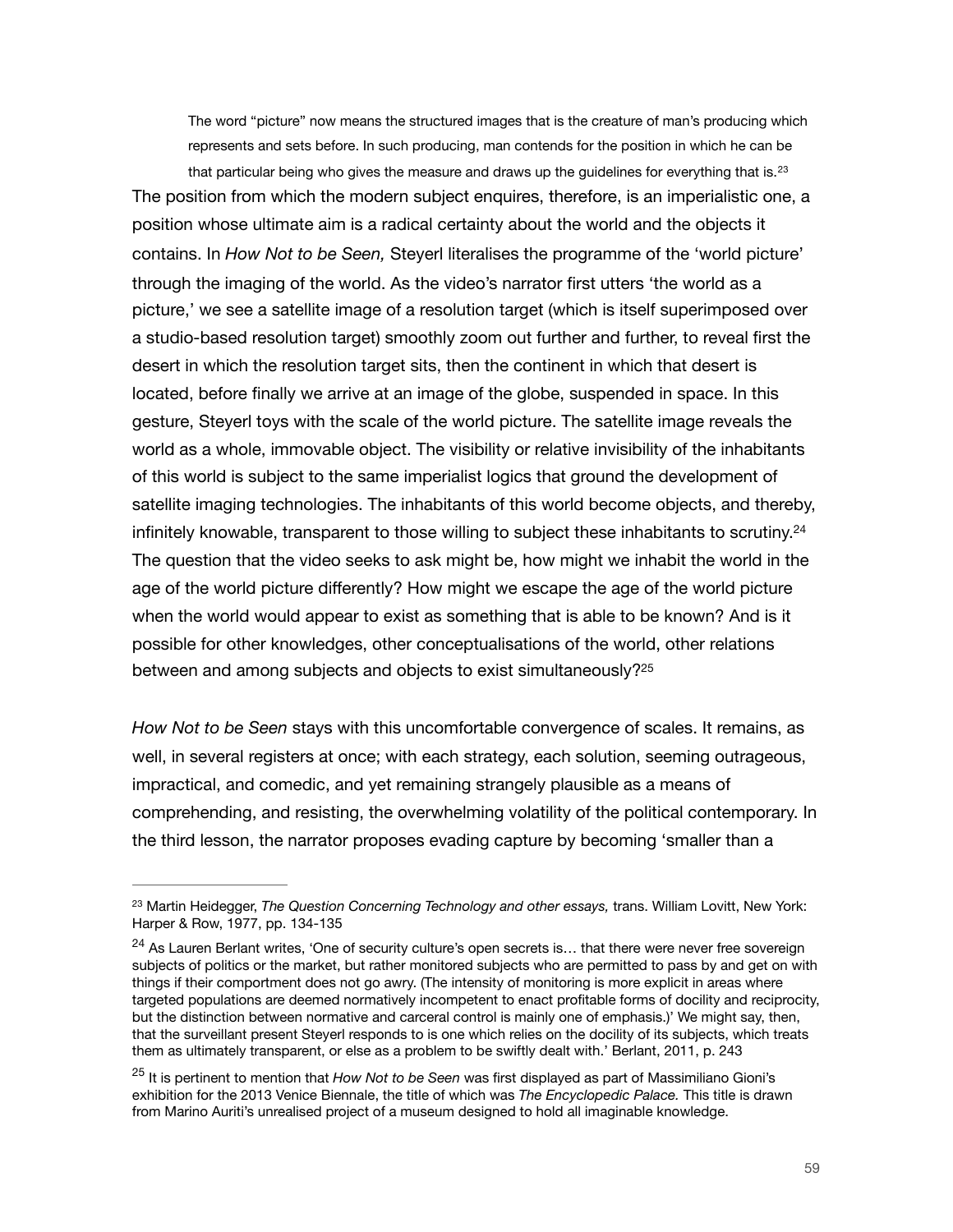> The word "picture" now means the structured images that is the creature of man's producing which represents and sets before. In such producing, man contends for the position in which he can be that particular being who gives the measure and draws up the guidelines for everything that is.[23]

The position from which the modern subject enquires, therefore, is an imperialistic one, a position whose ultimate aim is a radical certainty about the world and the objects it contains. In *How Not to be Seen,* Steyerl literalises the programme of the 'world picture' through the imaging of the world. As the video's narrator first utters 'the world as a picture,' we see a satellite image of a resolution target (which is itself superimposed over a studio-based resolution target) smoothly zoom out further and further, to reveal first the desert in which the resolution target sits, then the continent in which that desert is located, before finally we arrive at an image of the globe, suspended in space. In this gesture, Steyerl toys with the scale of the world picture. The satellite image reveals the world as a whole, immovable object. The visibility or relative invisibility of the inhabitants of this world is subject to the same imperialist logics that ground the development of satellite imaging technologies. The inhabitants of this world become objects, and thereby, infinitely knowable, transparent to those willing to subject these inhabitants to scrutiny.[24] The question that the video seeks to ask might be, how might we inhabit the world in the age of the world picture differently? How might we escape the age of the world picture when the world would appear to exist as something that is able to be known? And is it possible for other knowledges, other conceptualisations of the world, other relations between and among subjects and objects to exist simultaneously?[25]

*How Not to be Seen* stays with this uncomfortable convergence of scales. It remains, as well, in several registers at once; with each strategy, each solution, seeming outrageous, impractical, and comedic, and yet remaining strangely plausible as a means of comprehending, and resisting, the overwhelming volatility of the political contemporary. In the third lesson, the narrator proposes evading capture by becoming 'smaller than a

---

[23] Martin Heidegger, *The Question Concerning Technology and other essays,* trans. William Lovitt, New York: Harper & Row, 1977, pp. 134-135

[24] As Lauren Berlant writes, 'One of security culture's open secrets is… that there were never free sovereign subjects of politics or the market, but rather monitored subjects who are permitted to pass by and get on with things if their comportment does not go awry. (The intensity of monitoring is more explicit in areas where targeted populations are deemed normatively incompetent to enact profitable forms of docility and reciprocity, but the distinction between normative and carceral control is mainly one of emphasis.)' We might say, then, that the surveillant present Steyerl responds to is one which relies on the docility of its subjects, which treats them as ultimately transparent, or else as a problem to be swiftly dealt with.' Berlant, 2011, p. 243

[25] It is pertinent to mention that *How Not to be Seen* was first displayed as part of Massimiliano Gioni's exhibition for the 2013 Venice Biennale, the title of which was *The Encyclopedic Palace.* This title is drawn from Marino Auriti's unrealised project of a museum designed to hold all imaginable knowledge.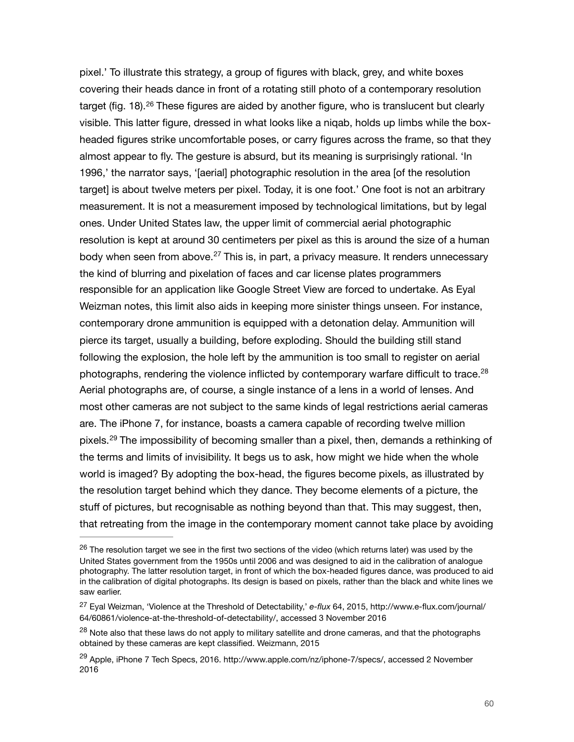pixel.' To illustrate this strategy, a group of figures with black, grey, and white boxes covering their heads dance in front of a rotating still photo of a contemporary resolution target (fig. 18).[26] These figures are aided by another figure, who is translucent but clearly visible. This latter figure, dressed in what looks like a niqab, holds up limbs while the box-headed figures strike uncomfortable poses, or carry figures across the frame, so that they almost appear to fly. The gesture is absurd, but its meaning is surprisingly rational. 'In 1996,' the narrator says, '[aerial] photographic resolution in the area [of the resolution target] is about twelve meters per pixel. Today, it is one foot.' One foot is not an arbitrary measurement. It is not a measurement imposed by technological limitations, but by legal ones. Under United States law, the upper limit of commercial aerial photographic resolution is kept at around 30 centimeters per pixel as this is around the size of a human body when seen from above.[27] This is, in part, a privacy measure. It renders unnecessary the kind of blurring and pixelation of faces and car license plates programmers responsible for an application like Google Street View are forced to undertake. As Eyal Weizman notes, this limit also aids in keeping more sinister things unseen. For instance, contemporary drone ammunition is equipped with a detonation delay. Ammunition will pierce its target, usually a building, before exploding. Should the building still stand following the explosion, the hole left by the ammunition is too small to register on aerial photographs, rendering the violence inflicted by contemporary warfare difficult to trace.[28] Aerial photographs are, of course, a single instance of a lens in a world of lenses. And most other cameras are not subject to the same kinds of legal restrictions aerial cameras are. The iPhone 7, for instance, boasts a camera capable of recording twelve million pixels.[29] The impossibility of becoming smaller than a pixel, then, demands a rethinking of the terms and limits of invisibility. It begs us to ask, how might we hide when the whole world is imaged? By adopting the box-head, the figures become pixels, as illustrated by the resolution target behind which they dance. They become elements of a picture, the stuff of pictures, but recognisable as nothing beyond than that. This may suggest, then, that retreating from the image in the contemporary moment cannot take place by avoiding

---

[26] The resolution target we see in the first two sections of the video (which returns later) was used by the United States government from the 1950s until 2006 and was designed to aid in the calibration of analogue photography. The latter resolution target, in front of which the box-headed figures dance, was produced to aid in the calibration of digital photographs. Its design is based on pixels, rather than the black and white lines we saw earlier.

[27] Eyal Weizman, 'Violence at the Threshold of Detectability,' *e-flux* 64, 2015, http://www.e-flux.com/journal/64/60861/violence-at-the-threshold-of-detectability/, accessed 3 November 2016

[28] Note also that these laws do not apply to military satellite and drone cameras, and that the photographs obtained by these cameras are kept classified. Weizmann, 2015

[29] Apple, iPhone 7 Tech Specs, 2016. http://www.apple.com/nz/iphone-7/specs/, accessed 2 November 2016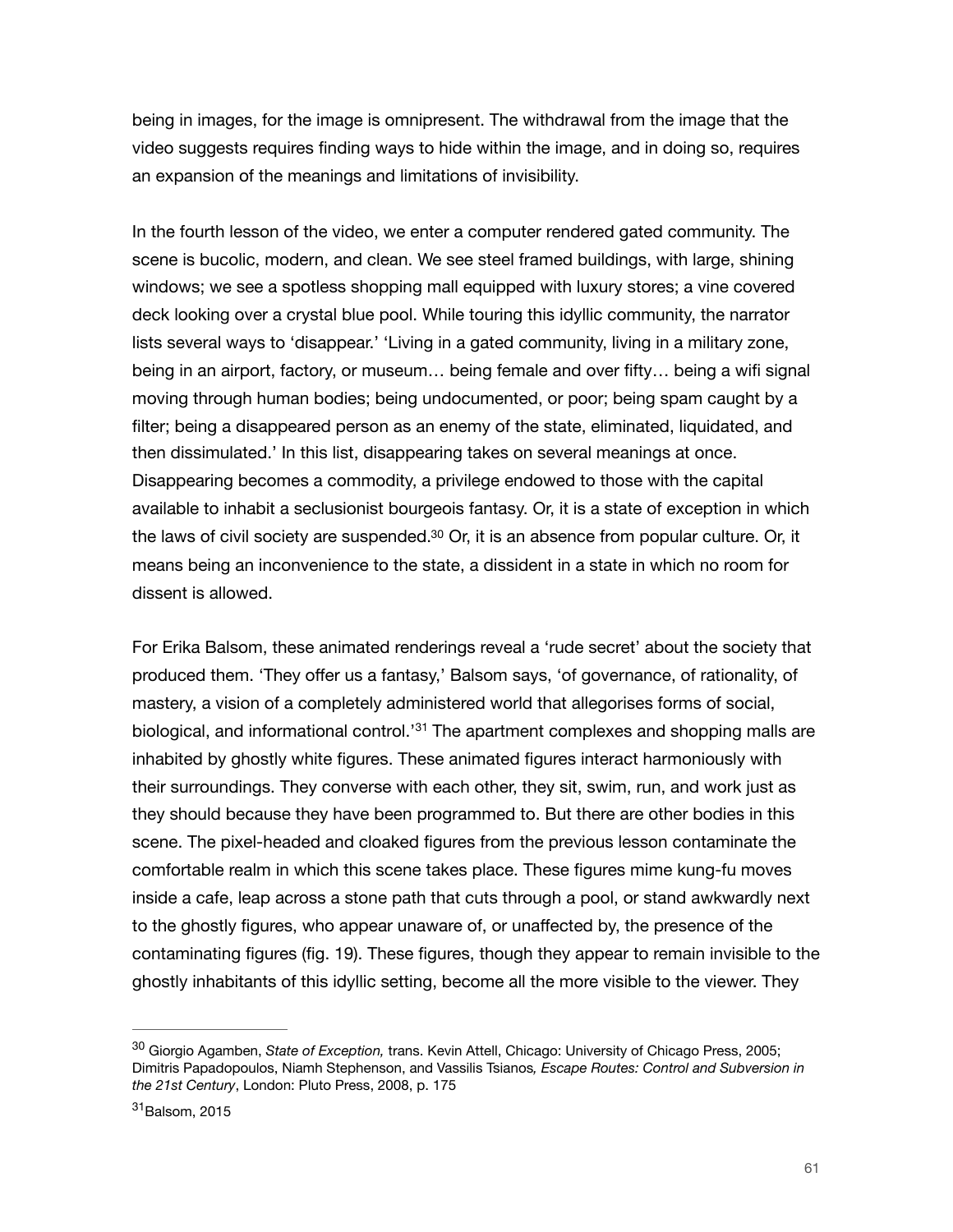being in images, for the image is omnipresent. The withdrawal from the image that the video suggests requires finding ways to hide within the image, and in doing so, requires an expansion of the meanings and limitations of invisibility.

In the fourth lesson of the video, we enter a computer rendered gated community. The scene is bucolic, modern, and clean. We see steel framed buildings, with large, shining windows; we see a spotless shopping mall equipped with luxury stores; a vine covered deck looking over a crystal blue pool. While touring this idyllic community, the narrator lists several ways to 'disappear.' 'Living in a gated community, living in a military zone, being in an airport, factory, or museum… being female and over fifty… being a wifi signal moving through human bodies; being undocumented, or poor; being spam caught by a filter; being a disappeared person as an enemy of the state, eliminated, liquidated, and then dissimulated.' In this list, disappearing takes on several meanings at once. Disappearing becomes a commodity, a privilege endowed to those with the capital available to inhabit a seclusionist bourgeois fantasy. Or, it is a state of exception in which the laws of civil society are suspended.[30] Or, it is an absence from popular culture. Or, it means being an inconvenience to the state, a dissident in a state in which no room for dissent is allowed.

For Erika Balsom, these animated renderings reveal a 'rude secret' about the society that produced them. 'They offer us a fantasy,' Balsom says, 'of governance, of rationality, of mastery, a vision of a completely administered world that allegorises forms of social, biological, and informational control.'[31] The apartment complexes and shopping malls are inhabited by ghostly white figures. These animated figures interact harmoniously with their surroundings. They converse with each other, they sit, swim, run, and work just as they should because they have been programmed to. But there are other bodies in this scene. The pixel-headed and cloaked figures from the previous lesson contaminate the comfortable realm in which this scene takes place. These figures mime kung-fu moves inside a cafe, leap across a stone path that cuts through a pool, or stand awkwardly next to the ghostly figures, who appear unaware of, or unaffected by, the presence of the contaminating figures (fig. 19). These figures, though they appear to remain invisible to the ghostly inhabitants of this idyllic setting, become all the more visible to the viewer. They

---

[30] Giorgio Agamben, *State of Exception,* trans. Kevin Attell, Chicago: University of Chicago Press, 2005; Dimitris Papadopoulos, Niamh Stephenson, and Vassilis Tsianos*, Escape Routes: Control and Subversion in the 21st Century*, London: Pluto Press, 2008, p. 175

[31] Balsom, 2015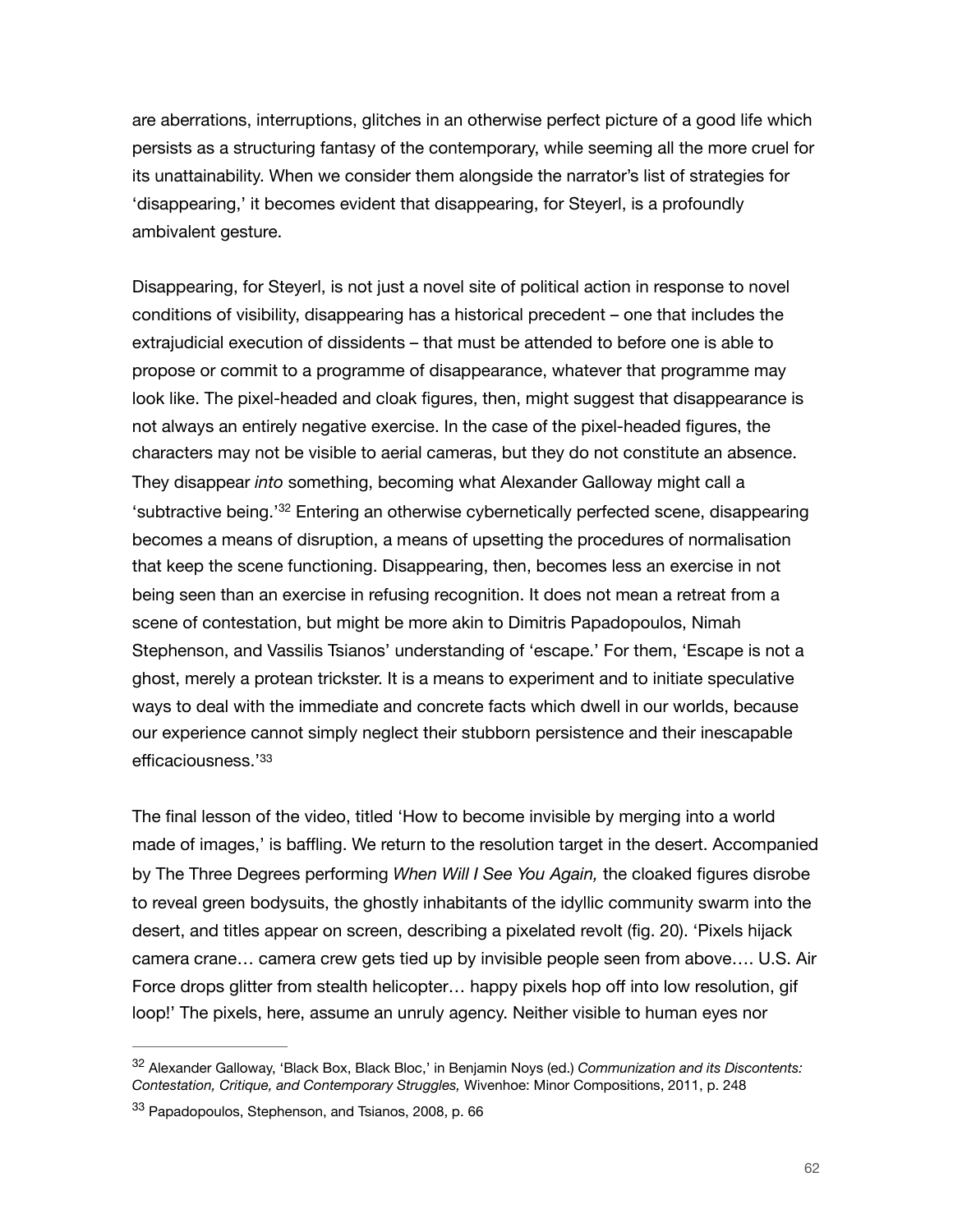are aberrations, interruptions, glitches in an otherwise perfect picture of a good life which persists as a structuring fantasy of the contemporary, while seeming all the more cruel for its unattainability. When we consider them alongside the narrator's list of strategies for 'disappearing,' it becomes evident that disappearing, for Steyerl, is a profoundly ambivalent gesture.

Disappearing, for Steyerl, is not just a novel site of political action in response to novel conditions of visibility, disappearing has a historical precedent – one that includes the extrajudicial execution of dissidents – that must be attended to before one is able to propose or commit to a programme of disappearance, whatever that programme may look like. The pixel-headed and cloak figures, then, might suggest that disappearance is not always an entirely negative exercise. In the case of the pixel-headed figures, the characters may not be visible to aerial cameras, but they do not constitute an absence. They disappear *into* something, becoming what Alexander Galloway might call a 'subtractive being.'[32] Entering an otherwise cybernetically perfected scene, disappearing becomes a means of disruption, a means of upsetting the procedures of normalisation that keep the scene functioning. Disappearing, then, becomes less an exercise in not being seen than an exercise in refusing recognition. It does not mean a retreat from a scene of contestation, but might be more akin to Dimitris Papadopoulos, Nimah Stephenson, and Vassilis Tsianos' understanding of 'escape.' For them, 'Escape is not a ghost, merely a protean trickster. It is a means to experiment and to initiate speculative ways to deal with the immediate and concrete facts which dwell in our worlds, because our experience cannot simply neglect their stubborn persistence and their inescapable efficaciousness.'[33]

The final lesson of the video, titled 'How to become invisible by merging into a world made of images,' is baffling. We return to the resolution target in the desert. Accompanied by The Three Degrees performing *When Will I See You Again,* the cloaked figures disrobe to reveal green bodysuits, the ghostly inhabitants of the idyllic community swarm into the desert, and titles appear on screen, describing a pixelated revolt (fig. 20). 'Pixels hijack camera crane… camera crew gets tied up by invisible people seen from above…. U.S. Air Force drops glitter from stealth helicopter… happy pixels hop off into low resolution, gif loop!' The pixels, here, assume an unruly agency. Neither visible to human eyes nor

---

[32] Alexander Galloway, 'Black Box, Black Bloc,' in Benjamin Noys (ed.) *Communization and its Discontents: Contestation, Critique, and Contemporary Struggles,* Wivenhoe: Minor Compositions, 2011, p. 248

[33] Papadopoulos, Stephenson, and Tsianos, 2008, p. 66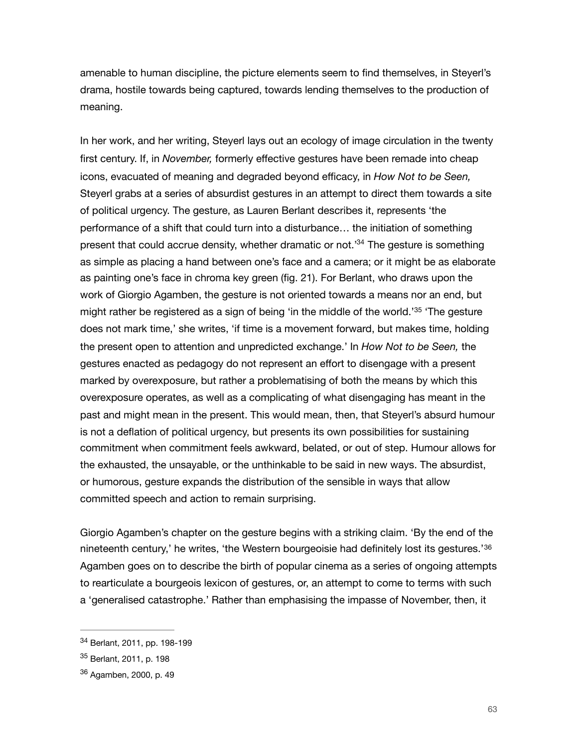amenable to human discipline, the picture elements seem to find themselves, in Steyerl's drama, hostile towards being captured, towards lending themselves to the production of meaning.

In her work, and her writing, Steyerl lays out an ecology of image circulation in the twenty first century. If, in *November,* formerly effective gestures have been remade into cheap icons, evacuated of meaning and degraded beyond efficacy, in *How Not to be Seen,* Steyerl grabs at a series of absurdist gestures in an attempt to direct them towards a site of political urgency. The gesture, as Lauren Berlant describes it, represents 'the performance of a shift that could turn into a disturbance… the initiation of something present that could accrue density, whether dramatic or not.'[34] The gesture is something as simple as placing a hand between one's face and a camera; or it might be as elaborate as painting one's face in chroma key green (fig. 21). For Berlant, who draws upon the work of Giorgio Agamben, the gesture is not oriented towards a means nor an end, but might rather be registered as a sign of being 'in the middle of the world.'[35] 'The gesture does not mark time,' she writes, 'if time is a movement forward, but makes time, holding the present open to attention and unpredicted exchange.' In *How Not to be Seen,* the gestures enacted as pedagogy do not represent an effort to disengage with a present marked by overexposure, but rather a problematising of both the means by which this overexposure operates, as well as a complicating of what disengaging has meant in the past and might mean in the present. This would mean, then, that Steyerl's absurd humour is not a deflation of political urgency, but presents its own possibilities for sustaining commitment when commitment feels awkward, belated, or out of step. Humour allows for the exhausted, the unsayable, or the unthinkable to be said in new ways. The absurdist, or humorous, gesture expands the distribution of the sensible in ways that allow committed speech and action to remain surprising.

Giorgio Agamben's chapter on the gesture begins with a striking claim. 'By the end of the nineteenth century,' he writes, 'the Western bourgeoisie had definitely lost its gestures.'[36] Agamben goes on to describe the birth of popular cinema as a series of ongoing attempts to rearticulate a bourgeois lexicon of gestures, or, an attempt to come to terms with such a 'generalised catastrophe.' Rather than emphasising the impasse of November, then, it

---

[34] Berlant, 2011, pp. 198-199

[35] Berlant, 2011, p. 198

[36] Agamben, 2000, p. 49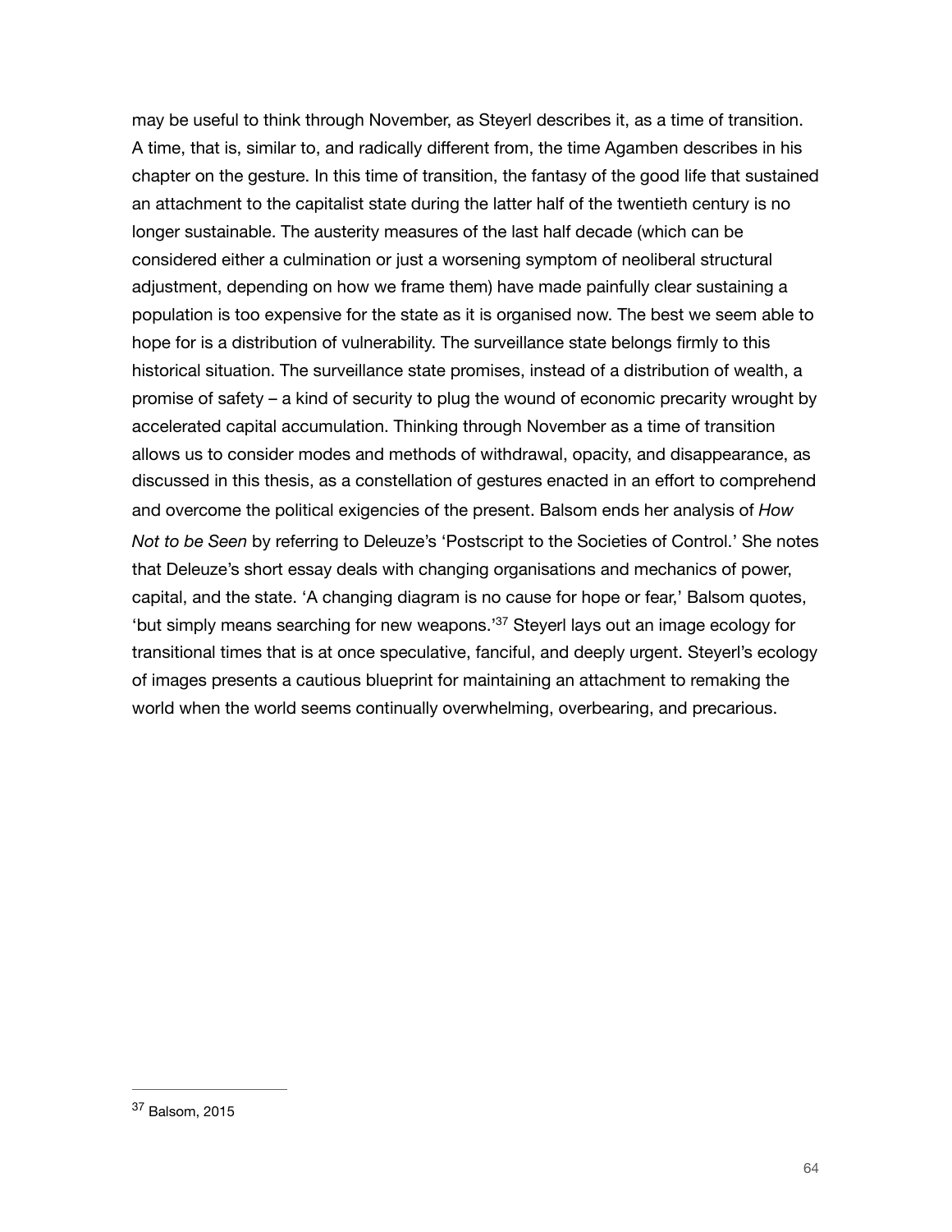may be useful to think through November, as Steyerl describes it, as a time of transition. A time, that is, similar to, and radically different from, the time Agamben describes in his chapter on the gesture. In this time of transition, the fantasy of the good life that sustained an attachment to the capitalist state during the latter half of the twentieth century is no longer sustainable. The austerity measures of the last half decade (which can be considered either a culmination or just a worsening symptom of neoliberal structural adjustment, depending on how we frame them) have made painfully clear sustaining a population is too expensive for the state as it is organised now. The best we seem able to hope for is a distribution of vulnerability. The surveillance state belongs firmly to this historical situation. The surveillance state promises, instead of a distribution of wealth, a promise of safety – a kind of security to plug the wound of economic precarity wrought by accelerated capital accumulation. Thinking through November as a time of transition allows us to consider modes and methods of withdrawal, opacity, and disappearance, as discussed in this thesis, as a constellation of gestures enacted in an effort to comprehend and overcome the political exigencies of the present. Balsom ends her analysis of *How Not to be Seen* by referring to Deleuze's 'Postscript to the Societies of Control.' She notes that Deleuze's short essay deals with changing organisations and mechanics of power, capital, and the state. 'A changing diagram is no cause for hope or fear,' Balsom quotes, 'but simply means searching for new weapons.'[37] Steyerl lays out an image ecology for transitional times that is at once speculative, fanciful, and deeply urgent. Steyerl's ecology of images presents a cautious blueprint for maintaining an attachment to remaking the world when the world seems continually overwhelming, overbearing, and precarious.

[37] Balsom, 2015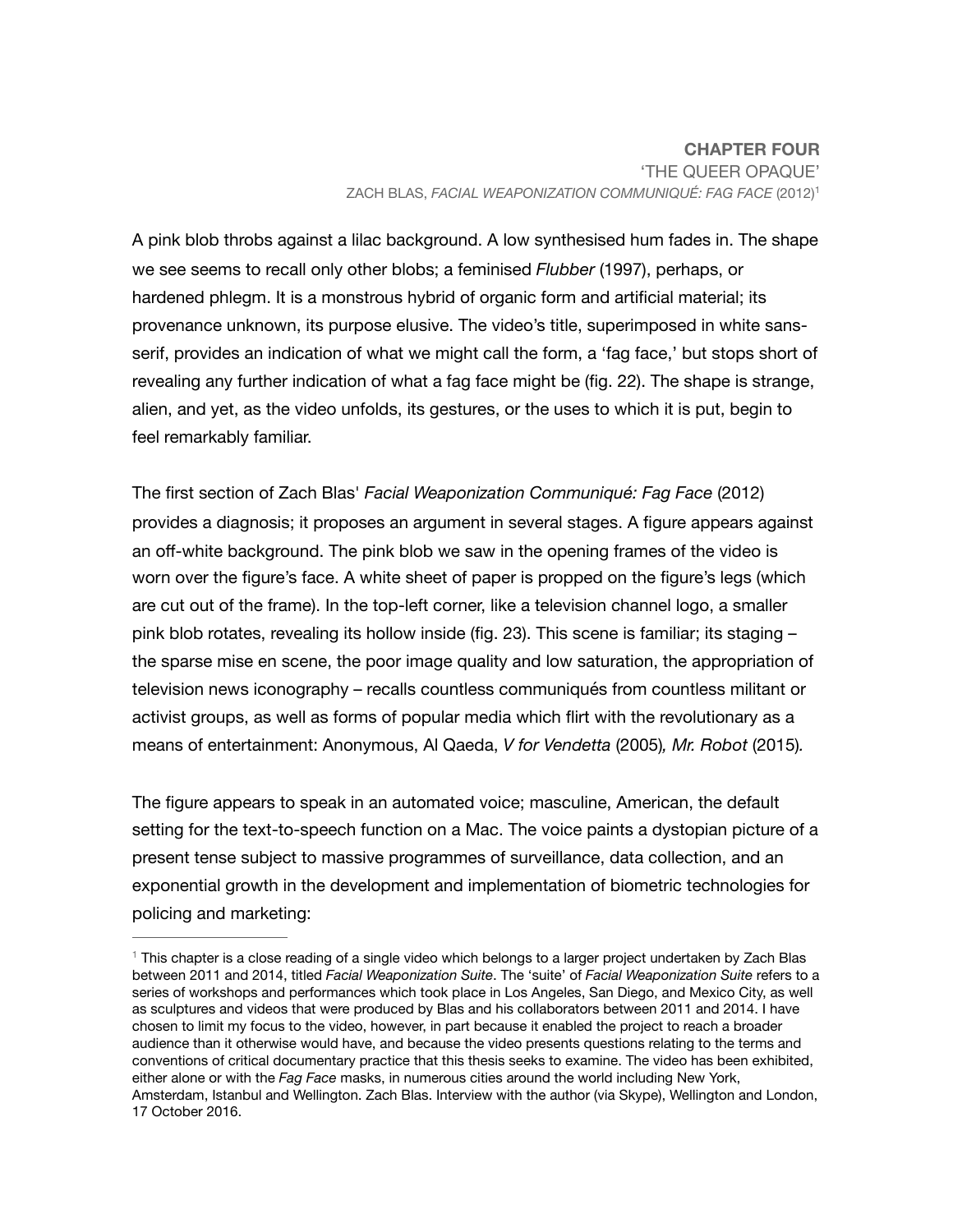# CHAPTER FOUR

## 'THE QUEER OPAQUE'

### ZACH BLAS, *FACIAL WEAPONIZATION COMMUNIQUÉ: FAG FACE* (2012)[1]

A pink blob throbs against a lilac background. A low synthesised hum fades in. The shape we see seems to recall only other blobs; a feminised *Flubber* (1997), perhaps, or hardened phlegm. It is a monstrous hybrid of organic form and artificial material; its provenance unknown, its purpose elusive. The video's title, superimposed in white sans-serif, provides an indication of what we might call the form, a 'fag face,' but stops short of revealing any further indication of what a fag face might be (fig. 22). The shape is strange, alien, and yet, as the video unfolds, its gestures, or the uses to which it is put, begin to feel remarkably familiar.

The first section of Zach Blas' *Facial Weaponization Communiqué: Fag Face* (2012) provides a diagnosis; it proposes an argument in several stages. A figure appears against an off-white background. The pink blob we saw in the opening frames of the video is worn over the figure's face. A white sheet of paper is propped on the figure's legs (which are cut out of the frame). In the top-left corner, like a television channel logo, a smaller pink blob rotates, revealing its hollow inside (fig. 23). This scene is familiar; its staging – the sparse mise en scene, the poor image quality and low saturation, the appropriation of television news iconography – recalls countless communiqués from countless militant or activist groups, as well as forms of popular media which flirt with the revolutionary as a means of entertainment: Anonymous, Al Qaeda, *V for Vendetta* (2005)*, Mr. Robot* (2015)*.*

The figure appears to speak in an automated voice; masculine, American, the default setting for the text-to-speech function on a Mac. The voice paints a dystopian picture of a present tense subject to massive programmes of surveillance, data collection, and an exponential growth in the development and implementation of biometric technologies for policing and marketing:

---

[1] This chapter is a close reading of a single video which belongs to a larger project undertaken by Zach Blas between 2011 and 2014, titled *Facial Weaponization Suite*. The 'suite' of *Facial Weaponization Suite* refers to a series of workshops and performances which took place in Los Angeles, San Diego, and Mexico City, as well as sculptures and videos that were produced by Blas and his collaborators between 2011 and 2014. I have chosen to limit my focus to the video, however, in part because it enabled the project to reach a broader audience than it otherwise would have, and because the video presents questions relating to the terms and conventions of critical documentary practice that this thesis seeks to examine. The video has been exhibited, either alone or with the *Fag Face* masks, in numerous cities around the world including New York, Amsterdam, Istanbul and Wellington. Zach Blas. Interview with the author (via Skype), Wellington and London, 17 October 2016.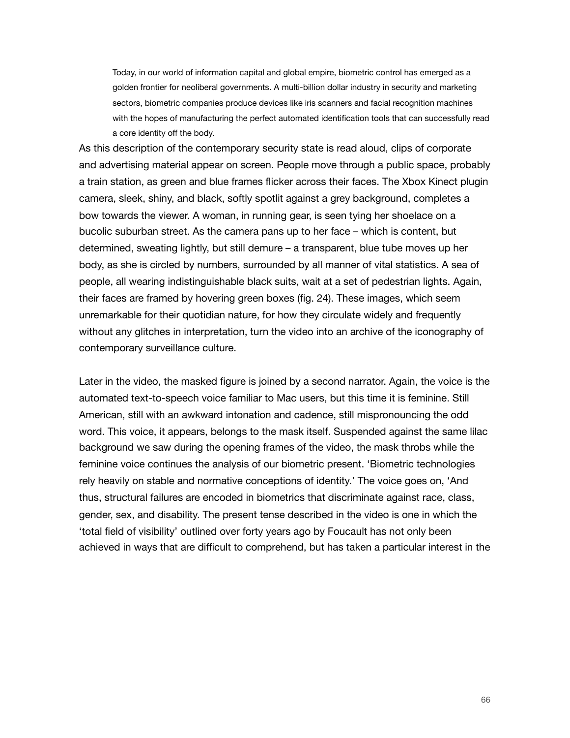> Today, in our world of information capital and global empire, biometric control has emerged as a golden frontier for neoliberal governments. A multi-billion dollar industry in security and marketing sectors, biometric companies produce devices like iris scanners and facial recognition machines with the hopes of manufacturing the perfect automated identification tools that can successfully read a core identity off the body.

As this description of the contemporary security state is read aloud, clips of corporate and advertising material appear on screen. People move through a public space, probably a train station, as green and blue frames flicker across their faces. The Xbox Kinect plugin camera, sleek, shiny, and black, softly spotlit against a grey background, completes a bow towards the viewer. A woman, in running gear, is seen tying her shoelace on a bucolic suburban street. As the camera pans up to her face – which is content, but determined, sweating lightly, but still demure – a transparent, blue tube moves up her body, as she is circled by numbers, surrounded by all manner of vital statistics. A sea of people, all wearing indistinguishable black suits, wait at a set of pedestrian lights. Again, their faces are framed by hovering green boxes (fig. 24). These images, which seem unremarkable for their quotidian nature, for how they circulate widely and frequently without any glitches in interpretation, turn the video into an archive of the iconography of contemporary surveillance culture.

Later in the video, the masked figure is joined by a second narrator. Again, the voice is the automated text-to-speech voice familiar to Mac users, but this time it is feminine. Still American, still with an awkward intonation and cadence, still mispronouncing the odd word. This voice, it appears, belongs to the mask itself. Suspended against the same lilac background we saw during the opening frames of the video, the mask throbs while the feminine voice continues the analysis of our biometric present. 'Biometric technologies rely heavily on stable and normative conceptions of identity.' The voice goes on, 'And thus, structural failures are encoded in biometrics that discriminate against race, class, gender, sex, and disability. The present tense described in the video is one in which the 'total field of visibility' outlined over forty years ago by Foucault has not only been achieved in ways that are difficult to comprehend, but has taken a particular interest in the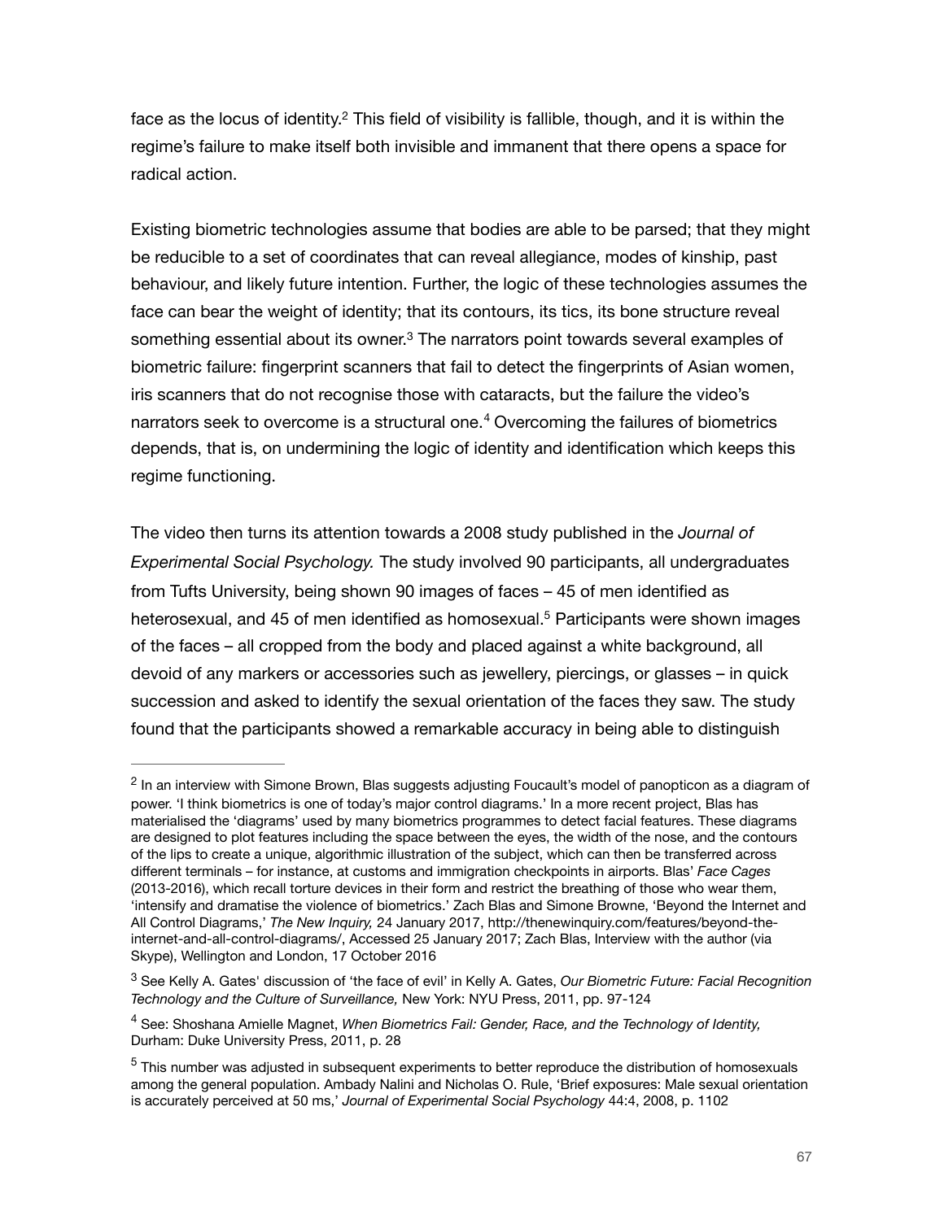face as the locus of identity.[2] This field of visibility is fallible, though, and it is within the regime's failure to make itself both invisible and immanent that there opens a space for radical action.

Existing biometric technologies assume that bodies are able to be parsed; that they might be reducible to a set of coordinates that can reveal allegiance, modes of kinship, past behaviour, and likely future intention. Further, the logic of these technologies assumes the face can bear the weight of identity; that its contours, its tics, its bone structure reveal something essential about its owner.[3] The narrators point towards several examples of biometric failure: fingerprint scanners that fail to detect the fingerprints of Asian women, iris scanners that do not recognise those with cataracts, but the failure the video's narrators seek to overcome is a structural one.[4] Overcoming the failures of biometrics depends, that is, on undermining the logic of identity and identification which keeps this regime functioning.

The video then turns its attention towards a 2008 study published in the *Journal of Experimental Social Psychology.* The study involved 90 participants, all undergraduates from Tufts University, being shown 90 images of faces – 45 of men identified as heterosexual, and 45 of men identified as homosexual.[5] Participants were shown images of the faces – all cropped from the body and placed against a white background, all devoid of any markers or accessories such as jewellery, piercings, or glasses – in quick succession and asked to identify the sexual orientation of the faces they saw. The study found that the participants showed a remarkable accuracy in being able to distinguish

---

[2] In an interview with Simone Brown, Blas suggests adjusting Foucault's model of panopticon as a diagram of power. 'I think biometrics is one of today's major control diagrams.' In a more recent project, Blas has materialised the 'diagrams' used by many biometrics programmes to detect facial features. These diagrams are designed to plot features including the space between the eyes, the width of the nose, and the contours of the lips to create a unique, algorithmic illustration of the subject, which can then be transferred across different terminals – for instance, at customs and immigration checkpoints in airports. Blas' *Face Cages* (2013-2016), which recall torture devices in their form and restrict the breathing of those who wear them, 'intensify and dramatise the violence of biometrics.' Zach Blas and Simone Browne, 'Beyond the Internet and All Control Diagrams,' *The New Inquiry,* 24 January 2017, http://thenewinquiry.com/features/beyond-the-internet-and-all-control-diagrams/, Accessed 25 January 2017; Zach Blas, Interview with the author (via Skype), Wellington and London, 17 October 2016

[3] See Kelly A. Gates' discussion of 'the face of evil' in Kelly A. Gates, *Our Biometric Future: Facial Recognition Technology and the Culture of Surveillance,* New York: NYU Press, 2011, pp. 97-124

[4] See: Shoshana Amielle Magnet, *When Biometrics Fail: Gender, Race, and the Technology of Identity,* Durham: Duke University Press, 2011, p. 28

[5] This number was adjusted in subsequent experiments to better reproduce the distribution of homosexuals among the general population. Ambady Nalini and Nicholas O. Rule, 'Brief exposures: Male sexual orientation is accurately perceived at 50 ms,' *Journal of Experimental Social Psychology* 44:4, 2008, p. 1102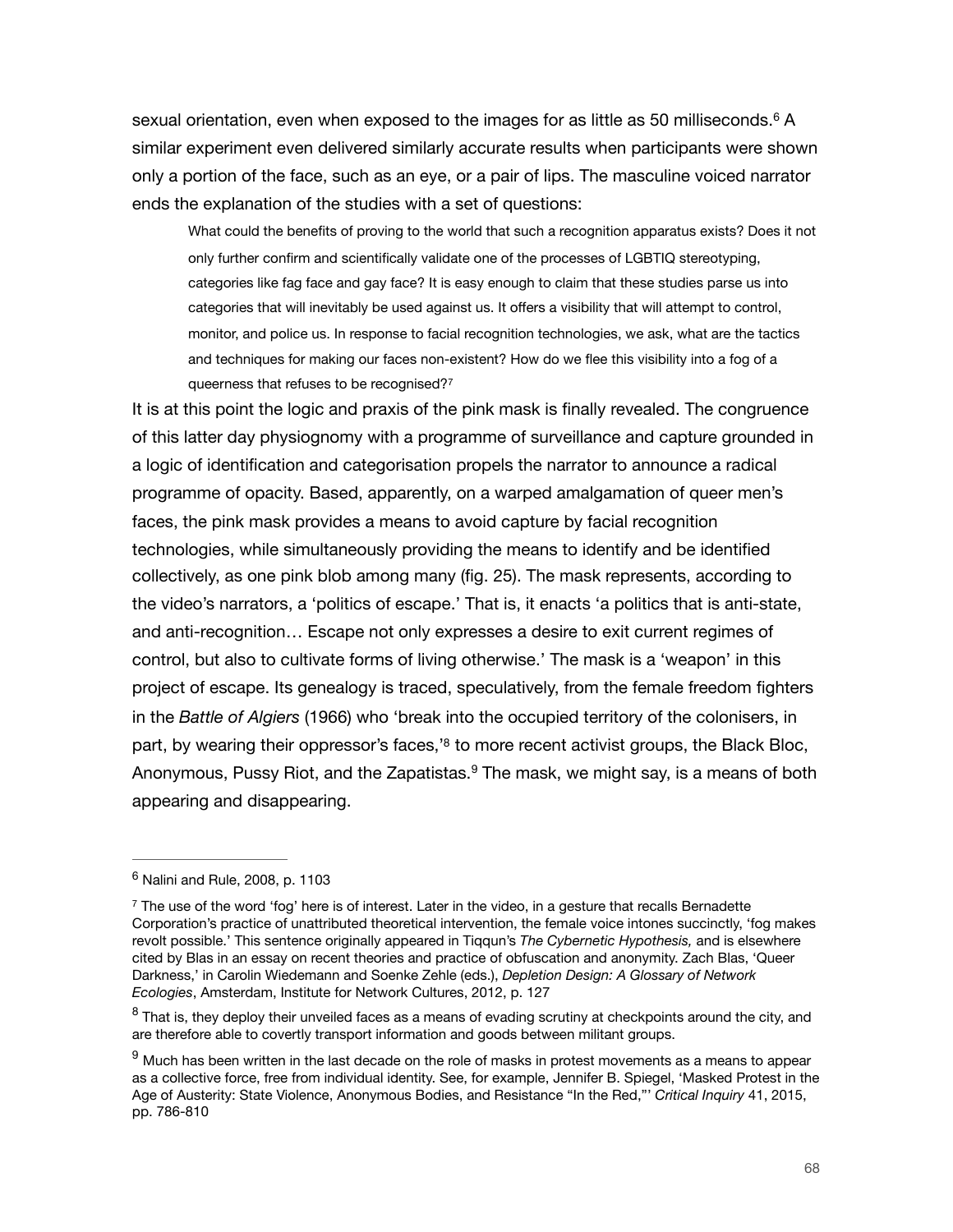sexual orientation, even when exposed to the images for as little as 50 milliseconds.[6] A similar experiment even delivered similarly accurate results when participants were shown only a portion of the face, such as an eye, or a pair of lips. The masculine voiced narrator ends the explanation of the studies with a set of questions:

> What could the benefits of proving to the world that such a recognition apparatus exists? Does it not only further confirm and scientifically validate one of the processes of LGBTIQ stereotyping, categories like fag face and gay face? It is easy enough to claim that these studies parse us into categories that will inevitably be used against us. It offers a visibility that will attempt to control, monitor, and police us. In response to facial recognition technologies, we ask, what are the tactics and techniques for making our faces non-existent? How do we flee this visibility into a fog of a queerness that refuses to be recognised?[7]

It is at this point the logic and praxis of the pink mask is finally revealed. The congruence of this latter day physiognomy with a programme of surveillance and capture grounded in a logic of identification and categorisation propels the narrator to announce a radical programme of opacity. Based, apparently, on a warped amalgamation of queer men's faces, the pink mask provides a means to avoid capture by facial recognition technologies, while simultaneously providing the means to identify and be identified collectively, as one pink blob among many (fig. 25). The mask represents, according to the video's narrators, a 'politics of escape.' That is, it enacts 'a politics that is anti-state, and anti-recognition… Escape not only expresses a desire to exit current regimes of control, but also to cultivate forms of living otherwise.' The mask is a 'weapon' in this project of escape. Its genealogy is traced, speculatively, from the female freedom fighters in the *Battle of Algiers* (1966) who 'break into the occupied territory of the colonisers, in part, by wearing their oppressor's faces,'[8] to more recent activist groups, the Black Bloc, Anonymous, Pussy Riot, and the Zapatistas.[9] The mask, we might say, is a means of both appearing and disappearing.

---

[6] Nalini and Rule, 2008, p. 1103

[7] The use of the word 'fog' here is of interest. Later in the video, in a gesture that recalls Bernadette Corporation's practice of unattributed theoretical intervention, the female voice intones succinctly, 'fog makes revolt possible.' This sentence originally appeared in Tiqqun's *The Cybernetic Hypothesis,* and is elsewhere cited by Blas in an essay on recent theories and practice of obfuscation and anonymity. Zach Blas, 'Queer Darkness,' in Carolin Wiedemann and Soenke Zehle (eds.), *Depletion Design: A Glossary of Network Ecologies*, Amsterdam, Institute for Network Cultures, 2012, p. 127

[8] That is, they deploy their unveiled faces as a means of evading scrutiny at checkpoints around the city, and are therefore able to covertly transport information and goods between militant groups.

[9] Much has been written in the last decade on the role of masks in protest movements as a means to appear as a collective force, free from individual identity. See, for example, Jennifer B. Spiegel, 'Masked Protest in the Age of Austerity: State Violence, Anonymous Bodies, and Resistance "In the Red,"' *Critical Inquiry* 41, 2015, pp. 786-810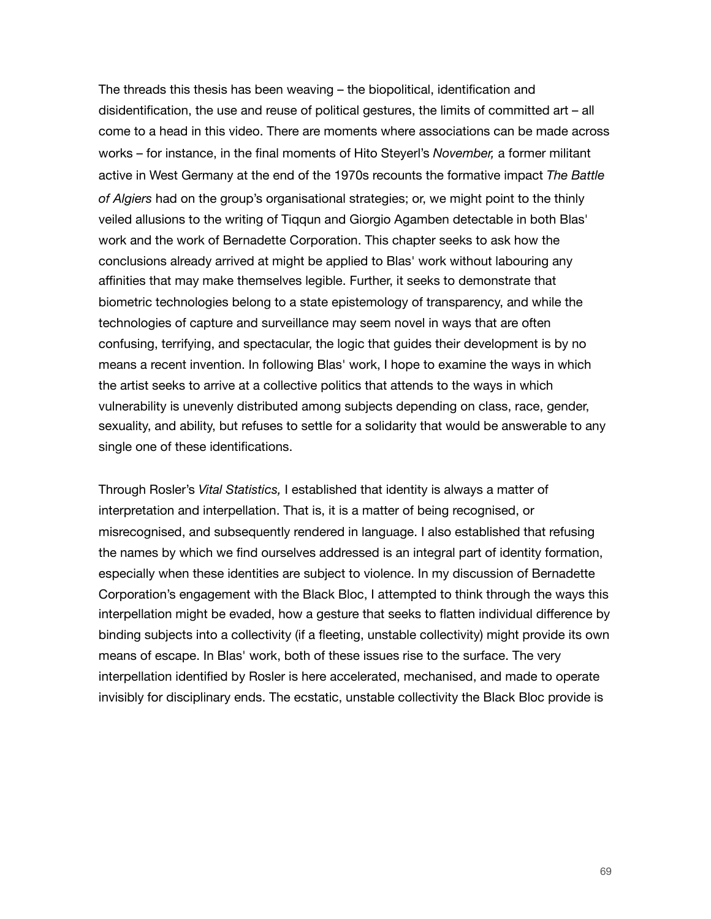The threads this thesis has been weaving – the biopolitical, identification and disidentification, the use and reuse of political gestures, the limits of committed art – all come to a head in this video. There are moments where associations can be made across works – for instance, in the final moments of Hito Steyerl's *November,* a former militant active in West Germany at the end of the 1970s recounts the formative impact *The Battle of Algiers* had on the group's organisational strategies; or, we might point to the thinly veiled allusions to the writing of Tiqqun and Giorgio Agamben detectable in both Blas' work and the work of Bernadette Corporation. This chapter seeks to ask how the conclusions already arrived at might be applied to Blas' work without labouring any affinities that may make themselves legible. Further, it seeks to demonstrate that biometric technologies belong to a state epistemology of transparency, and while the technologies of capture and surveillance may seem novel in ways that are often confusing, terrifying, and spectacular, the logic that guides their development is by no means a recent invention. In following Blas' work, I hope to examine the ways in which the artist seeks to arrive at a collective politics that attends to the ways in which vulnerability is unevenly distributed among subjects depending on class, race, gender, sexuality, and ability, but refuses to settle for a solidarity that would be answerable to any single one of these identifications.

Through Rosler's *Vital Statistics,* I established that identity is always a matter of interpretation and interpellation. That is, it is a matter of being recognised, or misrecognised, and subsequently rendered in language. I also established that refusing the names by which we find ourselves addressed is an integral part of identity formation, especially when these identities are subject to violence. In my discussion of Bernadette Corporation's engagement with the Black Bloc, I attempted to think through the ways this interpellation might be evaded, how a gesture that seeks to flatten individual difference by binding subjects into a collectivity (if a fleeting, unstable collectivity) might provide its own means of escape. In Blas' work, both of these issues rise to the surface. The very interpellation identified by Rosler is here accelerated, mechanised, and made to operate invisibly for disciplinary ends. The ecstatic, unstable collectivity the Black Bloc provide is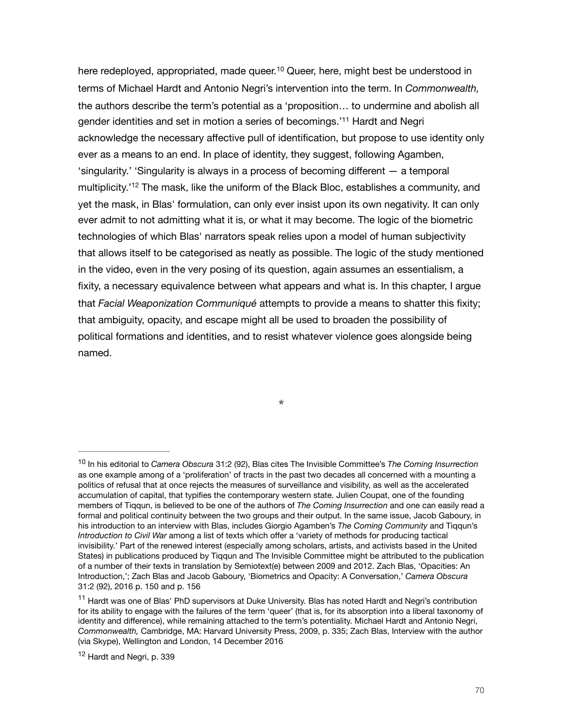here redeployed, appropriated, made queer.[10] Queer, here, might best be understood in terms of Michael Hardt and Antonio Negri's intervention into the term. In *Commonwealth,* the authors describe the term's potential as a 'proposition… to undermine and abolish all gender identities and set in motion a series of becomings.'[11] Hardt and Negri acknowledge the necessary affective pull of identification, but propose to use identity only ever as a means to an end. In place of identity, they suggest, following Agamben, 'singularity.' 'Singularity is always in a process of becoming different — a temporal multiplicity.'[12] The mask, like the uniform of the Black Bloc, establishes a community, and yet the mask, in Blas' formulation, can only ever insist upon its own negativity. It can only ever admit to not admitting what it is, or what it may become. The logic of the biometric technologies of which Blas' narrators speak relies upon a model of human subjectivity that allows itself to be categorised as neatly as possible. The logic of the study mentioned in the video, even in the very posing of its question, again assumes an essentialism, a fixity, a necessary equivalence between what appears and what is. In this chapter, I argue that *Facial Weaponization Communiqué* attempts to provide a means to shatter this fixity; that ambiguity, opacity, and escape might all be used to broaden the possibility of political formations and identities, and to resist whatever violence goes alongside being named.

*

[10] In his editorial to *Camera Obscura* 31:2 (92), Blas cites The Invisible Committee's *The Coming Insurrection* as one example among of a 'proliferation' of tracts in the past two decades all concerned with a mounting a politics of refusal that at once rejects the measures of surveillance and visibility, as well as the accelerated accumulation of capital, that typifies the contemporary western state. Julien Coupat, one of the founding members of Tiqqun, is believed to be one of the authors of *The Coming Insurrection* and one can easily read a formal and political continuity between the two groups and their output. In the same issue, Jacob Gaboury, in his introduction to an interview with Blas, includes Giorgio Agamben's *The Coming Community* and Tiqqun's *Introduction to Civil War* among a list of texts which offer a 'variety of methods for producing tactical invisibility.' Part of the renewed interest (especially among scholars, artists, and activists based in the United States) in publications produced by Tiqqun and The Invisible Committee might be attributed to the publication of a number of their texts in translation by Semiotext(e) between 2009 and 2012. Zach Blas, 'Opacities: An Introduction,'; Zach Blas and Jacob Gaboury, 'Biometrics and Opacity: A Conversation,' *Camera Obscura* 31:2 (92), 2016 p. 150 and p. 156

[11] Hardt was one of Blas' PhD supervisors at Duke University. Blas has noted Hardt and Negri's contribution for its ability to engage with the failures of the term 'queer' (that is, for its absorption into a liberal taxonomy of identity and difference), while remaining attached to the term's potentiality. Michael Hardt and Antonio Negri, *Commonwealth,* Cambridge, MA: Harvard University Press, 2009, p. 335; Zach Blas, Interview with the author (via Skype), Wellington and London, 14 December 2016

[12] Hardt and Negri, p. 339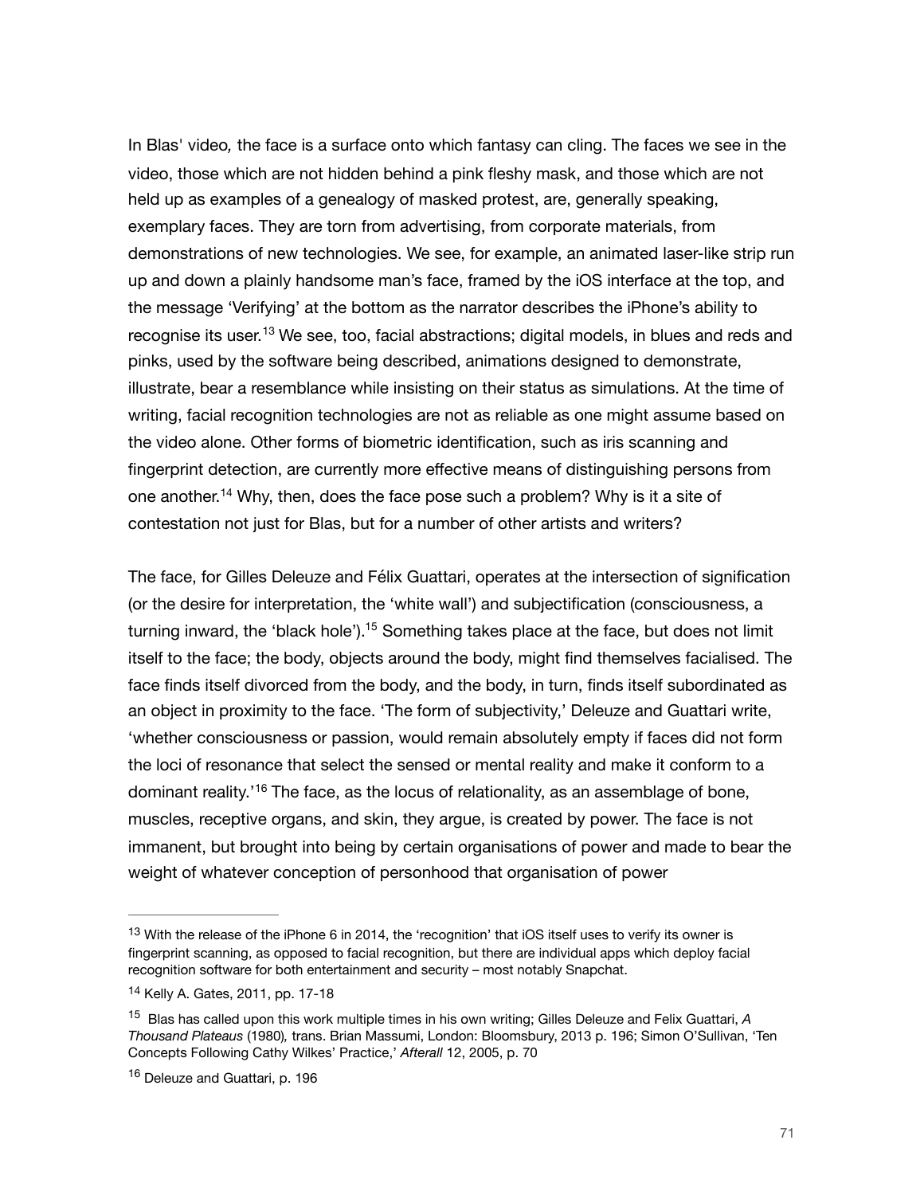In Blas' video*,* the face is a surface onto which fantasy can cling. The faces we see in the video, those which are not hidden behind a pink fleshy mask, and those which are not held up as examples of a genealogy of masked protest, are, generally speaking, exemplary faces. They are torn from advertising, from corporate materials, from demonstrations of new technologies. We see, for example, an animated laser-like strip run up and down a plainly handsome man's face, framed by the iOS interface at the top, and the message 'Verifying' at the bottom as the narrator describes the iPhone's ability to recognise its user.[13] We see, too, facial abstractions; digital models, in blues and reds and pinks, used by the software being described, animations designed to demonstrate, illustrate, bear a resemblance while insisting on their status as simulations. At the time of writing, facial recognition technologies are not as reliable as one might assume based on the video alone. Other forms of biometric identification, such as iris scanning and fingerprint detection, are currently more effective means of distinguishing persons from one another.[14] Why, then, does the face pose such a problem? Why is it a site of contestation not just for Blas, but for a number of other artists and writers?

The face, for Gilles Deleuze and Félix Guattari, operates at the intersection of signification (or the desire for interpretation, the 'white wall') and subjectification (consciousness, a turning inward, the 'black hole').[15] Something takes place at the face, but does not limit itself to the face; the body, objects around the body, might find themselves facialised. The face finds itself divorced from the body, and the body, in turn, finds itself subordinated as an object in proximity to the face. 'The form of subjectivity,' Deleuze and Guattari write, 'whether consciousness or passion, would remain absolutely empty if faces did not form the loci of resonance that select the sensed or mental reality and make it conform to a dominant reality.'[16] The face, as the locus of relationality, as an assemblage of bone, muscles, receptive organs, and skin, they argue, is created by power. The face is not immanent, but brought into being by certain organisations of power and made to bear the weight of whatever conception of personhood that organisation of power

---

[13] With the release of the iPhone 6 in 2014, the 'recognition' that iOS itself uses to verify its owner is fingerprint scanning, as opposed to facial recognition, but there are individual apps which deploy facial recognition software for both entertainment and security – most notably Snapchat.

[14] Kelly A. Gates, 2011, pp. 17-18

[15] Blas has called upon this work multiple times in his own writing; Gilles Deleuze and Felix Guattari, *A Thousand Plateaus* (1980)*,* trans. Brian Massumi, London: Bloomsbury, 2013 p. 196; Simon O'Sullivan, 'Ten Concepts Following Cathy Wilkes' Practice,' *Afterall* 12, 2005, p. 70

[16] Deleuze and Guattari, p. 196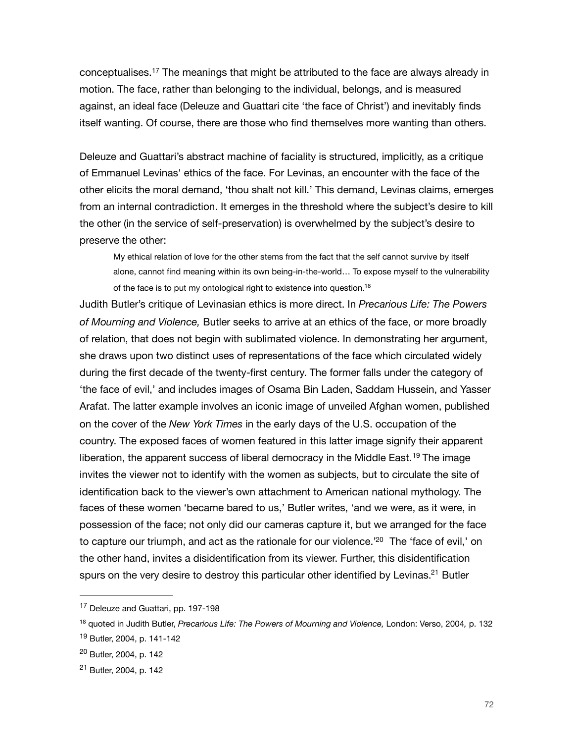conceptualises.[17] The meanings that might be attributed to the face are always already in motion. The face, rather than belonging to the individual, belongs, and is measured against, an ideal face (Deleuze and Guattari cite 'the face of Christ') and inevitably finds itself wanting. Of course, there are those who find themselves more wanting than others.

Deleuze and Guattari's abstract machine of faciality is structured, implicitly, as a critique of Emmanuel Levinas' ethics of the face. For Levinas, an encounter with the face of the other elicits the moral demand, 'thou shalt not kill.' This demand, Levinas claims, emerges from an internal contradiction. It emerges in the threshold where the subject's desire to kill the other (in the service of self-preservation) is overwhelmed by the subject's desire to preserve the other:

> My ethical relation of love for the other stems from the fact that the self cannot survive by itself alone, cannot find meaning within its own being-in-the-world… To expose myself to the vulnerability of the face is to put my ontological right to existence into question.[18]

Judith Butler's critique of Levinasian ethics is more direct. In *Precarious Life: The Powers of Mourning and Violence,* Butler seeks to arrive at an ethics of the face, or more broadly of relation, that does not begin with sublimated violence. In demonstrating her argument, she draws upon two distinct uses of representations of the face which circulated widely during the first decade of the twenty-first century. The former falls under the category of 'the face of evil,' and includes images of Osama Bin Laden, Saddam Hussein, and Yasser Arafat. The latter example involves an iconic image of unveiled Afghan women, published on the cover of the *New York Times* in the early days of the U.S. occupation of the country. The exposed faces of women featured in this latter image signify their apparent liberation, the apparent success of liberal democracy in the Middle East.[19] The image invites the viewer not to identify with the women as subjects, but to circulate the site of identification back to the viewer's own attachment to American national mythology. The faces of these women 'became bared to us,' Butler writes, 'and we were, as it were, in possession of the face; not only did our cameras capture it, but we arranged for the face to capture our triumph, and act as the rationale for our violence.'[20] The 'face of evil,' on the other hand, invites a disidentification from its viewer. Further, this disidentification spurs on the very desire to destroy this particular other identified by Levinas.[21] Butler

---

[17] Deleuze and Guattari, pp. 197-198

[18] quoted in Judith Butler, *Precarious Life: The Powers of Mourning and Violence,* London: Verso, 2004*,* p. 132

[19] Butler, 2004, p. 141-142

[20] Butler, 2004, p. 142

[21] Butler, 2004, p. 142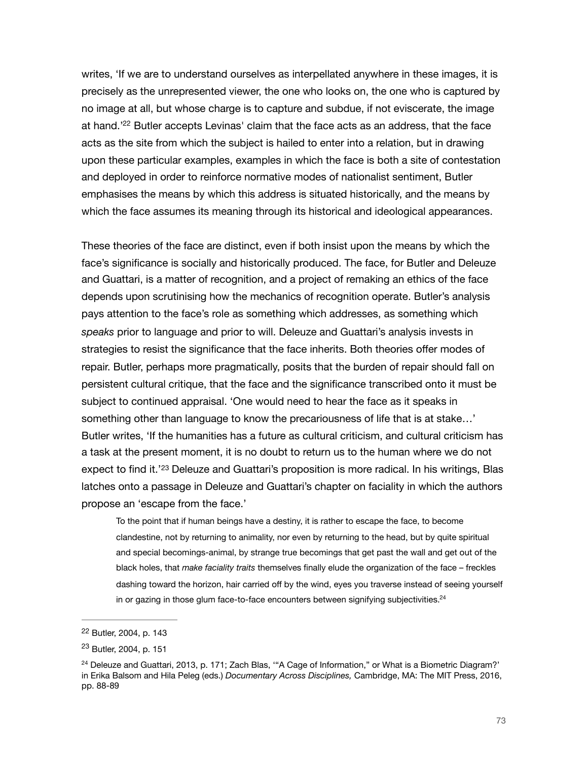writes, 'If we are to understand ourselves as interpellated anywhere in these images, it is precisely as the unrepresented viewer, the one who looks on, the one who is captured by no image at all, but whose charge is to capture and subdue, if not eviscerate, the image at hand.'[22] Butler accepts Levinas' claim that the face acts as an address, that the face acts as the site from which the subject is hailed to enter into a relation, but in drawing upon these particular examples, examples in which the face is both a site of contestation and deployed in order to reinforce normative modes of nationalist sentiment, Butler emphasises the means by which this address is situated historically, and the means by which the face assumes its meaning through its historical and ideological appearances.

These theories of the face are distinct, even if both insist upon the means by which the face's significance is socially and historically produced. The face, for Butler and Deleuze and Guattari, is a matter of recognition, and a project of remaking an ethics of the face depends upon scrutinising how the mechanics of recognition operate. Butler's analysis pays attention to the face's role as something which addresses, as something which *speaks* prior to language and prior to will. Deleuze and Guattari's analysis invests in strategies to resist the significance that the face inherits. Both theories offer modes of repair. Butler, perhaps more pragmatically, posits that the burden of repair should fall on persistent cultural critique, that the face and the significance transcribed onto it must be subject to continued appraisal. 'One would need to hear the face as it speaks in something other than language to know the precariousness of life that is at stake…' Butler writes, 'If the humanities has a future as cultural criticism, and cultural criticism has a task at the present moment, it is no doubt to return us to the human where we do not expect to find it.'[23] Deleuze and Guattari's proposition is more radical. In his writings, Blas latches onto a passage in Deleuze and Guattari's chapter on faciality in which the authors propose an 'escape from the face.'

> To the point that if human beings have a destiny, it is rather to escape the face, to become clandestine, not by returning to animality, nor even by returning to the head, but by quite spiritual and special becomings-animal, by strange true becomings that get past the wall and get out of the black holes, that *make faciality traits* themselves finally elude the organization of the face – freckles dashing toward the horizon, hair carried off by the wind, eyes you traverse instead of seeing yourself in or gazing in those glum face-to-face encounters between signifying subjectivities.[24]

---

[22] Butler, 2004, p. 143

[23] Butler, 2004, p. 151

[24] Deleuze and Guattari, 2013, p. 171; Zach Blas, '"A Cage of Information," or What is a Biometric Diagram?' in Erika Balsom and Hila Peleg (eds.) *Documentary Across Disciplines,* Cambridge, MA: The MIT Press, 2016, pp. 88-89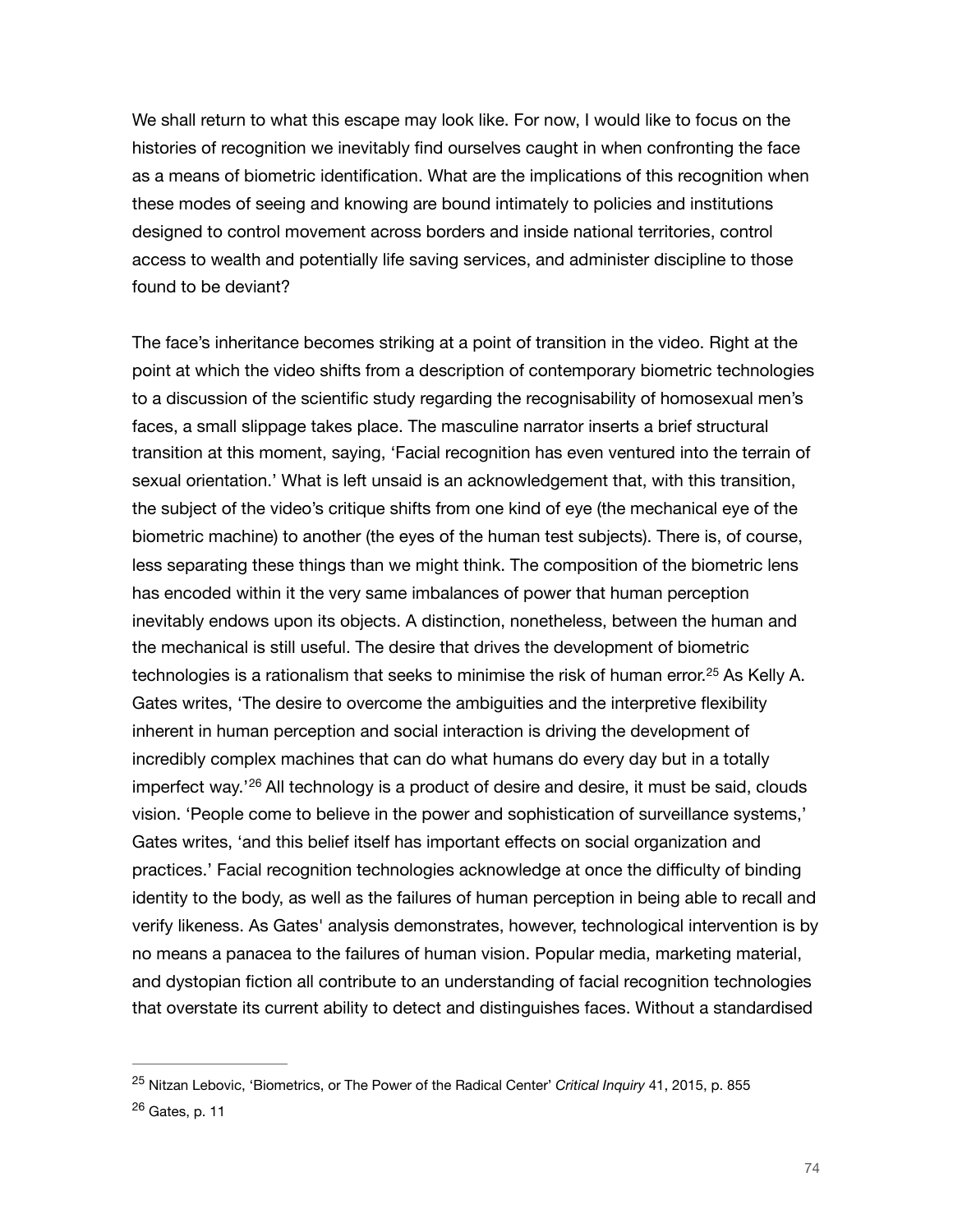We shall return to what this escape may look like. For now, I would like to focus on the histories of recognition we inevitably find ourselves caught in when confronting the face as a means of biometric identification. What are the implications of this recognition when these modes of seeing and knowing are bound intimately to policies and institutions designed to control movement across borders and inside national territories, control access to wealth and potentially life saving services, and administer discipline to those found to be deviant?

The face's inheritance becomes striking at a point of transition in the video. Right at the point at which the video shifts from a description of contemporary biometric technologies to a discussion of the scientific study regarding the recognisability of homosexual men's faces, a small slippage takes place. The masculine narrator inserts a brief structural transition at this moment, saying, 'Facial recognition has even ventured into the terrain of sexual orientation.' What is left unsaid is an acknowledgement that, with this transition, the subject of the video's critique shifts from one kind of eye (the mechanical eye of the biometric machine) to another (the eyes of the human test subjects). There is, of course, less separating these things than we might think. The composition of the biometric lens has encoded within it the very same imbalances of power that human perception inevitably endows upon its objects. A distinction, nonetheless, between the human and the mechanical is still useful. The desire that drives the development of biometric technologies is a rationalism that seeks to minimise the risk of human error.[25] As Kelly A. Gates writes, 'The desire to overcome the ambiguities and the interpretive flexibility inherent in human perception and social interaction is driving the development of incredibly complex machines that can do what humans do every day but in a totally imperfect way.'[26] All technology is a product of desire and desire, it must be said, clouds vision. 'People come to believe in the power and sophistication of surveillance systems,' Gates writes, 'and this belief itself has important effects on social organization and practices.' Facial recognition technologies acknowledge at once the difficulty of binding identity to the body, as well as the failures of human perception in being able to recall and verify likeness. As Gates' analysis demonstrates, however, technological intervention is by no means a panacea to the failures of human vision. Popular media, marketing material, and dystopian fiction all contribute to an understanding of facial recognition technologies that overstate its current ability to detect and distinguishes faces. Without a standardised

---

[25] Nitzan Lebovic, 'Biometrics, or The Power of the Radical Center' *Critical Inquiry* 41, 2015, p. 855

[26] Gates, p. 11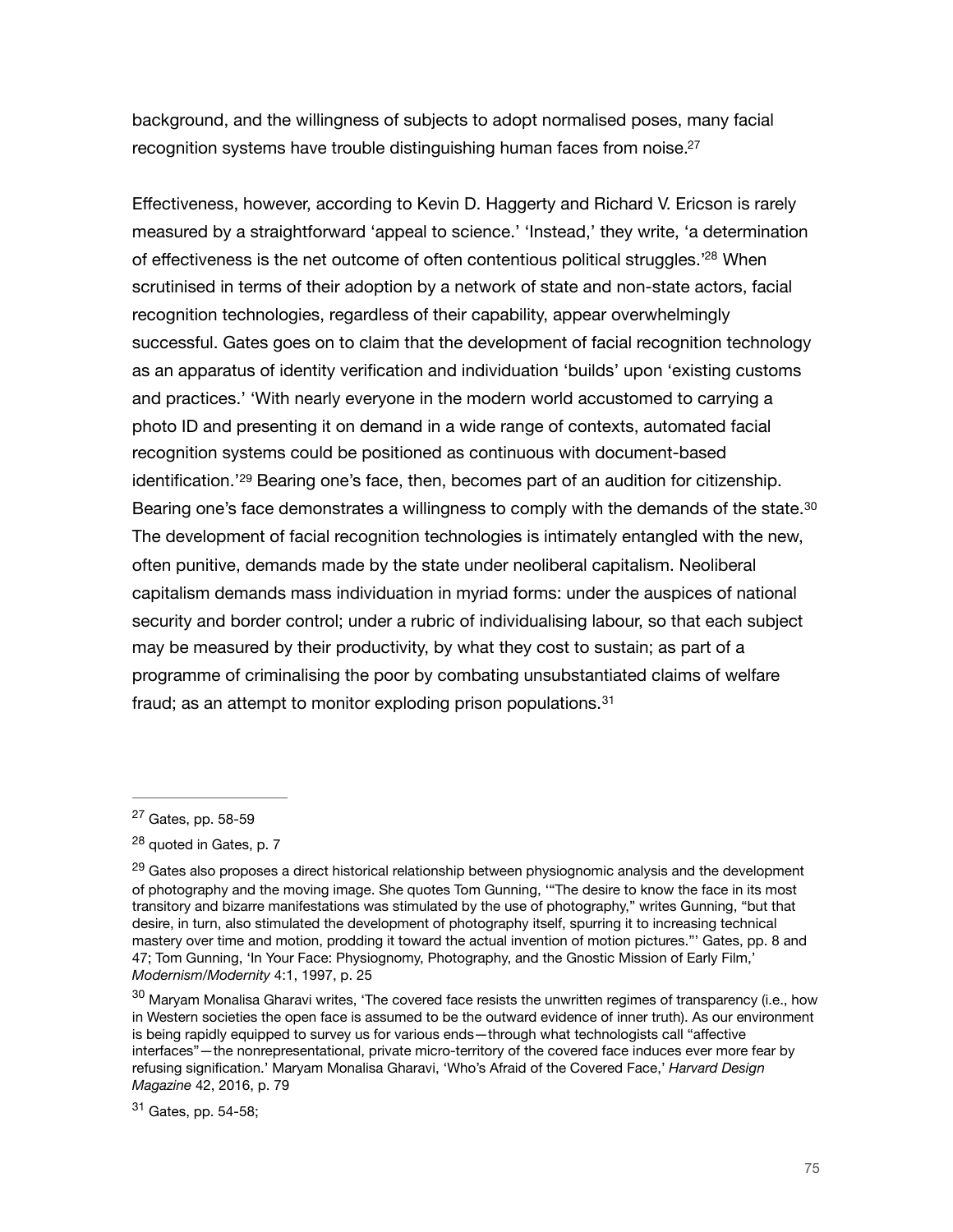background, and the willingness of subjects to adopt normalised poses, many facial recognition systems have trouble distinguishing human faces from noise.[27]

Effectiveness, however, according to Kevin D. Haggerty and Richard V. Ericson is rarely measured by a straightforward 'appeal to science.' 'Instead,' they write, 'a determination of effectiveness is the net outcome of often contentious political struggles.'[28] When scrutinised in terms of their adoption by a network of state and non-state actors, facial recognition technologies, regardless of their capability, appear overwhelmingly successful. Gates goes on to claim that the development of facial recognition technology as an apparatus of identity verification and individuation 'builds' upon 'existing customs and practices.' 'With nearly everyone in the modern world accustomed to carrying a photo ID and presenting it on demand in a wide range of contexts, automated facial recognition systems could be positioned as continuous with document-based identification.'[29] Bearing one's face, then, becomes part of an audition for citizenship. Bearing one's face demonstrates a willingness to comply with the demands of the state.[30] The development of facial recognition technologies is intimately entangled with the new, often punitive, demands made by the state under neoliberal capitalism. Neoliberal capitalism demands mass individuation in myriad forms: under the auspices of national security and border control; under a rubric of individualising labour, so that each subject may be measured by their productivity, by what they cost to sustain; as part of a programme of criminalising the poor by combating unsubstantiated claims of welfare fraud; as an attempt to monitor exploding prison populations.[31]

---

[27] Gates, pp. 58-59

[28] quoted in Gates, p. 7

[29] Gates also proposes a direct historical relationship between physiognomic analysis and the development of photography and the moving image. She quotes Tom Gunning, '"The desire to know the face in its most transitory and bizarre manifestations was stimulated by the use of photography," writes Gunning, "but that desire, in turn, also stimulated the development of photography itself, spurring it to increasing technical mastery over time and motion, prodding it toward the actual invention of motion pictures."' Gates, pp. 8 and 47; Tom Gunning, 'In Your Face: Physiognomy, Photography, and the Gnostic Mission of Early Film,' *Modernism/Modernity* 4:1, 1997, p. 25

[30] Maryam Monalisa Gharavi writes, 'The covered face resists the unwritten regimes of transparency (i.e., how in Western societies the open face is assumed to be the outward evidence of inner truth). As our environment is being rapidly equipped to survey us for various ends—through what technologists call "affective interfaces"—the nonrepresentational, private micro-territory of the covered face induces ever more fear by refusing signification.' Maryam Monalisa Gharavi, 'Who's Afraid of the Covered Face,' *Harvard Design Magazine* 42, 2016, p. 79

[31] Gates, pp. 54-58;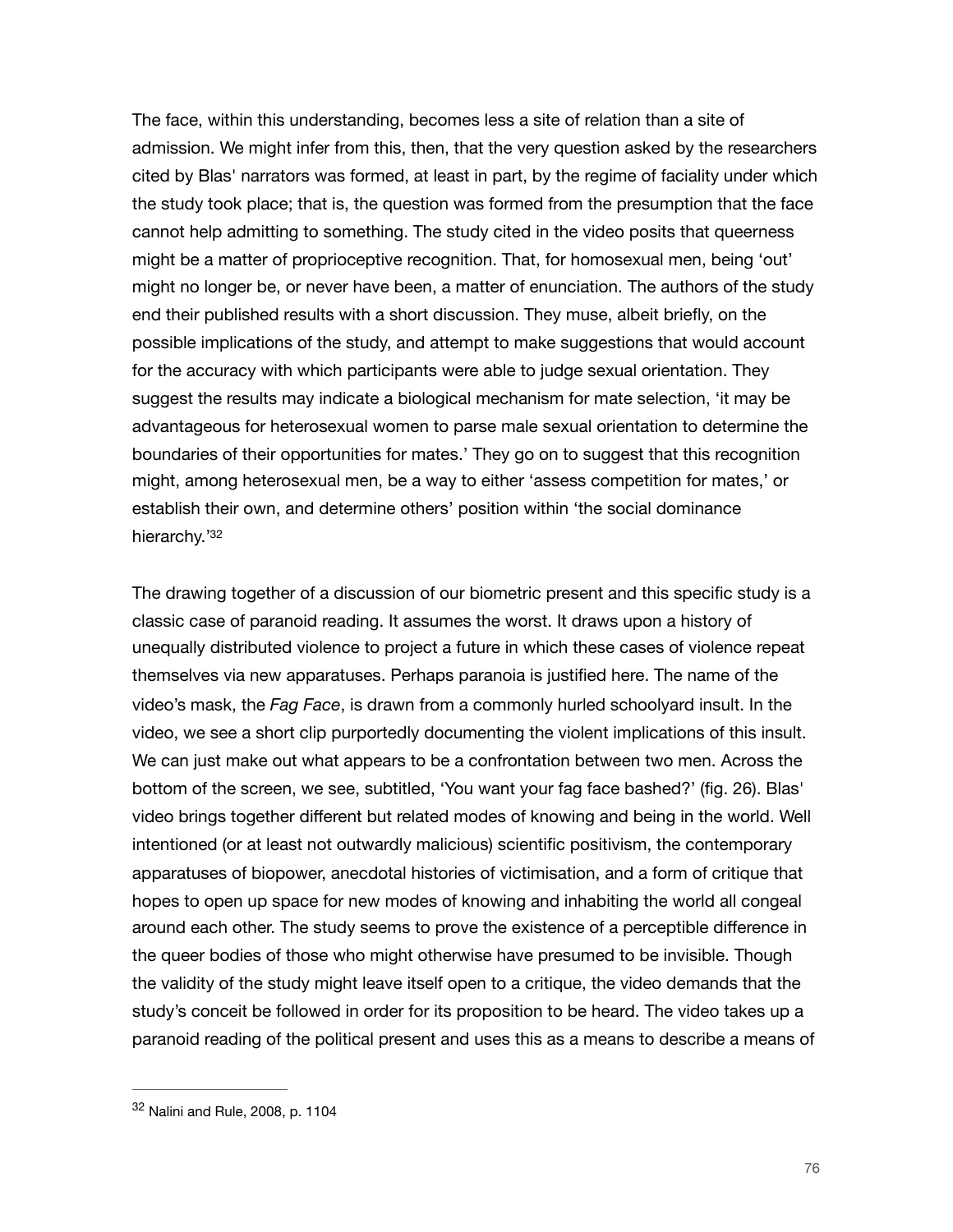The face, within this understanding, becomes less a site of relation than a site of admission. We might infer from this, then, that the very question asked by the researchers cited by Blas' narrators was formed, at least in part, by the regime of faciality under which the study took place; that is, the question was formed from the presumption that the face cannot help admitting to something. The study cited in the video posits that queerness might be a matter of proprioceptive recognition. That, for homosexual men, being 'out' might no longer be, or never have been, a matter of enunciation. The authors of the study end their published results with a short discussion. They muse, albeit briefly, on the possible implications of the study, and attempt to make suggestions that would account for the accuracy with which participants were able to judge sexual orientation. They suggest the results may indicate a biological mechanism for mate selection, 'it may be advantageous for heterosexual women to parse male sexual orientation to determine the boundaries of their opportunities for mates.' They go on to suggest that this recognition might, among heterosexual men, be a way to either 'assess competition for mates,' or establish their own, and determine others' position within 'the social dominance hierarchy.'[32]

The drawing together of a discussion of our biometric present and this specific study is a classic case of paranoid reading. It assumes the worst. It draws upon a history of unequally distributed violence to project a future in which these cases of violence repeat themselves via new apparatuses. Perhaps paranoia is justified here. The name of the video's mask, the *Fag Face*, is drawn from a commonly hurled schoolyard insult. In the video, we see a short clip purportedly documenting the violent implications of this insult. We can just make out what appears to be a confrontation between two men. Across the bottom of the screen, we see, subtitled, 'You want your fag face bashed?' (fig. 26). Blas' video brings together different but related modes of knowing and being in the world. Well intentioned (or at least not outwardly malicious) scientific positivism, the contemporary apparatuses of biopower, anecdotal histories of victimisation, and a form of critique that hopes to open up space for new modes of knowing and inhabiting the world all congeal around each other. The study seems to prove the existence of a perceptible difference in the queer bodies of those who might otherwise have presumed to be invisible. Though the validity of the study might leave itself open to a critique, the video demands that the study's conceit be followed in order for its proposition to be heard. The video takes up a paranoid reading of the political present and uses this as a means to describe a means of

---

[32] Nalini and Rule, 2008, p. 1104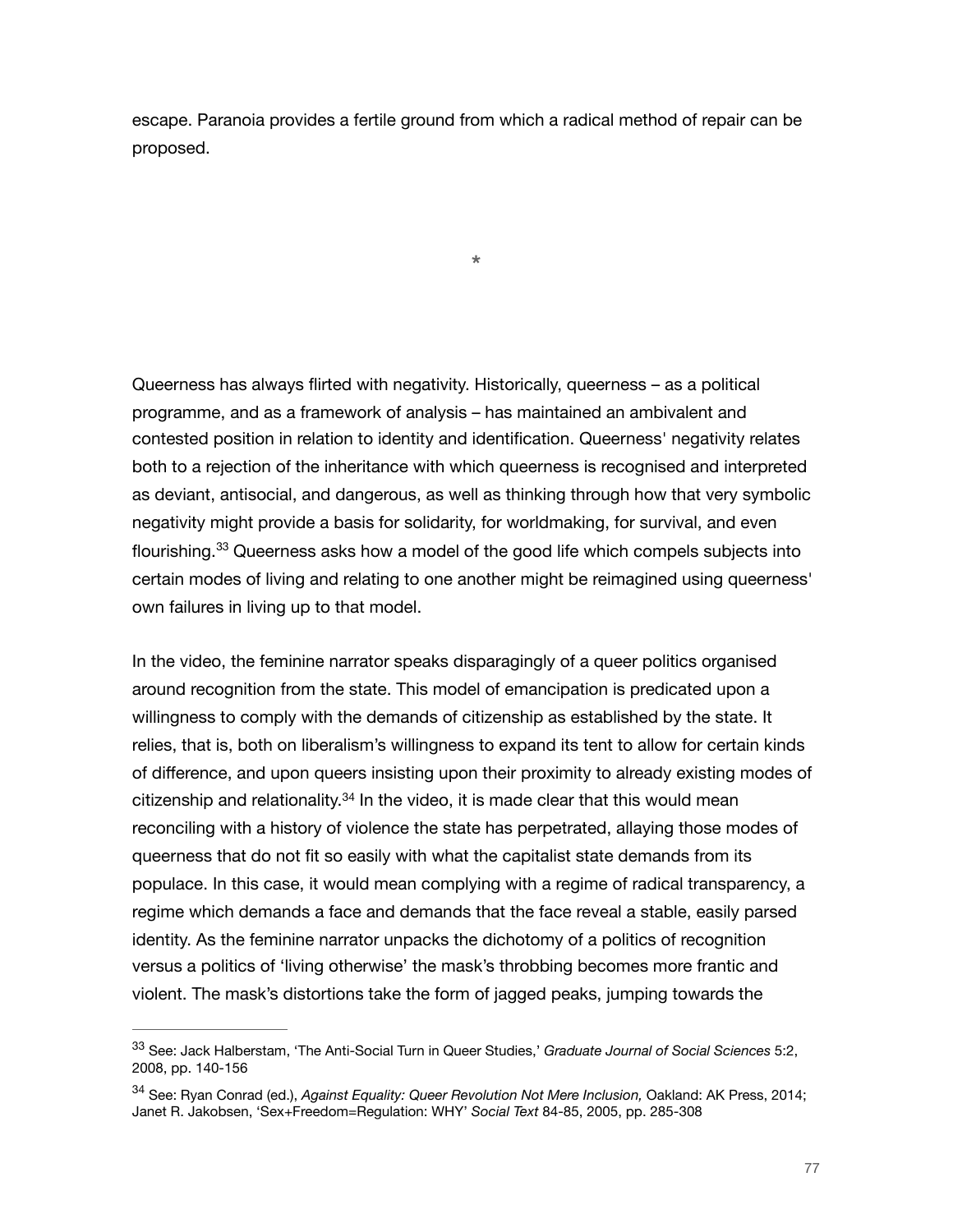escape. Paranoia provides a fertile ground from which a radical method of repair can be proposed.

*

Queerness has always flirted with negativity. Historically, queerness – as a political programme, and as a framework of analysis – has maintained an ambivalent and contested position in relation to identity and identification. Queerness' negativity relates both to a rejection of the inheritance with which queerness is recognised and interpreted as deviant, antisocial, and dangerous, as well as thinking through how that very symbolic negativity might provide a basis for solidarity, for worldmaking, for survival, and even flourishing.[33] Queerness asks how a model of the good life which compels subjects into certain modes of living and relating to one another might be reimagined using queerness' own failures in living up to that model.

In the video, the feminine narrator speaks disparagingly of a queer politics organised around recognition from the state. This model of emancipation is predicated upon a willingness to comply with the demands of citizenship as established by the state. It relies, that is, both on liberalism's willingness to expand its tent to allow for certain kinds of difference, and upon queers insisting upon their proximity to already existing modes of citizenship and relationality.[34] In the video, it is made clear that this would mean reconciling with a history of violence the state has perpetrated, allaying those modes of queerness that do not fit so easily with what the capitalist state demands from its populace. In this case, it would mean complying with a regime of radical transparency, a regime which demands a face and demands that the face reveal a stable, easily parsed identity. As the feminine narrator unpacks the dichotomy of a politics of recognition versus a politics of 'living otherwise' the mask's throbbing becomes more frantic and violent. The mask's distortions take the form of jagged peaks, jumping towards the

---

[33] See: Jack Halberstam, 'The Anti-Social Turn in Queer Studies,' *Graduate Journal of Social Sciences* 5:2, 2008, pp. 140-156

[34] See: Ryan Conrad (ed.), *Against Equality: Queer Revolution Not Mere Inclusion,* Oakland: AK Press, 2014; Janet R. Jakobsen, 'Sex+Freedom=Regulation: WHY' *Social Text* 84-85, 2005, pp. 285-308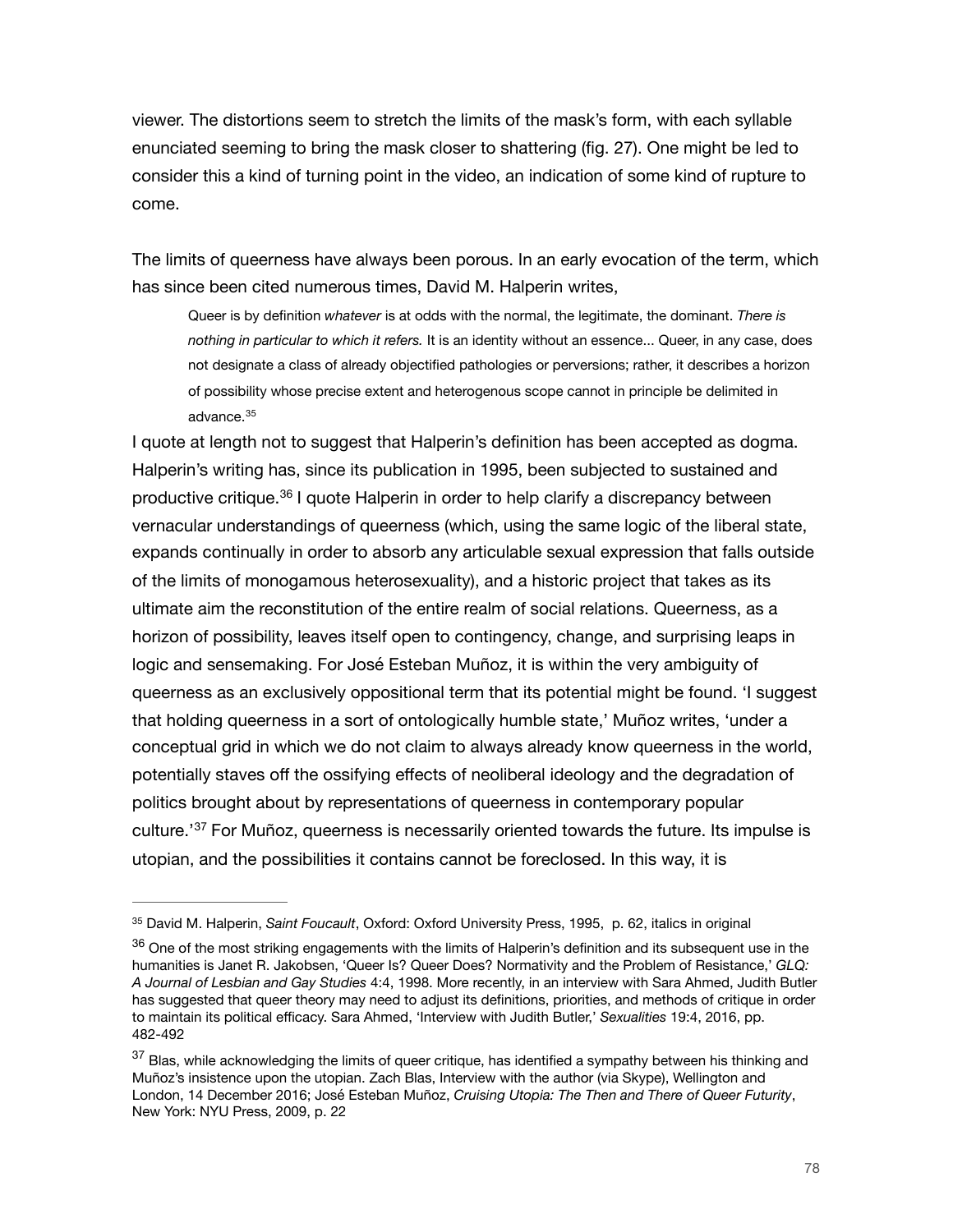viewer. The distortions seem to stretch the limits of the mask's form, with each syllable enunciated seeming to bring the mask closer to shattering (fig. 27). One might be led to consider this a kind of turning point in the video, an indication of some kind of rupture to come.

The limits of queerness have always been porous. In an early evocation of the term, which has since been cited numerous times, David M. Halperin writes,

> Queer is by definition *whatever* is at odds with the normal, the legitimate, the dominant. *There is nothing in particular to which it refers.* It is an identity without an essence... Queer, in any case, does not designate a class of already objectified pathologies or perversions; rather, it describes a horizon of possibility whose precise extent and heterogenous scope cannot in principle be delimited in advance.[35]

I quote at length not to suggest that Halperin's definition has been accepted as dogma. Halperin's writing has, since its publication in 1995, been subjected to sustained and productive critique.[36] I quote Halperin in order to help clarify a discrepancy between vernacular understandings of queerness (which, using the same logic of the liberal state, expands continually in order to absorb any articulable sexual expression that falls outside of the limits of monogamous heterosexuality), and a historic project that takes as its ultimate aim the reconstitution of the entire realm of social relations. Queerness, as a horizon of possibility, leaves itself open to contingency, change, and surprising leaps in logic and sensemaking. For José Esteban Muñoz, it is within the very ambiguity of queerness as an exclusively oppositional term that its potential might be found. 'I suggest that holding queerness in a sort of ontologically humble state,' Muñoz writes, 'under a conceptual grid in which we do not claim to always already know queerness in the world, potentially staves off the ossifying effects of neoliberal ideology and the degradation of politics brought about by representations of queerness in contemporary popular culture.'[37] For Muñoz, queerness is necessarily oriented towards the future. Its impulse is utopian, and the possibilities it contains cannot be foreclosed. In this way, it is

---

[35] David M. Halperin, *Saint Foucault*, Oxford: Oxford University Press, 1995, p. 62, italics in original

[36] One of the most striking engagements with the limits of Halperin's definition and its subsequent use in the humanities is Janet R. Jakobsen, 'Queer Is? Queer Does? Normativity and the Problem of Resistance,' *GLQ: A Journal of Lesbian and Gay Studies* 4:4, 1998. More recently, in an interview with Sara Ahmed, Judith Butler has suggested that queer theory may need to adjust its definitions, priorities, and methods of critique in order to maintain its political efficacy. Sara Ahmed, 'Interview with Judith Butler,' *Sexualities* 19:4, 2016, pp. 482-492

[37] Blas, while acknowledging the limits of queer critique, has identified a sympathy between his thinking and Muñoz's insistence upon the utopian. Zach Blas, Interview with the author (via Skype), Wellington and London, 14 December 2016; José Esteban Muñoz, *Cruising Utopia: The Then and There of Queer Futurity*, New York: NYU Press, 2009, p. 22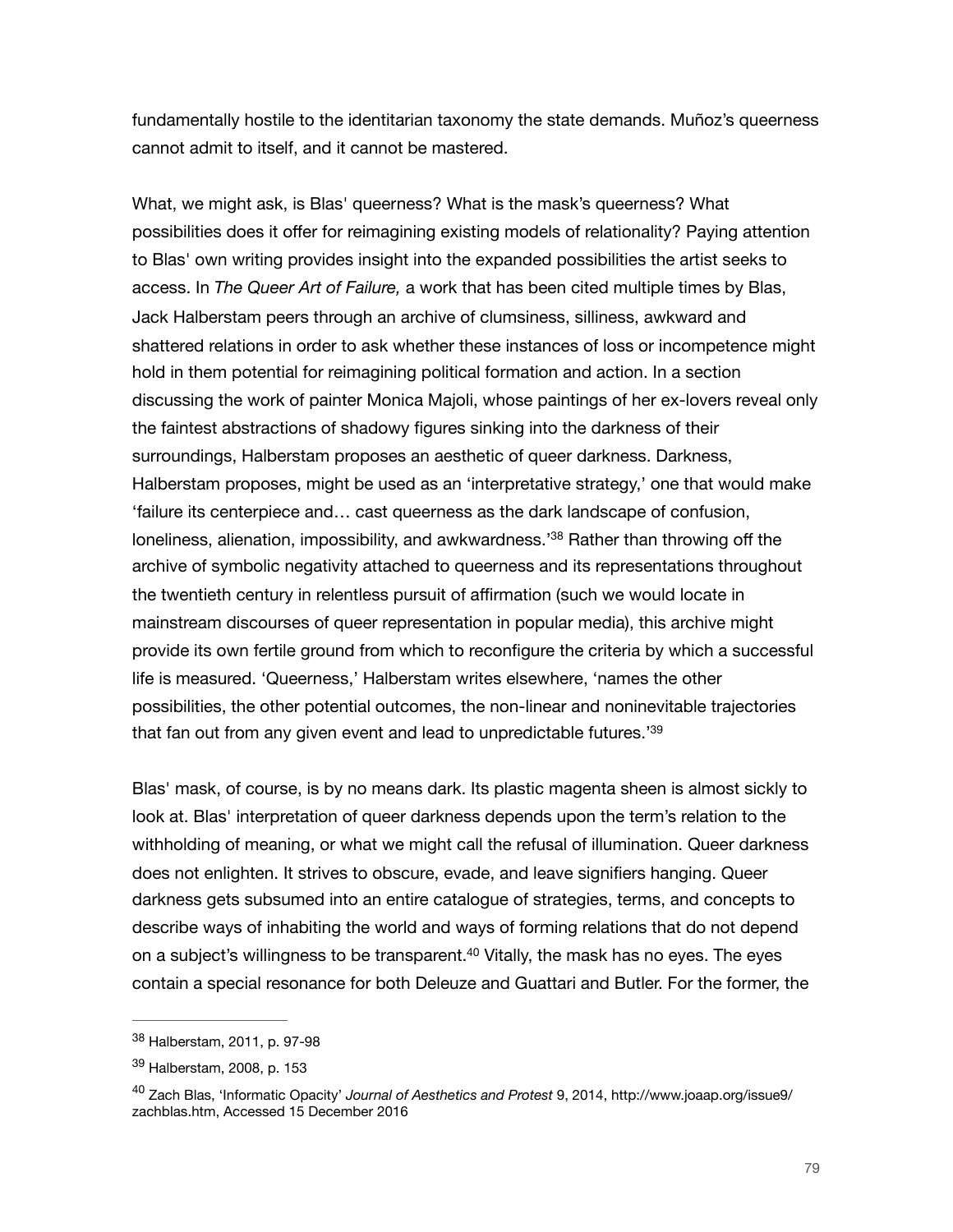fundamentally hostile to the identitarian taxonomy the state demands. Muñoz's queerness cannot admit to itself, and it cannot be mastered.

What, we might ask, is Blas' queerness? What is the mask's queerness? What possibilities does it offer for reimagining existing models of relationality? Paying attention to Blas' own writing provides insight into the expanded possibilities the artist seeks to access. In *The Queer Art of Failure,* a work that has been cited multiple times by Blas, Jack Halberstam peers through an archive of clumsiness, silliness, awkward and shattered relations in order to ask whether these instances of loss or incompetence might hold in them potential for reimagining political formation and action. In a section discussing the work of painter Monica Majoli, whose paintings of her ex-lovers reveal only the faintest abstractions of shadowy figures sinking into the darkness of their surroundings, Halberstam proposes an aesthetic of queer darkness. Darkness, Halberstam proposes, might be used as an 'interpretative strategy,' one that would make 'failure its centerpiece and… cast queerness as the dark landscape of confusion, loneliness, alienation, impossibility, and awkwardness.'[38] Rather than throwing off the archive of symbolic negativity attached to queerness and its representations throughout the twentieth century in relentless pursuit of affirmation (such we would locate in mainstream discourses of queer representation in popular media), this archive might provide its own fertile ground from which to reconfigure the criteria by which a successful life is measured. 'Queerness,' Halberstam writes elsewhere, 'names the other possibilities, the other potential outcomes, the non-linear and noninevitable trajectories that fan out from any given event and lead to unpredictable futures.'[39]

Blas' mask, of course, is by no means dark. Its plastic magenta sheen is almost sickly to look at. Blas' interpretation of queer darkness depends upon the term's relation to the withholding of meaning, or what we might call the refusal of illumination. Queer darkness does not enlighten. It strives to obscure, evade, and leave signifiers hanging. Queer darkness gets subsumed into an entire catalogue of strategies, terms, and concepts to describe ways of inhabiting the world and ways of forming relations that do not depend on a subject's willingness to be transparent.[40] Vitally, the mask has no eyes. The eyes contain a special resonance for both Deleuze and Guattari and Butler. For the former, the

---

[38] Halberstam, 2011, p. 97-98

[39] Halberstam, 2008, p. 153

[40] Zach Blas, 'Informatic Opacity' *Journal of Aesthetics and Protest* 9, 2014, http://www.joaap.org/issue9/zachblas.htm, Accessed 15 December 2016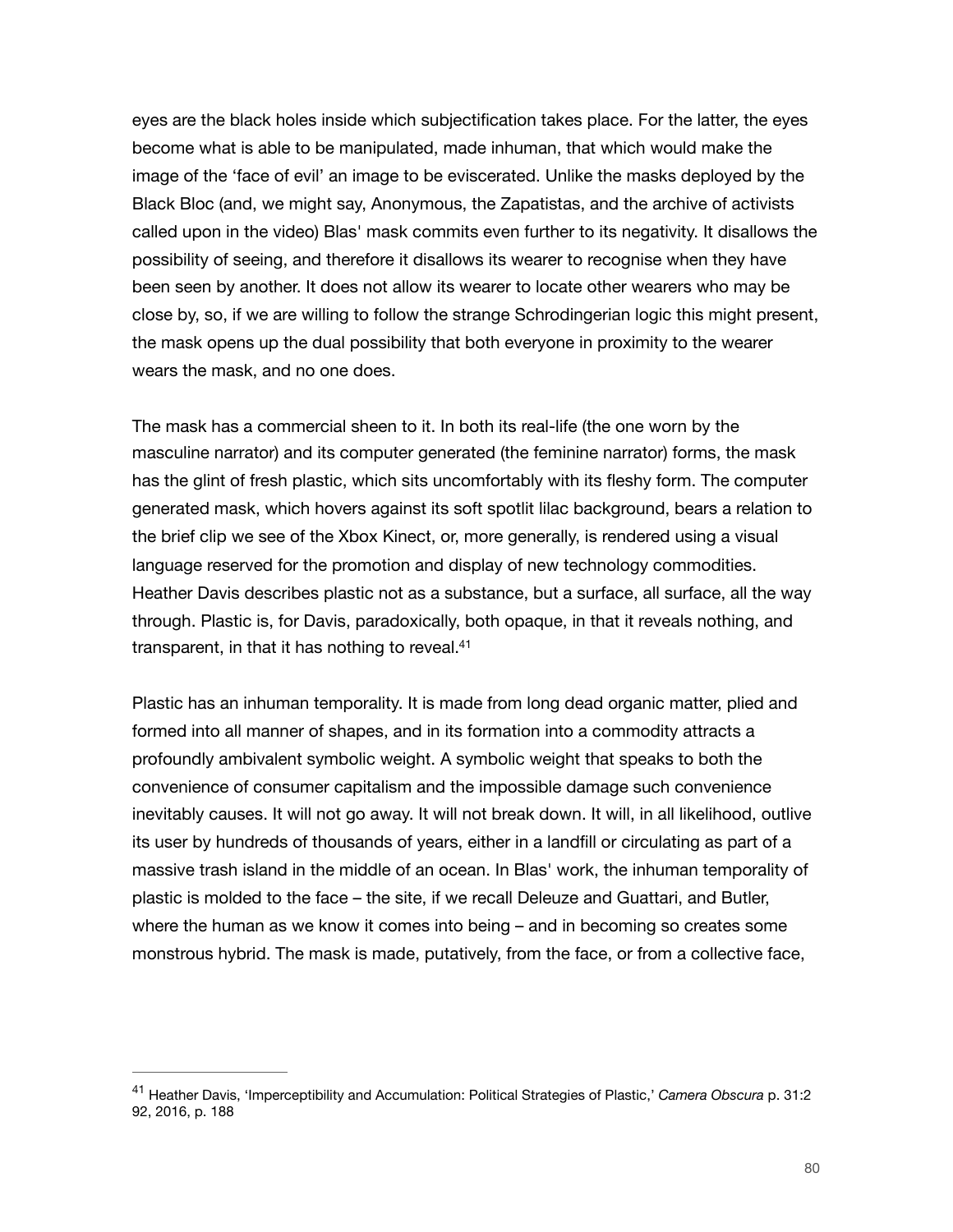eyes are the black holes inside which subjectification takes place. For the latter, the eyes become what is able to be manipulated, made inhuman, that which would make the image of the 'face of evil' an image to be eviscerated. Unlike the masks deployed by the Black Bloc (and, we might say, Anonymous, the Zapatistas, and the archive of activists called upon in the video) Blas' mask commits even further to its negativity. It disallows the possibility of seeing, and therefore it disallows its wearer to recognise when they have been seen by another. It does not allow its wearer to locate other wearers who may be close by, so, if we are willing to follow the strange Schrodingerian logic this might present, the mask opens up the dual possibility that both everyone in proximity to the wearer wears the mask, and no one does.

The mask has a commercial sheen to it. In both its real-life (the one worn by the masculine narrator) and its computer generated (the feminine narrator) forms, the mask has the glint of fresh plastic, which sits uncomfortably with its fleshy form. The computer generated mask, which hovers against its soft spotlit lilac background, bears a relation to the brief clip we see of the Xbox Kinect, or, more generally, is rendered using a visual language reserved for the promotion and display of new technology commodities. Heather Davis describes plastic not as a substance, but a surface, all surface, all the way through. Plastic is, for Davis, paradoxically, both opaque, in that it reveals nothing, and transparent, in that it has nothing to reveal.[41]

Plastic has an inhuman temporality. It is made from long dead organic matter, plied and formed into all manner of shapes, and in its formation into a commodity attracts a profoundly ambivalent symbolic weight. A symbolic weight that speaks to both the convenience of consumer capitalism and the impossible damage such convenience inevitably causes. It will not go away. It will not break down. It will, in all likelihood, outlive its user by hundreds of thousands of years, either in a landfill or circulating as part of a massive trash island in the middle of an ocean. In Blas' work, the inhuman temporality of plastic is molded to the face – the site, if we recall Deleuze and Guattari, and Butler, where the human as we know it comes into being – and in becoming so creates some monstrous hybrid. The mask is made, putatively, from the face, or from a collective face,

---

[41] Heather Davis, 'Imperceptibility and Accumulation: Political Strategies of Plastic,' *Camera Obscura* p. 31:2 92, 2016, p. 188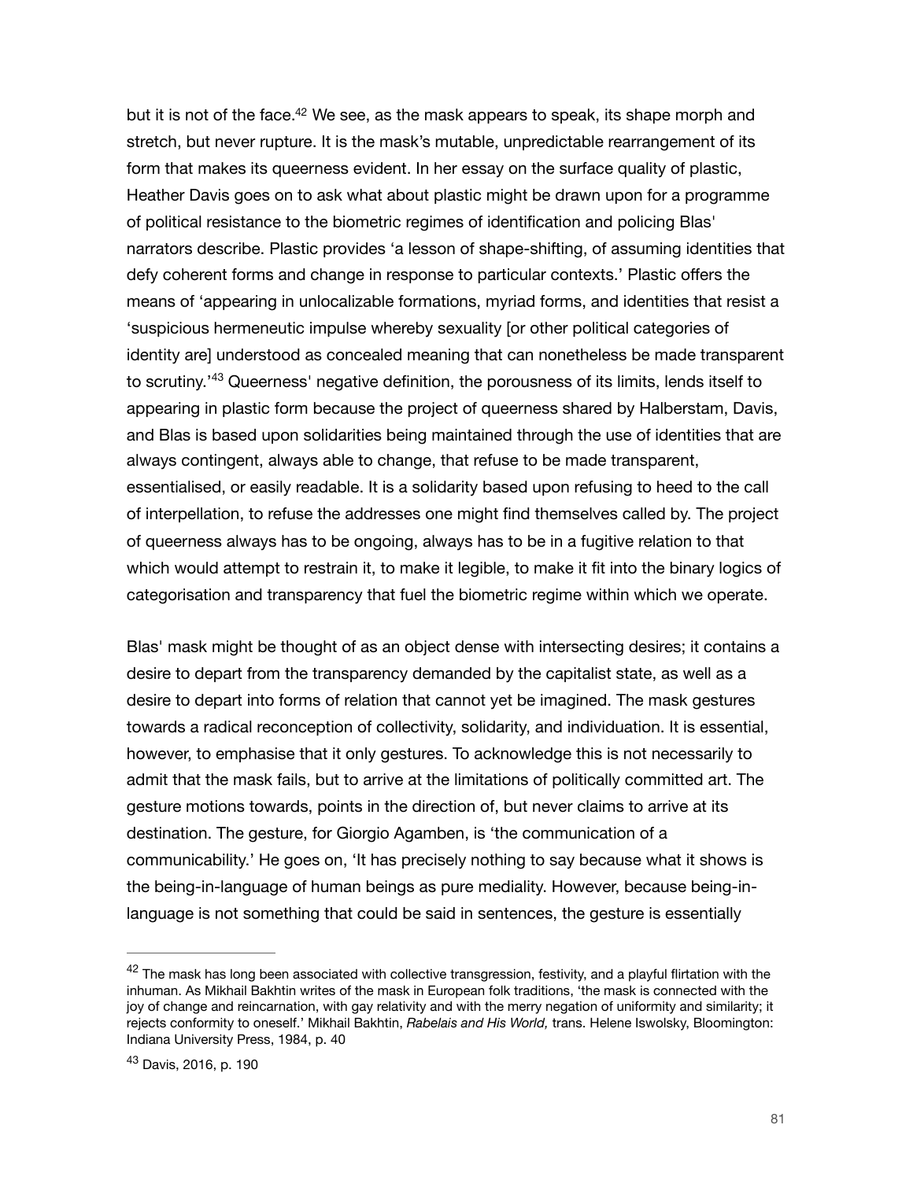but it is not of the face.[42] We see, as the mask appears to speak, its shape morph and stretch, but never rupture. It is the mask's mutable, unpredictable rearrangement of its form that makes its queerness evident. In her essay on the surface quality of plastic, Heather Davis goes on to ask what about plastic might be drawn upon for a programme of political resistance to the biometric regimes of identification and policing Blas' narrators describe. Plastic provides 'a lesson of shape-shifting, of assuming identities that defy coherent forms and change in response to particular contexts.' Plastic offers the means of 'appearing in unlocalizable formations, myriad forms, and identities that resist a 'suspicious hermeneutic impulse whereby sexuality [or other political categories of identity are] understood as concealed meaning that can nonetheless be made transparent to scrutiny.'[43] Queerness' negative definition, the porousness of its limits, lends itself to appearing in plastic form because the project of queerness shared by Halberstam, Davis, and Blas is based upon solidarities being maintained through the use of identities that are always contingent, always able to change, that refuse to be made transparent, essentialised, or easily readable. It is a solidarity based upon refusing to heed to the call of interpellation, to refuse the addresses one might find themselves called by. The project of queerness always has to be ongoing, always has to be in a fugitive relation to that which would attempt to restrain it, to make it legible, to make it fit into the binary logics of categorisation and transparency that fuel the biometric regime within which we operate.

Blas' mask might be thought of as an object dense with intersecting desires; it contains a desire to depart from the transparency demanded by the capitalist state, as well as a desire to depart into forms of relation that cannot yet be imagined. The mask gestures towards a radical reconception of collectivity, solidarity, and individuation. It is essential, however, to emphasise that it only gestures. To acknowledge this is not necessarily to admit that the mask fails, but to arrive at the limitations of politically committed art. The gesture motions towards, points in the direction of, but never claims to arrive at its destination. The gesture, for Giorgio Agamben, is 'the communication of a communicability.' He goes on, 'It has precisely nothing to say because what it shows is the being-in-language of human beings as pure mediality. However, because being-in-language is not something that could be said in sentences, the gesture is essentially

---

[42] The mask has long been associated with collective transgression, festivity, and a playful flirtation with the inhuman. As Mikhail Bakhtin writes of the mask in European folk traditions, 'the mask is connected with the joy of change and reincarnation, with gay relativity and with the merry negation of uniformity and similarity; it rejects conformity to oneself.' Mikhail Bakhtin, *Rabelais and His World,* trans. Helene Iswolsky, Bloomington: Indiana University Press, 1984, p. 40

[43] Davis, 2016, p. 190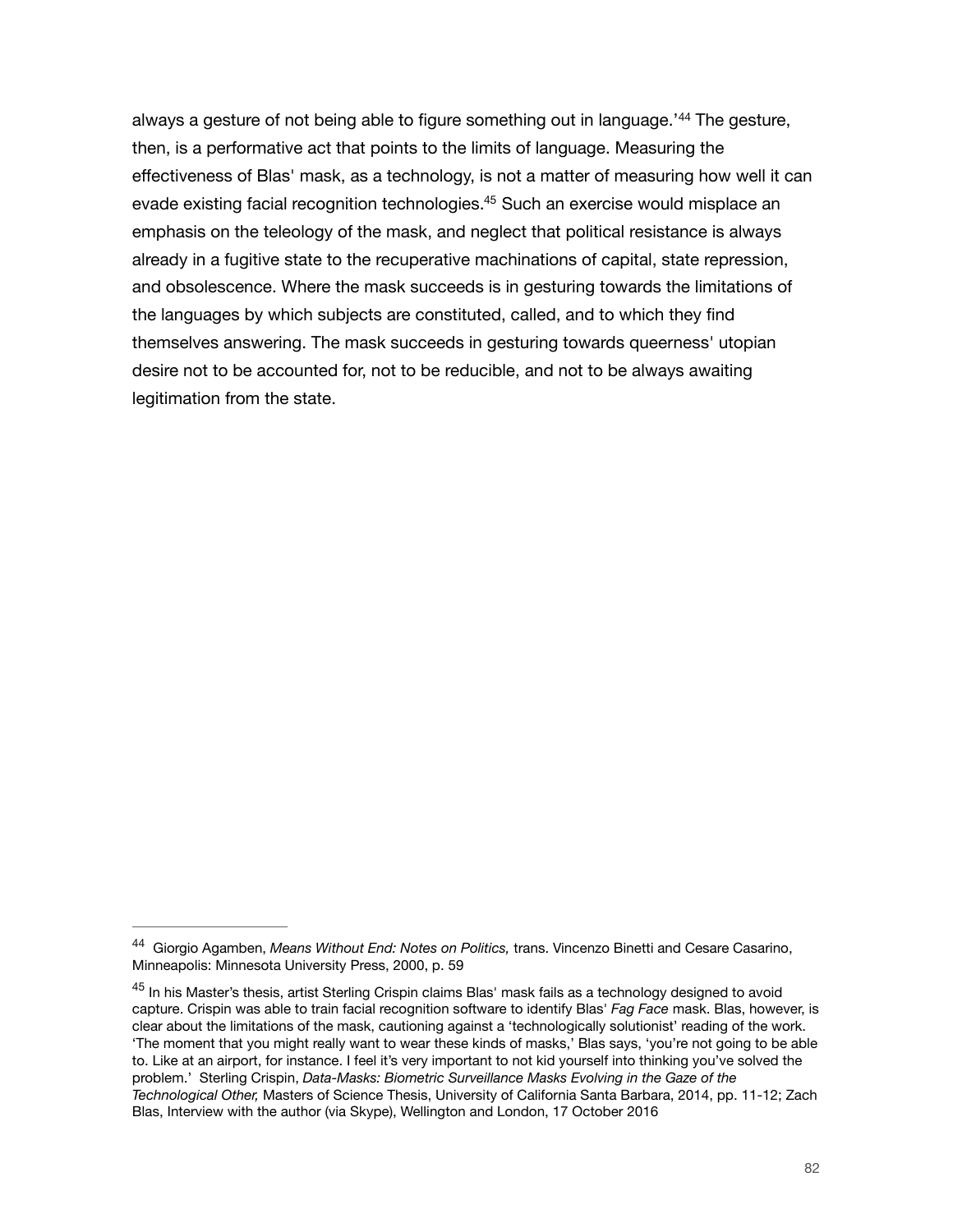always a gesture of not being able to figure something out in language.'[44] The gesture, then, is a performative act that points to the limits of language. Measuring the effectiveness of Blas' mask, as a technology, is not a matter of measuring how well it can evade existing facial recognition technologies.[45] Such an exercise would misplace an emphasis on the teleology of the mask, and neglect that political resistance is always already in a fugitive state to the recuperative machinations of capital, state repression, and obsolescence. Where the mask succeeds is in gesturing towards the limitations of the languages by which subjects are constituted, called, and to which they find themselves answering. The mask succeeds in gesturing towards queerness' utopian desire not to be accounted for, not to be reducible, and not to be always awaiting legitimation from the state.

---

[44] Giorgio Agamben, *Means Without End: Notes on Politics,* trans. Vincenzo Binetti and Cesare Casarino, Minneapolis: Minnesota University Press, 2000, p. 59

[45] In his Master's thesis, artist Sterling Crispin claims Blas' mask fails as a technology designed to avoid capture. Crispin was able to train facial recognition software to identify Blas' *Fag Face* mask. Blas, however, is clear about the limitations of the mask, cautioning against a 'technologically solutionist' reading of the work. 'The moment that you might really want to wear these kinds of masks,' Blas says, 'you're not going to be able to. Like at an airport, for instance. I feel it's very important to not kid yourself into thinking you've solved the problem.' Sterling Crispin, *Data-Masks: Biometric Surveillance Masks Evolving in the Gaze of the Technological Other,* Masters of Science Thesis, University of California Santa Barbara, 2014, pp. 11-12; Zach Blas, Interview with the author (via Skype), Wellington and London, 17 October 2016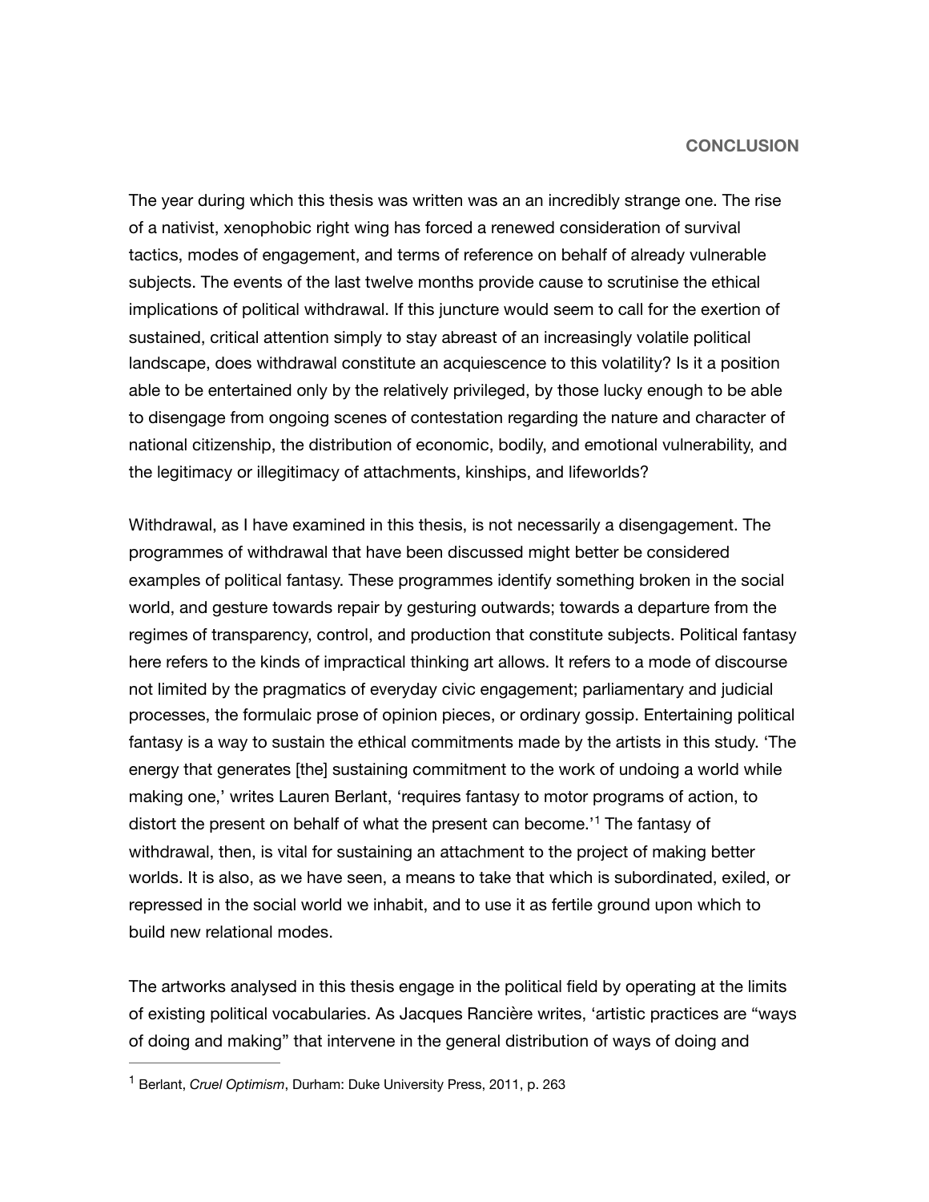# CONCLUSION

The year during which this thesis was written was an an incredibly strange one. The rise of a nativist, xenophobic right wing has forced a renewed consideration of survival tactics, modes of engagement, and terms of reference on behalf of already vulnerable subjects. The events of the last twelve months provide cause to scrutinise the ethical implications of political withdrawal. If this juncture would seem to call for the exertion of sustained, critical attention simply to stay abreast of an increasingly volatile political landscape, does withdrawal constitute an acquiescence to this volatility? Is it a position able to be entertained only by the relatively privileged, by those lucky enough to be able to disengage from ongoing scenes of contestation regarding the nature and character of national citizenship, the distribution of economic, bodily, and emotional vulnerability, and the legitimacy or illegitimacy of attachments, kinships, and lifeworlds?

Withdrawal, as I have examined in this thesis, is not necessarily a disengagement. The programmes of withdrawal that have been discussed might better be considered examples of political fantasy. These programmes identify something broken in the social world, and gesture towards repair by gesturing outwards; towards a departure from the regimes of transparency, control, and production that constitute subjects. Political fantasy here refers to the kinds of impractical thinking art allows. It refers to a mode of discourse not limited by the pragmatics of everyday civic engagement; parliamentary and judicial processes, the formulaic prose of opinion pieces, or ordinary gossip. Entertaining political fantasy is a way to sustain the ethical commitments made by the artists in this study. 'The energy that generates [the] sustaining commitment to the work of undoing a world while making one,' writes Lauren Berlant, 'requires fantasy to motor programs of action, to distort the present on behalf of what the present can become.'[1] The fantasy of withdrawal, then, is vital for sustaining an attachment to the project of making better worlds. It is also, as we have seen, a means to take that which is subordinated, exiled, or repressed in the social world we inhabit, and to use it as fertile ground upon which to build new relational modes.

The artworks analysed in this thesis engage in the political field by operating at the limits of existing political vocabularies. As Jacques Rancière writes, 'artistic practices are "ways of doing and making" that intervene in the general distribution of ways of doing and

---

[1] Berlant, *Cruel Optimism*, Durham: Duke University Press, 2011, p. 263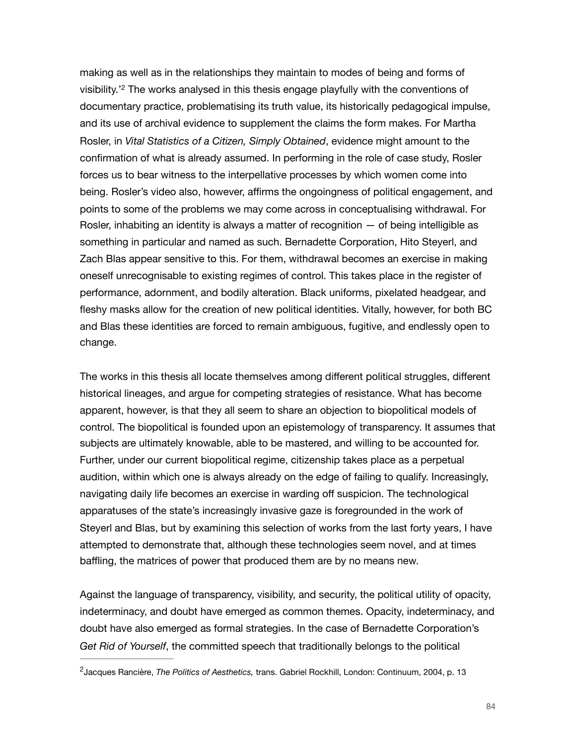making as well as in the relationships they maintain to modes of being and forms of visibility.'[2] The works analysed in this thesis engage playfully with the conventions of documentary practice, problematising its truth value, its historically pedagogical impulse, and its use of archival evidence to supplement the claims the form makes. For Martha Rosler, in *Vital Statistics of a Citizen, Simply Obtained*, evidence might amount to the confirmation of what is already assumed. In performing in the role of case study, Rosler forces us to bear witness to the interpellative processes by which women come into being. Rosler's video also, however, affirms the ongoingness of political engagement, and points to some of the problems we may come across in conceptualising withdrawal. For Rosler, inhabiting an identity is always a matter of recognition — of being intelligible as something in particular and named as such. Bernadette Corporation, Hito Steyerl, and Zach Blas appear sensitive to this. For them, withdrawal becomes an exercise in making oneself unrecognisable to existing regimes of control. This takes place in the register of performance, adornment, and bodily alteration. Black uniforms, pixelated headgear, and fleshy masks allow for the creation of new political identities. Vitally, however, for both BC and Blas these identities are forced to remain ambiguous, fugitive, and endlessly open to change.

The works in this thesis all locate themselves among different political struggles, different historical lineages, and argue for competing strategies of resistance. What has become apparent, however, is that they all seem to share an objection to biopolitical models of control. The biopolitical is founded upon an epistemology of transparency. It assumes that subjects are ultimately knowable, able to be mastered, and willing to be accounted for. Further, under our current biopolitical regime, citizenship takes place as a perpetual audition, within which one is always already on the edge of failing to qualify. Increasingly, navigating daily life becomes an exercise in warding off suspicion. The technological apparatuses of the state's increasingly invasive gaze is foregrounded in the work of Steyerl and Blas, but by examining this selection of works from the last forty years, I have attempted to demonstrate that, although these technologies seem novel, and at times baffling, the matrices of power that produced them are by no means new.

Against the language of transparency, visibility, and security, the political utility of opacity, indeterminacy, and doubt have emerged as common themes. Opacity, indeterminacy, and doubt have also emerged as formal strategies. In the case of Bernadette Corporation's *Get Rid of Yourself*, the committed speech that traditionally belongs to the political

[2] Jacques Rancière, *The Politics of Aesthetics,* trans. Gabriel Rockhill, London: Continuum, 2004, p. 13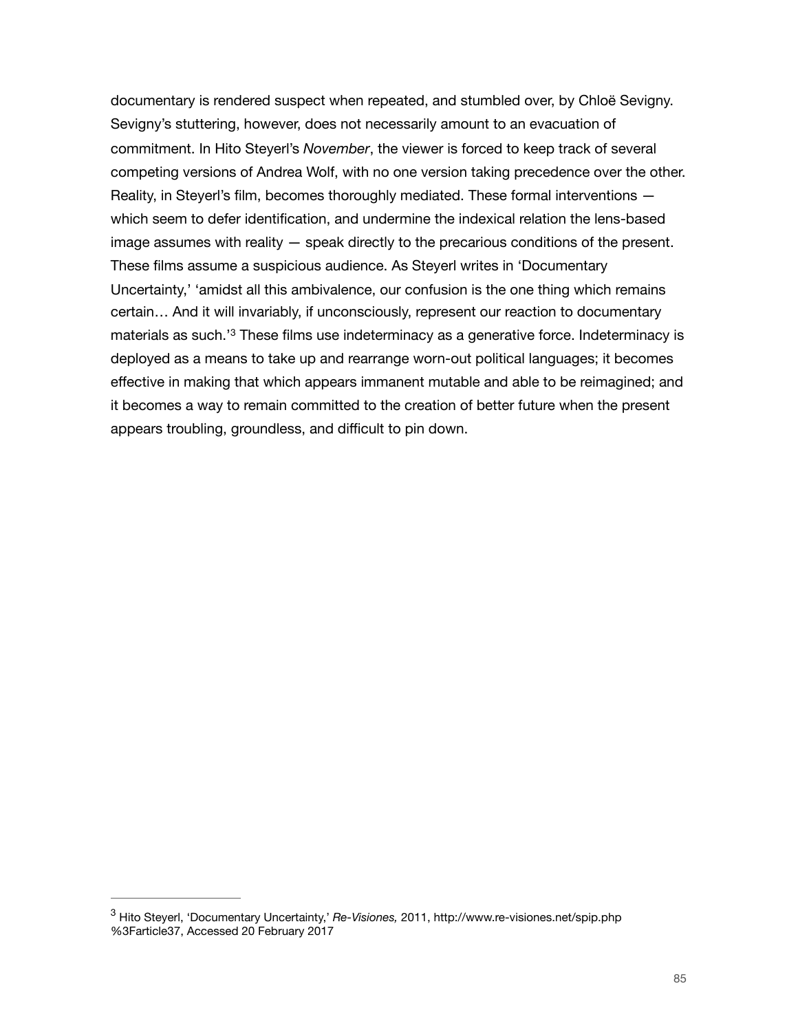documentary is rendered suspect when repeated, and stumbled over, by Chloë Sevigny. Sevigny's stuttering, however, does not necessarily amount to an evacuation of commitment. In Hito Steyerl's *November*, the viewer is forced to keep track of several competing versions of Andrea Wolf, with no one version taking precedence over the other. Reality, in Steyerl's film, becomes thoroughly mediated. These formal interventions — which seem to defer identification, and undermine the indexical relation the lens-based image assumes with reality — speak directly to the precarious conditions of the present. These films assume a suspicious audience. As Steyerl writes in 'Documentary Uncertainty,' 'amidst all this ambivalence, our confusion is the one thing which remains certain… And it will invariably, if unconsciously, represent our reaction to documentary materials as such.'[3] These films use indeterminacy as a generative force. Indeterminacy is deployed as a means to take up and rearrange worn-out political languages; it becomes effective in making that which appears immanent mutable and able to be reimagined; and it becomes a way to remain committed to the creation of better future when the present appears troubling, groundless, and difficult to pin down.

---

[3] Hito Steyerl, 'Documentary Uncertainty,' *Re-Visiones,* 2011, http://www.re-visiones.net/spip.php%3Farticle37, Accessed 20 February 2017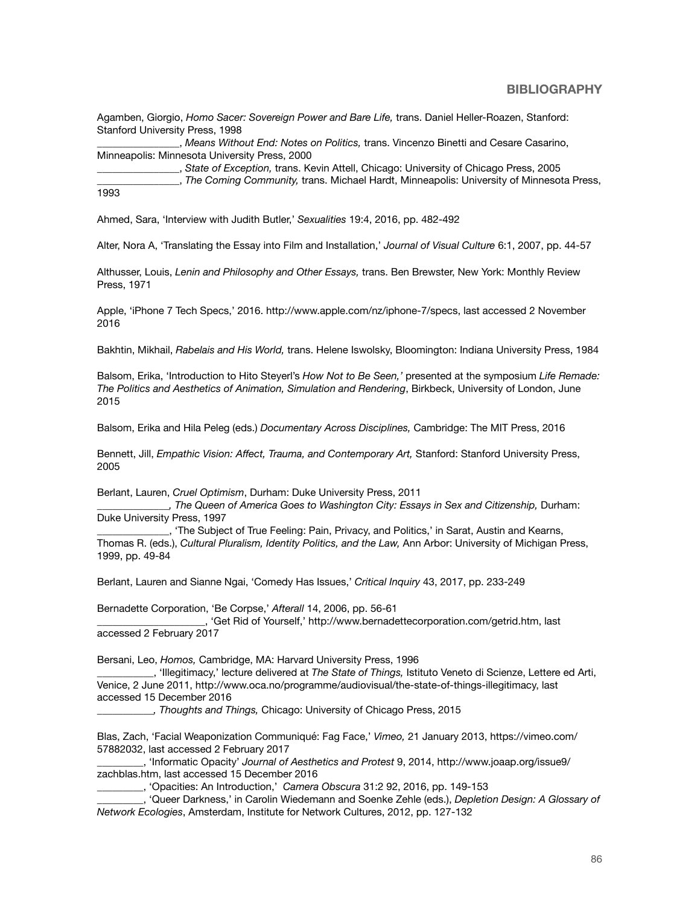## BIBLIOGRAPHY

Agamben, Giorgio, *Homo Sacer: Sovereign Power and Bare Life,* trans. Daniel Heller-Roazen, Stanford: Stanford University Press, 1998
_______________, *Means Without End: Notes on Politics,* trans. Vincenzo Binetti and Cesare Casarino, Minneapolis: Minnesota University Press, 2000
_______________, *State of Exception,* trans. Kevin Attell, Chicago: University of Chicago Press, 2005
_______________, *The Coming Community,* trans. Michael Hardt, Minneapolis: University of Minnesota Press, 1993

Ahmed, Sara, 'Interview with Judith Butler,' *Sexualities* 19:4, 2016, pp. 482-492

Alter, Nora A, 'Translating the Essay into Film and Installation,' *Journal of Visual Culture* 6:1, 2007, pp. 44-57

Althusser, Louis, *Lenin and Philosophy and Other Essays,* trans. Ben Brewster, New York: Monthly Review Press, 1971

Apple, 'iPhone 7 Tech Specs,' 2016. http://www.apple.com/nz/iphone-7/specs, last accessed 2 November 2016

Bakhtin, Mikhail, *Rabelais and His World,* trans. Helene Iswolsky, Bloomington: Indiana University Press, 1984

Balsom, Erika, 'Introduction to Hito Steyerl's *How Not to Be Seen,'* presented at the symposium *Life Remade: The Politics and Aesthetics of Animation, Simulation and Rendering*, Birkbeck, University of London, June 2015

Balsom, Erika and Hila Peleg (eds.) *Documentary Across Disciplines,* Cambridge: The MIT Press, 2016

Bennett, Jill, *Empathic Vision: Affect, Trauma, and Contemporary Art,* Stanford: Stanford University Press, 2005

Berlant, Lauren, *Cruel Optimism*, Durham: Duke University Press, 2011
_____________*, The Queen of America Goes to Washington City: Essays in Sex and Citizenship,* Durham: Duke University Press, 1997
_____________, 'The Subject of True Feeling: Pain, Privacy, and Politics,' in Sarat, Austin and Kearns, Thomas R. (eds.), *Cultural Pluralism, Identity Politics, and the Law,* Ann Arbor: University of Michigan Press, 1999, pp. 49-84

Berlant, Lauren and Sianne Ngai, 'Comedy Has Issues,' *Critical Inquiry* 43, 2017, pp. 233-249

Bernadette Corporation, 'Be Corpse,' *Afterall* 14, 2006, pp. 56-61
____________________, 'Get Rid of Yourself,' http://www.bernadettecorporation.com/getrid.htm, last accessed 2 February 2017

Bersani, Leo, *Homos,* Cambridge, MA: Harvard University Press, 1996
__________, 'Illegitimacy,' lecture delivered at *The State of Things,* Istituto Veneto di Scienze, Lettere ed Arti, Venice, 2 June 2011, http://www.oca.no/programme/audiovisual/the-state-of-things-illegitimacy, last accessed 15 December 2016
__________*, Thoughts and Things,* Chicago: University of Chicago Press, 2015

Blas, Zach, 'Facial Weaponization Communiqué: Fag Face,' *Vimeo,* 21 January 2013, https://vimeo.com/57882032, last accessed 2 February 2017
________, 'Informatic Opacity' *Journal of Aesthetics and Protest* 9, 2014, http://www.joaap.org/issue9/zachblas.htm, last accessed 15 December 2016
________, 'Opacities: An Introduction,' *Camera Obscura* 31:2 92, 2016, pp. 149-153
________, 'Queer Darkness,' in Carolin Wiedemann and Soenke Zehle (eds.), *Depletion Design: A Glossary of Network Ecologies*, Amsterdam, Institute for Network Cultures, 2012, pp. 127-132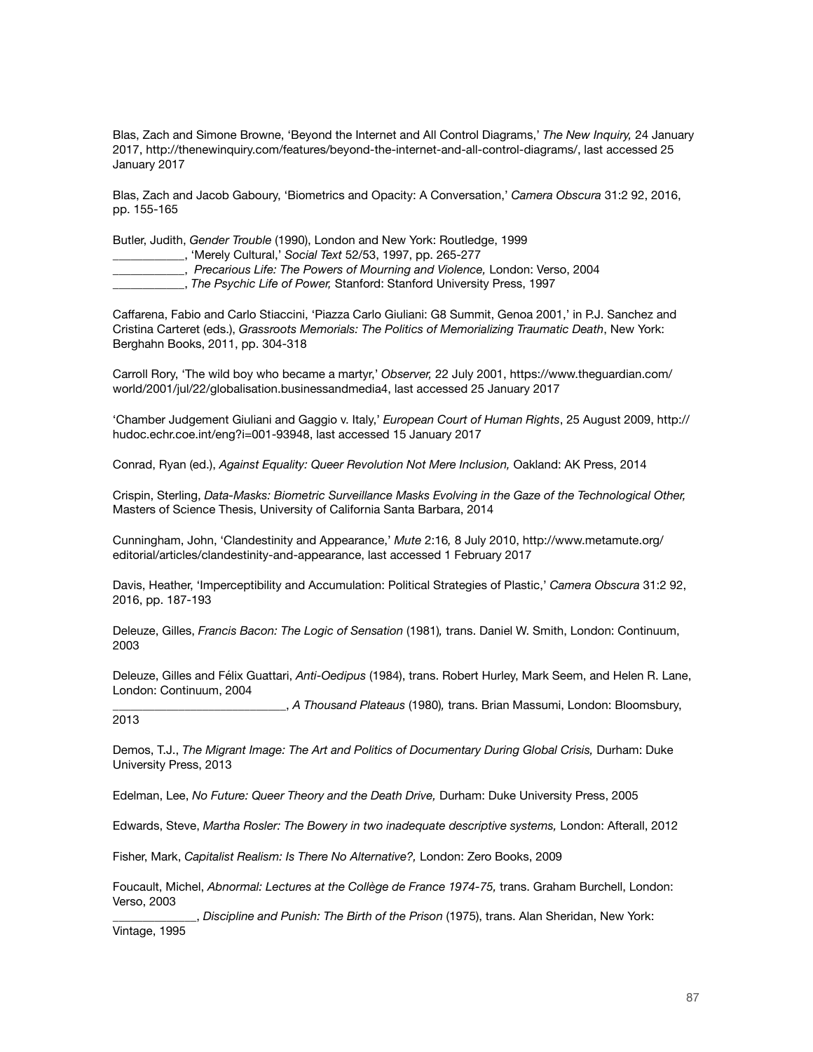Blas, Zach and Simone Browne, 'Beyond the Internet and All Control Diagrams,' *The New Inquiry,* 24 January 2017, http://thenewinquiry.com/features/beyond-the-internet-and-all-control-diagrams/, last accessed 25 January 2017

Blas, Zach and Jacob Gaboury, 'Biometrics and Opacity: A Conversation,' *Camera Obscura* 31:2 92, 2016, pp. 155-165

Butler, Judith, *Gender Trouble* (1990), London and New York: Routledge, 1999
___________, 'Merely Cultural,' *Social Text* 52/53, 1997, pp. 265-277
___________, *Precarious Life: The Powers of Mourning and Violence,* London: Verso, 2004
___________, *The Psychic Life of Power,* Stanford: Stanford University Press, 1997

Caffarena, Fabio and Carlo Stiaccini, 'Piazza Carlo Giuliani: G8 Summit, Genoa 2001,' in P.J. Sanchez and Cristina Carteret (eds.), *Grassroots Memorials: The Politics of Memorializing Traumatic Death*, New York: Berghahn Books, 2011, pp. 304-318

Carroll Rory, 'The wild boy who became a martyr,' *Observer,* 22 July 2001, https://www.theguardian.com/world/2001/jul/22/globalisation.businessandmedia4, last accessed 25 January 2017

'Chamber Judgement Giuliani and Gaggio v. Italy,' *European Court of Human Rights*, 25 August 2009, http://hudoc.echr.coe.int/eng?i=001-93948, last accessed 15 January 2017

Conrad, Ryan (ed.), *Against Equality: Queer Revolution Not Mere Inclusion,* Oakland: AK Press, 2014

Crispin, Sterling, *Data-Masks: Biometric Surveillance Masks Evolving in the Gaze of the Technological Other,* Masters of Science Thesis, University of California Santa Barbara, 2014

Cunningham, John, 'Clandestinity and Appearance,' *Mute* 2:16*,* 8 July 2010, http://www.metamute.org/editorial/articles/clandestinity-and-appearance, last accessed 1 February 2017

Davis, Heather, 'Imperceptibility and Accumulation: Political Strategies of Plastic,' *Camera Obscura* 31:2 92, 2016, pp. 187-193

Deleuze, Gilles, *Francis Bacon: The Logic of Sensation* (1981)*,* trans. Daniel W. Smith, London: Continuum, 2003

Deleuze, Gilles and Félix Guattari, *Anti-Oedipus* (1984), trans. Robert Hurley, Mark Seem, and Helen R. Lane, London: Continuum, 2004
___________________________, *A Thousand Plateaus* (1980)*,* trans. Brian Massumi, London: Bloomsbury, 2013

Demos, T.J., *The Migrant Image: The Art and Politics of Documentary During Global Crisis,* Durham: Duke University Press, 2013

Edelman, Lee, *No Future: Queer Theory and the Death Drive,* Durham: Duke University Press, 2005

Edwards, Steve, *Martha Rosler: The Bowery in two inadequate descriptive systems,* London: Afterall, 2012

Fisher, Mark, *Capitalist Realism: Is There No Alternative?,* London: Zero Books, 2009

Foucault, Michel, *Abnormal: Lectures at the Collège de France 1974-75,* trans. Graham Burchell, London: Verso, 2003
_____________, *Discipline and Punish: The Birth of the Prison* (1975), trans. Alan Sheridan, New York: Vintage, 1995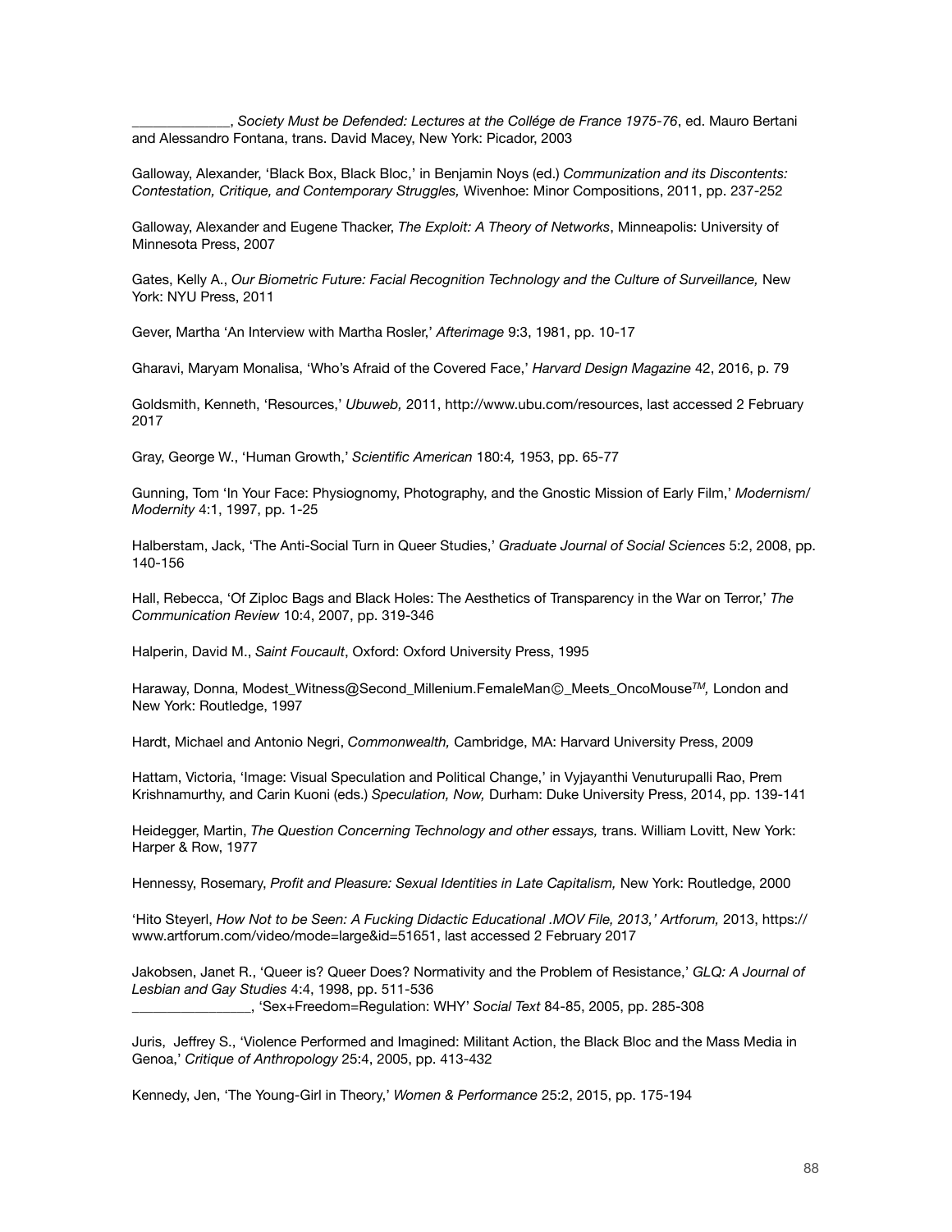_____________, *Society Must be Defended: Lectures at the Collége de France 1975-76*, ed. Mauro Bertani and Alessandro Fontana, trans. David Macey, New York: Picador, 2003

Galloway, Alexander, 'Black Box, Black Bloc,' in Benjamin Noys (ed.) *Communization and its Discontents: Contestation, Critique, and Contemporary Struggles,* Wivenhoe: Minor Compositions, 2011, pp. 237-252

Galloway, Alexander and Eugene Thacker, *The Exploit: A Theory of Networks*, Minneapolis: University of Minnesota Press, 2007

Gates, Kelly A., *Our Biometric Future: Facial Recognition Technology and the Culture of Surveillance,* New York: NYU Press, 2011

Gever, Martha 'An Interview with Martha Rosler,' *Afterimage* 9:3, 1981, pp. 10-17

Gharavi, Maryam Monalisa, 'Who's Afraid of the Covered Face,' *Harvard Design Magazine* 42, 2016, p. 79

Goldsmith, Kenneth, 'Resources,' *Ubuweb,* 2011, http://www.ubu.com/resources, last accessed 2 February 2017

Gray, George W., 'Human Growth,' *Scientific American* 180:4*,* 1953, pp. 65-77

Gunning, Tom 'In Your Face: Physiognomy, Photography, and the Gnostic Mission of Early Film,' *Modernism/ Modernity* 4:1, 1997, pp. 1-25

Halberstam, Jack, 'The Anti-Social Turn in Queer Studies,' *Graduate Journal of Social Sciences* 5:2, 2008, pp. 140-156

Hall, Rebecca, 'Of Ziploc Bags and Black Holes: The Aesthetics of Transparency in the War on Terror,' *The Communication Review* 10:4, 2007, pp. 319-346

Halperin, David M., *Saint Foucault*, Oxford: Oxford University Press, 1995

Haraway, Donna, Modest_Witness@Second_Millenium.FemaleMan©_Meets_OncoMouse™*,* London and New York: Routledge, 1997

Hardt, Michael and Antonio Negri, *Commonwealth,* Cambridge, MA: Harvard University Press, 2009

Hattam, Victoria, 'Image: Visual Speculation and Political Change,' in Vyjayanthi Venuturupalli Rao, Prem Krishnamurthy, and Carin Kuoni (eds.) *Speculation, Now,* Durham: Duke University Press, 2014, pp. 139-141

Heidegger, Martin, *The Question Concerning Technology and other essays,* trans. William Lovitt, New York: Harper & Row, 1977

Hennessy, Rosemary, *Profit and Pleasure: Sexual Identities in Late Capitalism,* New York: Routledge, 2000

'Hito Steyerl, *How Not to be Seen: A Fucking Didactic Educational .MOV File, 2013,*' *Artforum,* 2013, https://www.artforum.com/video/mode=large&id=51651, last accessed 2 February 2017

Jakobsen, Janet R., 'Queer is? Queer Does? Normativity and the Problem of Resistance,' *GLQ: A Journal of Lesbian and Gay Studies* 4:4, 1998, pp. 511-536
________________, 'Sex+Freedom=Regulation: WHY' *Social Text* 84-85, 2005, pp. 285-308

Juris, Jeffrey S., 'Violence Performed and Imagined: Militant Action, the Black Bloc and the Mass Media in Genoa,' *Critique of Anthropology* 25:4, 2005, pp. 413-432

Kennedy, Jen, 'The Young-Girl in Theory,' *Women & Performance* 25:2, 2015, pp. 175-194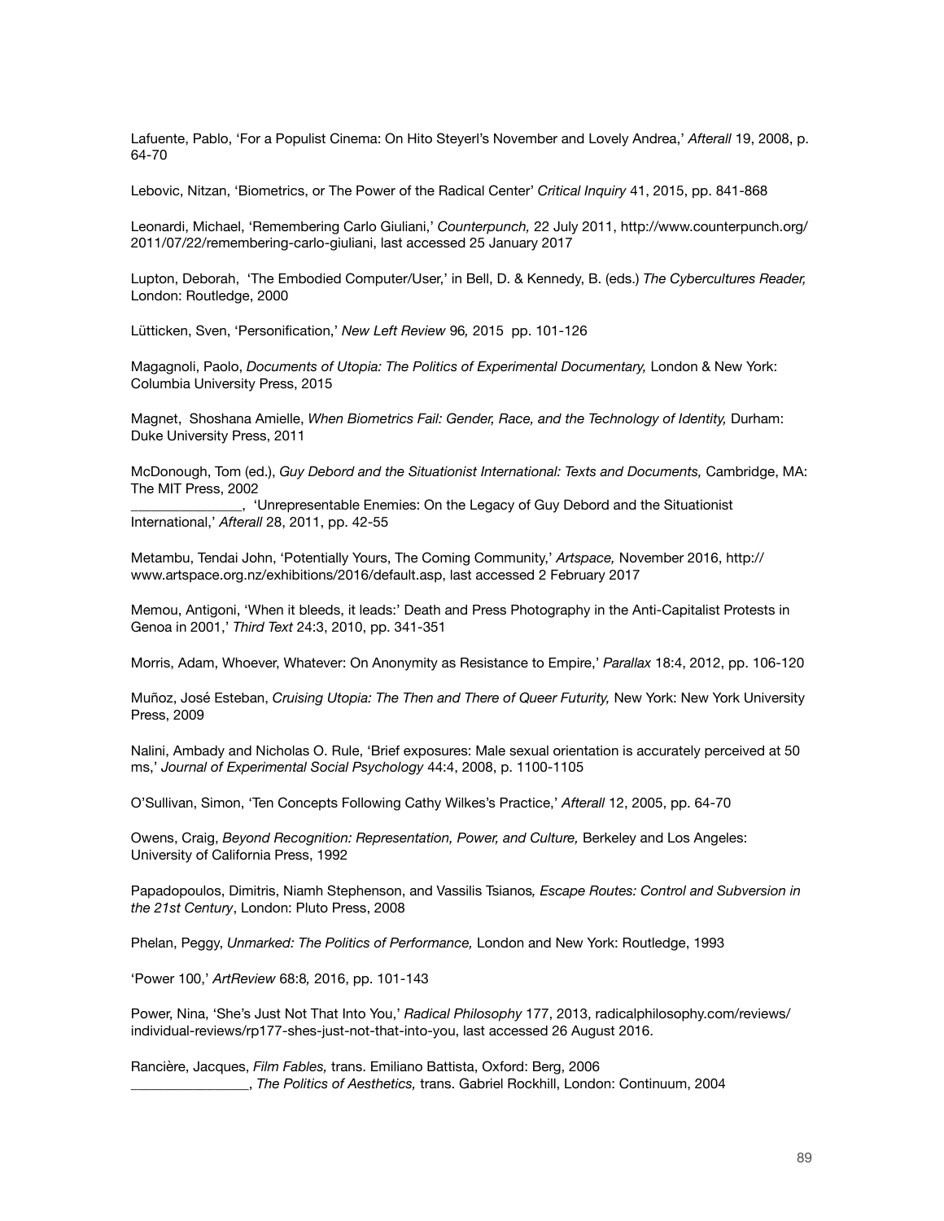Lafuente, Pablo, 'For a Populist Cinema: On Hito Steyerl's November and Lovely Andrea,' *Afterall* 19, 2008, p. 64-70

Lebovic, Nitzan, 'Biometrics, or The Power of the Radical Center' *Critical Inquiry* 41, 2015, pp. 841-868

Leonardi, Michael, 'Remembering Carlo Giuliani,' *Counterpunch,* 22 July 2011, http://www.counterpunch.org/2011/07/22/remembering-carlo-giuliani, last accessed 25 January 2017

Lupton, Deborah, 'The Embodied Computer/User,' in Bell, D. & Kennedy, B. (eds.) *The Cybercultures Reader,* London: Routledge, 2000

Lütticken, Sven, 'Personification,' *New Left Review* 96*,* 2015 pp. 101-126

Magagnoli, Paolo, *Documents of Utopia: The Politics of Experimental Documentary,* London & New York: Columbia University Press, 2015

Magnet, Shoshana Amielle, *When Biometrics Fail: Gender, Race, and the Technology of Identity,* Durham: Duke University Press, 2011

McDonough, Tom (ed.), *Guy Debord and the Situationist International: Texts and Documents,* Cambridge, MA: The MIT Press, 2002
_______________, 'Unrepresentable Enemies: On the Legacy of Guy Debord and the Situationist International,' *Afterall* 28, 2011, pp. 42-55

Metambu, Tendai John, 'Potentially Yours, The Coming Community,' *Artspace,* November 2016, http://www.artspace.org.nz/exhibitions/2016/default.asp, last accessed 2 February 2017

Memou, Antigoni, 'When it bleeds, it leads:' Death and Press Photography in the Anti-Capitalist Protests in Genoa in 2001,' *Third Text* 24:3, 2010, pp. 341-351

Morris, Adam, Whoever, Whatever: On Anonymity as Resistance to Empire,' *Parallax* 18:4, 2012, pp. 106-120

Muñoz, José Esteban, *Cruising Utopia: The Then and There of Queer Futurity,* New York: New York University Press, 2009

Nalini, Ambady and Nicholas O. Rule, 'Brief exposures: Male sexual orientation is accurately perceived at 50 ms,' *Journal of Experimental Social Psychology* 44:4, 2008, p. 1100-1105

O'Sullivan, Simon, 'Ten Concepts Following Cathy Wilkes's Practice,' *Afterall* 12, 2005, pp. 64-70

Owens, Craig, *Beyond Recognition: Representation, Power, and Culture,* Berkeley and Los Angeles: University of California Press, 1992

Papadopoulos, Dimitris, Niamh Stephenson, and Vassilis Tsianos*, Escape Routes: Control and Subversion in the 21st Century*, London: Pluto Press, 2008

Phelan, Peggy, *Unmarked: The Politics of Performance,* London and New York: Routledge, 1993

'Power 100,' *ArtReview* 68:8*,* 2016, pp. 101-143

Power, Nina, 'She's Just Not That Into You,' *Radical Philosophy* 177, 2013, radicalphilosophy.com/reviews/individual-reviews/rp177-shes-just-not-that-into-you, last accessed 26 August 2016.

Rancière, Jacques, *Film Fables,* trans. Emiliano Battista, Oxford: Berg, 2006
________________, *The Politics of Aesthetics,* trans. Gabriel Rockhill, London: Continuum, 2004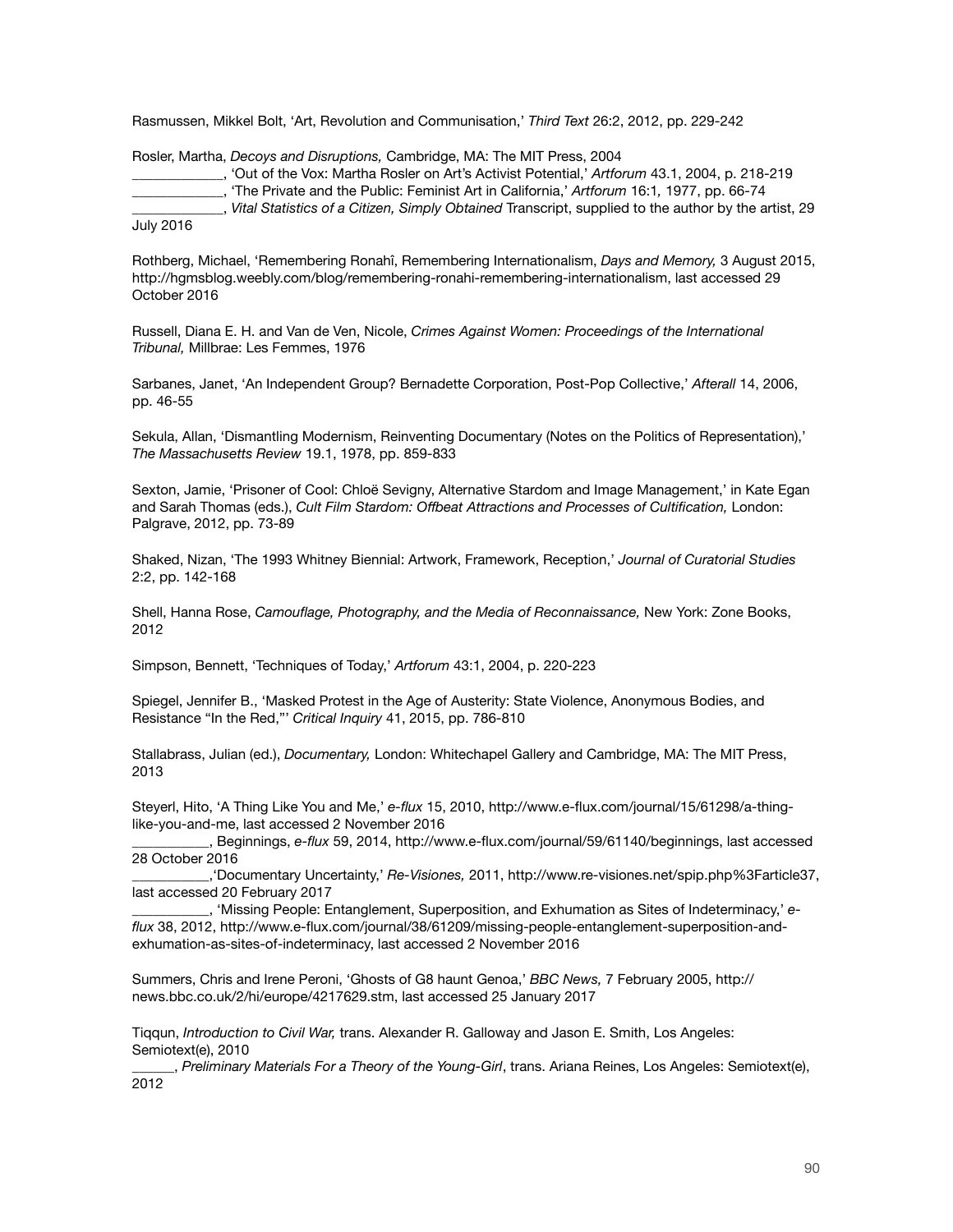Rasmussen, Mikkel Bolt, 'Art, Revolution and Communisation,' *Third Text* 26:2, 2012, pp. 229-242

Rosler, Martha, *Decoys and Disruptions,* Cambridge, MA: The MIT Press, 2004

\_\_\_\_\_\_\_\_\_\_\_\_, 'Out of the Vox: Martha Rosler on Art's Activist Potential,' *Artforum* 43.1, 2004, p. 218-219

\_\_\_\_\_\_\_\_\_\_\_\_, 'The Private and the Public: Feminist Art in California,' *Artforum* 16:1, 1977, pp. 66-74

\_\_\_\_\_\_\_\_\_\_\_\_, *Vital Statistics of a Citizen, Simply Obtained* Transcript, supplied to the author by the artist, 29 July 2016

Rothberg, Michael, 'Remembering Ronahî, Remembering Internationalism, *Days and Memory,* 3 August 2015, http://hgmsblog.weebly.com/blog/remembering-ronahi-remembering-internationalism, last accessed 29 October 2016

Russell, Diana E. H. and Van de Ven, Nicole, *Crimes Against Women: Proceedings of the International Tribunal,* Millbrae: Les Femmes, 1976

Sarbanes, Janet, 'An Independent Group? Bernadette Corporation, Post-Pop Collective,' *Afterall* 14, 2006, pp. 46-55

Sekula, Allan, 'Dismantling Modernism, Reinventing Documentary (Notes on the Politics of Representation),' *The Massachusetts Review* 19.1, 1978, pp. 859-833

Sexton, Jamie, 'Prisoner of Cool: Chloë Sevigny, Alternative Stardom and Image Management,' in Kate Egan and Sarah Thomas (eds.), *Cult Film Stardom: Offbeat Attractions and Processes of Cultification,* London: Palgrave, 2012, pp. 73-89

Shaked, Nizan, 'The 1993 Whitney Biennial: Artwork, Framework, Reception,' *Journal of Curatorial Studies* 2:2, pp. 142-168

Shell, Hanna Rose, *Camouflage, Photography, and the Media of Reconnaissance,* New York: Zone Books, 2012

Simpson, Bennett, 'Techniques of Today,' *Artforum* 43:1, 2004, p. 220-223

Spiegel, Jennifer B., 'Masked Protest in the Age of Austerity: State Violence, Anonymous Bodies, and Resistance "In the Red,"' *Critical Inquiry* 41, 2015, pp. 786-810

Stallabrass, Julian (ed.), *Documentary,* London: Whitechapel Gallery and Cambridge, MA: The MIT Press, 2013

Steyerl, Hito, 'A Thing Like You and Me,' *e-flux* 15, 2010, http://www.e-flux.com/journal/15/61298/a-thing-like-you-and-me, last accessed 2 November 2016

\_\_\_\_\_\_\_\_\_\_, Beginnings, *e-flux* 59, 2014, http://www.e-flux.com/journal/59/61140/beginnings, last accessed 28 October 2016

\_\_\_\_\_\_\_\_\_\_,'Documentary Uncertainty,' *Re-Visiones,* 2011, http://www.re-visiones.net/spip.php%3Farticle37, last accessed 20 February 2017

\_\_\_\_\_\_\_\_\_\_, 'Missing People: Entanglement, Superposition, and Exhumation as Sites of Indeterminacy,' *e-flux* 38, 2012, http://www.e-flux.com/journal/38/61209/missing-people-entanglement-superposition-and-exhumation-as-sites-of-indeterminacy, last accessed 2 November 2016

Summers, Chris and Irene Peroni, 'Ghosts of G8 haunt Genoa,' *BBC News,* 7 February 2005, http://news.bbc.co.uk/2/hi/europe/4217629.stm, last accessed 25 January 2017

Tiqqun, *Introduction to Civil War,* trans. Alexander R. Galloway and Jason E. Smith, Los Angeles: Semiotext(e), 2010

\_\_\_\_\_\_, *Preliminary Materials For a Theory of the Young-Girl*, trans. Ariana Reines, Los Angeles: Semiotext(e), 2012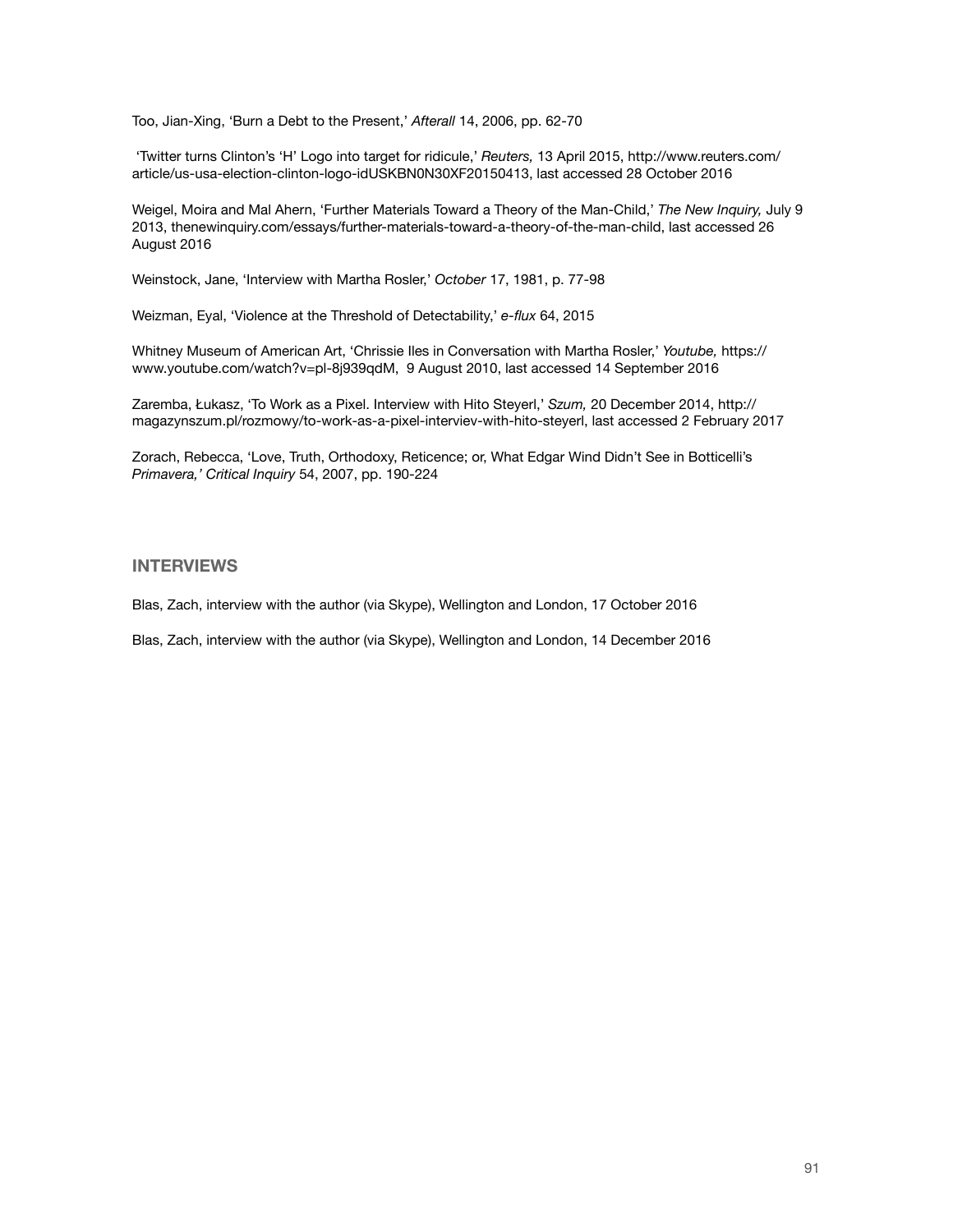Too, Jian-Xing, 'Burn a Debt to the Present,' *Afterall* 14, 2006, pp. 62-70

'Twitter turns Clinton's 'H' Logo into target for ridicule,' *Reuters,* 13 April 2015, http://www.reuters.com/article/us-usa-election-clinton-logo-idUSKBN0N30XF20150413, last accessed 28 October 2016

Weigel, Moira and Mal Ahern, 'Further Materials Toward a Theory of the Man-Child,' *The New Inquiry,* July 9 2013, thenewinquiry.com/essays/further-materials-toward-a-theory-of-the-man-child, last accessed 26 August 2016

Weinstock, Jane, 'Interview with Martha Rosler,' *October* 17, 1981, p. 77-98

Weizman, Eyal, 'Violence at the Threshold of Detectability,' *e-flux* 64, 2015

Whitney Museum of American Art, 'Chrissie Iles in Conversation with Martha Rosler,' *Youtube,* https://www.youtube.com/watch?v=pl-8j939qdM, 9 August 2010, last accessed 14 September 2016

Zaremba, Łukasz, 'To Work as a Pixel. Interview with Hito Steyerl,' *Szum,* 20 December 2014, http://magazynszum.pl/rozmowy/to-work-as-a-pixel-interviev-with-hito-steyerl, last accessed 2 February 2017

Zorach, Rebecca, 'Love, Truth, Orthodoxy, Reticence; or, What Edgar Wind Didn't See in Botticelli's *Primavera,' Critical Inquiry* 54, 2007, pp. 190-224

## INTERVIEWS

Blas, Zach, interview with the author (via Skype), Wellington and London, 17 October 2016

Blas, Zach, interview with the author (via Skype), Wellington and London, 14 December 2016